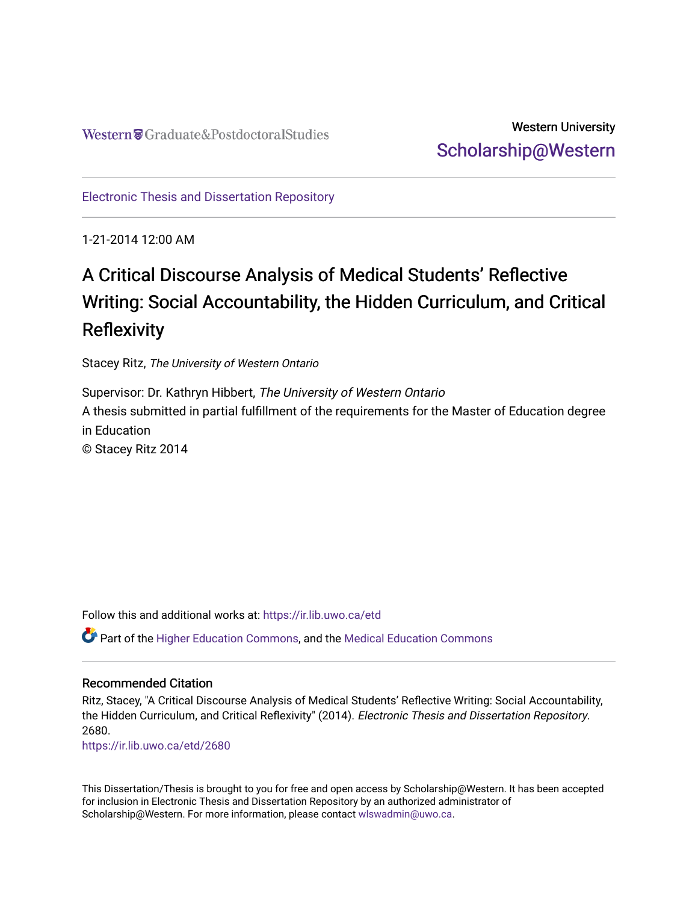Western Graduate&Postdoctoral Studies

Western University

Scholarship@Western

Electronic Thesis and Dissertation Repository

1-21-2014 12:00 AM

# A Critical Discourse Analysis of Medical Students' Reflective Writing: Social Accountability, the Hidden Curriculum, and Critical Reflexivity

Stacey Ritz, *The University of Western Ontario*

Supervisor: Dr. Kathryn Hibbert, *The University of Western Ontario*
A thesis submitted in partial fulfillment of the requirements for the Master of Education degree in Education
© Stacey Ritz 2014

Follow this and additional works at: https://ir.lib.uwo.ca/etd

Part of the Higher Education Commons, and the Medical Education Commons

## Recommended Citation

Ritz, Stacey, "A Critical Discourse Analysis of Medical Students' Reflective Writing: Social Accountability, the Hidden Curriculum, and Critical Reflexivity" (2014). *Electronic Thesis and Dissertation Repository*. 2680.
https://ir.lib.uwo.ca/etd/2680

This Dissertation/Thesis is brought to you for free and open access by Scholarship@Western. It has been accepted for inclusion in Electronic Thesis and Dissertation Repository by an authorized administrator of Scholarship@Western. For more information, please contact wlswadmin@uwo.ca.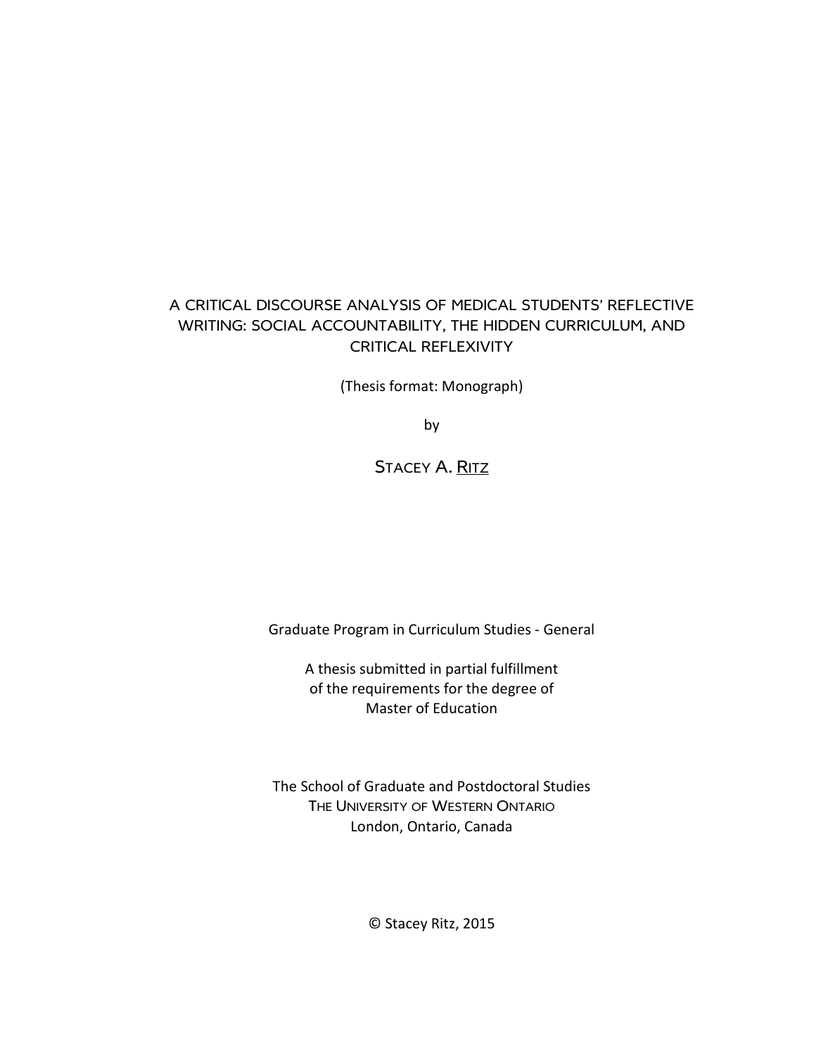# A CRITICAL DISCOURSE ANALYSIS OF MEDICAL STUDENTS' REFLECTIVE WRITING: SOCIAL ACCOUNTABILITY, THE HIDDEN CURRICULUM, AND CRITICAL REFLEXIVITY

(Thesis format: Monograph)

by

STACEY A. RITZ

Graduate Program in Curriculum Studies - General

A thesis submitted in partial fulfillment
of the requirements for the degree of
Master of Education

The School of Graduate and Postdoctoral Studies
THE UNIVERSITY OF WESTERN ONTARIO
London, Ontario, Canada

© Stacey Ritz, 2015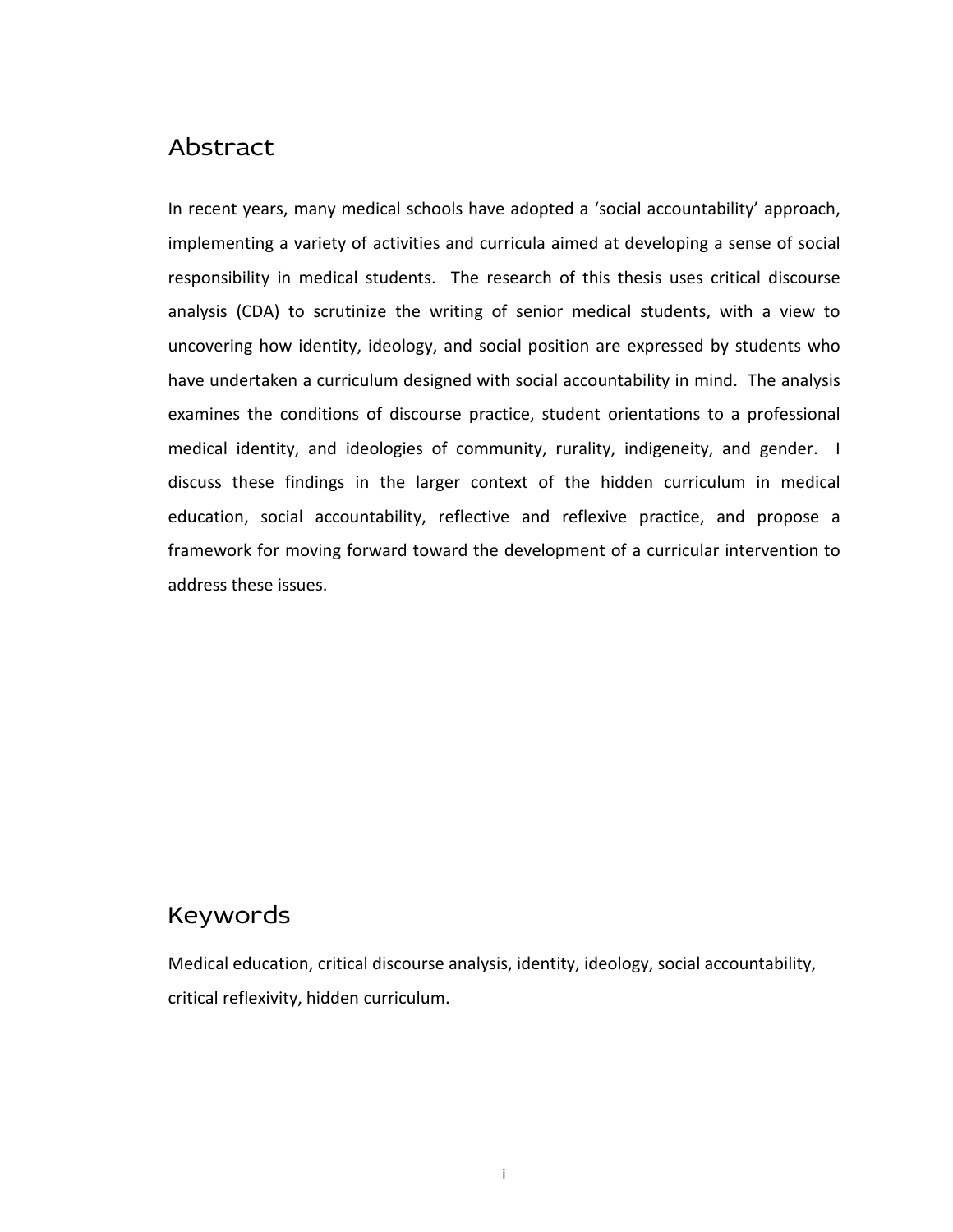## Abstract

In recent years, many medical schools have adopted a 'social accountability' approach, implementing a variety of activities and curricula aimed at developing a sense of social responsibility in medical students. The research of this thesis uses critical discourse analysis (CDA) to scrutinize the writing of senior medical students, with a view to uncovering how identity, ideology, and social position are expressed by students who have undertaken a curriculum designed with social accountability in mind. The analysis examines the conditions of discourse practice, student orientations to a professional medical identity, and ideologies of community, rurality, indigeneity, and gender. I discuss these findings in the larger context of the hidden curriculum in medical education, social accountability, reflective and reflexive practice, and propose a framework for moving forward toward the development of a curricular intervention to address these issues.

## Keywords

Medical education, critical discourse analysis, identity, ideology, social accountability, critical reflexivity, hidden curriculum.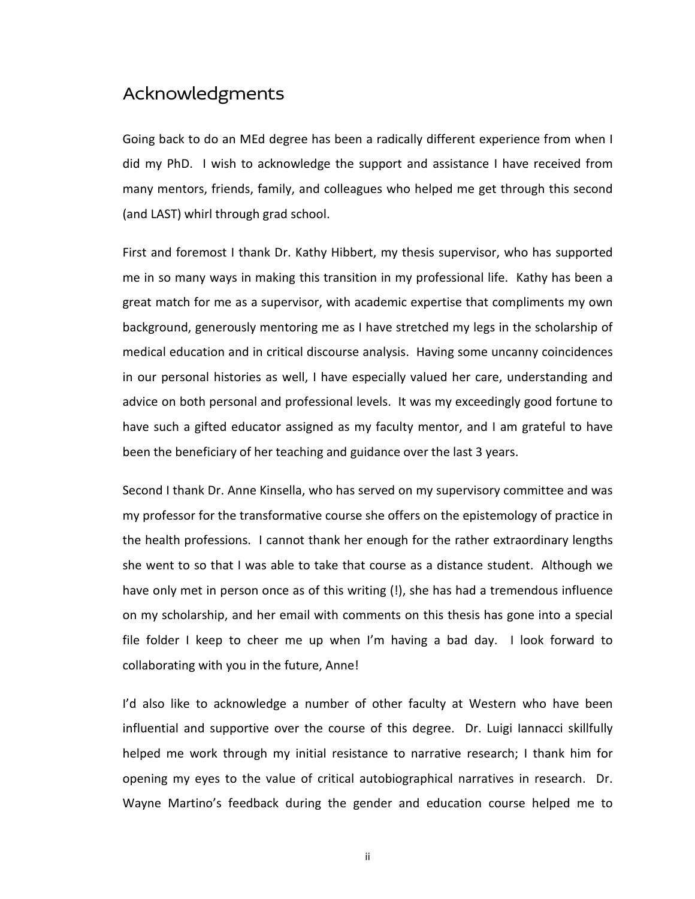# Acknowledgments

Going back to do an MEd degree has been a radically different experience from when I did my PhD. I wish to acknowledge the support and assistance I have received from many mentors, friends, family, and colleagues who helped me get through this second (and LAST) whirl through grad school.

First and foremost I thank Dr. Kathy Hibbert, my thesis supervisor, who has supported me in so many ways in making this transition in my professional life. Kathy has been a great match for me as a supervisor, with academic expertise that compliments my own background, generously mentoring me as I have stretched my legs in the scholarship of medical education and in critical discourse analysis. Having some uncanny coincidences in our personal histories as well, I have especially valued her care, understanding and advice on both personal and professional levels. It was my exceedingly good fortune to have such a gifted educator assigned as my faculty mentor, and I am grateful to have been the beneficiary of her teaching and guidance over the last 3 years.

Second I thank Dr. Anne Kinsella, who has served on my supervisory committee and was my professor for the transformative course she offers on the epistemology of practice in the health professions. I cannot thank her enough for the rather extraordinary lengths she went to so that I was able to take that course as a distance student. Although we have only met in person once as of this writing (!), she has had a tremendous influence on my scholarship, and her email with comments on this thesis has gone into a special file folder I keep to cheer me up when I'm having a bad day. I look forward to collaborating with you in the future, Anne!

I'd also like to acknowledge a number of other faculty at Western who have been influential and supportive over the course of this degree. Dr. Luigi Iannacci skillfully helped me work through my initial resistance to narrative research; I thank him for opening my eyes to the value of critical autobiographical narratives in research. Dr. Wayne Martino's feedback during the gender and education course helped me to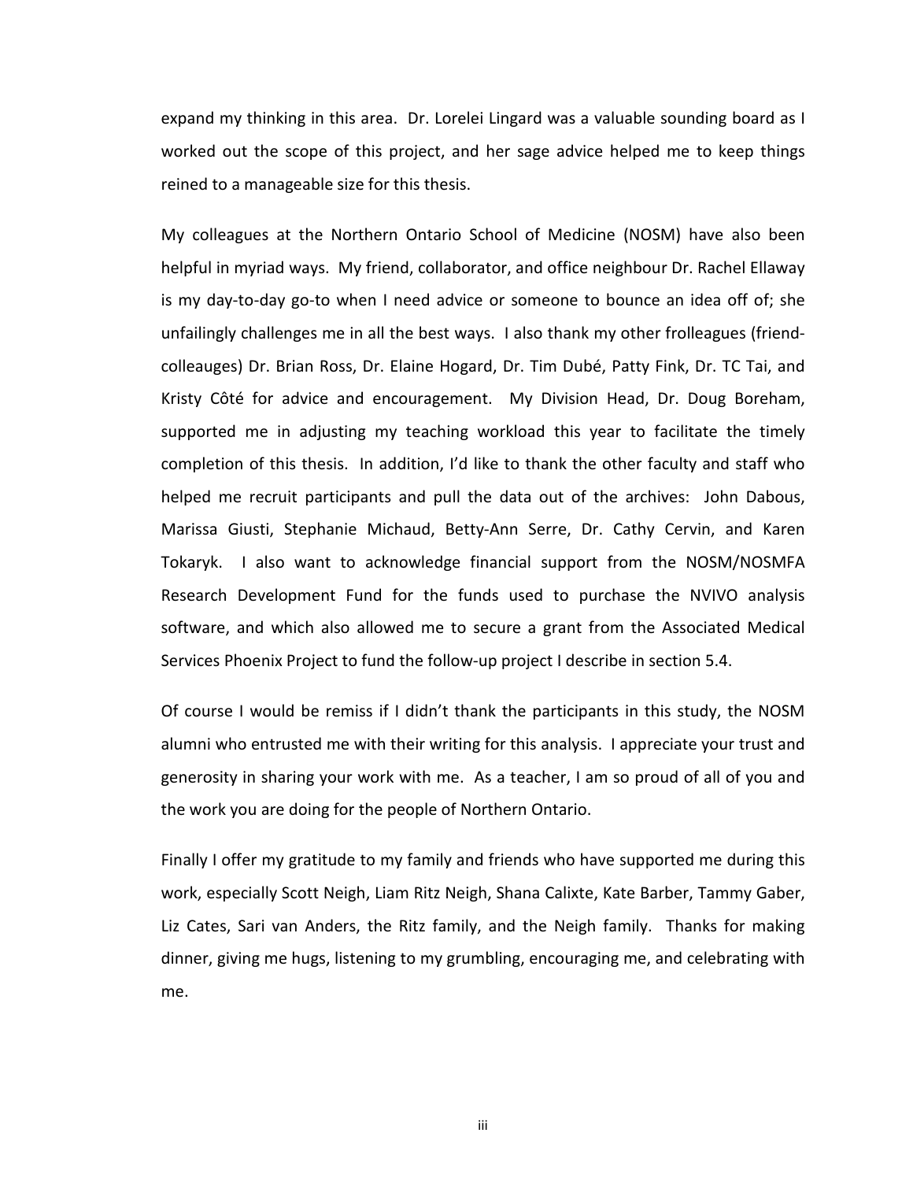expand my thinking in this area. Dr. Lorelei Lingard was a valuable sounding board as I worked out the scope of this project, and her sage advice helped me to keep things reined to a manageable size for this thesis.

My colleagues at the Northern Ontario School of Medicine (NOSM) have also been helpful in myriad ways. My friend, collaborator, and office neighbour Dr. Rachel Ellaway is my day-to-day go-to when I need advice or someone to bounce an idea off of; she unfailingly challenges me in all the best ways. I also thank my other frolleagues (friend-colleauges) Dr. Brian Ross, Dr. Elaine Hogard, Dr. Tim Dubé, Patty Fink, Dr. TC Tai, and Kristy Côté for advice and encouragement. My Division Head, Dr. Doug Boreham, supported me in adjusting my teaching workload this year to facilitate the timely completion of this thesis. In addition, I'd like to thank the other faculty and staff who helped me recruit participants and pull the data out of the archives: John Dabous, Marissa Giusti, Stephanie Michaud, Betty-Ann Serre, Dr. Cathy Cervin, and Karen Tokaryk. I also want to acknowledge financial support from the NOSM/NOSMFA Research Development Fund for the funds used to purchase the NVIVO analysis software, and which also allowed me to secure a grant from the Associated Medical Services Phoenix Project to fund the follow-up project I describe in section 5.4.

Of course I would be remiss if I didn't thank the participants in this study, the NOSM alumni who entrusted me with their writing for this analysis. I appreciate your trust and generosity in sharing your work with me. As a teacher, I am so proud of all of you and the work you are doing for the people of Northern Ontario.

Finally I offer my gratitude to my family and friends who have supported me during this work, especially Scott Neigh, Liam Ritz Neigh, Shana Calixte, Kate Barber, Tammy Gaber, Liz Cates, Sari van Anders, the Ritz family, and the Neigh family. Thanks for making dinner, giving me hugs, listening to my grumbling, encouraging me, and celebrating with me.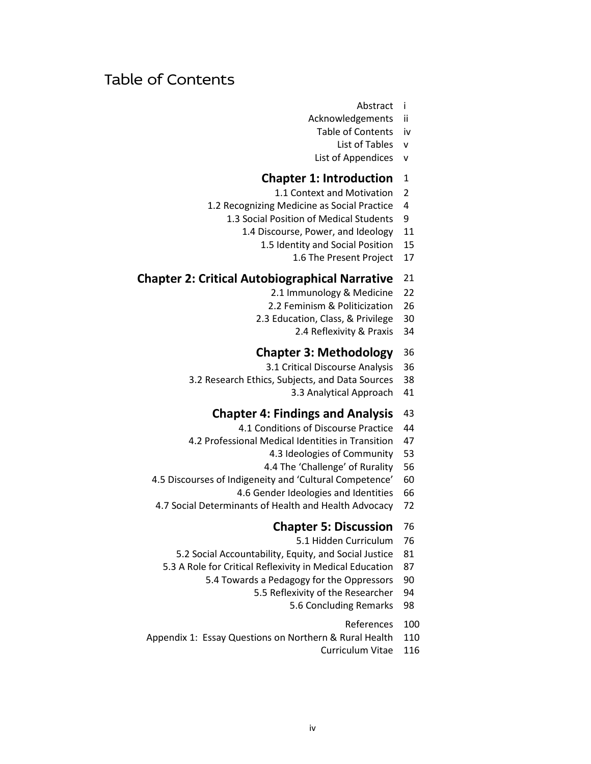# Table of Contents

| | |
|---|---|
| Abstract | i |
| Acknowledgements | ii |
| Table of Contents | iv |
| List of Tables | v |
| List of Appendices | v |
| **Chapter 1: Introduction** | 1 |
| 1.1 Context and Motivation | 2 |
| 1.2 Recognizing Medicine as Social Practice | 4 |
| 1.3 Social Position of Medical Students | 9 |
| 1.4 Discourse, Power, and Ideology | 11 |
| 1.5 Identity and Social Position | 15 |
| 1.6 The Present Project | 17 |
| **Chapter 2: Critical Autobiographical Narrative** | 21 |
| 2.1 Immunology & Medicine | 22 |
| 2.2 Feminism & Politicization | 26 |
| 2.3 Education, Class, & Privilege | 30 |
| 2.4 Reflexivity & Praxis | 34 |
| **Chapter 3: Methodology** | 36 |
| 3.1 Critical Discourse Analysis | 36 |
| 3.2 Research Ethics, Subjects, and Data Sources | 38 |
| 3.3 Analytical Approach | 41 |
| **Chapter 4: Findings and Analysis** | 43 |
| 4.1 Conditions of Discourse Practice | 44 |
| 4.2 Professional Medical Identities in Transition | 47 |
| 4.3 Ideologies of Community | 53 |
| 4.4 The 'Challenge' of Rurality | 56 |
| 4.5 Discourses of Indigeneity and 'Cultural Competence' | 60 |
| 4.6 Gender Ideologies and Identities | 66 |
| 4.7 Social Determinants of Health and Health Advocacy | 72 |
| **Chapter 5: Discussion** | 76 |
| 5.1 Hidden Curriculum | 76 |
| 5.2 Social Accountability, Equity, and Social Justice | 81 |
| 5.3 A Role for Critical Reflexivity in Medical Education | 87 |
| 5.4 Towards a Pedagogy for the Oppressors | 90 |
| 5.5 Reflexivity of the Researcher | 94 |
| 5.6 Concluding Remarks | 98 |
| References | 100 |
| Appendix 1: Essay Questions on Northern & Rural Health | 110 |
| Curriculum Vitae | 116 |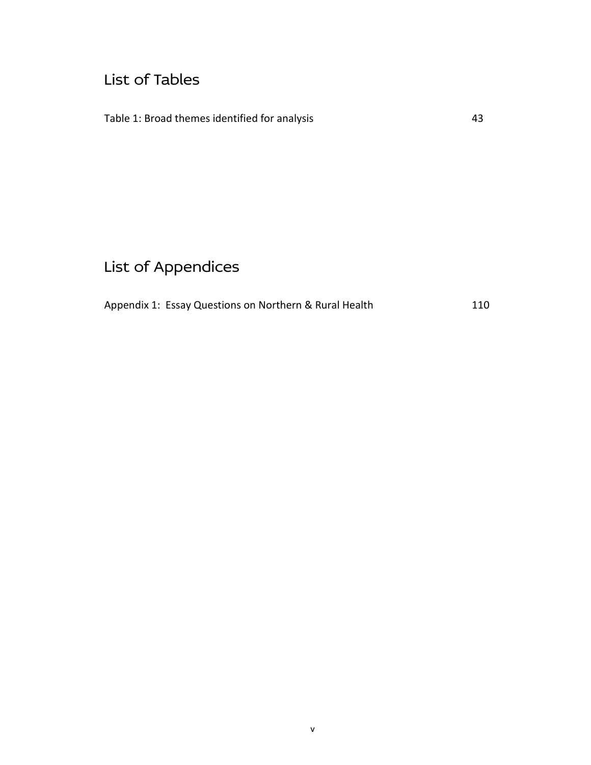# List of Tables

Table 1: Broad themes identified for analysis 43

# List of Appendices

Appendix 1: Essay Questions on Northern & Rural Health 110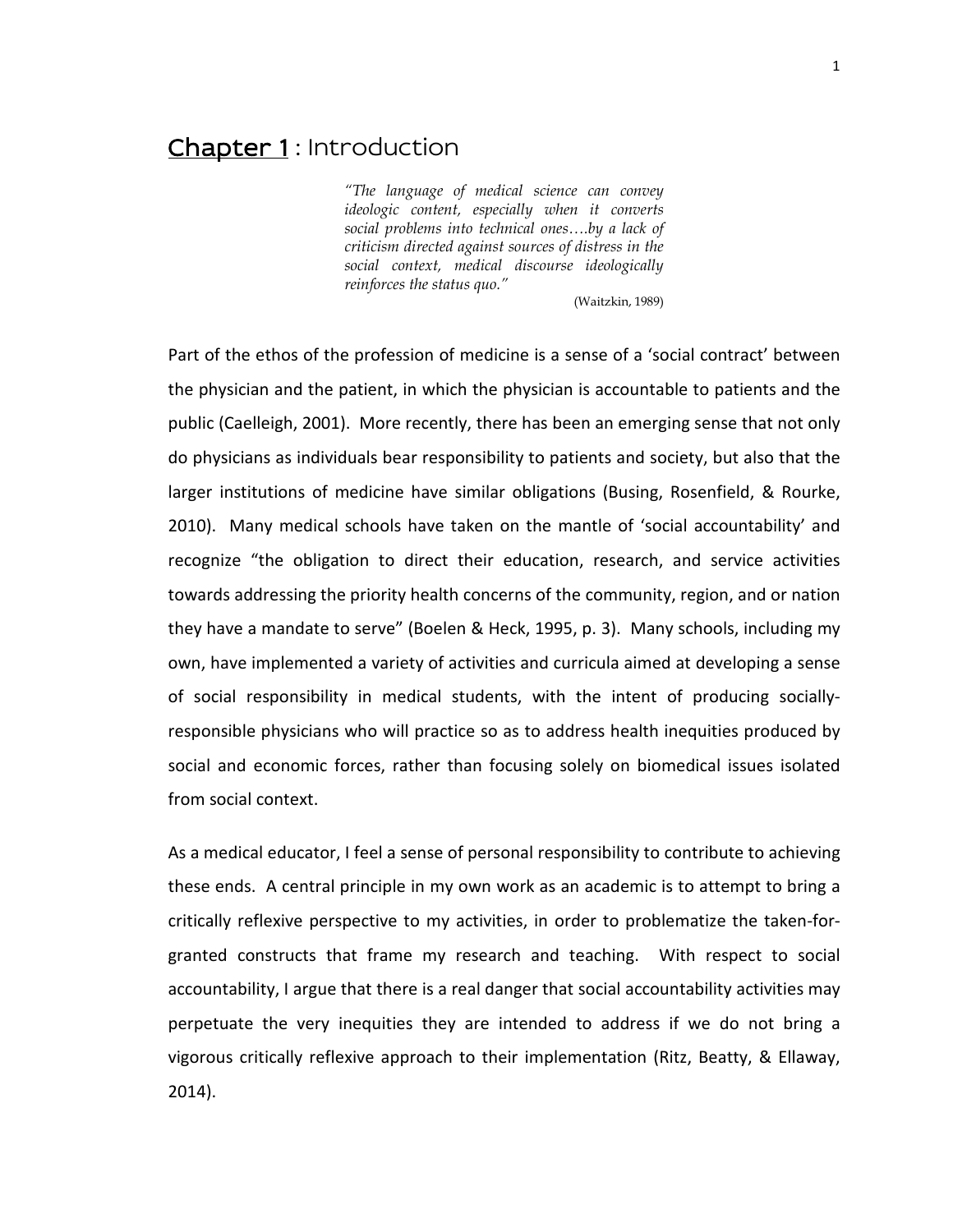# Chapter 1 : Introduction

> *"The language of medical science can convey ideologic content, especially when it converts social problems into technical ones….by a lack of criticism directed against sources of distress in the social context, medical discourse ideologically reinforces the status quo."*
>
> (Waitzkin, 1989)

Part of the ethos of the profession of medicine is a sense of a 'social contract' between the physician and the patient, in which the physician is accountable to patients and the public (Caelleigh, 2001). More recently, there has been an emerging sense that not only do physicians as individuals bear responsibility to patients and society, but also that the larger institutions of medicine have similar obligations (Busing, Rosenfield, & Rourke, 2010). Many medical schools have taken on the mantle of 'social accountability' and recognize "the obligation to direct their education, research, and service activities towards addressing the priority health concerns of the community, region, and or nation they have a mandate to serve" (Boelen & Heck, 1995, p. 3). Many schools, including my own, have implemented a variety of activities and curricula aimed at developing a sense of social responsibility in medical students, with the intent of producing socially-responsible physicians who will practice so as to address health inequities produced by social and economic forces, rather than focusing solely on biomedical issues isolated from social context.

As a medical educator, I feel a sense of personal responsibility to contribute to achieving these ends. A central principle in my own work as an academic is to attempt to bring a critically reflexive perspective to my activities, in order to problematize the taken-for-granted constructs that frame my research and teaching. With respect to social accountability, I argue that there is a real danger that social accountability activities may perpetuate the very inequities they are intended to address if we do not bring a vigorous critically reflexive approach to their implementation (Ritz, Beatty, & Ellaway, 2014).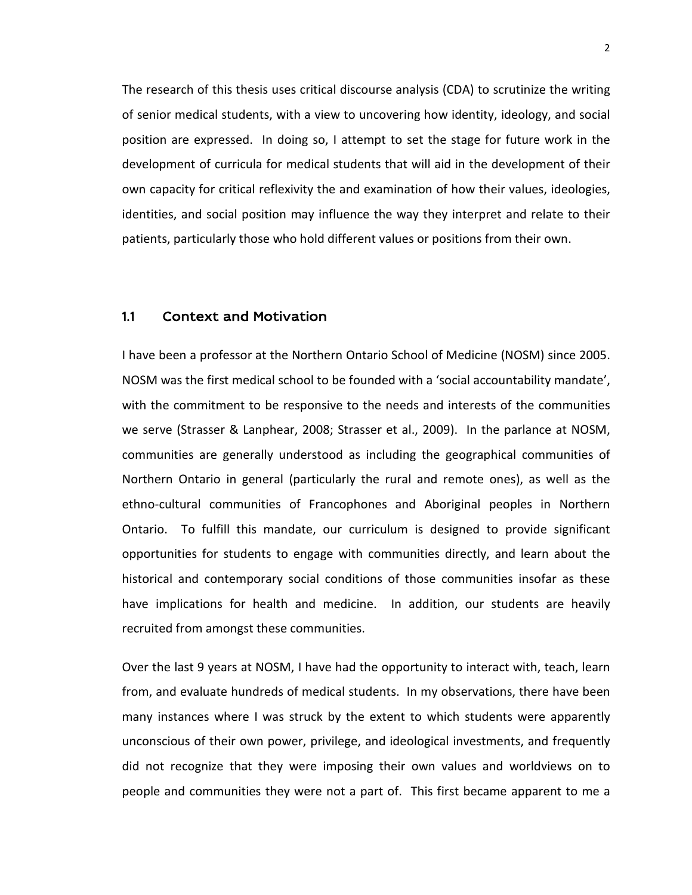The research of this thesis uses critical discourse analysis (CDA) to scrutinize the writing of senior medical students, with a view to uncovering how identity, ideology, and social position are expressed. In doing so, I attempt to set the stage for future work in the development of curricula for medical students that will aid in the development of their own capacity for critical reflexivity the and examination of how their values, ideologies, identities, and social position may influence the way they interpret and relate to their patients, particularly those who hold different values or positions from their own.

## 1.1 Context and Motivation

I have been a professor at the Northern Ontario School of Medicine (NOSM) since 2005. NOSM was the first medical school to be founded with a 'social accountability mandate', with the commitment to be responsive to the needs and interests of the communities we serve (Strasser & Lanphear, 2008; Strasser et al., 2009). In the parlance at NOSM, communities are generally understood as including the geographical communities of Northern Ontario in general (particularly the rural and remote ones), as well as the ethno-cultural communities of Francophones and Aboriginal peoples in Northern Ontario. To fulfill this mandate, our curriculum is designed to provide significant opportunities for students to engage with communities directly, and learn about the historical and contemporary social conditions of those communities insofar as these have implications for health and medicine. In addition, our students are heavily recruited from amongst these communities.

Over the last 9 years at NOSM, I have had the opportunity to interact with, teach, learn from, and evaluate hundreds of medical students. In my observations, there have been many instances where I was struck by the extent to which students were apparently unconscious of their own power, privilege, and ideological investments, and frequently did not recognize that they were imposing their own values and worldviews on to people and communities they were not a part of. This first became apparent to me a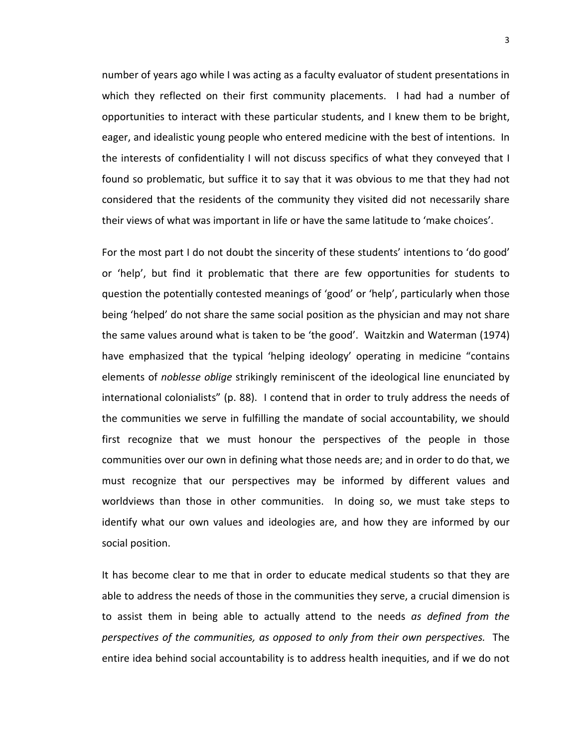number of years ago while I was acting as a faculty evaluator of student presentations in which they reflected on their first community placements. I had had a number of opportunities to interact with these particular students, and I knew them to be bright, eager, and idealistic young people who entered medicine with the best of intentions. In the interests of confidentiality I will not discuss specifics of what they conveyed that I found so problematic, but suffice it to say that it was obvious to me that they had not considered that the residents of the community they visited did not necessarily share their views of what was important in life or have the same latitude to 'make choices'.

For the most part I do not doubt the sincerity of these students' intentions to 'do good' or 'help', but find it problematic that there are few opportunities for students to question the potentially contested meanings of 'good' or 'help', particularly when those being 'helped' do not share the same social position as the physician and may not share the same values around what is taken to be 'the good'. Waitzkin and Waterman (1974) have emphasized that the typical 'helping ideology' operating in medicine "contains elements of *noblesse oblige* strikingly reminiscent of the ideological line enunciated by international colonialists" (p. 88). I contend that in order to truly address the needs of the communities we serve in fulfilling the mandate of social accountability, we should first recognize that we must honour the perspectives of the people in those communities over our own in defining what those needs are; and in order to do that, we must recognize that our perspectives may be informed by different values and worldviews than those in other communities. In doing so, we must take steps to identify what our own values and ideologies are, and how they are informed by our social position.

It has become clear to me that in order to educate medical students so that they are able to address the needs of those in the communities they serve, a crucial dimension is to assist them in being able to actually attend to the needs *as defined from the perspectives of the communities, as opposed to only from their own perspectives.* The entire idea behind social accountability is to address health inequities, and if we do not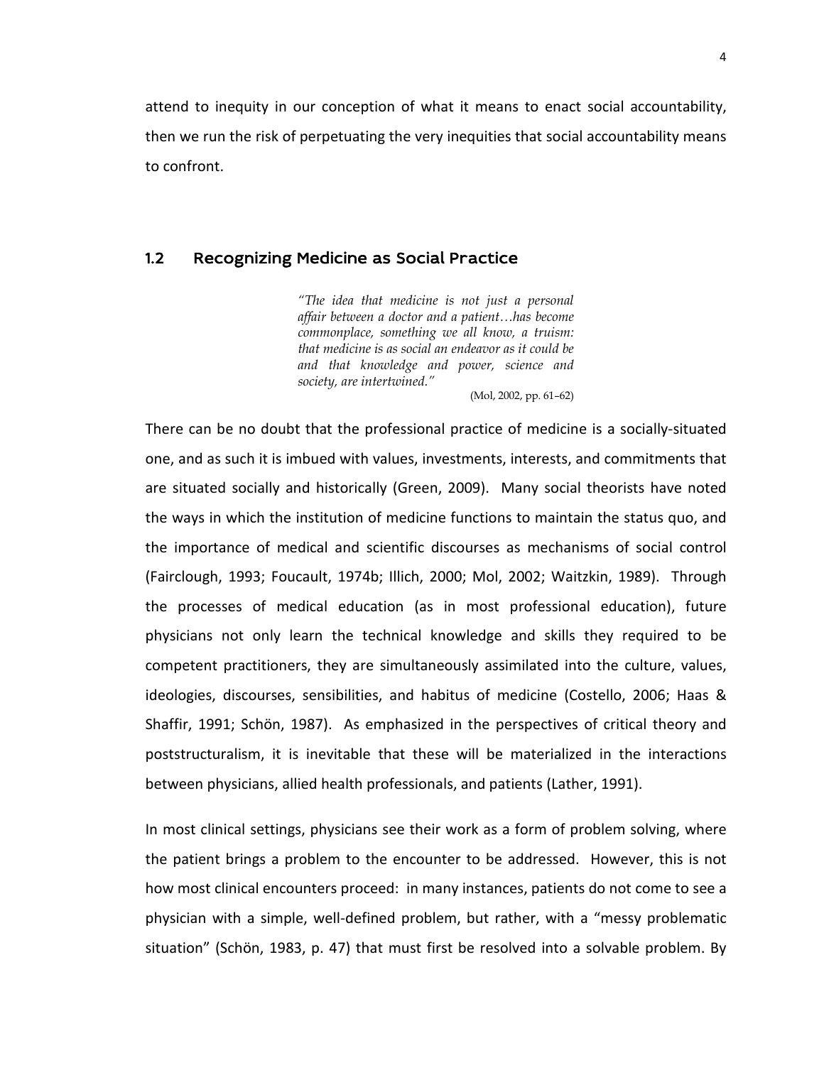attend to inequity in our conception of what it means to enact social accountability, then we run the risk of perpetuating the very inequities that social accountability means to confront.

## 1.2 Recognizing Medicine as Social Practice

> *"The idea that medicine is not just a personal affair between a doctor and a patient…has become commonplace, something we all know, a truism: that medicine is as social an endeavor as it could be and that knowledge and power, science and society, are intertwined."*
>
> (Mol, 2002, pp. 61–62)

There can be no doubt that the professional practice of medicine is a socially-situated one, and as such it is imbued with values, investments, interests, and commitments that are situated socially and historically (Green, 2009). Many social theorists have noted the ways in which the institution of medicine functions to maintain the status quo, and the importance of medical and scientific discourses as mechanisms of social control (Fairclough, 1993; Foucault, 1974b; Illich, 2000; Mol, 2002; Waitzkin, 1989). Through the processes of medical education (as in most professional education), future physicians not only learn the technical knowledge and skills they required to be competent practitioners, they are simultaneously assimilated into the culture, values, ideologies, discourses, sensibilities, and habitus of medicine (Costello, 2006; Haas & Shaffir, 1991; Schön, 1987). As emphasized in the perspectives of critical theory and poststructuralism, it is inevitable that these will be materialized in the interactions between physicians, allied health professionals, and patients (Lather, 1991).

In most clinical settings, physicians see their work as a form of problem solving, where the patient brings a problem to the encounter to be addressed. However, this is not how most clinical encounters proceed: in many instances, patients do not come to see a physician with a simple, well-defined problem, but rather, with a "messy problematic situation" (Schön, 1983, p. 47) that must first be resolved into a solvable problem. By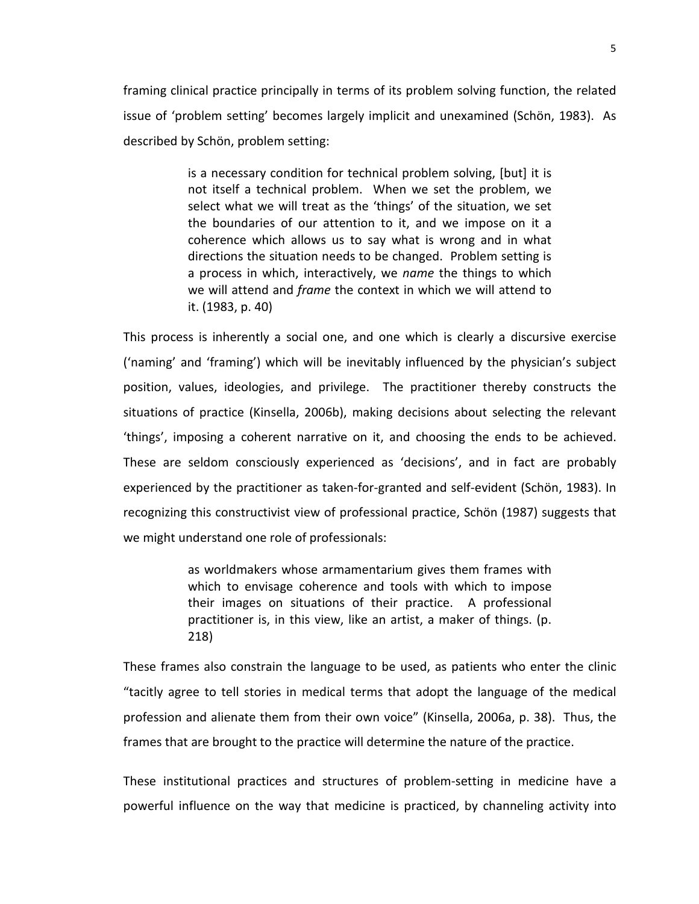framing clinical practice principally in terms of its problem solving function, the related issue of 'problem setting' becomes largely implicit and unexamined (Schön, 1983). As described by Schön, problem setting:

> is a necessary condition for technical problem solving, [but] it is not itself a technical problem. When we set the problem, we select what we will treat as the 'things' of the situation, we set the boundaries of our attention to it, and we impose on it a coherence which allows us to say what is wrong and in what directions the situation needs to be changed. Problem setting is a process in which, interactively, we *name* the things to which we will attend and *frame* the context in which we will attend to it. (1983, p. 40)

This process is inherently a social one, and one which is clearly a discursive exercise ('naming' and 'framing') which will be inevitably influenced by the physician's subject position, values, ideologies, and privilege. The practitioner thereby constructs the situations of practice (Kinsella, 2006b), making decisions about selecting the relevant 'things', imposing a coherent narrative on it, and choosing the ends to be achieved. These are seldom consciously experienced as 'decisions', and in fact are probably experienced by the practitioner as taken-for-granted and self-evident (Schön, 1983). In recognizing this constructivist view of professional practice, Schön (1987) suggests that we might understand one role of professionals:

> as worldmakers whose armamentarium gives them frames with which to envisage coherence and tools with which to impose their images on situations of their practice. A professional practitioner is, in this view, like an artist, a maker of things. (p. 218)

These frames also constrain the language to be used, as patients who enter the clinic "tacitly agree to tell stories in medical terms that adopt the language of the medical profession and alienate them from their own voice" (Kinsella, 2006a, p. 38). Thus, the frames that are brought to the practice will determine the nature of the practice.

These institutional practices and structures of problem-setting in medicine have a powerful influence on the way that medicine is practiced, by channeling activity into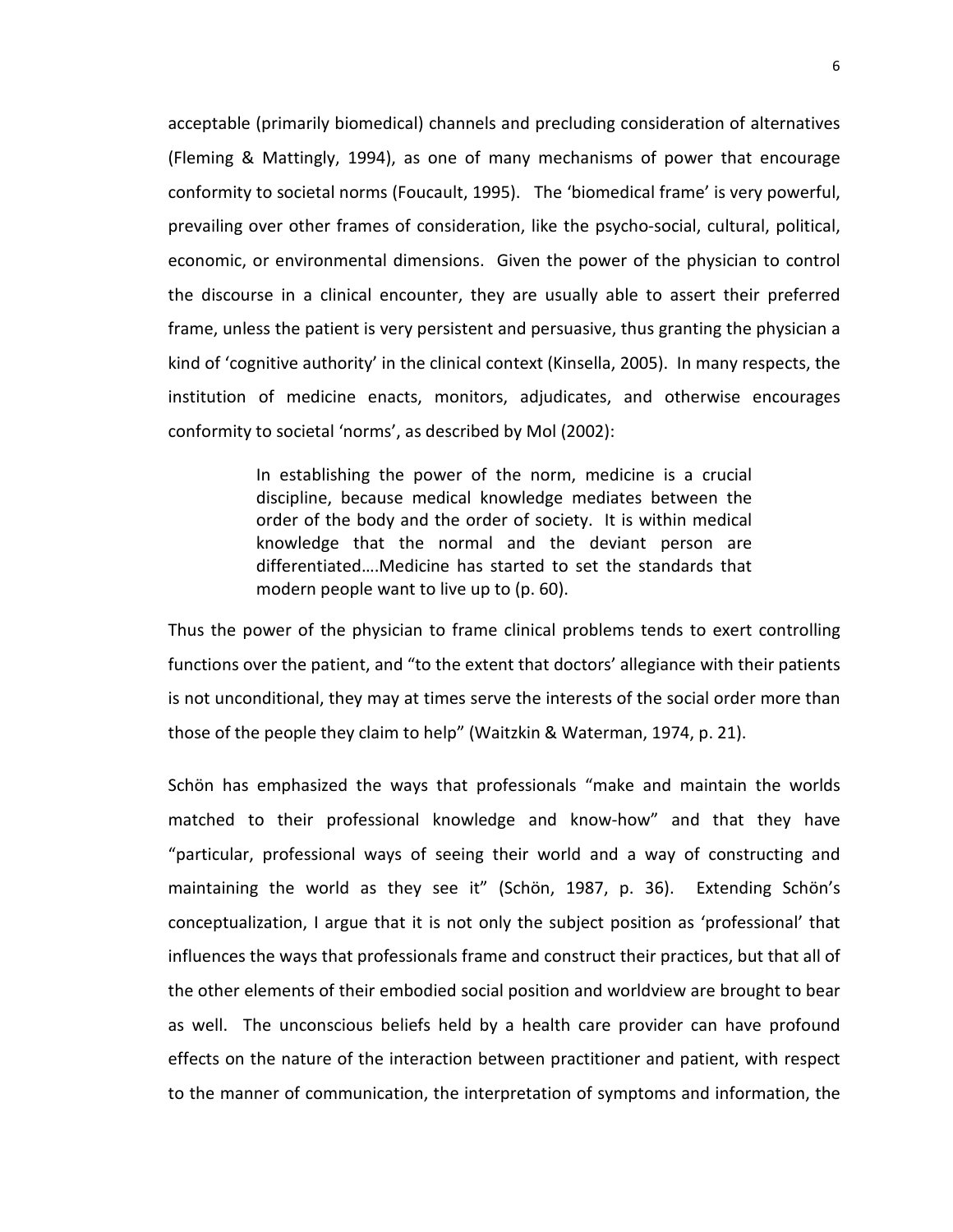acceptable (primarily biomedical) channels and precluding consideration of alternatives (Fleming & Mattingly, 1994), as one of many mechanisms of power that encourage conformity to societal norms (Foucault, 1995). The 'biomedical frame' is very powerful, prevailing over other frames of consideration, like the psycho-social, cultural, political, economic, or environmental dimensions. Given the power of the physician to control the discourse in a clinical encounter, they are usually able to assert their preferred frame, unless the patient is very persistent and persuasive, thus granting the physician a kind of 'cognitive authority' in the clinical context (Kinsella, 2005). In many respects, the institution of medicine enacts, monitors, adjudicates, and otherwise encourages conformity to societal 'norms', as described by Mol (2002):

> In establishing the power of the norm, medicine is a crucial discipline, because medical knowledge mediates between the order of the body and the order of society. It is within medical knowledge that the normal and the deviant person are differentiated….Medicine has started to set the standards that modern people want to live up to (p. 60).

Thus the power of the physician to frame clinical problems tends to exert controlling functions over the patient, and "to the extent that doctors' allegiance with their patients is not unconditional, they may at times serve the interests of the social order more than those of the people they claim to help" (Waitzkin & Waterman, 1974, p. 21).

Schön has emphasized the ways that professionals "make and maintain the worlds matched to their professional knowledge and know-how" and that they have "particular, professional ways of seeing their world and a way of constructing and maintaining the world as they see it" (Schön, 1987, p. 36). Extending Schön's conceptualization, I argue that it is not only the subject position as 'professional' that influences the ways that professionals frame and construct their practices, but that all of the other elements of their embodied social position and worldview are brought to bear as well. The unconscious beliefs held by a health care provider can have profound effects on the nature of the interaction between practitioner and patient, with respect to the manner of communication, the interpretation of symptoms and information, the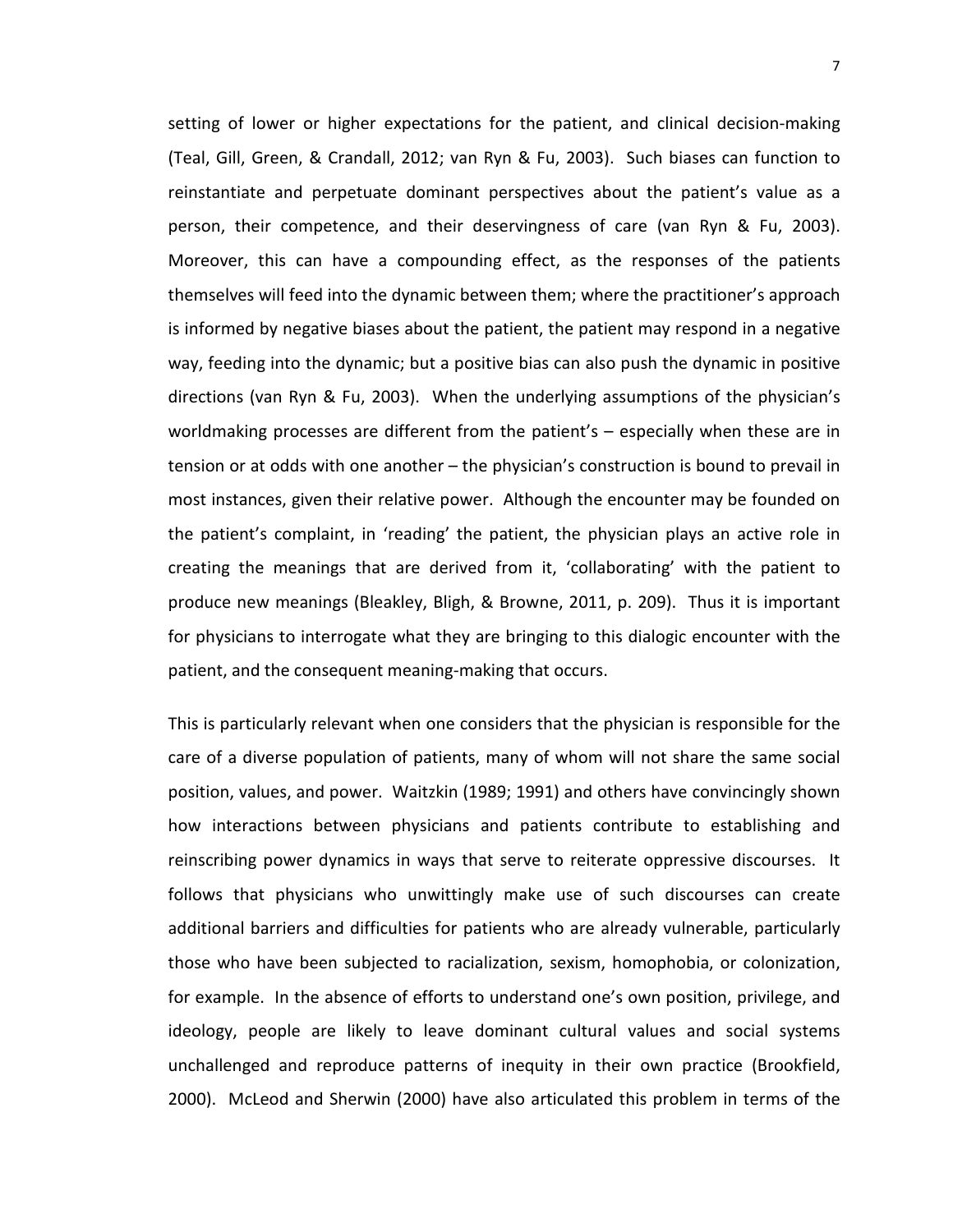setting of lower or higher expectations for the patient, and clinical decision-making (Teal, Gill, Green, & Crandall, 2012; van Ryn & Fu, 2003). Such biases can function to reinstantiate and perpetuate dominant perspectives about the patient's value as a person, their competence, and their deservingness of care (van Ryn & Fu, 2003). Moreover, this can have a compounding effect, as the responses of the patients themselves will feed into the dynamic between them; where the practitioner's approach is informed by negative biases about the patient, the patient may respond in a negative way, feeding into the dynamic; but a positive bias can also push the dynamic in positive directions (van Ryn & Fu, 2003). When the underlying assumptions of the physician's worldmaking processes are different from the patient's – especially when these are in tension or at odds with one another – the physician's construction is bound to prevail in most instances, given their relative power. Although the encounter may be founded on the patient's complaint, in 'reading' the patient, the physician plays an active role in creating the meanings that are derived from it, 'collaborating' with the patient to produce new meanings (Bleakley, Bligh, & Browne, 2011, p. 209). Thus it is important for physicians to interrogate what they are bringing to this dialogic encounter with the patient, and the consequent meaning-making that occurs.

This is particularly relevant when one considers that the physician is responsible for the care of a diverse population of patients, many of whom will not share the same social position, values, and power. Waitzkin (1989; 1991) and others have convincingly shown how interactions between physicians and patients contribute to establishing and reinscribing power dynamics in ways that serve to reiterate oppressive discourses. It follows that physicians who unwittingly make use of such discourses can create additional barriers and difficulties for patients who are already vulnerable, particularly those who have been subjected to racialization, sexism, homophobia, or colonization, for example. In the absence of efforts to understand one's own position, privilege, and ideology, people are likely to leave dominant cultural values and social systems unchallenged and reproduce patterns of inequity in their own practice (Brookfield, 2000). McLeod and Sherwin (2000) have also articulated this problem in terms of the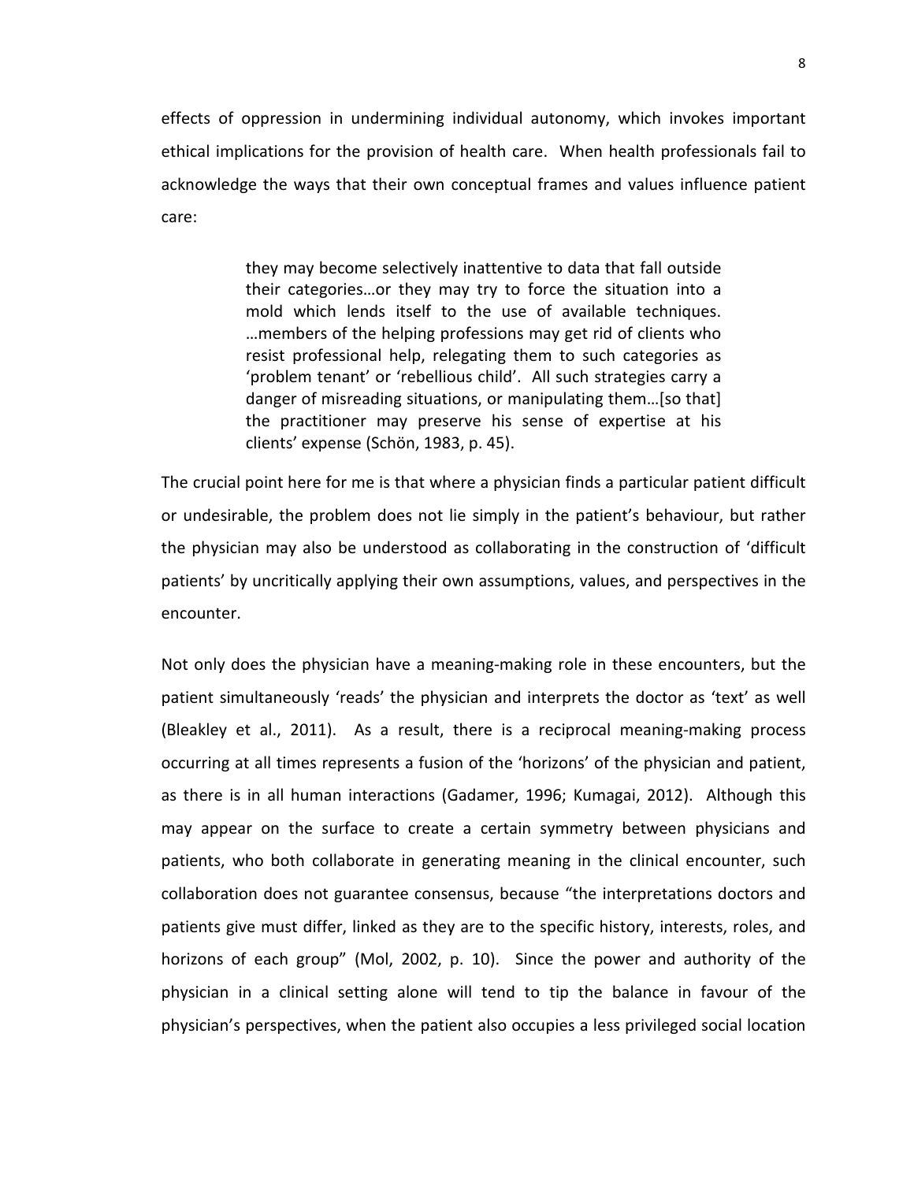effects of oppression in undermining individual autonomy, which invokes important ethical implications for the provision of health care. When health professionals fail to acknowledge the ways that their own conceptual frames and values influence patient care:

> they may become selectively inattentive to data that fall outside their categories…or they may try to force the situation into a mold which lends itself to the use of available techniques. …members of the helping professions may get rid of clients who resist professional help, relegating them to such categories as 'problem tenant' or 'rebellious child'. All such strategies carry a danger of misreading situations, or manipulating them…[so that] the practitioner may preserve his sense of expertise at his clients' expense (Schön, 1983, p. 45).

The crucial point here for me is that where a physician finds a particular patient difficult or undesirable, the problem does not lie simply in the patient's behaviour, but rather the physician may also be understood as collaborating in the construction of 'difficult patients' by uncritically applying their own assumptions, values, and perspectives in the encounter.

Not only does the physician have a meaning-making role in these encounters, but the patient simultaneously 'reads' the physician and interprets the doctor as 'text' as well (Bleakley et al., 2011). As a result, there is a reciprocal meaning-making process occurring at all times represents a fusion of the 'horizons' of the physician and patient, as there is in all human interactions (Gadamer, 1996; Kumagai, 2012). Although this may appear on the surface to create a certain symmetry between physicians and patients, who both collaborate in generating meaning in the clinical encounter, such collaboration does not guarantee consensus, because "the interpretations doctors and patients give must differ, linked as they are to the specific history, interests, roles, and horizons of each group" (Mol, 2002, p. 10). Since the power and authority of the physician in a clinical setting alone will tend to tip the balance in favour of the physician's perspectives, when the patient also occupies a less privileged social location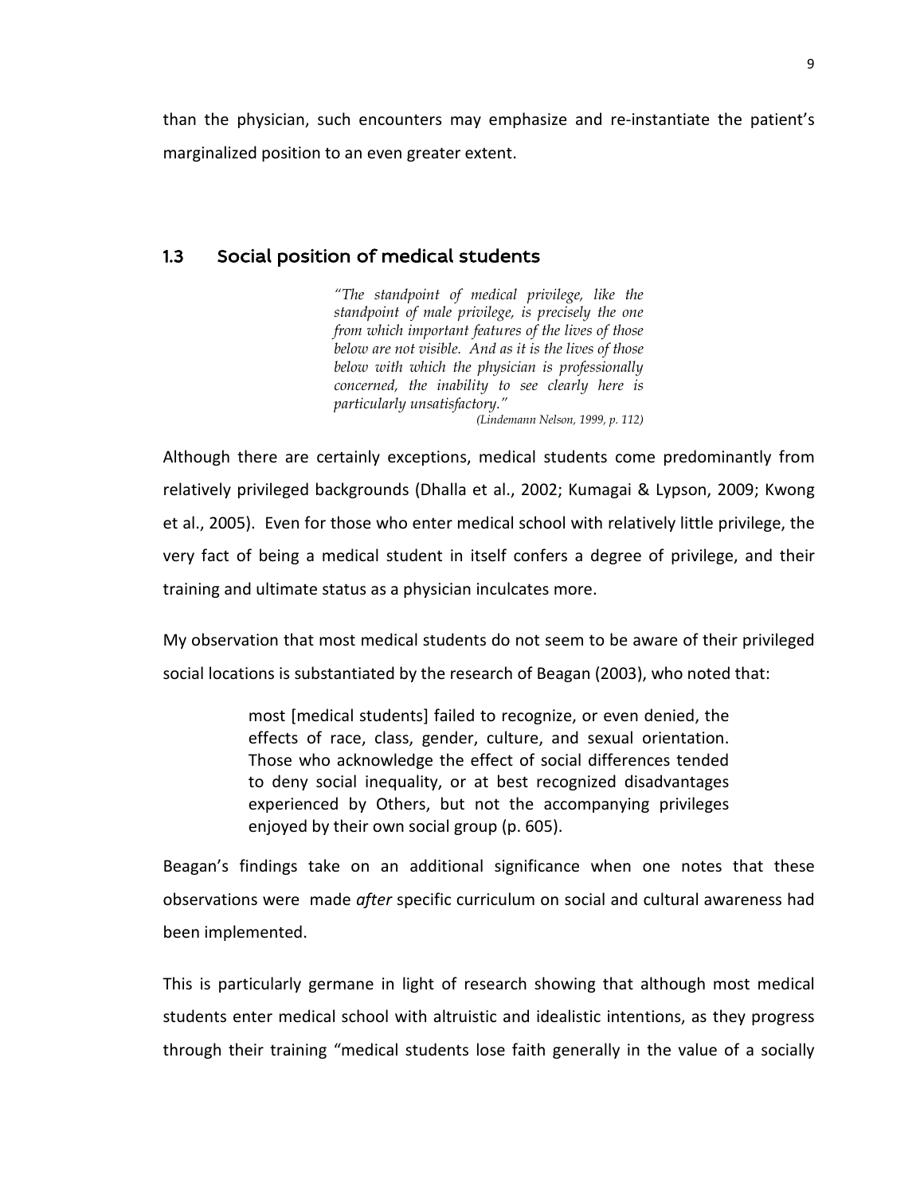than the physician, such encounters may emphasize and re-instantiate the patient's marginalized position to an even greater extent.

## 1.3 Social position of medical students

> *"The standpoint of medical privilege, like the standpoint of male privilege, is precisely the one from which important features of the lives of those below are not visible. And as it is the lives of those below with which the physician is professionally concerned, the inability to see clearly here is particularly unsatisfactory."*
>
> *(Lindemann Nelson, 1999, p. 112)*

Although there are certainly exceptions, medical students come predominantly from relatively privileged backgrounds (Dhalla et al., 2002; Kumagai & Lypson, 2009; Kwong et al., 2005). Even for those who enter medical school with relatively little privilege, the very fact of being a medical student in itself confers a degree of privilege, and their training and ultimate status as a physician inculcates more.

My observation that most medical students do not seem to be aware of their privileged social locations is substantiated by the research of Beagan (2003), who noted that:

> most [medical students] failed to recognize, or even denied, the effects of race, class, gender, culture, and sexual orientation. Those who acknowledge the effect of social differences tended to deny social inequality, or at best recognized disadvantages experienced by Others, but not the accompanying privileges enjoyed by their own social group (p. 605).

Beagan's findings take on an additional significance when one notes that these observations were made *after* specific curriculum on social and cultural awareness had been implemented.

This is particularly germane in light of research showing that although most medical students enter medical school with altruistic and idealistic intentions, as they progress through their training "medical students lose faith generally in the value of a socially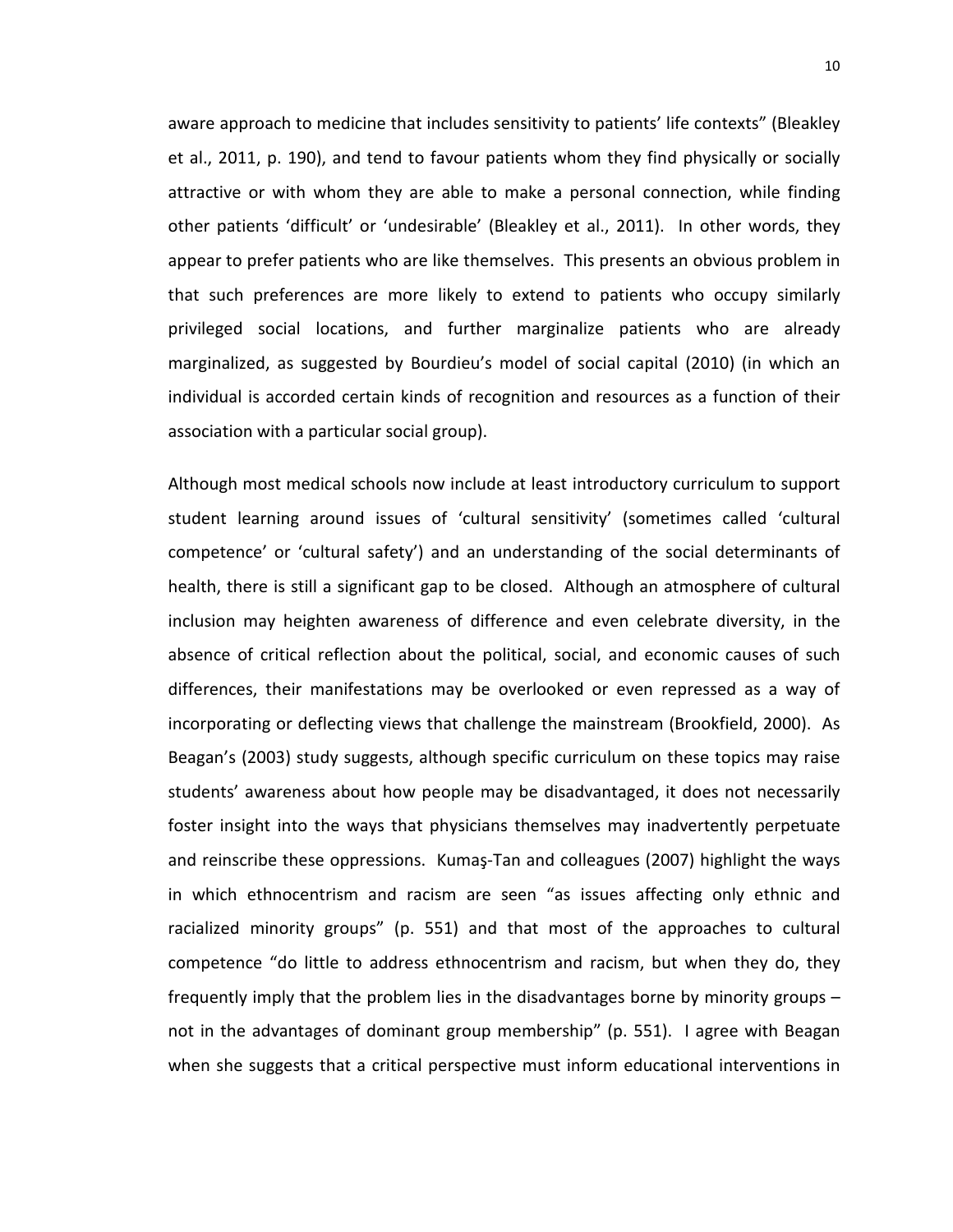aware approach to medicine that includes sensitivity to patients' life contexts" (Bleakley et al., 2011, p. 190), and tend to favour patients whom they find physically or socially attractive or with whom they are able to make a personal connection, while finding other patients 'difficult' or 'undesirable' (Bleakley et al., 2011). In other words, they appear to prefer patients who are like themselves. This presents an obvious problem in that such preferences are more likely to extend to patients who occupy similarly privileged social locations, and further marginalize patients who are already marginalized, as suggested by Bourdieu's model of social capital (2010) (in which an individual is accorded certain kinds of recognition and resources as a function of their association with a particular social group).

Although most medical schools now include at least introductory curriculum to support student learning around issues of 'cultural sensitivity' (sometimes called 'cultural competence' or 'cultural safety') and an understanding of the social determinants of health, there is still a significant gap to be closed. Although an atmosphere of cultural inclusion may heighten awareness of difference and even celebrate diversity, in the absence of critical reflection about the political, social, and economic causes of such differences, their manifestations may be overlooked or even repressed as a way of incorporating or deflecting views that challenge the mainstream (Brookfield, 2000). As Beagan's (2003) study suggests, although specific curriculum on these topics may raise students' awareness about how people may be disadvantaged, it does not necessarily foster insight into the ways that physicians themselves may inadvertently perpetuate and reinscribe these oppressions. Kumaş-Tan and colleagues (2007) highlight the ways in which ethnocentrism and racism are seen "as issues affecting only ethnic and racialized minority groups" (p. 551) and that most of the approaches to cultural competence "do little to address ethnocentrism and racism, but when they do, they frequently imply that the problem lies in the disadvantages borne by minority groups – not in the advantages of dominant group membership" (p. 551). I agree with Beagan when she suggests that a critical perspective must inform educational interventions in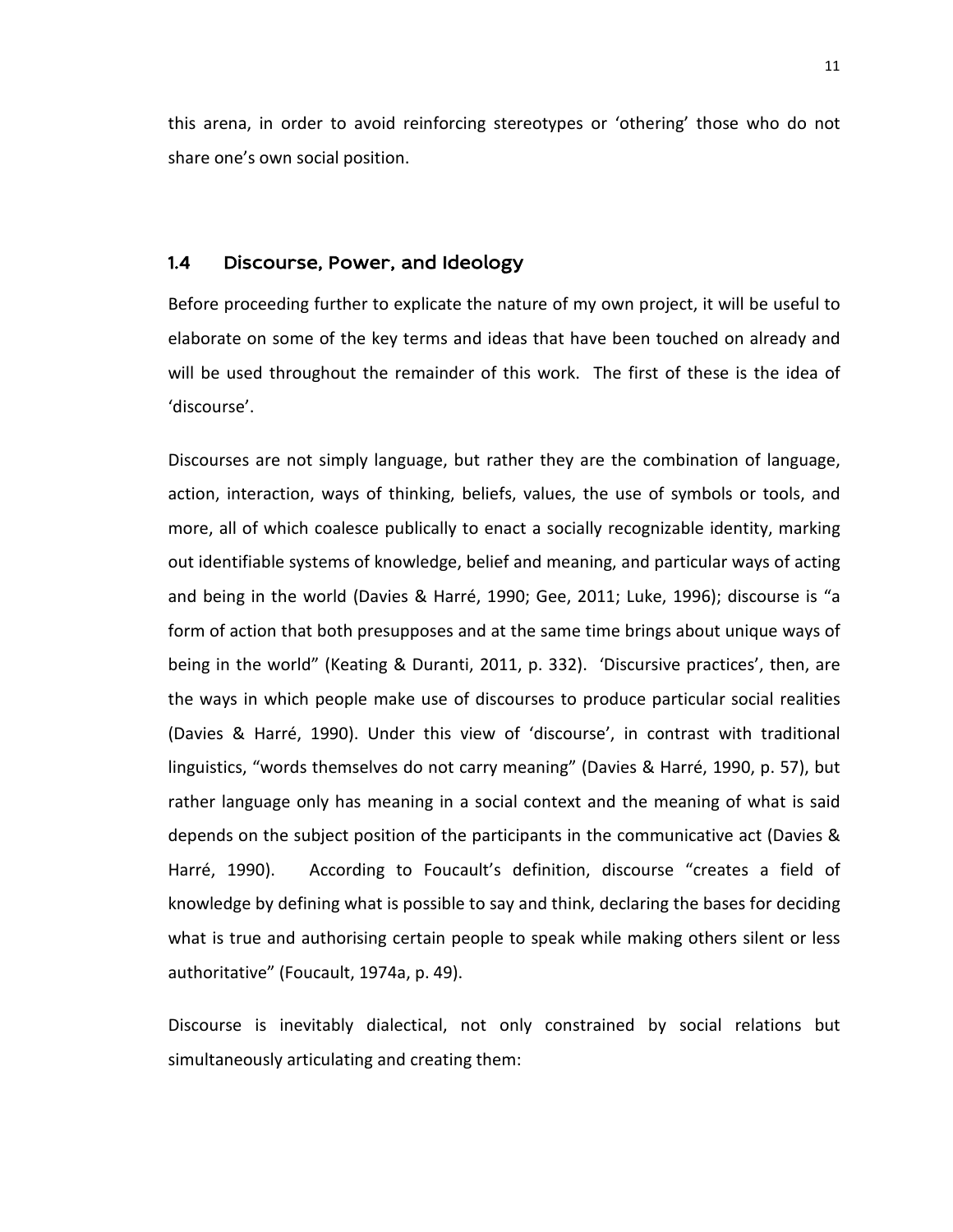this arena, in order to avoid reinforcing stereotypes or 'othering' those who do not share one's own social position.

## 1.4 Discourse, Power, and Ideology

Before proceeding further to explicate the nature of my own project, it will be useful to elaborate on some of the key terms and ideas that have been touched on already and will be used throughout the remainder of this work. The first of these is the idea of 'discourse'.

Discourses are not simply language, but rather they are the combination of language, action, interaction, ways of thinking, beliefs, values, the use of symbols or tools, and more, all of which coalesce publically to enact a socially recognizable identity, marking out identifiable systems of knowledge, belief and meaning, and particular ways of acting and being in the world (Davies & Harré, 1990; Gee, 2011; Luke, 1996); discourse is "a form of action that both presupposes and at the same time brings about unique ways of being in the world" (Keating & Duranti, 2011, p. 332). 'Discursive practices', then, are the ways in which people make use of discourses to produce particular social realities (Davies & Harré, 1990). Under this view of 'discourse', in contrast with traditional linguistics, "words themselves do not carry meaning" (Davies & Harré, 1990, p. 57), but rather language only has meaning in a social context and the meaning of what is said depends on the subject position of the participants in the communicative act (Davies & Harré, 1990). According to Foucault's definition, discourse "creates a field of knowledge by defining what is possible to say and think, declaring the bases for deciding what is true and authorising certain people to speak while making others silent or less authoritative" (Foucault, 1974a, p. 49).

Discourse is inevitably dialectical, not only constrained by social relations but simultaneously articulating and creating them: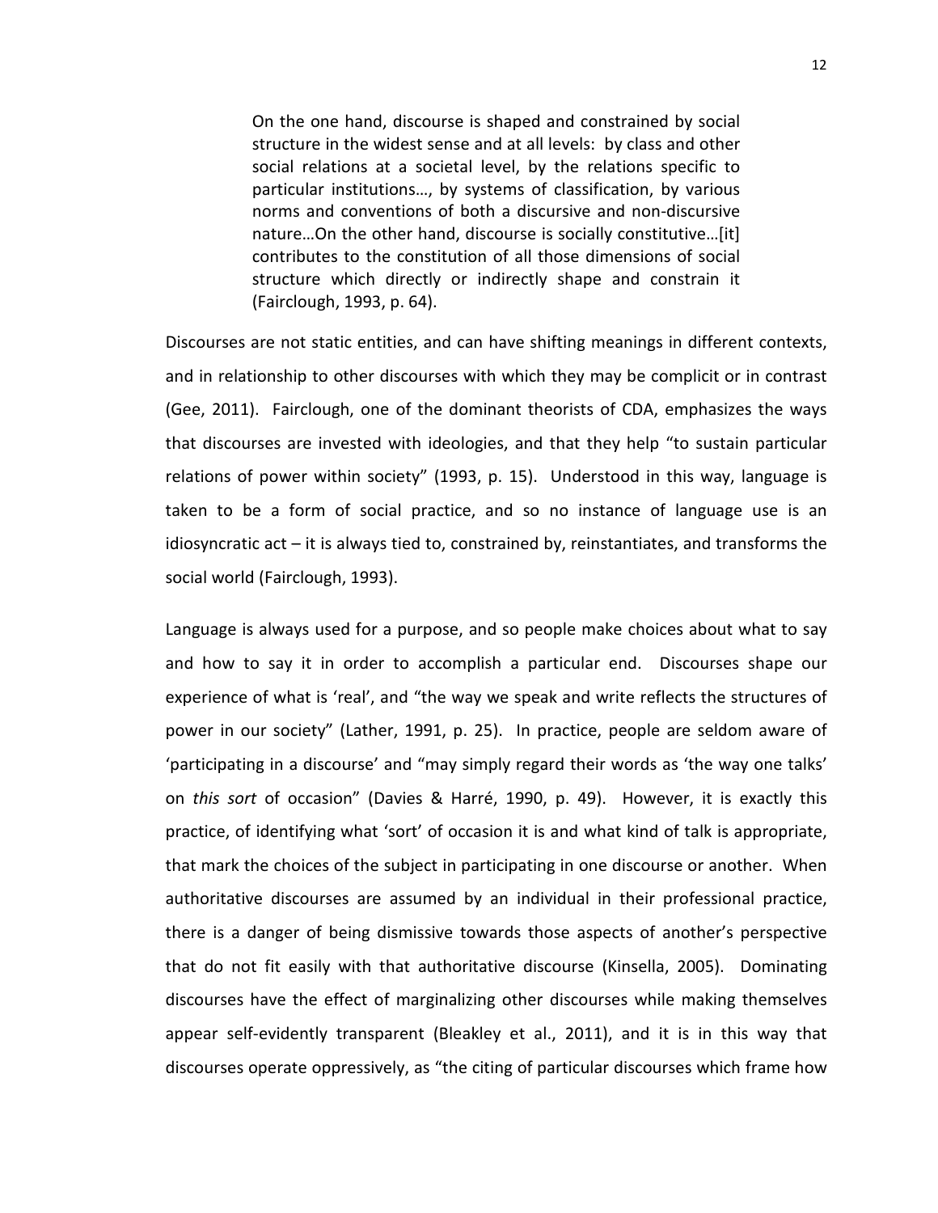> On the one hand, discourse is shaped and constrained by social structure in the widest sense and at all levels: by class and other social relations at a societal level, by the relations specific to particular institutions…, by systems of classification, by various norms and conventions of both a discursive and non-discursive nature…On the other hand, discourse is socially constitutive…[it] contributes to the constitution of all those dimensions of social structure which directly or indirectly shape and constrain it (Fairclough, 1993, p. 64).

Discourses are not static entities, and can have shifting meanings in different contexts, and in relationship to other discourses with which they may be complicit or in contrast (Gee, 2011). Fairclough, one of the dominant theorists of CDA, emphasizes the ways that discourses are invested with ideologies, and that they help "to sustain particular relations of power within society" (1993, p. 15). Understood in this way, language is taken to be a form of social practice, and so no instance of language use is an idiosyncratic act – it is always tied to, constrained by, reinstantiates, and transforms the social world (Fairclough, 1993).

Language is always used for a purpose, and so people make choices about what to say and how to say it in order to accomplish a particular end. Discourses shape our experience of what is 'real', and "the way we speak and write reflects the structures of power in our society" (Lather, 1991, p. 25). In practice, people are seldom aware of 'participating in a discourse' and "may simply regard their words as 'the way one talks' on *this sort* of occasion" (Davies & Harré, 1990, p. 49). However, it is exactly this practice, of identifying what 'sort' of occasion it is and what kind of talk is appropriate, that mark the choices of the subject in participating in one discourse or another. When authoritative discourses are assumed by an individual in their professional practice, there is a danger of being dismissive towards those aspects of another's perspective that do not fit easily with that authoritative discourse (Kinsella, 2005). Dominating discourses have the effect of marginalizing other discourses while making themselves appear self-evidently transparent (Bleakley et al., 2011), and it is in this way that discourses operate oppressively, as "the citing of particular discourses which frame how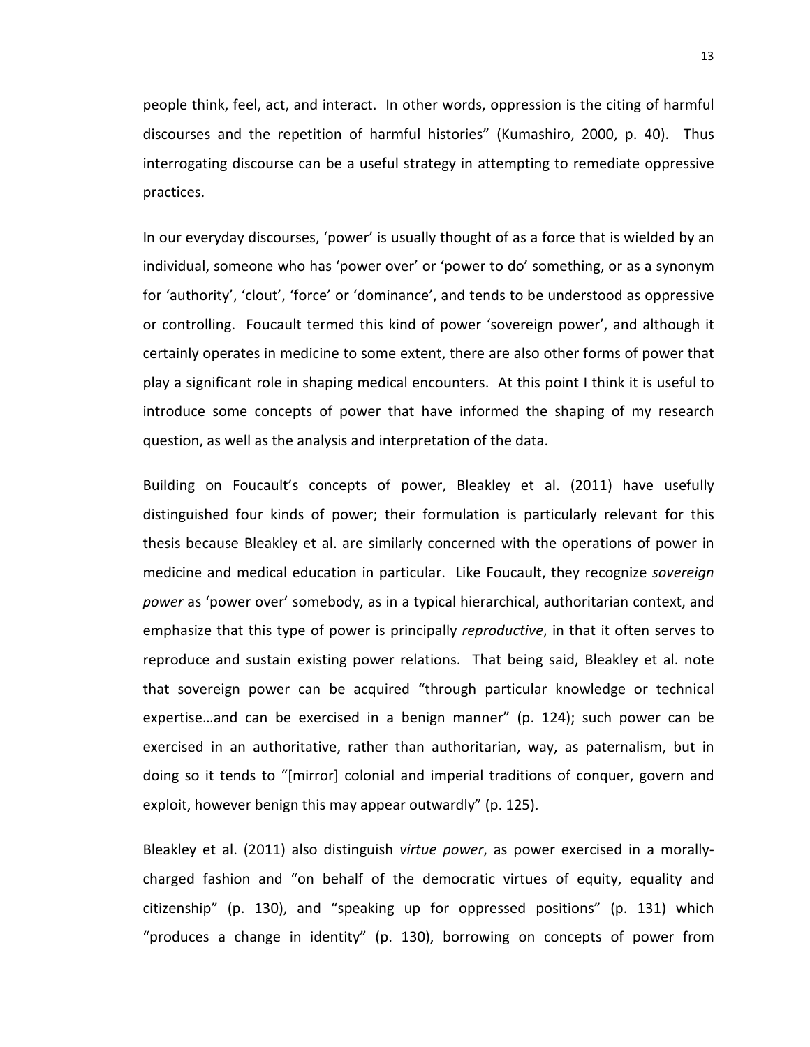people think, feel, act, and interact. In other words, oppression is the citing of harmful discourses and the repetition of harmful histories" (Kumashiro, 2000, p. 40). Thus interrogating discourse can be a useful strategy in attempting to remediate oppressive practices.

In our everyday discourses, 'power' is usually thought of as a force that is wielded by an individual, someone who has 'power over' or 'power to do' something, or as a synonym for 'authority', 'clout', 'force' or 'dominance', and tends to be understood as oppressive or controlling. Foucault termed this kind of power 'sovereign power', and although it certainly operates in medicine to some extent, there are also other forms of power that play a significant role in shaping medical encounters. At this point I think it is useful to introduce some concepts of power that have informed the shaping of my research question, as well as the analysis and interpretation of the data.

Building on Foucault's concepts of power, Bleakley et al. (2011) have usefully distinguished four kinds of power; their formulation is particularly relevant for this thesis because Bleakley et al. are similarly concerned with the operations of power in medicine and medical education in particular. Like Foucault, they recognize *sovereign power* as 'power over' somebody, as in a typical hierarchical, authoritarian context, and emphasize that this type of power is principally *reproductive*, in that it often serves to reproduce and sustain existing power relations. That being said, Bleakley et al. note that sovereign power can be acquired "through particular knowledge or technical expertise…and can be exercised in a benign manner" (p. 124); such power can be exercised in an authoritative, rather than authoritarian, way, as paternalism, but in doing so it tends to "[mirror] colonial and imperial traditions of conquer, govern and exploit, however benign this may appear outwardly" (p. 125).

Bleakley et al. (2011) also distinguish *virtue power*, as power exercised in a morally-charged fashion and "on behalf of the democratic virtues of equity, equality and citizenship" (p. 130), and "speaking up for oppressed positions" (p. 131) which "produces a change in identity" (p. 130), borrowing on concepts of power from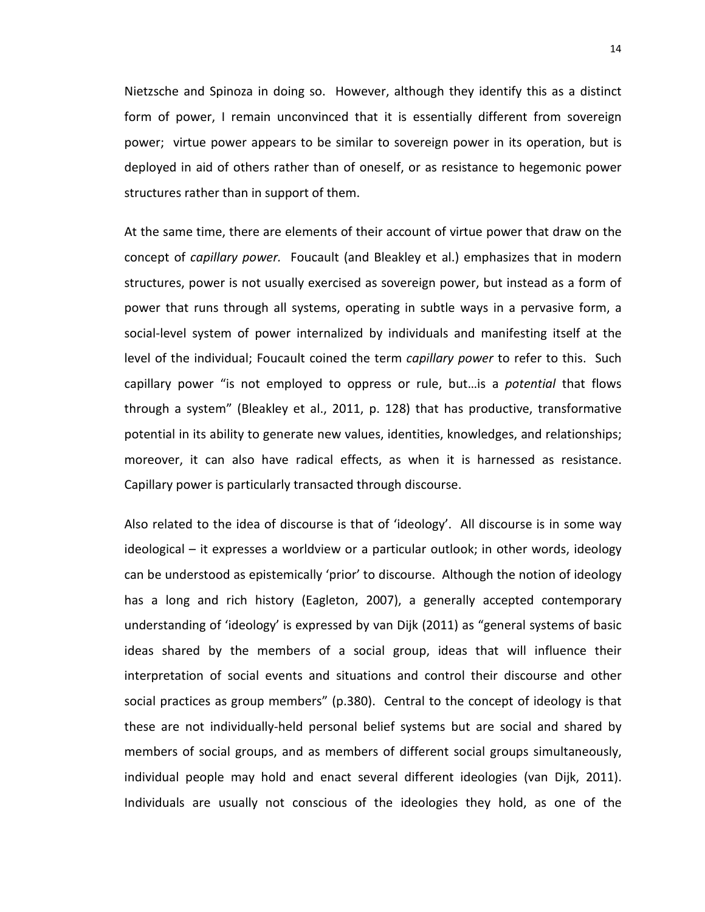Nietzsche and Spinoza in doing so. However, although they identify this as a distinct form of power, I remain unconvinced that it is essentially different from sovereign power; virtue power appears to be similar to sovereign power in its operation, but is deployed in aid of others rather than of oneself, or as resistance to hegemonic power structures rather than in support of them.

At the same time, there are elements of their account of virtue power that draw on the concept of *capillary power.* Foucault (and Bleakley et al.) emphasizes that in modern structures, power is not usually exercised as sovereign power, but instead as a form of power that runs through all systems, operating in subtle ways in a pervasive form, a social-level system of power internalized by individuals and manifesting itself at the level of the individual; Foucault coined the term *capillary power* to refer to this. Such capillary power "is not employed to oppress or rule, but…is a *potential* that flows through a system" (Bleakley et al., 2011, p. 128) that has productive, transformative potential in its ability to generate new values, identities, knowledges, and relationships; moreover, it can also have radical effects, as when it is harnessed as resistance. Capillary power is particularly transacted through discourse.

Also related to the idea of discourse is that of 'ideology'. All discourse is in some way ideological – it expresses a worldview or a particular outlook; in other words, ideology can be understood as epistemically 'prior' to discourse. Although the notion of ideology has a long and rich history (Eagleton, 2007), a generally accepted contemporary understanding of 'ideology' is expressed by van Dijk (2011) as "general systems of basic ideas shared by the members of a social group, ideas that will influence their interpretation of social events and situations and control their discourse and other social practices as group members" (p.380). Central to the concept of ideology is that these are not individually-held personal belief systems but are social and shared by members of social groups, and as members of different social groups simultaneously, individual people may hold and enact several different ideologies (van Dijk, 2011). Individuals are usually not conscious of the ideologies they hold, as one of the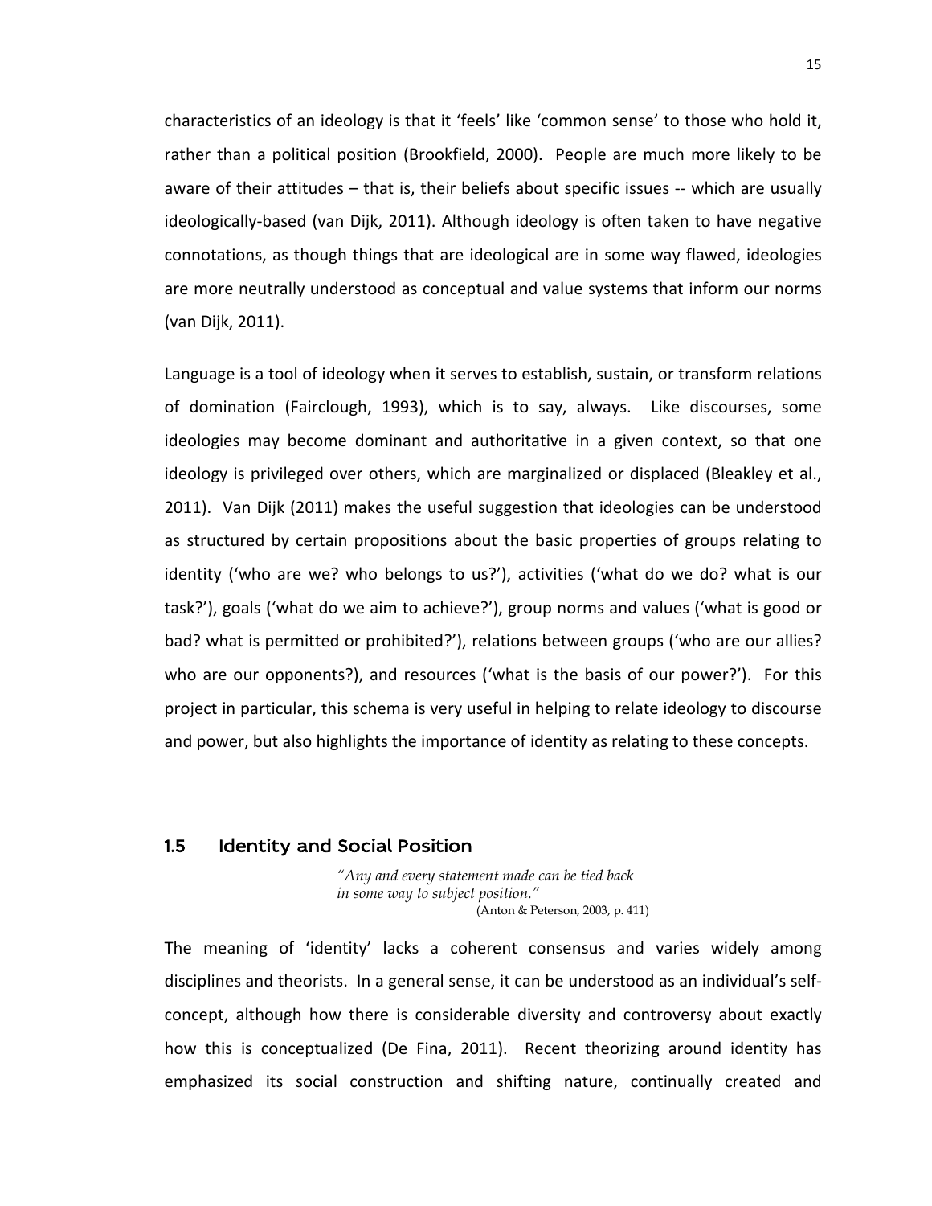characteristics of an ideology is that it 'feels' like 'common sense' to those who hold it, rather than a political position (Brookfield, 2000). People are much more likely to be aware of their attitudes – that is, their beliefs about specific issues -- which are usually ideologically-based (van Dijk, 2011). Although ideology is often taken to have negative connotations, as though things that are ideological are in some way flawed, ideologies are more neutrally understood as conceptual and value systems that inform our norms (van Dijk, 2011).

Language is a tool of ideology when it serves to establish, sustain, or transform relations of domination (Fairclough, 1993), which is to say, always. Like discourses, some ideologies may become dominant and authoritative in a given context, so that one ideology is privileged over others, which are marginalized or displaced (Bleakley et al., 2011). Van Dijk (2011) makes the useful suggestion that ideologies can be understood as structured by certain propositions about the basic properties of groups relating to identity ('who are we? who belongs to us?'), activities ('what do we do? what is our task?'), goals ('what do we aim to achieve?'), group norms and values ('what is good or bad? what is permitted or prohibited?'), relations between groups ('who are our allies? who are our opponents?), and resources ('what is the basis of our power?'). For this project in particular, this schema is very useful in helping to relate ideology to discourse and power, but also highlights the importance of identity as relating to these concepts.

## 1.5 Identity and Social Position

> *"Any and every statement made can be tied back in some way to subject position."*
> (Anton & Peterson, 2003, p. 411)

The meaning of 'identity' lacks a coherent consensus and varies widely among disciplines and theorists. In a general sense, it can be understood as an individual's self-concept, although how there is considerable diversity and controversy about exactly how this is conceptualized (De Fina, 2011). Recent theorizing around identity has emphasized its social construction and shifting nature, continually created and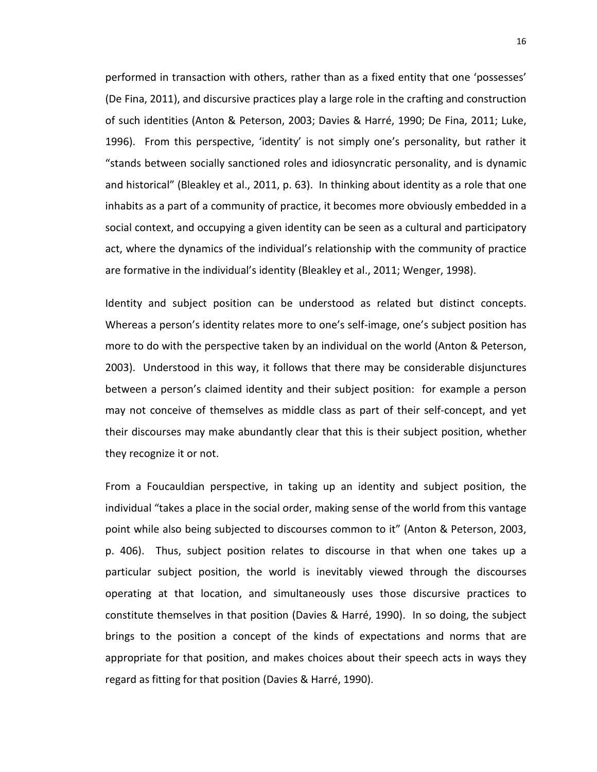performed in transaction with others, rather than as a fixed entity that one 'possesses' (De Fina, 2011), and discursive practices play a large role in the crafting and construction of such identities (Anton & Peterson, 2003; Davies & Harré, 1990; De Fina, 2011; Luke, 1996). From this perspective, 'identity' is not simply one's personality, but rather it "stands between socially sanctioned roles and idiosyncratic personality, and is dynamic and historical" (Bleakley et al., 2011, p. 63). In thinking about identity as a role that one inhabits as a part of a community of practice, it becomes more obviously embedded in a social context, and occupying a given identity can be seen as a cultural and participatory act, where the dynamics of the individual's relationship with the community of practice are formative in the individual's identity (Bleakley et al., 2011; Wenger, 1998).

Identity and subject position can be understood as related but distinct concepts. Whereas a person's identity relates more to one's self-image, one's subject position has more to do with the perspective taken by an individual on the world (Anton & Peterson, 2003). Understood in this way, it follows that there may be considerable disjunctures between a person's claimed identity and their subject position: for example a person may not conceive of themselves as middle class as part of their self-concept, and yet their discourses may make abundantly clear that this is their subject position, whether they recognize it or not.

From a Foucauldian perspective, in taking up an identity and subject position, the individual "takes a place in the social order, making sense of the world from this vantage point while also being subjected to discourses common to it" (Anton & Peterson, 2003, p. 406). Thus, subject position relates to discourse in that when one takes up a particular subject position, the world is inevitably viewed through the discourses operating at that location, and simultaneously uses those discursive practices to constitute themselves in that position (Davies & Harré, 1990). In so doing, the subject brings to the position a concept of the kinds of expectations and norms that are appropriate for that position, and makes choices about their speech acts in ways they regard as fitting for that position (Davies & Harré, 1990).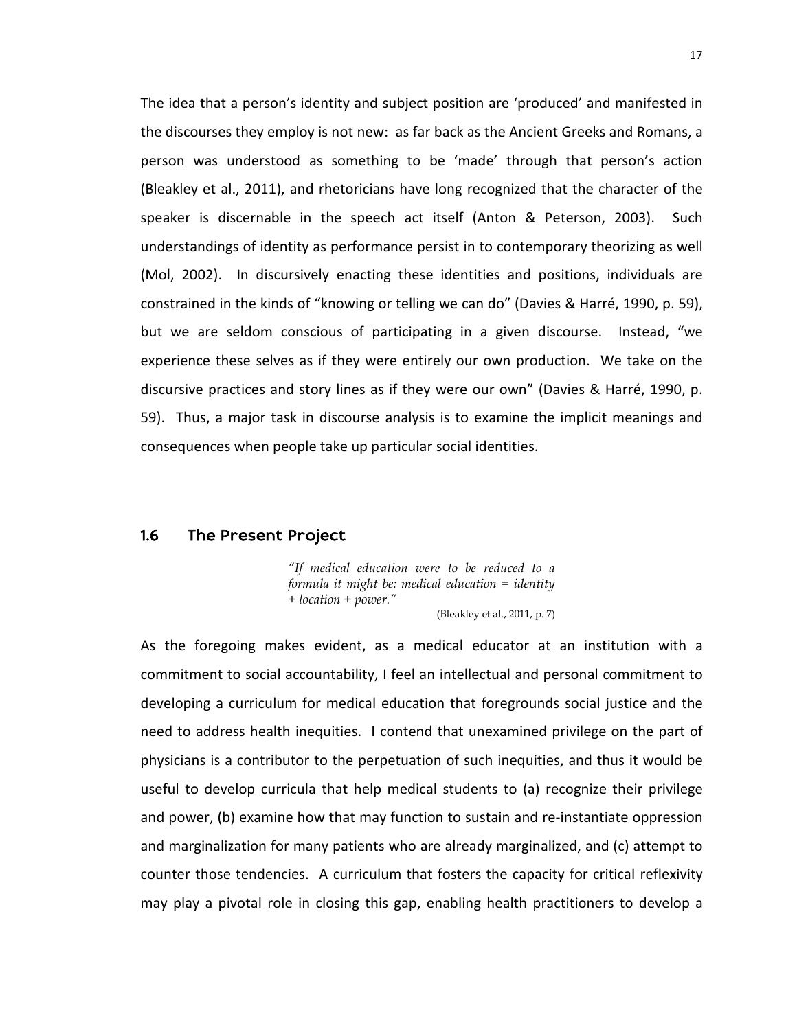The idea that a person's identity and subject position are 'produced' and manifested in the discourses they employ is not new: as far back as the Ancient Greeks and Romans, a person was understood as something to be 'made' through that person's action (Bleakley et al., 2011), and rhetoricians have long recognized that the character of the speaker is discernable in the speech act itself (Anton & Peterson, 2003). Such understandings of identity as performance persist in to contemporary theorizing as well (Mol, 2002). In discursively enacting these identities and positions, individuals are constrained in the kinds of "knowing or telling we can do" (Davies & Harré, 1990, p. 59), but we are seldom conscious of participating in a given discourse. Instead, "we experience these selves as if they were entirely our own production. We take on the discursive practices and story lines as if they were our own" (Davies & Harré, 1990, p. 59). Thus, a major task in discourse analysis is to examine the implicit meanings and consequences when people take up particular social identities.

## 1.6 The Present Project

> *"If medical education were to be reduced to a formula it might be: medical education = identity + location + power."*
>
> (Bleakley et al., 2011, p. 7)

As the foregoing makes evident, as a medical educator at an institution with a commitment to social accountability, I feel an intellectual and personal commitment to developing a curriculum for medical education that foregrounds social justice and the need to address health inequities. I contend that unexamined privilege on the part of physicians is a contributor to the perpetuation of such inequities, and thus it would be useful to develop curricula that help medical students to (a) recognize their privilege and power, (b) examine how that may function to sustain and re-instantiate oppression and marginalization for many patients who are already marginalized, and (c) attempt to counter those tendencies. A curriculum that fosters the capacity for critical reflexivity may play a pivotal role in closing this gap, enabling health practitioners to develop a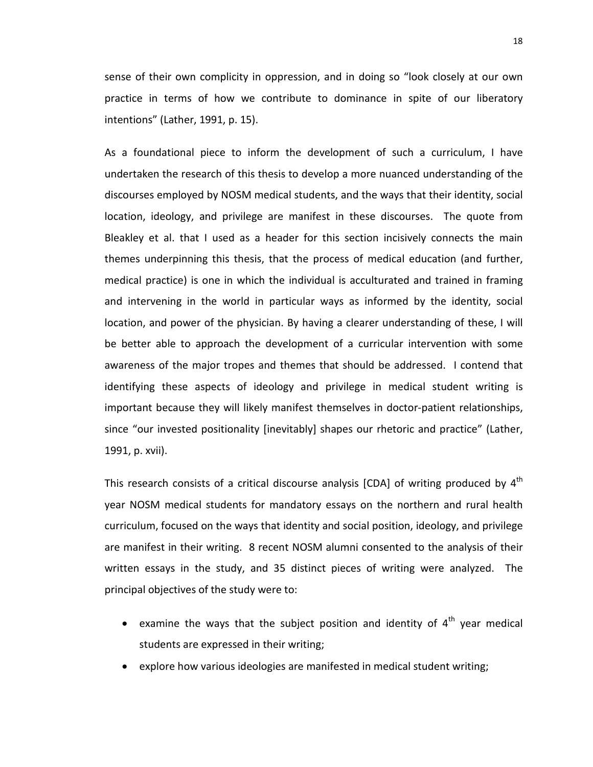sense of their own complicity in oppression, and in doing so "look closely at our own practice in terms of how we contribute to dominance in spite of our liberatory intentions" (Lather, 1991, p. 15).

As a foundational piece to inform the development of such a curriculum, I have undertaken the research of this thesis to develop a more nuanced understanding of the discourses employed by NOSM medical students, and the ways that their identity, social location, ideology, and privilege are manifest in these discourses. The quote from Bleakley et al. that I used as a header for this section incisively connects the main themes underpinning this thesis, that the process of medical education (and further, medical practice) is one in which the individual is acculturated and trained in framing and intervening in the world in particular ways as informed by the identity, social location, and power of the physician. By having a clearer understanding of these, I will be better able to approach the development of a curricular intervention with some awareness of the major tropes and themes that should be addressed. I contend that identifying these aspects of ideology and privilege in medical student writing is important because they will likely manifest themselves in doctor-patient relationships, since "our invested positionality [inevitably] shapes our rhetoric and practice" (Lather, 1991, p. xvii).

This research consists of a critical discourse analysis [CDA] of writing produced by 4th year NOSM medical students for mandatory essays on the northern and rural health curriculum, focused on the ways that identity and social position, ideology, and privilege are manifest in their writing. 8 recent NOSM alumni consented to the analysis of their written essays in the study, and 35 distinct pieces of writing were analyzed. The principal objectives of the study were to:

- examine the ways that the subject position and identity of 4th year medical students are expressed in their writing;
- explore how various ideologies are manifested in medical student writing;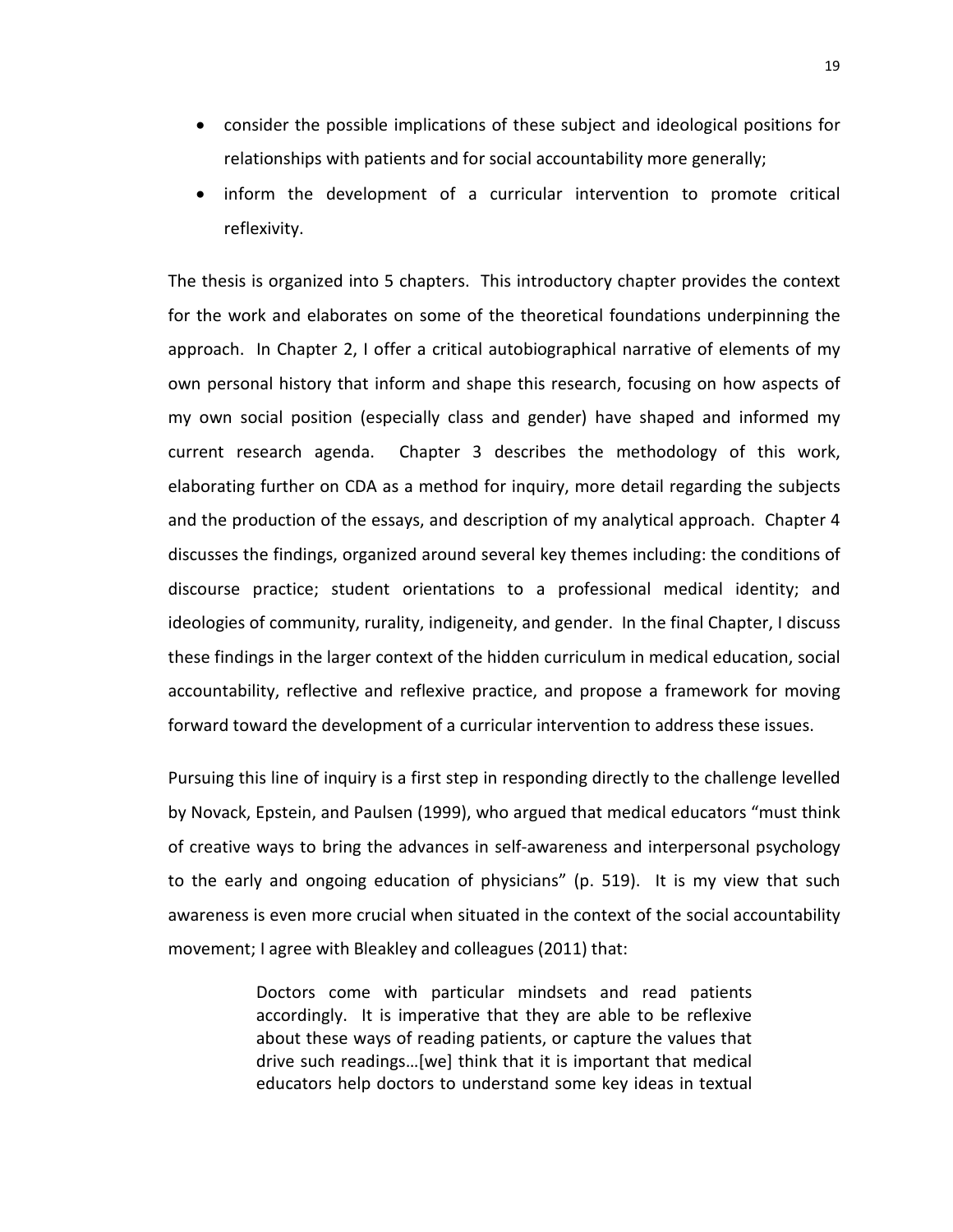- consider the possible implications of these subject and ideological positions for relationships with patients and for social accountability more generally;
- inform the development of a curricular intervention to promote critical reflexivity.

The thesis is organized into 5 chapters. This introductory chapter provides the context for the work and elaborates on some of the theoretical foundations underpinning the approach. In Chapter 2, I offer a critical autobiographical narrative of elements of my own personal history that inform and shape this research, focusing on how aspects of my own social position (especially class and gender) have shaped and informed my current research agenda. Chapter 3 describes the methodology of this work, elaborating further on CDA as a method for inquiry, more detail regarding the subjects and the production of the essays, and description of my analytical approach. Chapter 4 discusses the findings, organized around several key themes including: the conditions of discourse practice; student orientations to a professional medical identity; and ideologies of community, rurality, indigeneity, and gender. In the final Chapter, I discuss these findings in the larger context of the hidden curriculum in medical education, social accountability, reflective and reflexive practice, and propose a framework for moving forward toward the development of a curricular intervention to address these issues.

Pursuing this line of inquiry is a first step in responding directly to the challenge levelled by Novack, Epstein, and Paulsen (1999), who argued that medical educators "must think of creative ways to bring the advances in self-awareness and interpersonal psychology to the early and ongoing education of physicians" (p. 519). It is my view that such awareness is even more crucial when situated in the context of the social accountability movement; I agree with Bleakley and colleagues (2011) that:

> Doctors come with particular mindsets and read patients accordingly. It is imperative that they are able to be reflexive about these ways of reading patients, or capture the values that drive such readings…[we] think that it is important that medical educators help doctors to understand some key ideas in textual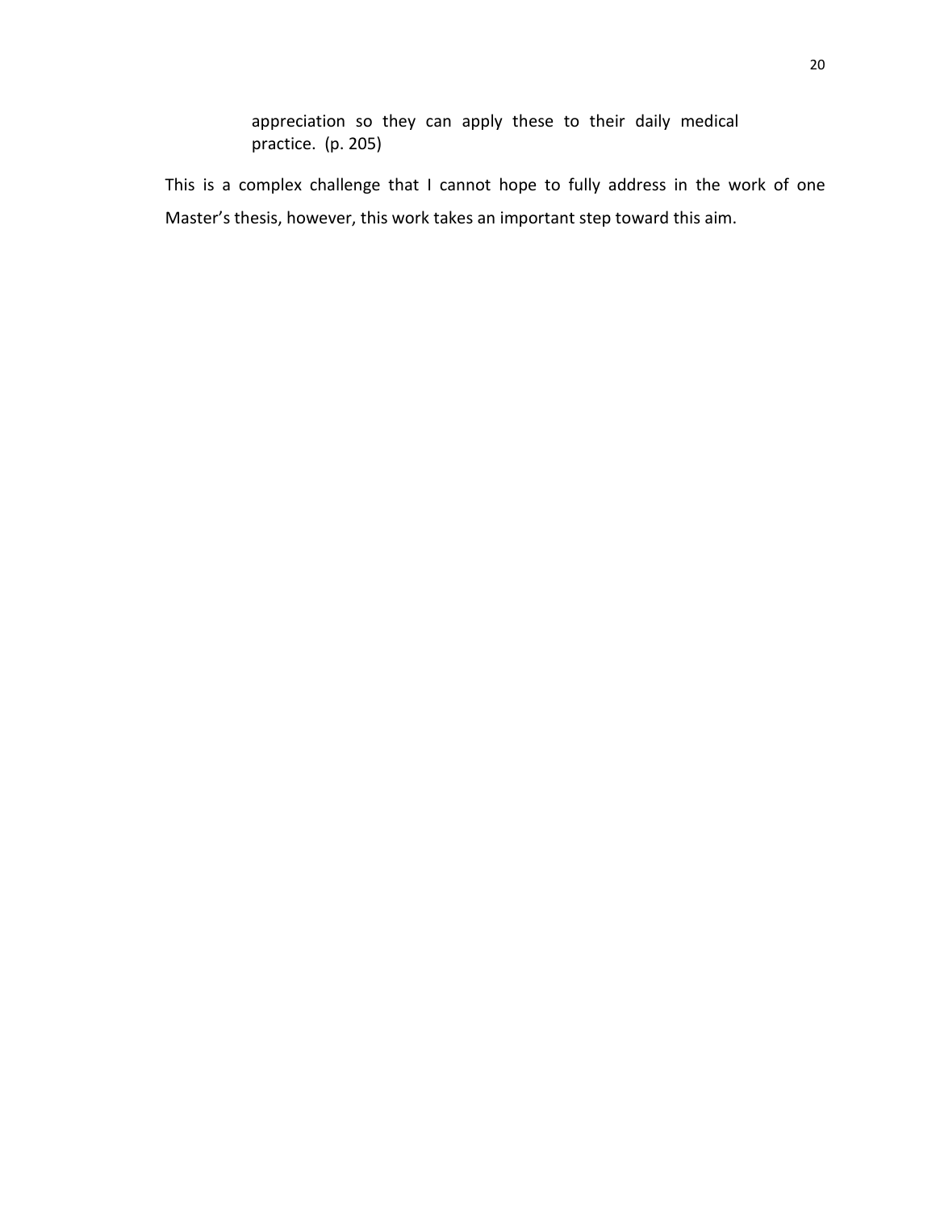> appreciation so they can apply these to their daily medical practice. (p. 205)

This is a complex challenge that I cannot hope to fully address in the work of one Master's thesis, however, this work takes an important step toward this aim.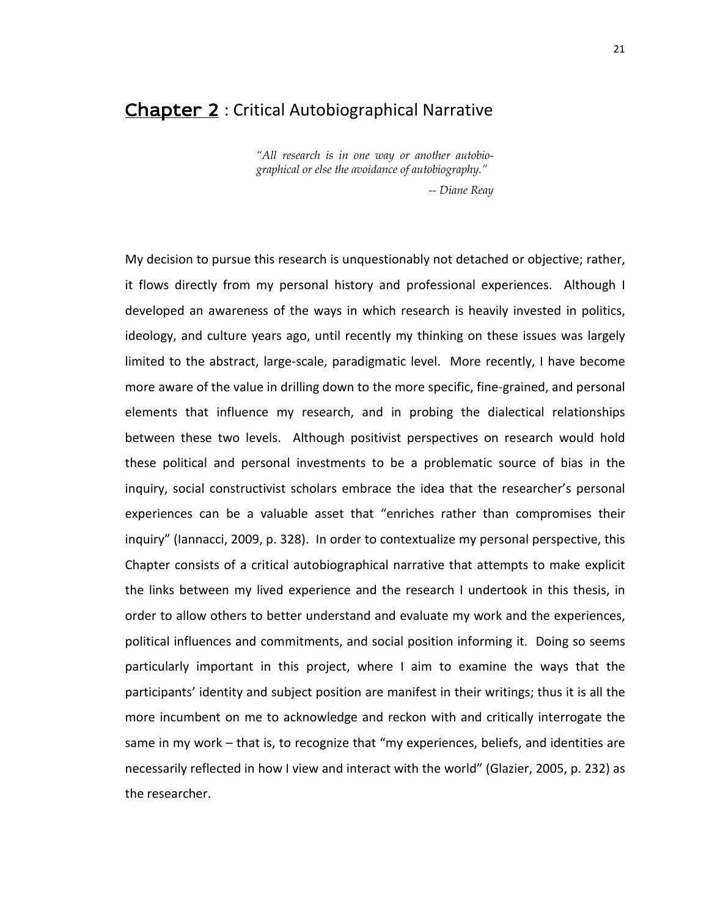# Chapter 2 : Critical Autobiographical Narrative

> *"All research is in one way or another autobiographical or else the avoidance of autobiography."*
>
> *-- Diane Reay*

My decision to pursue this research is unquestionably not detached or objective; rather, it flows directly from my personal history and professional experiences. Although I developed an awareness of the ways in which research is heavily invested in politics, ideology, and culture years ago, until recently my thinking on these issues was largely limited to the abstract, large-scale, paradigmatic level. More recently, I have become more aware of the value in drilling down to the more specific, fine-grained, and personal elements that influence my research, and in probing the dialectical relationships between these two levels. Although positivist perspectives on research would hold these political and personal investments to be a problematic source of bias in the inquiry, social constructivist scholars embrace the idea that the researcher's personal experiences can be a valuable asset that "enriches rather than compromises their inquiry" (Iannacci, 2009, p. 328). In order to contextualize my personal perspective, this Chapter consists of a critical autobiographical narrative that attempts to make explicit the links between my lived experience and the research I undertook in this thesis, in order to allow others to better understand and evaluate my work and the experiences, political influences and commitments, and social position informing it. Doing so seems particularly important in this project, where I aim to examine the ways that the participants' identity and subject position are manifest in their writings; thus it is all the more incumbent on me to acknowledge and reckon with and critically interrogate the same in my work – that is, to recognize that "my experiences, beliefs, and identities are necessarily reflected in how I view and interact with the world" (Glazier, 2005, p. 232) as the researcher.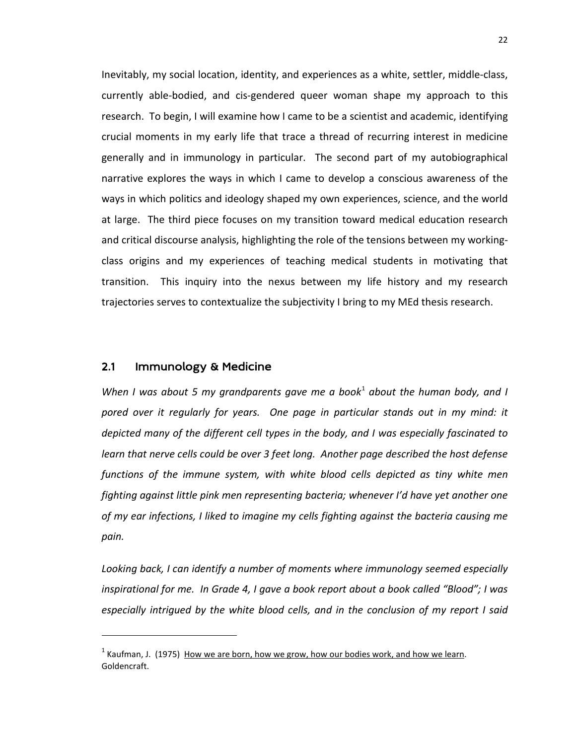Inevitably, my social location, identity, and experiences as a white, settler, middle-class, currently able-bodied, and cis-gendered queer woman shape my approach to this research. To begin, I will examine how I came to be a scientist and academic, identifying crucial moments in my early life that trace a thread of recurring interest in medicine generally and in immunology in particular. The second part of my autobiographical narrative explores the ways in which I came to develop a conscious awareness of the ways in which politics and ideology shaped my own experiences, science, and the world at large. The third piece focuses on my transition toward medical education research and critical discourse analysis, highlighting the role of the tensions between my working-class origins and my experiences of teaching medical students in motivating that transition. This inquiry into the nexus between my life history and my research trajectories serves to contextualize the subjectivity I bring to my MEd thesis research.

## 2.1 Immunology & Medicine

*When I was about 5 my grandparents gave me a book*[1] *about the human body, and I pored over it regularly for years. One page in particular stands out in my mind: it depicted many of the different cell types in the body, and I was especially fascinated to learn that nerve cells could be over 3 feet long. Another page described the host defense functions of the immune system, with white blood cells depicted as tiny white men fighting against little pink men representing bacteria; whenever I'd have yet another one of my ear infections, I liked to imagine my cells fighting against the bacteria causing me pain.*

*Looking back, I can identify a number of moments where immunology seemed especially inspirational for me. In Grade 4, I gave a book report about a book called "Blood"; I was especially intrigued by the white blood cells, and in the conclusion of my report I said*

---

[1] Kaufman, J. (1975) How we are born, how we grow, how our bodies work, and how we learn. Goldencraft.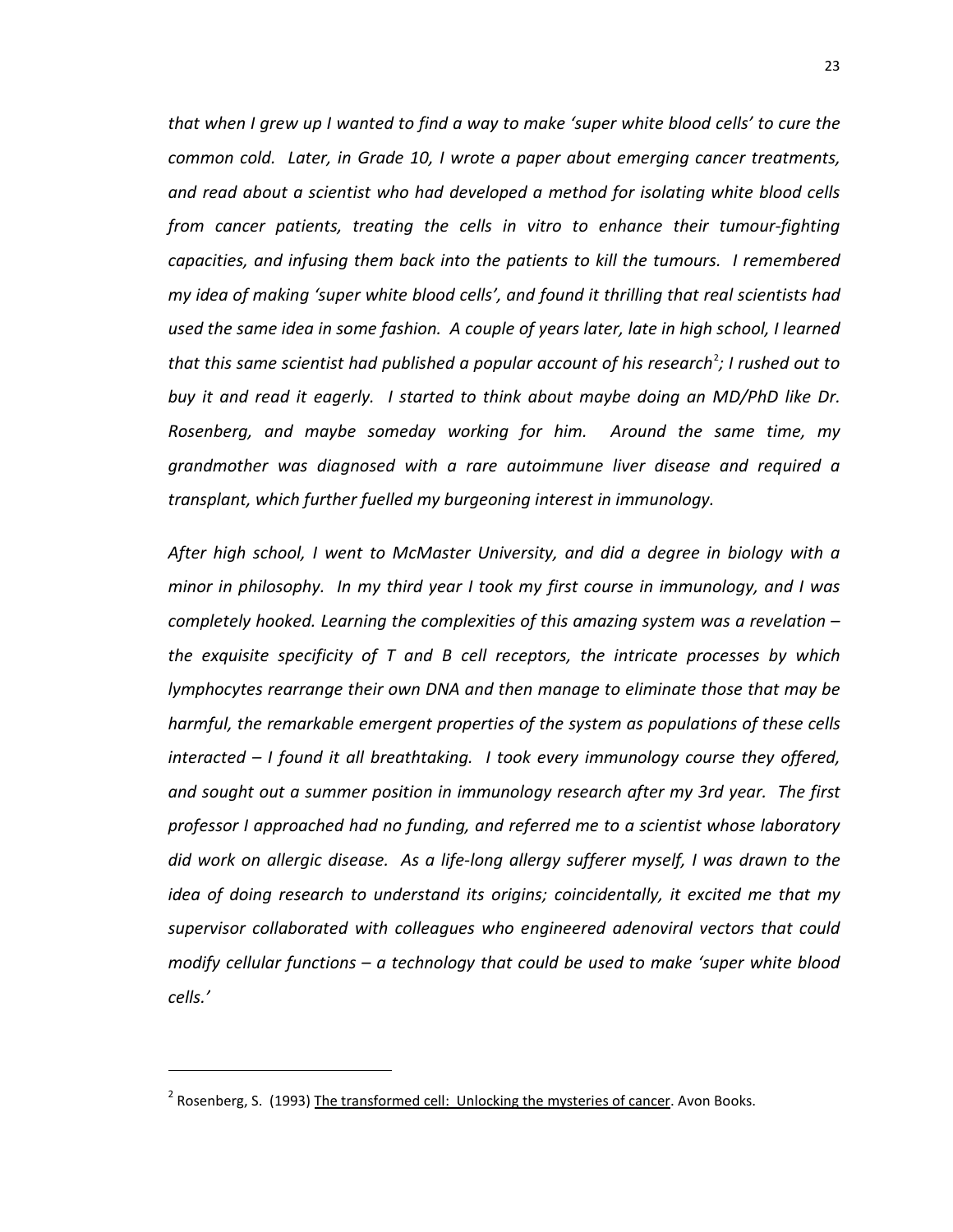*that when I grew up I wanted to find a way to make 'super white blood cells' to cure the common cold. Later, in Grade 10, I wrote a paper about emerging cancer treatments, and read about a scientist who had developed a method for isolating white blood cells from cancer patients, treating the cells in vitro to enhance their tumour-fighting capacities, and infusing them back into the patients to kill the tumours. I remembered my idea of making 'super white blood cells', and found it thrilling that real scientists had used the same idea in some fashion. A couple of years later, late in high school, I learned that this same scientist had published a popular account of his research[2]; I rushed out to buy it and read it eagerly. I started to think about maybe doing an MD/PhD like Dr. Rosenberg, and maybe someday working for him. Around the same time, my grandmother was diagnosed with a rare autoimmune liver disease and required a transplant, which further fuelled my burgeoning interest in immunology.*

*After high school, I went to McMaster University, and did a degree in biology with a minor in philosophy. In my third year I took my first course in immunology, and I was completely hooked. Learning the complexities of this amazing system was a revelation – the exquisite specificity of T and B cell receptors, the intricate processes by which lymphocytes rearrange their own DNA and then manage to eliminate those that may be harmful, the remarkable emergent properties of the system as populations of these cells interacted – I found it all breathtaking. I took every immunology course they offered, and sought out a summer position in immunology research after my 3rd year. The first professor I approached had no funding, and referred me to a scientist whose laboratory did work on allergic disease. As a life-long allergy sufferer myself, I was drawn to the idea of doing research to understand its origins; coincidentally, it excited me that my supervisor collaborated with colleagues who engineered adenoviral vectors that could modify cellular functions – a technology that could be used to make 'super white blood cells.'*

---

[2] Rosenberg, S. (1993) The transformed cell: Unlocking the mysteries of cancer. Avon Books.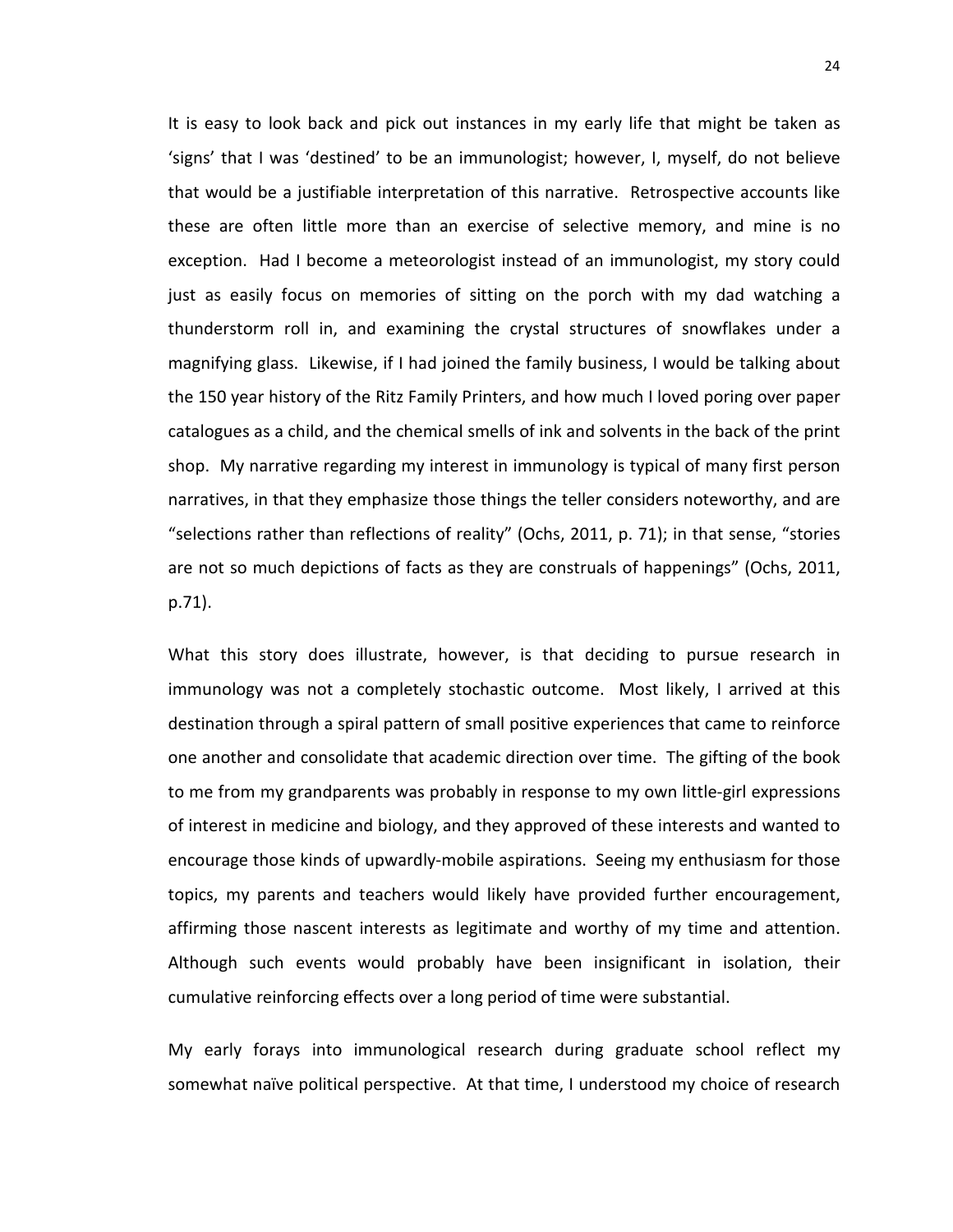It is easy to look back and pick out instances in my early life that might be taken as 'signs' that I was 'destined' to be an immunologist; however, I, myself, do not believe that would be a justifiable interpretation of this narrative. Retrospective accounts like these are often little more than an exercise of selective memory, and mine is no exception. Had I become a meteorologist instead of an immunologist, my story could just as easily focus on memories of sitting on the porch with my dad watching a thunderstorm roll in, and examining the crystal structures of snowflakes under a magnifying glass. Likewise, if I had joined the family business, I would be talking about the 150 year history of the Ritz Family Printers, and how much I loved poring over paper catalogues as a child, and the chemical smells of ink and solvents in the back of the print shop. My narrative regarding my interest in immunology is typical of many first person narratives, in that they emphasize those things the teller considers noteworthy, and are "selections rather than reflections of reality" (Ochs, 2011, p. 71); in that sense, "stories are not so much depictions of facts as they are construals of happenings" (Ochs, 2011, p.71).

What this story does illustrate, however, is that deciding to pursue research in immunology was not a completely stochastic outcome. Most likely, I arrived at this destination through a spiral pattern of small positive experiences that came to reinforce one another and consolidate that academic direction over time. The gifting of the book to me from my grandparents was probably in response to my own little-girl expressions of interest in medicine and biology, and they approved of these interests and wanted to encourage those kinds of upwardly-mobile aspirations. Seeing my enthusiasm for those topics, my parents and teachers would likely have provided further encouragement, affirming those nascent interests as legitimate and worthy of my time and attention. Although such events would probably have been insignificant in isolation, their cumulative reinforcing effects over a long period of time were substantial.

My early forays into immunological research during graduate school reflect my somewhat naïve political perspective. At that time, I understood my choice of research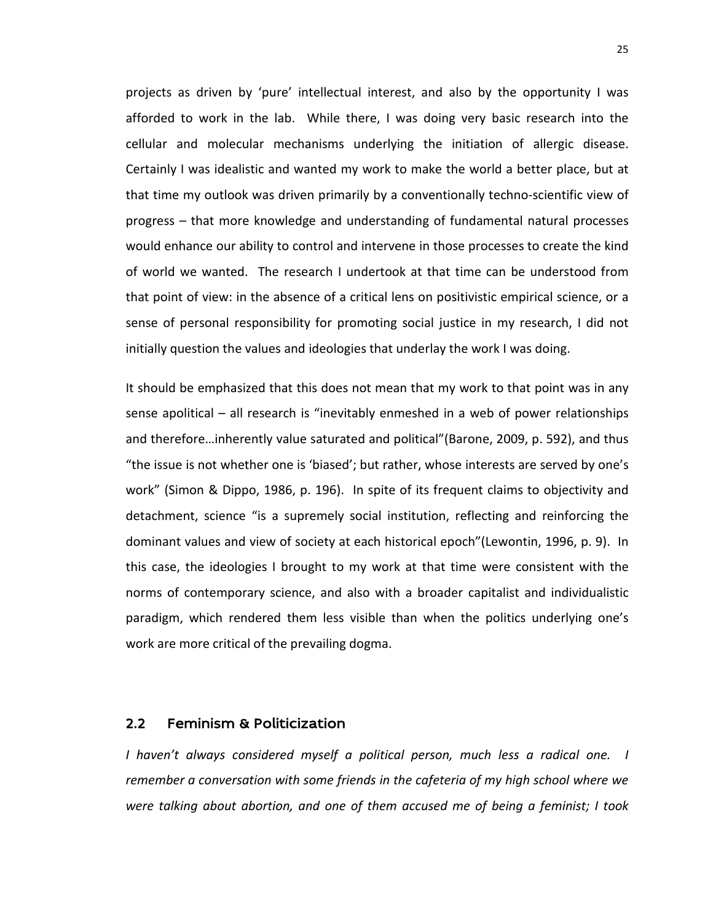projects as driven by 'pure' intellectual interest, and also by the opportunity I was afforded to work in the lab. While there, I was doing very basic research into the cellular and molecular mechanisms underlying the initiation of allergic disease. Certainly I was idealistic and wanted my work to make the world a better place, but at that time my outlook was driven primarily by a conventionally techno-scientific view of progress – that more knowledge and understanding of fundamental natural processes would enhance our ability to control and intervene in those processes to create the kind of world we wanted. The research I undertook at that time can be understood from that point of view: in the absence of a critical lens on positivistic empirical science, or a sense of personal responsibility for promoting social justice in my research, I did not initially question the values and ideologies that underlay the work I was doing.

It should be emphasized that this does not mean that my work to that point was in any sense apolitical – all research is "inevitably enmeshed in a web of power relationships and therefore…inherently value saturated and political"(Barone, 2009, p. 592), and thus "the issue is not whether one is 'biased'; but rather, whose interests are served by one's work" (Simon & Dippo, 1986, p. 196). In spite of its frequent claims to objectivity and detachment, science "is a supremely social institution, reflecting and reinforcing the dominant values and view of society at each historical epoch"(Lewontin, 1996, p. 9). In this case, the ideologies I brought to my work at that time were consistent with the norms of contemporary science, and also with a broader capitalist and individualistic paradigm, which rendered them less visible than when the politics underlying one's work are more critical of the prevailing dogma.

## 2.2 Feminism & Politicization

*I haven't always considered myself a political person, much less a radical one. I remember a conversation with some friends in the cafeteria of my high school where we were talking about abortion, and one of them accused me of being a feminist; I took*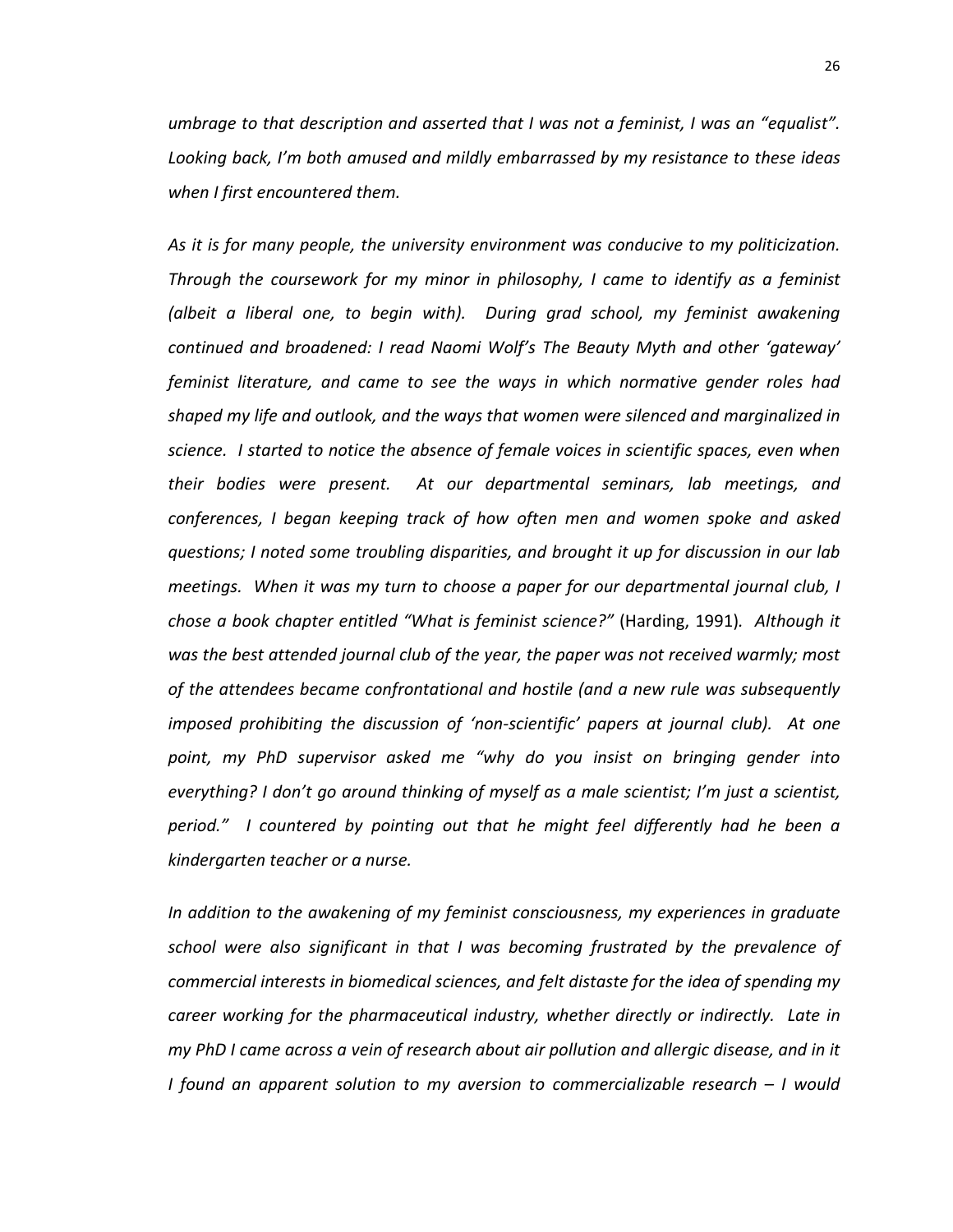*umbrage to that description and asserted that I was not a feminist, I was an "equalist". Looking back, I'm both amused and mildly embarrassed by my resistance to these ideas when I first encountered them.*

*As it is for many people, the university environment was conducive to my politicization. Through the coursework for my minor in philosophy, I came to identify as a feminist (albeit a liberal one, to begin with). During grad school, my feminist awakening continued and broadened: I read Naomi Wolf's The Beauty Myth and other 'gateway' feminist literature, and came to see the ways in which normative gender roles had shaped my life and outlook, and the ways that women were silenced and marginalized in science. I started to notice the absence of female voices in scientific spaces, even when their bodies were present. At our departmental seminars, lab meetings, and conferences, I began keeping track of how often men and women spoke and asked questions; I noted some troubling disparities, and brought it up for discussion in our lab meetings. When it was my turn to choose a paper for our departmental journal club, I chose a book chapter entitled "What is feminist science?"* (Harding, 1991)*. Although it was the best attended journal club of the year, the paper was not received warmly; most of the attendees became confrontational and hostile (and a new rule was subsequently imposed prohibiting the discussion of 'non-scientific' papers at journal club). At one point, my PhD supervisor asked me "why do you insist on bringing gender into everything? I don't go around thinking of myself as a male scientist; I'm just a scientist, period." I countered by pointing out that he might feel differently had he been a kindergarten teacher or a nurse.*

*In addition to the awakening of my feminist consciousness, my experiences in graduate school were also significant in that I was becoming frustrated by the prevalence of commercial interests in biomedical sciences, and felt distaste for the idea of spending my career working for the pharmaceutical industry, whether directly or indirectly. Late in my PhD I came across a vein of research about air pollution and allergic disease, and in it I found an apparent solution to my aversion to commercializable research – I would*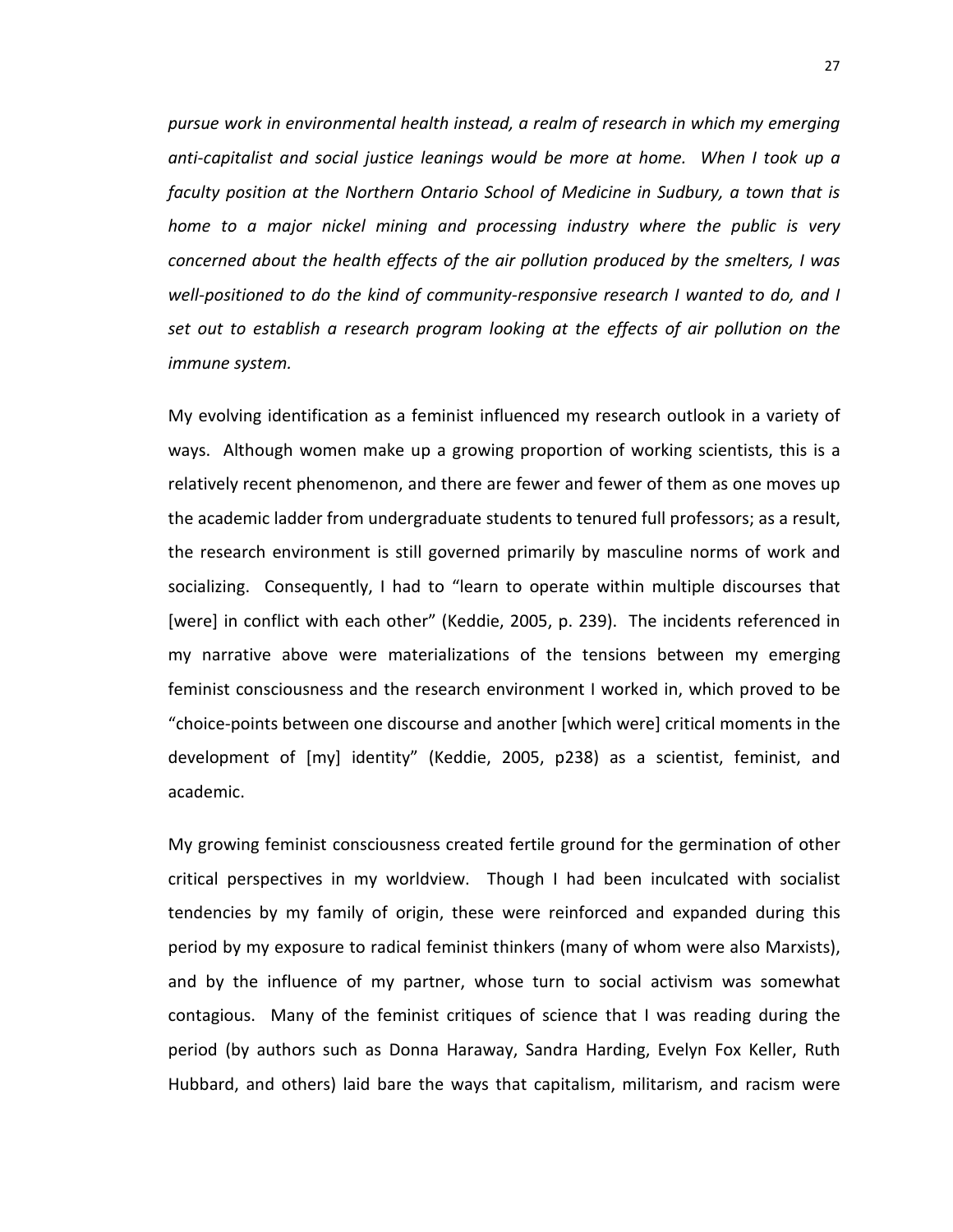*pursue work in environmental health instead, a realm of research in which my emerging anti-capitalist and social justice leanings would be more at home. When I took up a faculty position at the Northern Ontario School of Medicine in Sudbury, a town that is home to a major nickel mining and processing industry where the public is very concerned about the health effects of the air pollution produced by the smelters, I was well-positioned to do the kind of community-responsive research I wanted to do, and I set out to establish a research program looking at the effects of air pollution on the immune system.*

My evolving identification as a feminist influenced my research outlook in a variety of ways. Although women make up a growing proportion of working scientists, this is a relatively recent phenomenon, and there are fewer and fewer of them as one moves up the academic ladder from undergraduate students to tenured full professors; as a result, the research environment is still governed primarily by masculine norms of work and socializing. Consequently, I had to "learn to operate within multiple discourses that [were] in conflict with each other" (Keddie, 2005, p. 239). The incidents referenced in my narrative above were materializations of the tensions between my emerging feminist consciousness and the research environment I worked in, which proved to be "choice-points between one discourse and another [which were] critical moments in the development of [my] identity" (Keddie, 2005, p238) as a scientist, feminist, and academic.

My growing feminist consciousness created fertile ground for the germination of other critical perspectives in my worldview. Though I had been inculcated with socialist tendencies by my family of origin, these were reinforced and expanded during this period by my exposure to radical feminist thinkers (many of whom were also Marxists), and by the influence of my partner, whose turn to social activism was somewhat contagious. Many of the feminist critiques of science that I was reading during the period (by authors such as Donna Haraway, Sandra Harding, Evelyn Fox Keller, Ruth Hubbard, and others) laid bare the ways that capitalism, militarism, and racism were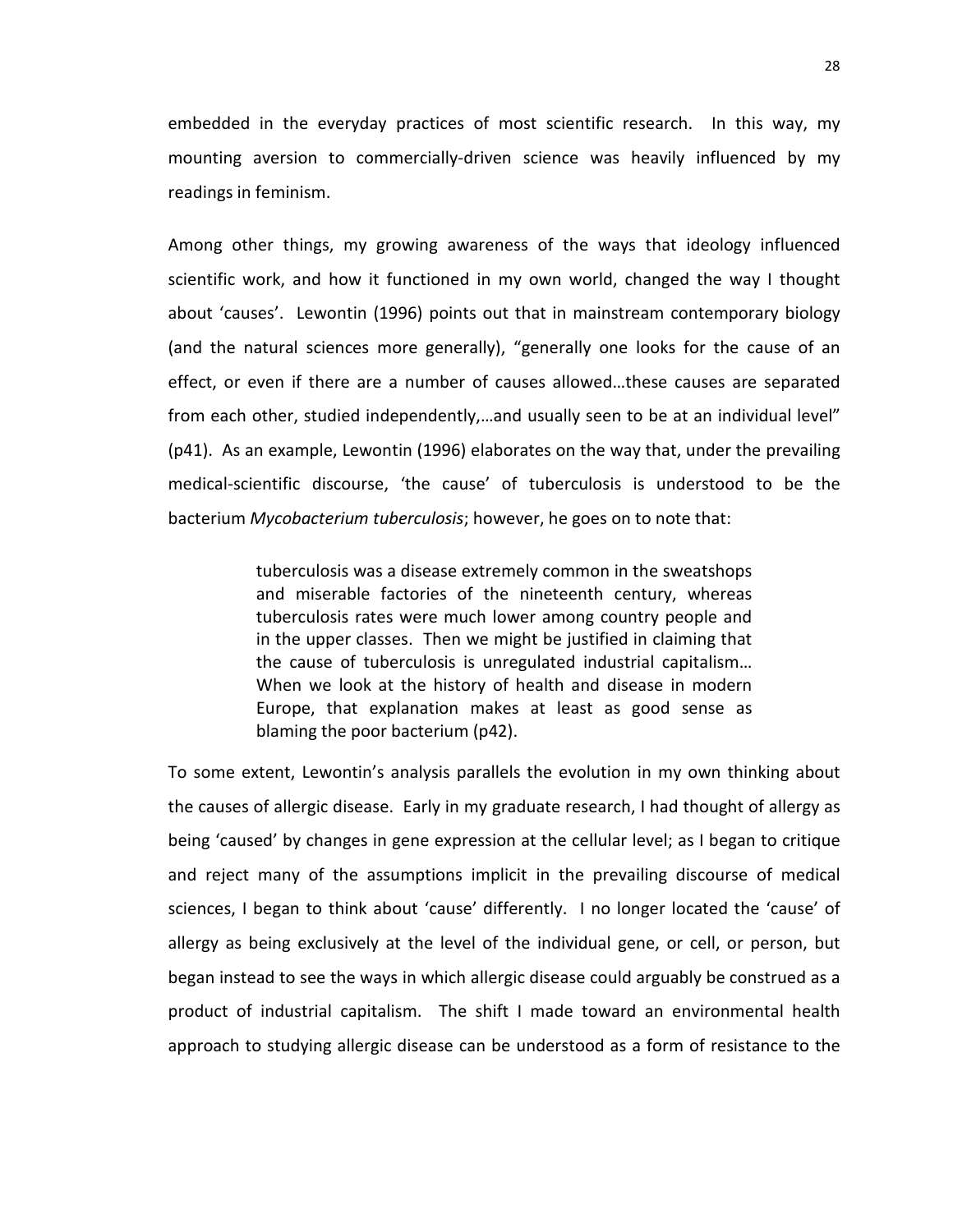embedded in the everyday practices of most scientific research. In this way, my mounting aversion to commercially-driven science was heavily influenced by my readings in feminism.

Among other things, my growing awareness of the ways that ideology influenced scientific work, and how it functioned in my own world, changed the way I thought about 'causes'. Lewontin (1996) points out that in mainstream contemporary biology (and the natural sciences more generally), "generally one looks for the cause of an effect, or even if there are a number of causes allowed…these causes are separated from each other, studied independently,…and usually seen to be at an individual level" (p41). As an example, Lewontin (1996) elaborates on the way that, under the prevailing medical-scientific discourse, 'the cause' of tuberculosis is understood to be the bacterium *Mycobacterium tuberculosis*; however, he goes on to note that:

> tuberculosis was a disease extremely common in the sweatshops and miserable factories of the nineteenth century, whereas tuberculosis rates were much lower among country people and in the upper classes. Then we might be justified in claiming that the cause of tuberculosis is unregulated industrial capitalism… When we look at the history of health and disease in modern Europe, that explanation makes at least as good sense as blaming the poor bacterium (p42).

To some extent, Lewontin's analysis parallels the evolution in my own thinking about the causes of allergic disease. Early in my graduate research, I had thought of allergy as being 'caused' by changes in gene expression at the cellular level; as I began to critique and reject many of the assumptions implicit in the prevailing discourse of medical sciences, I began to think about 'cause' differently. I no longer located the 'cause' of allergy as being exclusively at the level of the individual gene, or cell, or person, but began instead to see the ways in which allergic disease could arguably be construed as a product of industrial capitalism. The shift I made toward an environmental health approach to studying allergic disease can be understood as a form of resistance to the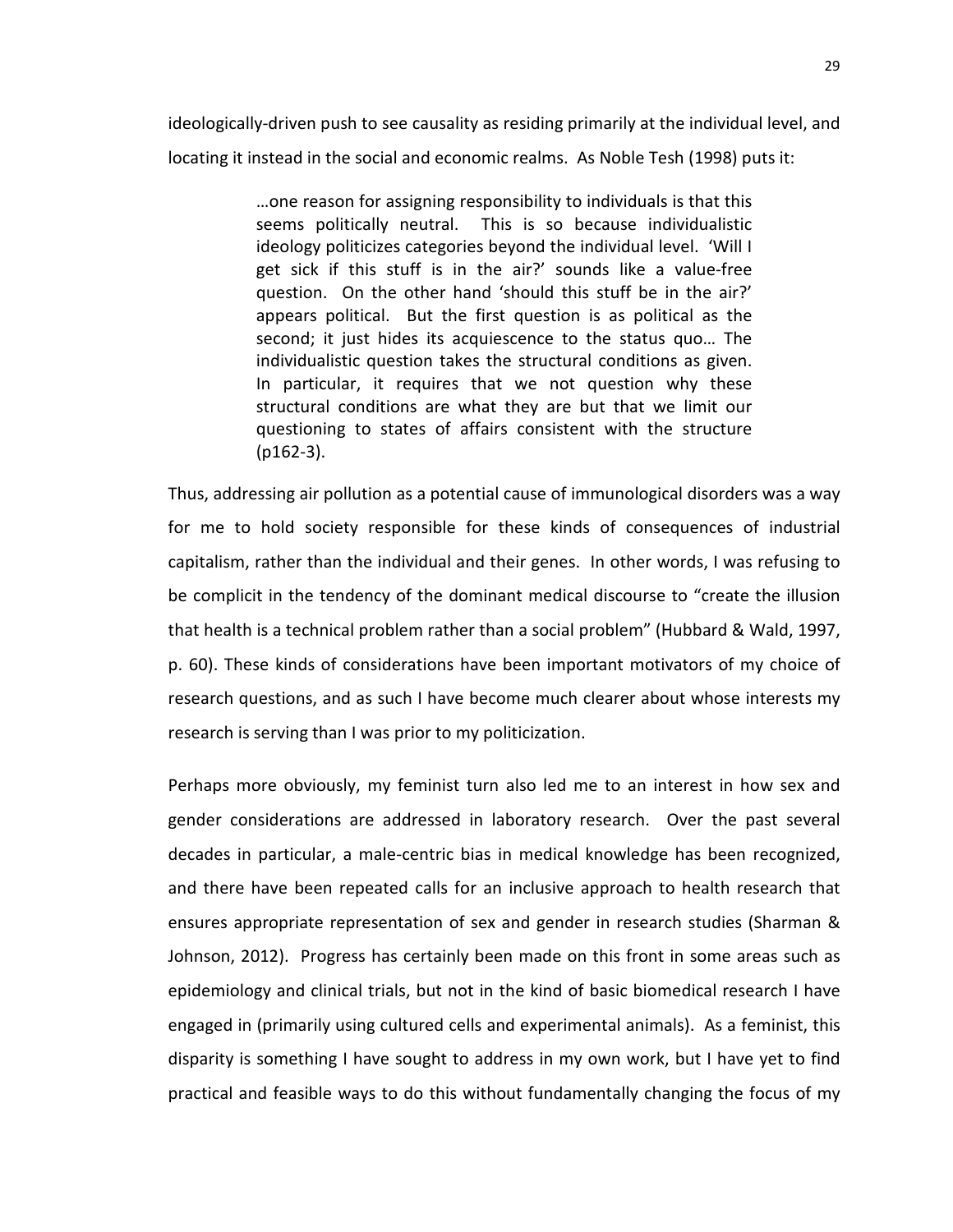ideologically-driven push to see causality as residing primarily at the individual level, and locating it instead in the social and economic realms. As Noble Tesh (1998) puts it:

> …one reason for assigning responsibility to individuals is that this seems politically neutral. This is so because individualistic ideology politicizes categories beyond the individual level. 'Will I get sick if this stuff is in the air?' sounds like a value-free question. On the other hand 'should this stuff be in the air?' appears political. But the first question is as political as the second; it just hides its acquiescence to the status quo… The individualistic question takes the structural conditions as given. In particular, it requires that we not question why these structural conditions are what they are but that we limit our questioning to states of affairs consistent with the structure (p162-3).

Thus, addressing air pollution as a potential cause of immunological disorders was a way for me to hold society responsible for these kinds of consequences of industrial capitalism, rather than the individual and their genes. In other words, I was refusing to be complicit in the tendency of the dominant medical discourse to "create the illusion that health is a technical problem rather than a social problem" (Hubbard & Wald, 1997, p. 60). These kinds of considerations have been important motivators of my choice of research questions, and as such I have become much clearer about whose interests my research is serving than I was prior to my politicization.

Perhaps more obviously, my feminist turn also led me to an interest in how sex and gender considerations are addressed in laboratory research. Over the past several decades in particular, a male-centric bias in medical knowledge has been recognized, and there have been repeated calls for an inclusive approach to health research that ensures appropriate representation of sex and gender in research studies (Sharman & Johnson, 2012). Progress has certainly been made on this front in some areas such as epidemiology and clinical trials, but not in the kind of basic biomedical research I have engaged in (primarily using cultured cells and experimental animals). As a feminist, this disparity is something I have sought to address in my own work, but I have yet to find practical and feasible ways to do this without fundamentally changing the focus of my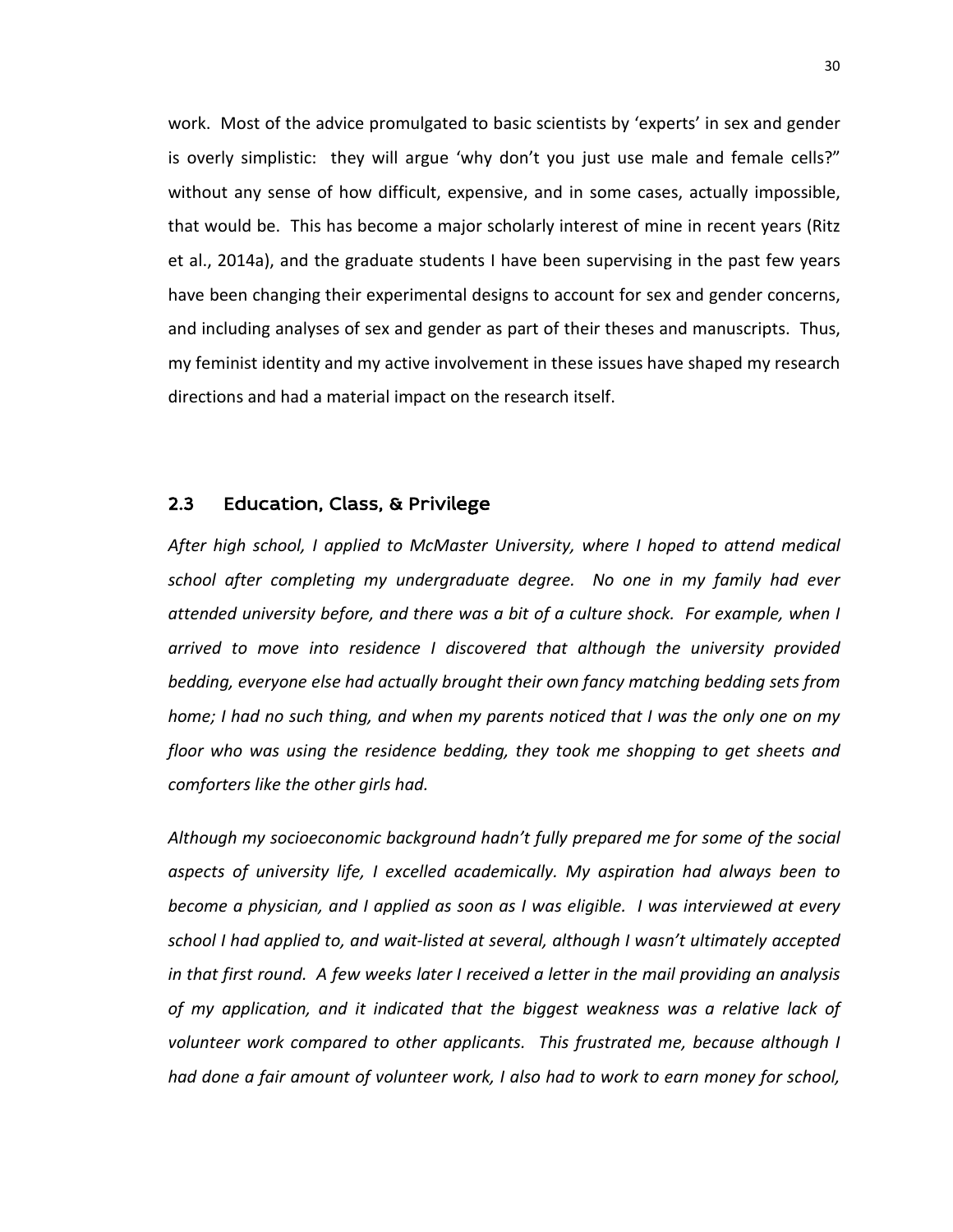work. Most of the advice promulgated to basic scientists by 'experts' in sex and gender is overly simplistic: they will argue 'why don't you just use male and female cells?" without any sense of how difficult, expensive, and in some cases, actually impossible, that would be. This has become a major scholarly interest of mine in recent years (Ritz et al., 2014a), and the graduate students I have been supervising in the past few years have been changing their experimental designs to account for sex and gender concerns, and including analyses of sex and gender as part of their theses and manuscripts. Thus, my feminist identity and my active involvement in these issues have shaped my research directions and had a material impact on the research itself.

## 2.3 Education, Class, & Privilege

*After high school, I applied to McMaster University, where I hoped to attend medical school after completing my undergraduate degree. No one in my family had ever attended university before, and there was a bit of a culture shock. For example, when I arrived to move into residence I discovered that although the university provided bedding, everyone else had actually brought their own fancy matching bedding sets from home; I had no such thing, and when my parents noticed that I was the only one on my floor who was using the residence bedding, they took me shopping to get sheets and comforters like the other girls had.*

*Although my socioeconomic background hadn't fully prepared me for some of the social aspects of university life, I excelled academically. My aspiration had always been to become a physician, and I applied as soon as I was eligible. I was interviewed at every school I had applied to, and wait-listed at several, although I wasn't ultimately accepted in that first round. A few weeks later I received a letter in the mail providing an analysis of my application, and it indicated that the biggest weakness was a relative lack of volunteer work compared to other applicants. This frustrated me, because although I had done a fair amount of volunteer work, I also had to work to earn money for school,*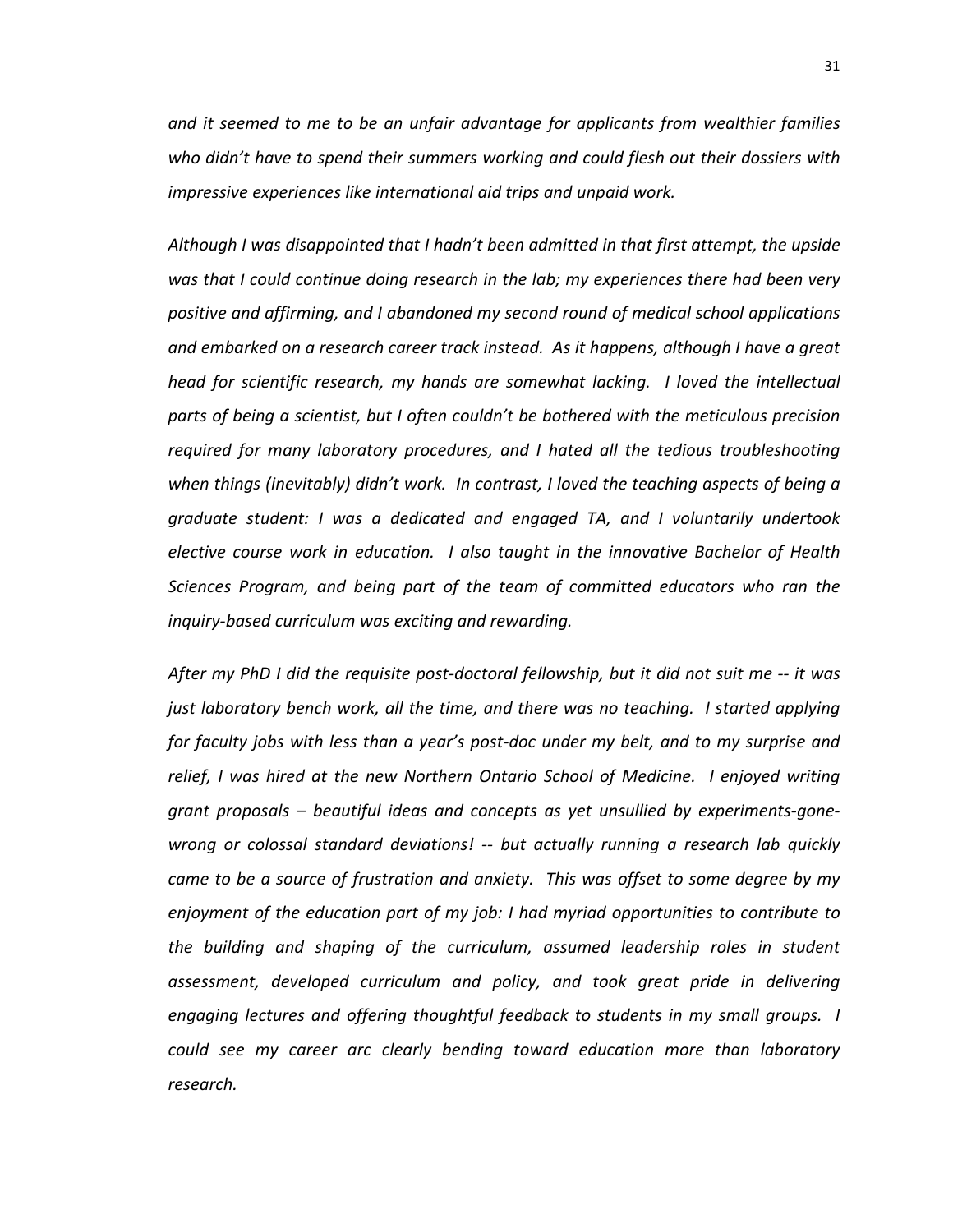*and it seemed to me to be an unfair advantage for applicants from wealthier families who didn't have to spend their summers working and could flesh out their dossiers with impressive experiences like international aid trips and unpaid work.*

*Although I was disappointed that I hadn't been admitted in that first attempt, the upside was that I could continue doing research in the lab; my experiences there had been very positive and affirming, and I abandoned my second round of medical school applications and embarked on a research career track instead. As it happens, although I have a great head for scientific research, my hands are somewhat lacking. I loved the intellectual parts of being a scientist, but I often couldn't be bothered with the meticulous precision required for many laboratory procedures, and I hated all the tedious troubleshooting when things (inevitably) didn't work. In contrast, I loved the teaching aspects of being a graduate student: I was a dedicated and engaged TA, and I voluntarily undertook elective course work in education. I also taught in the innovative Bachelor of Health Sciences Program, and being part of the team of committed educators who ran the inquiry-based curriculum was exciting and rewarding.*

*After my PhD I did the requisite post-doctoral fellowship, but it did not suit me -- it was just laboratory bench work, all the time, and there was no teaching. I started applying for faculty jobs with less than a year's post-doc under my belt, and to my surprise and relief, I was hired at the new Northern Ontario School of Medicine. I enjoyed writing grant proposals – beautiful ideas and concepts as yet unsullied by experiments-gone-wrong or colossal standard deviations! -- but actually running a research lab quickly came to be a source of frustration and anxiety. This was offset to some degree by my enjoyment of the education part of my job: I had myriad opportunities to contribute to the building and shaping of the curriculum, assumed leadership roles in student assessment, developed curriculum and policy, and took great pride in delivering engaging lectures and offering thoughtful feedback to students in my small groups. I could see my career arc clearly bending toward education more than laboratory research.*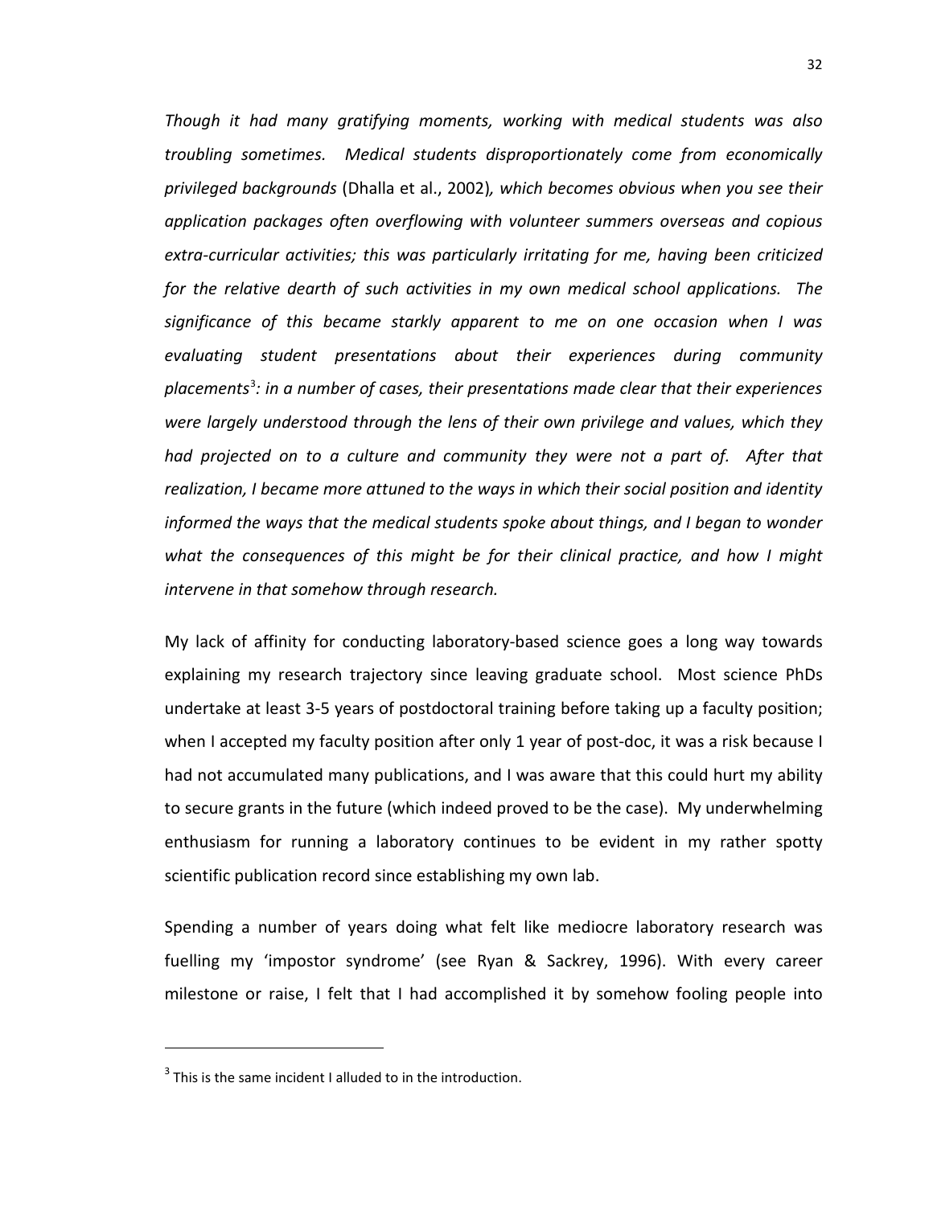*Though it had many gratifying moments, working with medical students was also troubling sometimes. Medical students disproportionately come from economically privileged backgrounds* (Dhalla et al., 2002)*, which becomes obvious when you see their application packages often overflowing with volunteer summers overseas and copious extra-curricular activities; this was particularly irritating for me, having been criticized for the relative dearth of such activities in my own medical school applications. The significance of this became starkly apparent to me on one occasion when I was evaluating student presentations about their experiences during community placements*[3]*: in a number of cases, their presentations made clear that their experiences were largely understood through the lens of their own privilege and values, which they had projected on to a culture and community they were not a part of. After that realization, I became more attuned to the ways in which their social position and identity informed the ways that the medical students spoke about things, and I began to wonder what the consequences of this might be for their clinical practice, and how I might intervene in that somehow through research.*

My lack of affinity for conducting laboratory-based science goes a long way towards explaining my research trajectory since leaving graduate school. Most science PhDs undertake at least 3-5 years of postdoctoral training before taking up a faculty position; when I accepted my faculty position after only 1 year of post-doc, it was a risk because I had not accumulated many publications, and I was aware that this could hurt my ability to secure grants in the future (which indeed proved to be the case). My underwhelming enthusiasm for running a laboratory continues to be evident in my rather spotty scientific publication record since establishing my own lab.

Spending a number of years doing what felt like mediocre laboratory research was fuelling my 'impostor syndrome' (see Ryan & Sackrey, 1996). With every career milestone or raise, I felt that I had accomplished it by somehow fooling people into

[3] This is the same incident I alluded to in the introduction.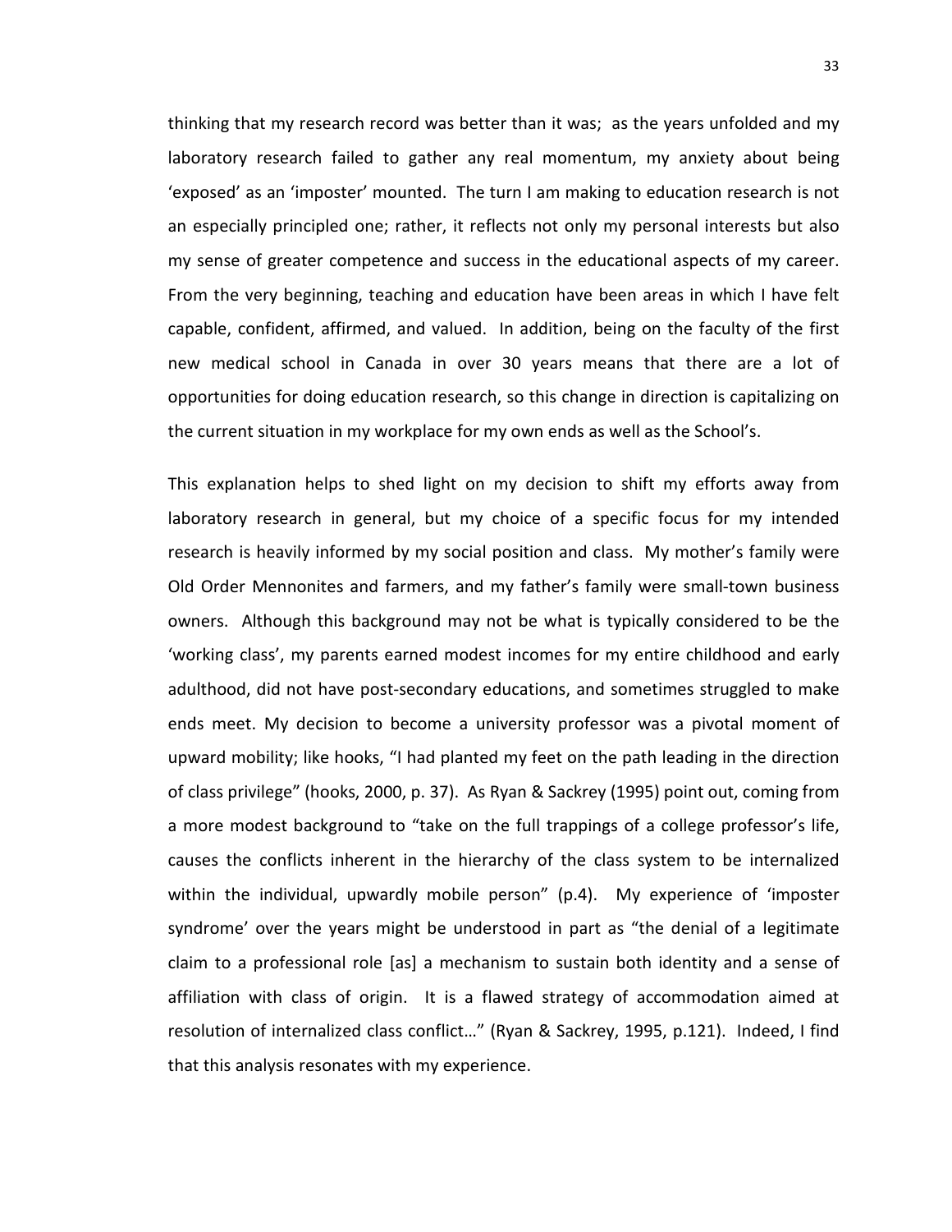thinking that my research record was better than it was;  as the years unfolded and my laboratory research failed to gather any real momentum, my anxiety about being 'exposed' as an 'imposter' mounted.  The turn I am making to education research is not an especially principled one; rather, it reflects not only my personal interests but also my sense of greater competence and success in the educational aspects of my career. From the very beginning, teaching and education have been areas in which I have felt capable, confident, affirmed, and valued.  In addition, being on the faculty of the first new medical school in Canada in over 30 years means that there are a lot of opportunities for doing education research, so this change in direction is capitalizing on the current situation in my workplace for my own ends as well as the School's.

This explanation helps to shed light on my decision to shift my efforts away from laboratory research in general, but my choice of a specific focus for my intended research is heavily informed by my social position and class.  My mother's family were Old Order Mennonites and farmers, and my father's family were small-town business owners.  Although this background may not be what is typically considered to be the 'working class', my parents earned modest incomes for my entire childhood and early adulthood, did not have post-secondary educations, and sometimes struggled to make ends meet. My decision to become a university professor was a pivotal moment of upward mobility; like hooks, "I had planted my feet on the path leading in the direction of class privilege" (hooks, 2000, p. 37).  As Ryan & Sackrey (1995) point out, coming from a more modest background to "take on the full trappings of a college professor's life, causes the conflicts inherent in the hierarchy of the class system to be internalized within the individual, upwardly mobile person" (p.4).  My experience of 'imposter syndrome' over the years might be understood in part as "the denial of a legitimate claim to a professional role [as] a mechanism to sustain both identity and a sense of affiliation with class of origin.  It is a flawed strategy of accommodation aimed at resolution of internalized class conflict…" (Ryan & Sackrey, 1995, p.121).  Indeed, I find that this analysis resonates with my experience.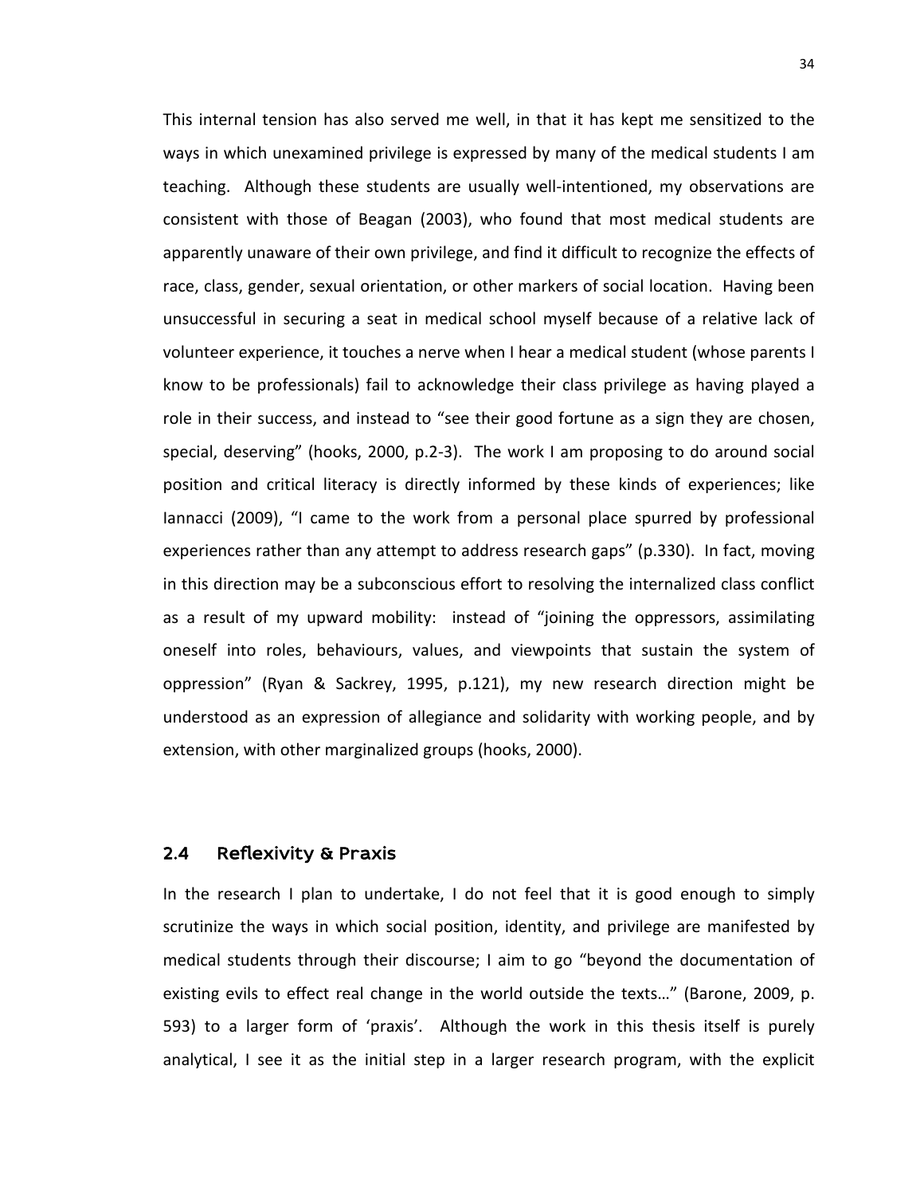This internal tension has also served me well, in that it has kept me sensitized to the ways in which unexamined privilege is expressed by many of the medical students I am teaching. Although these students are usually well-intentioned, my observations are consistent with those of Beagan (2003), who found that most medical students are apparently unaware of their own privilege, and find it difficult to recognize the effects of race, class, gender, sexual orientation, or other markers of social location. Having been unsuccessful in securing a seat in medical school myself because of a relative lack of volunteer experience, it touches a nerve when I hear a medical student (whose parents I know to be professionals) fail to acknowledge their class privilege as having played a role in their success, and instead to "see their good fortune as a sign they are chosen, special, deserving" (hooks, 2000, p.2-3). The work I am proposing to do around social position and critical literacy is directly informed by these kinds of experiences; like Iannacci (2009), "I came to the work from a personal place spurred by professional experiences rather than any attempt to address research gaps" (p.330). In fact, moving in this direction may be a subconscious effort to resolving the internalized class conflict as a result of my upward mobility: instead of "joining the oppressors, assimilating oneself into roles, behaviours, values, and viewpoints that sustain the system of oppression" (Ryan & Sackrey, 1995, p.121), my new research direction might be understood as an expression of allegiance and solidarity with working people, and by extension, with other marginalized groups (hooks, 2000).

## 2.4 Reflexivity & Praxis

In the research I plan to undertake, I do not feel that it is good enough to simply scrutinize the ways in which social position, identity, and privilege are manifested by medical students through their discourse; I aim to go "beyond the documentation of existing evils to effect real change in the world outside the texts…" (Barone, 2009, p. 593) to a larger form of 'praxis'. Although the work in this thesis itself is purely analytical, I see it as the initial step in a larger research program, with the explicit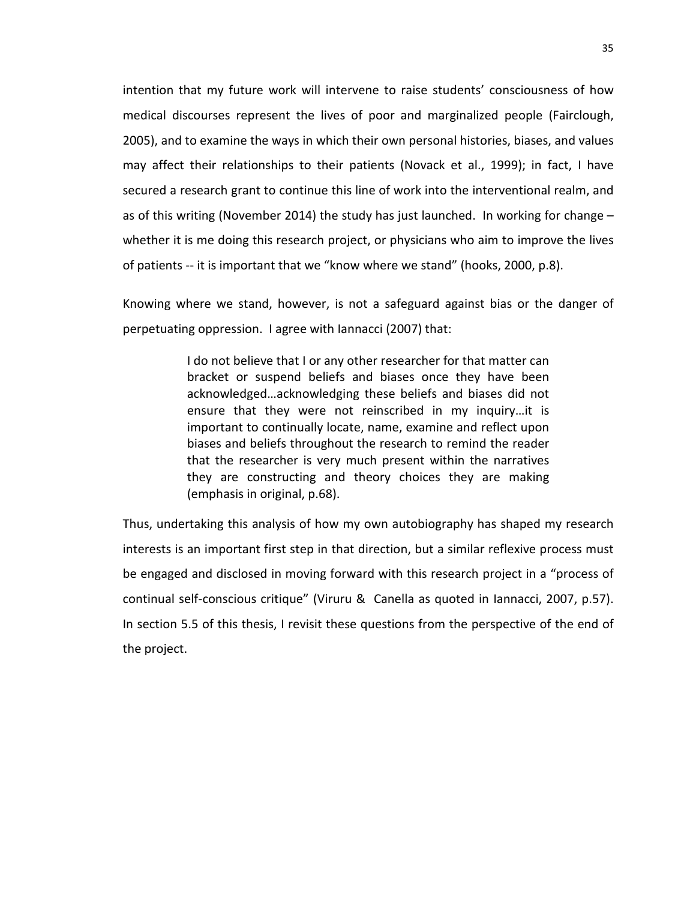intention that my future work will intervene to raise students' consciousness of how medical discourses represent the lives of poor and marginalized people (Fairclough, 2005), and to examine the ways in which their own personal histories, biases, and values may affect their relationships to their patients (Novack et al., 1999); in fact, I have secured a research grant to continue this line of work into the interventional realm, and as of this writing (November 2014) the study has just launched. In working for change – whether it is me doing this research project, or physicians who aim to improve the lives of patients -- it is important that we "know where we stand" (hooks, 2000, p.8).

Knowing where we stand, however, is not a safeguard against bias or the danger of perpetuating oppression. I agree with Iannacci (2007) that:

> I do not believe that I or any other researcher for that matter can bracket or suspend beliefs and biases once they have been acknowledged…acknowledging these beliefs and biases did not ensure that they were not reinscribed in my inquiry…it is important to continually locate, name, examine and reflect upon biases and beliefs throughout the research to remind the reader that the researcher is very much present within the narratives they are constructing and theory choices they are making (emphasis in original, p.68).

Thus, undertaking this analysis of how my own autobiography has shaped my research interests is an important first step in that direction, but a similar reflexive process must be engaged and disclosed in moving forward with this research project in a "process of continual self-conscious critique" (Viruru & Canella as quoted in Iannacci, 2007, p.57). In section 5.5 of this thesis, I revisit these questions from the perspective of the end of the project.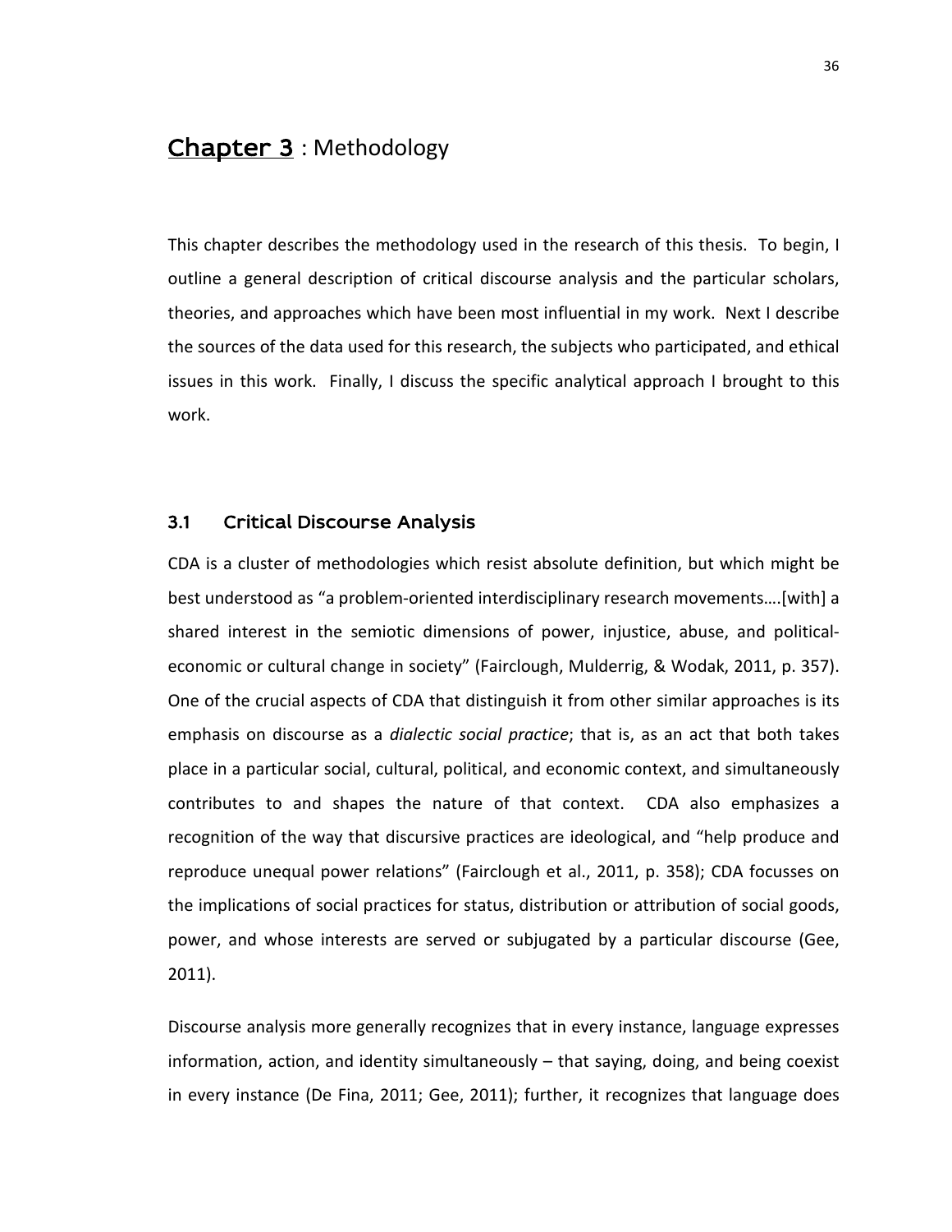# Chapter 3 : Methodology

This chapter describes the methodology used in the research of this thesis. To begin, I outline a general description of critical discourse analysis and the particular scholars, theories, and approaches which have been most influential in my work. Next I describe the sources of the data used for this research, the subjects who participated, and ethical issues in this work. Finally, I discuss the specific analytical approach I brought to this work.

## 3.1 Critical Discourse Analysis

CDA is a cluster of methodologies which resist absolute definition, but which might be best understood as "a problem-oriented interdisciplinary research movements….[with] a shared interest in the semiotic dimensions of power, injustice, abuse, and political-economic or cultural change in society" (Fairclough, Mulderrig, & Wodak, 2011, p. 357). One of the crucial aspects of CDA that distinguish it from other similar approaches is its emphasis on discourse as a *dialectic social practice*; that is, as an act that both takes place in a particular social, cultural, political, and economic context, and simultaneously contributes to and shapes the nature of that context. CDA also emphasizes a recognition of the way that discursive practices are ideological, and "help produce and reproduce unequal power relations" (Fairclough et al., 2011, p. 358); CDA focusses on the implications of social practices for status, distribution or attribution of social goods, power, and whose interests are served or subjugated by a particular discourse (Gee, 2011).

Discourse analysis more generally recognizes that in every instance, language expresses information, action, and identity simultaneously – that saying, doing, and being coexist in every instance (De Fina, 2011; Gee, 2011); further, it recognizes that language does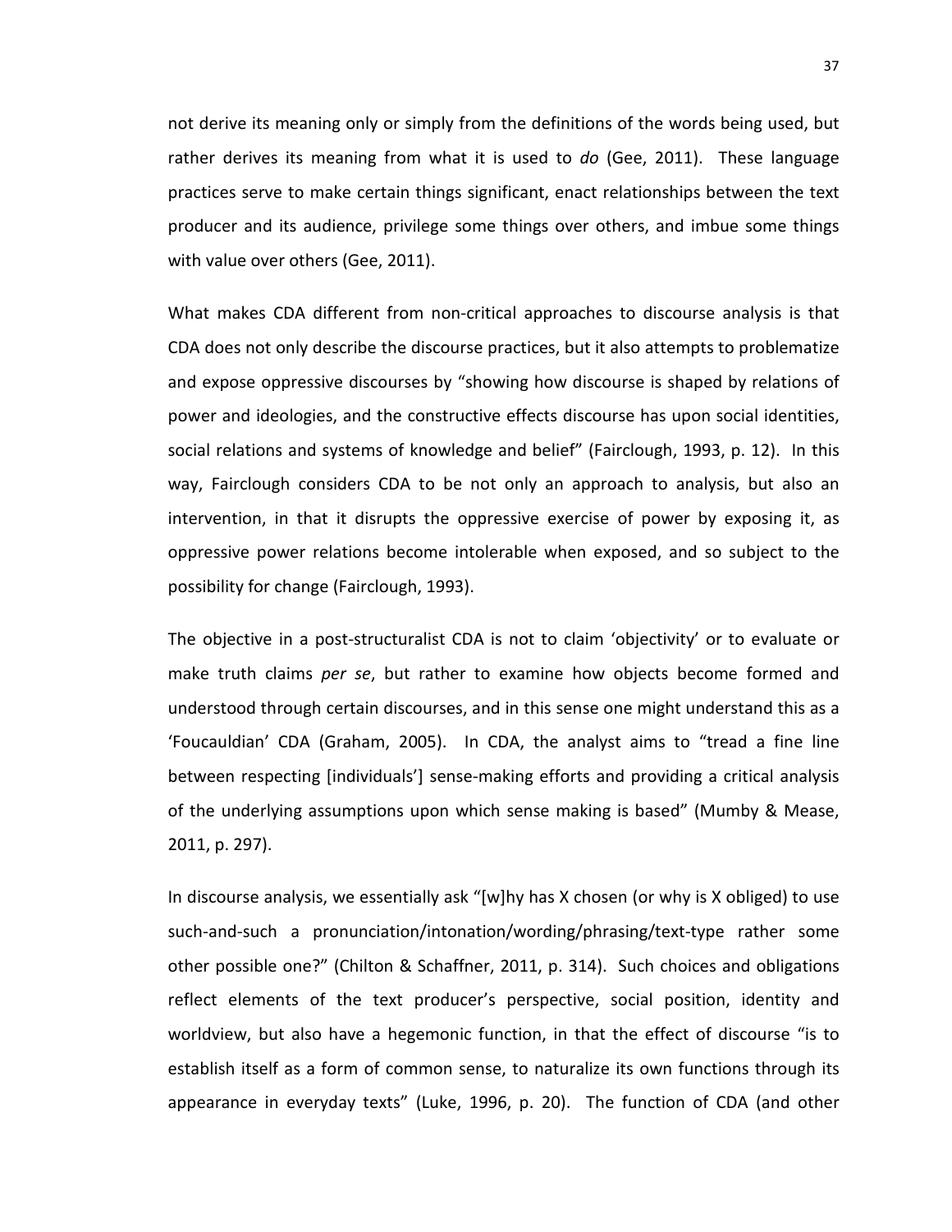not derive its meaning only or simply from the definitions of the words being used, but rather derives its meaning from what it is used to *do* (Gee, 2011). These language practices serve to make certain things significant, enact relationships between the text producer and its audience, privilege some things over others, and imbue some things with value over others (Gee, 2011).

What makes CDA different from non-critical approaches to discourse analysis is that CDA does not only describe the discourse practices, but it also attempts to problematize and expose oppressive discourses by "showing how discourse is shaped by relations of power and ideologies, and the constructive effects discourse has upon social identities, social relations and systems of knowledge and belief" (Fairclough, 1993, p. 12). In this way, Fairclough considers CDA to be not only an approach to analysis, but also an intervention, in that it disrupts the oppressive exercise of power by exposing it, as oppressive power relations become intolerable when exposed, and so subject to the possibility for change (Fairclough, 1993).

The objective in a post-structuralist CDA is not to claim 'objectivity' or to evaluate or make truth claims *per se*, but rather to examine how objects become formed and understood through certain discourses, and in this sense one might understand this as a 'Foucauldian' CDA (Graham, 2005). In CDA, the analyst aims to "tread a fine line between respecting [individuals'] sense-making efforts and providing a critical analysis of the underlying assumptions upon which sense making is based" (Mumby & Mease, 2011, p. 297).

In discourse analysis, we essentially ask "[w]hy has X chosen (or why is X obliged) to use such-and-such a pronunciation/intonation/wording/phrasing/text-type rather some other possible one?" (Chilton & Schaffner, 2011, p. 314). Such choices and obligations reflect elements of the text producer's perspective, social position, identity and worldview, but also have a hegemonic function, in that the effect of discourse "is to establish itself as a form of common sense, to naturalize its own functions through its appearance in everyday texts" (Luke, 1996, p. 20). The function of CDA (and other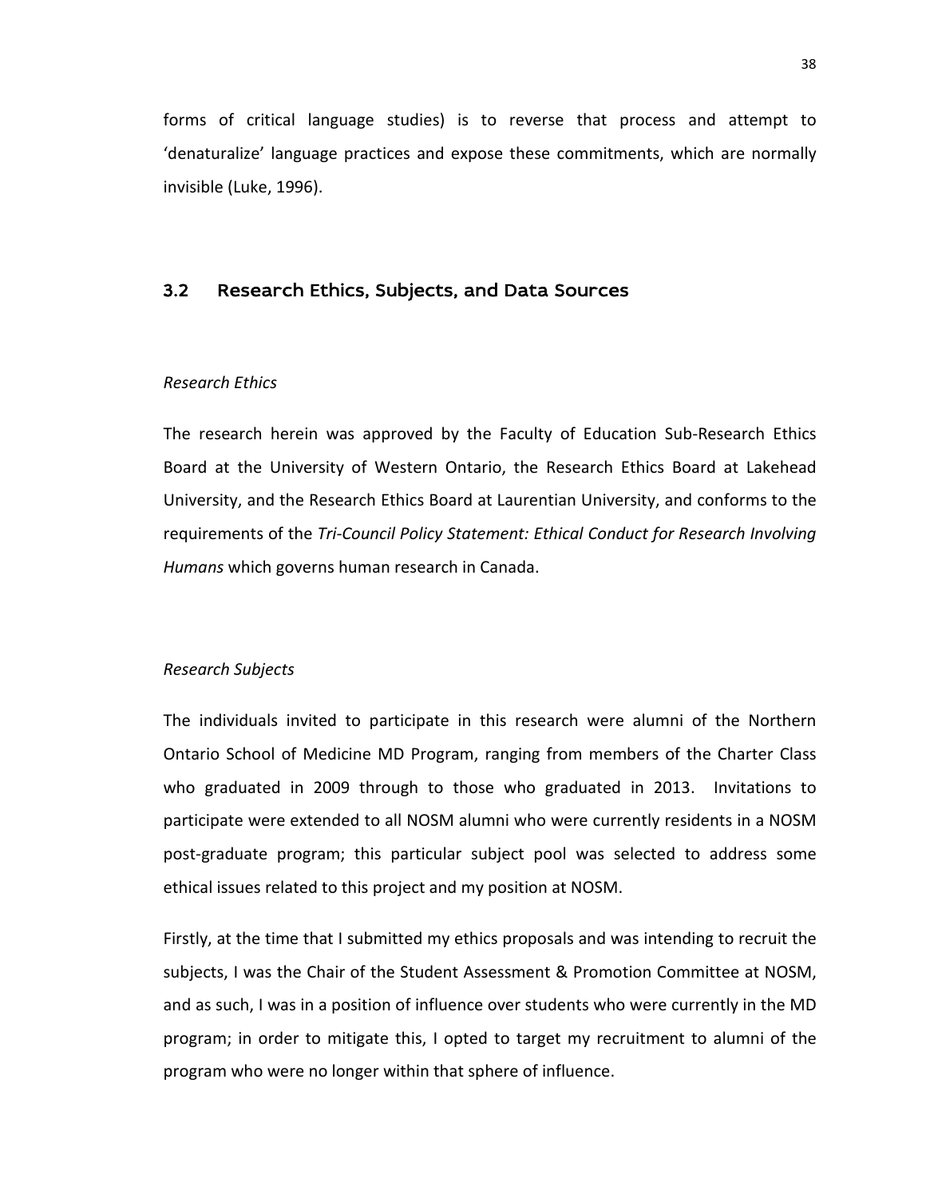forms of critical language studies) is to reverse that process and attempt to 'denaturalize' language practices and expose these commitments, which are normally invisible (Luke, 1996).

## 3.2 Research Ethics, Subjects, and Data Sources

*Research Ethics*

The research herein was approved by the Faculty of Education Sub-Research Ethics Board at the University of Western Ontario, the Research Ethics Board at Lakehead University, and the Research Ethics Board at Laurentian University, and conforms to the requirements of the *Tri-Council Policy Statement: Ethical Conduct for Research Involving Humans* which governs human research in Canada.

*Research Subjects*

The individuals invited to participate in this research were alumni of the Northern Ontario School of Medicine MD Program, ranging from members of the Charter Class who graduated in 2009 through to those who graduated in 2013. Invitations to participate were extended to all NOSM alumni who were currently residents in a NOSM post-graduate program; this particular subject pool was selected to address some ethical issues related to this project and my position at NOSM.

Firstly, at the time that I submitted my ethics proposals and was intending to recruit the subjects, I was the Chair of the Student Assessment & Promotion Committee at NOSM, and as such, I was in a position of influence over students who were currently in the MD program; in order to mitigate this, I opted to target my recruitment to alumni of the program who were no longer within that sphere of influence.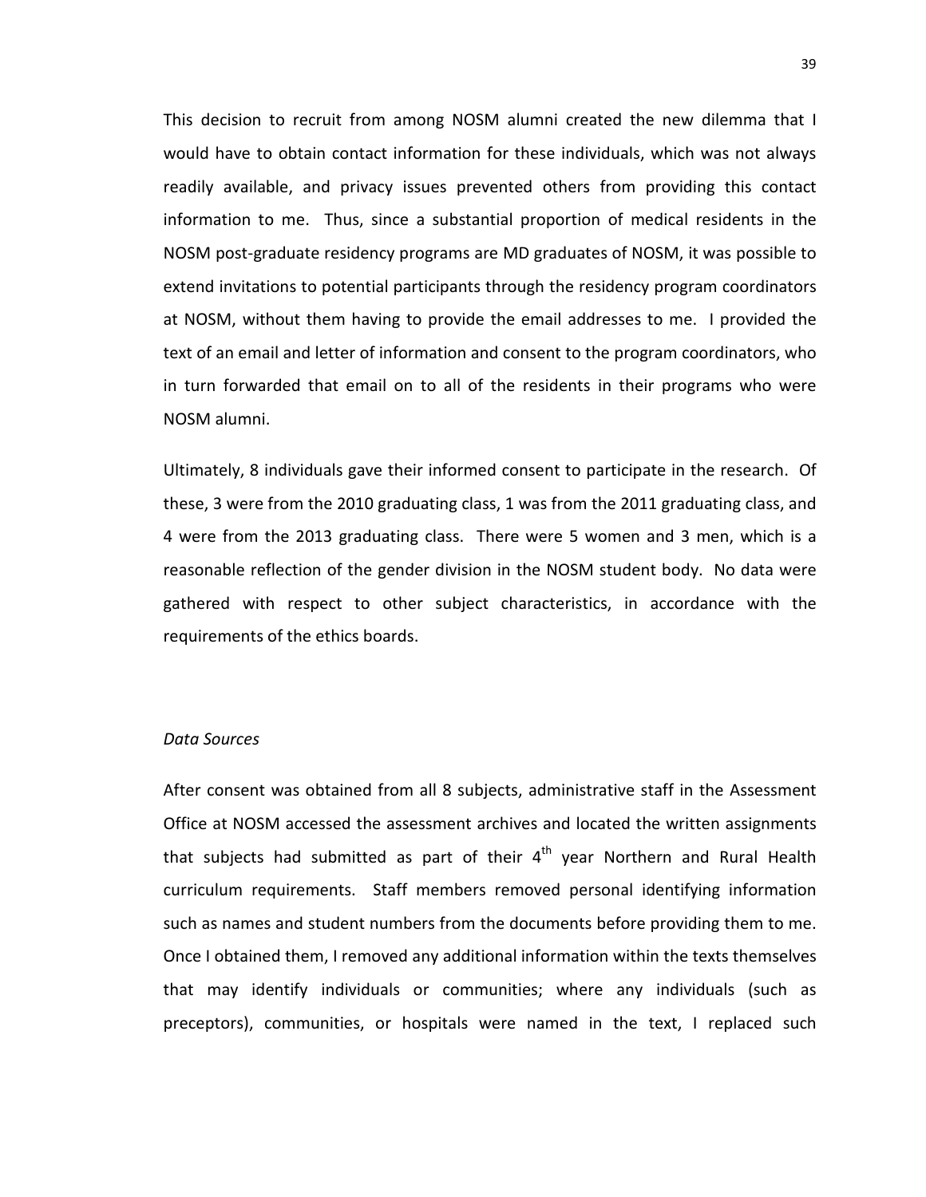This decision to recruit from among NOSM alumni created the new dilemma that I would have to obtain contact information for these individuals, which was not always readily available, and privacy issues prevented others from providing this contact information to me. Thus, since a substantial proportion of medical residents in the NOSM post-graduate residency programs are MD graduates of NOSM, it was possible to extend invitations to potential participants through the residency program coordinators at NOSM, without them having to provide the email addresses to me. I provided the text of an email and letter of information and consent to the program coordinators, who in turn forwarded that email on to all of the residents in their programs who were NOSM alumni.

Ultimately, 8 individuals gave their informed consent to participate in the research. Of these, 3 were from the 2010 graduating class, 1 was from the 2011 graduating class, and 4 were from the 2013 graduating class. There were 5 women and 3 men, which is a reasonable reflection of the gender division in the NOSM student body. No data were gathered with respect to other subject characteristics, in accordance with the requirements of the ethics boards.

*Data Sources*

After consent was obtained from all 8 subjects, administrative staff in the Assessment Office at NOSM accessed the assessment archives and located the written assignments that subjects had submitted as part of their 4th year Northern and Rural Health curriculum requirements. Staff members removed personal identifying information such as names and student numbers from the documents before providing them to me. Once I obtained them, I removed any additional information within the texts themselves that may identify individuals or communities; where any individuals (such as preceptors), communities, or hospitals were named in the text, I replaced such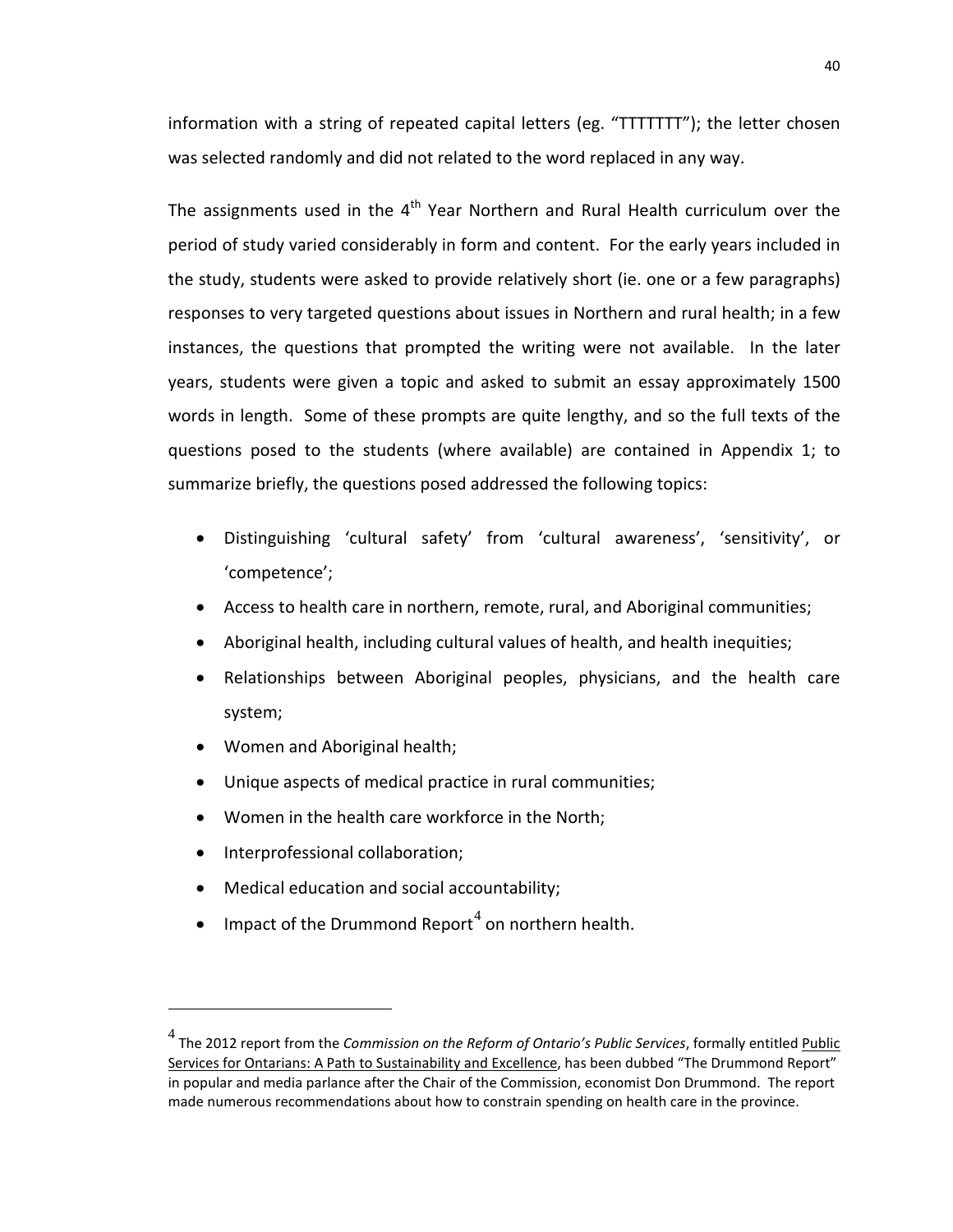information with a string of repeated capital letters (eg. "TTTTTTT"); the letter chosen was selected randomly and did not related to the word replaced in any way.

The assignments used in the 4th Year Northern and Rural Health curriculum over the period of study varied considerably in form and content. For the early years included in the study, students were asked to provide relatively short (ie. one or a few paragraphs) responses to very targeted questions about issues in Northern and rural health; in a few instances, the questions that prompted the writing were not available. In the later years, students were given a topic and asked to submit an essay approximately 1500 words in length. Some of these prompts are quite lengthy, and so the full texts of the questions posed to the students (where available) are contained in Appendix 1; to summarize briefly, the questions posed addressed the following topics:

- Distinguishing 'cultural safety' from 'cultural awareness', 'sensitivity', or 'competence';
- Access to health care in northern, remote, rural, and Aboriginal communities;
- Aboriginal health, including cultural values of health, and health inequities;
- Relationships between Aboriginal peoples, physicians, and the health care system;
- Women and Aboriginal health;
- Unique aspects of medical practice in rural communities;
- Women in the health care workforce in the North;
- Interprofessional collaboration;
- Medical education and social accountability;
- Impact of the Drummond Report[4] on northern health.

---

[4] The 2012 report from the *Commission on the Reform of Ontario's Public Services*, formally entitled Public Services for Ontarians: A Path to Sustainability and Excellence, has been dubbed "The Drummond Report" in popular and media parlance after the Chair of the Commission, economist Don Drummond. The report made numerous recommendations about how to constrain spending on health care in the province.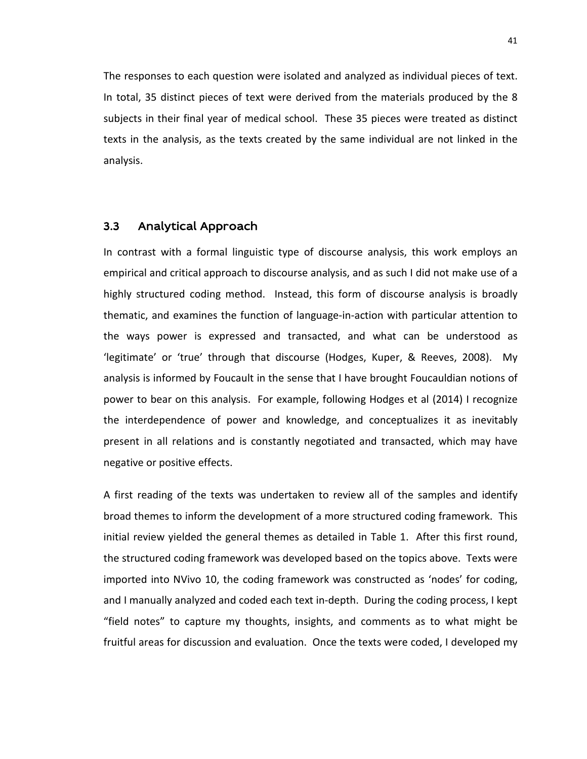The responses to each question were isolated and analyzed as individual pieces of text. In total, 35 distinct pieces of text were derived from the materials produced by the 8 subjects in their final year of medical school. These 35 pieces were treated as distinct texts in the analysis, as the texts created by the same individual are not linked in the analysis.

## 3.3 Analytical Approach

In contrast with a formal linguistic type of discourse analysis, this work employs an empirical and critical approach to discourse analysis, and as such I did not make use of a highly structured coding method. Instead, this form of discourse analysis is broadly thematic, and examines the function of language-in-action with particular attention to the ways power is expressed and transacted, and what can be understood as 'legitimate' or 'true' through that discourse (Hodges, Kuper, & Reeves, 2008). My analysis is informed by Foucault in the sense that I have brought Foucauldian notions of power to bear on this analysis. For example, following Hodges et al (2014) I recognize the interdependence of power and knowledge, and conceptualizes it as inevitably present in all relations and is constantly negotiated and transacted, which may have negative or positive effects.

A first reading of the texts was undertaken to review all of the samples and identify broad themes to inform the development of a more structured coding framework. This initial review yielded the general themes as detailed in Table 1. After this first round, the structured coding framework was developed based on the topics above. Texts were imported into NVivo 10, the coding framework was constructed as 'nodes' for coding, and I manually analyzed and coded each text in-depth. During the coding process, I kept "field notes" to capture my thoughts, insights, and comments as to what might be fruitful areas for discussion and evaluation. Once the texts were coded, I developed my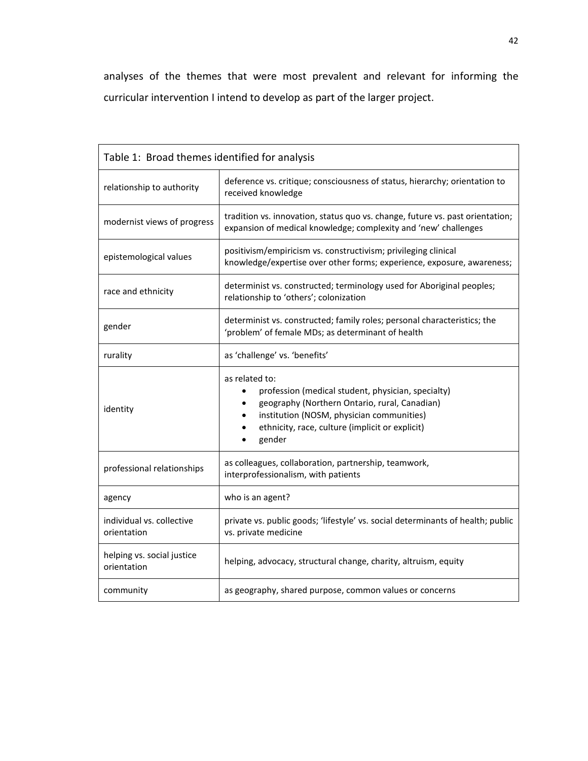analyses of the themes that were most prevalent and relevant for informing the curricular intervention I intend to develop as part of the larger project.

| Table 1: Broad themes identified for analysis | |
|---|---|
| relationship to authority | deference vs. critique; consciousness of status, hierarchy; orientation to received knowledge |
| modernist views of progress | tradition vs. innovation, status quo vs. change, future vs. past orientation; expansion of medical knowledge; complexity and 'new' challenges |
| epistemological values | positivism/empiricism vs. constructivism; privileging clinical knowledge/expertise over other forms; experience, exposure, awareness; |
| race and ethnicity | determinist vs. constructed; terminology used for Aboriginal peoples; relationship to 'others'; colonization |
| gender | determinist vs. constructed; family roles; personal characteristics; the 'problem' of female MDs; as determinant of health |
| rurality | as 'challenge' vs. 'benefits' |
| identity | as related to:<br>• profession (medical student, physician, specialty)<br>• geography (Northern Ontario, rural, Canadian)<br>• institution (NOSM, physician communities)<br>• ethnicity, race, culture (implicit or explicit)<br>• gender |
| professional relationships | as colleagues, collaboration, partnership, teamwork, interprofessionalism, with patients |
| agency | who is an agent? |
| individual vs. collective orientation | private vs. public goods; 'lifestyle' vs. social determinants of health; public vs. private medicine |
| helping vs. social justice orientation | helping, advocacy, structural change, charity, altruism, equity |
| community | as geography, shared purpose, common values or concerns |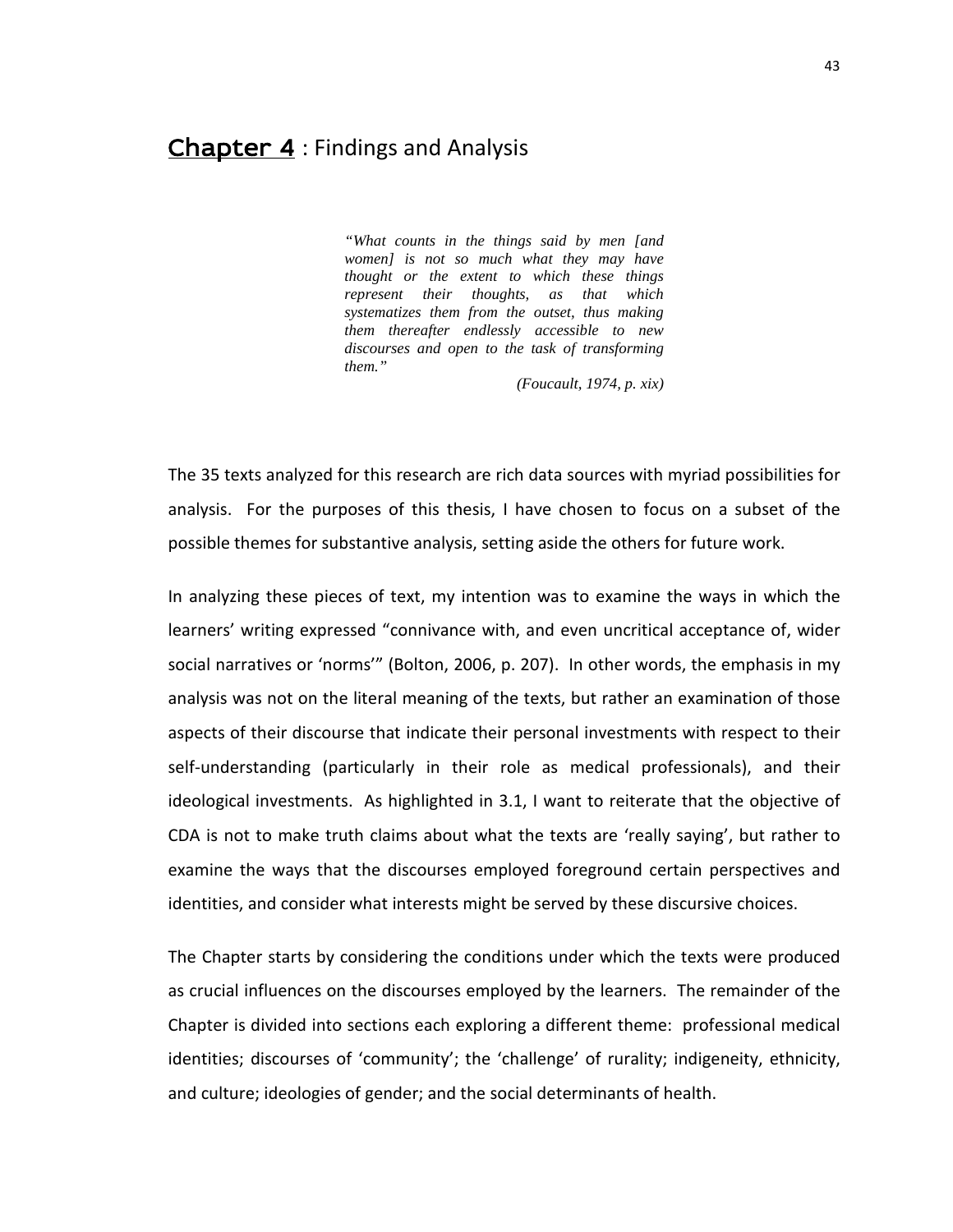# Chapter 4 : Findings and Analysis

> *"What counts in the things said by men [and women] is not so much what they may have thought or the extent to which these things represent their thoughts, as that which systematizes them from the outset, thus making them thereafter endlessly accessible to new discourses and open to the task of transforming them."*
>
> *(Foucault, 1974, p. xix)*

The 35 texts analyzed for this research are rich data sources with myriad possibilities for analysis. For the purposes of this thesis, I have chosen to focus on a subset of the possible themes for substantive analysis, setting aside the others for future work.

In analyzing these pieces of text, my intention was to examine the ways in which the learners' writing expressed "connivance with, and even uncritical acceptance of, wider social narratives or 'norms'" (Bolton, 2006, p. 207). In other words, the emphasis in my analysis was not on the literal meaning of the texts, but rather an examination of those aspects of their discourse that indicate their personal investments with respect to their self-understanding (particularly in their role as medical professionals), and their ideological investments. As highlighted in 3.1, I want to reiterate that the objective of CDA is not to make truth claims about what the texts are 'really saying', but rather to examine the ways that the discourses employed foreground certain perspectives and identities, and consider what interests might be served by these discursive choices.

The Chapter starts by considering the conditions under which the texts were produced as crucial influences on the discourses employed by the learners. The remainder of the Chapter is divided into sections each exploring a different theme: professional medical identities; discourses of 'community'; the 'challenge' of rurality; indigeneity, ethnicity, and culture; ideologies of gender; and the social determinants of health.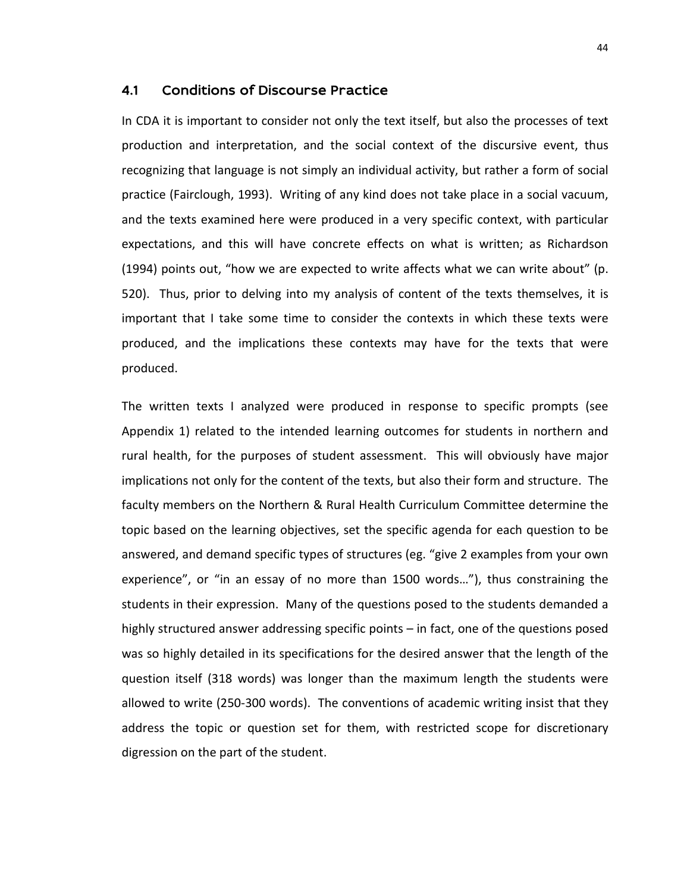## 4.1 Conditions of Discourse Practice

In CDA it is important to consider not only the text itself, but also the processes of text production and interpretation, and the social context of the discursive event, thus recognizing that language is not simply an individual activity, but rather a form of social practice (Fairclough, 1993). Writing of any kind does not take place in a social vacuum, and the texts examined here were produced in a very specific context, with particular expectations, and this will have concrete effects on what is written; as Richardson (1994) points out, "how we are expected to write affects what we can write about" (p. 520). Thus, prior to delving into my analysis of content of the texts themselves, it is important that I take some time to consider the contexts in which these texts were produced, and the implications these contexts may have for the texts that were produced.

The written texts I analyzed were produced in response to specific prompts (see Appendix 1) related to the intended learning outcomes for students in northern and rural health, for the purposes of student assessment. This will obviously have major implications not only for the content of the texts, but also their form and structure. The faculty members on the Northern & Rural Health Curriculum Committee determine the topic based on the learning objectives, set the specific agenda for each question to be answered, and demand specific types of structures (eg. "give 2 examples from your own experience", or "in an essay of no more than 1500 words…"), thus constraining the students in their expression. Many of the questions posed to the students demanded a highly structured answer addressing specific points – in fact, one of the questions posed was so highly detailed in its specifications for the desired answer that the length of the question itself (318 words) was longer than the maximum length the students were allowed to write (250-300 words). The conventions of academic writing insist that they address the topic or question set for them, with restricted scope for discretionary digression on the part of the student.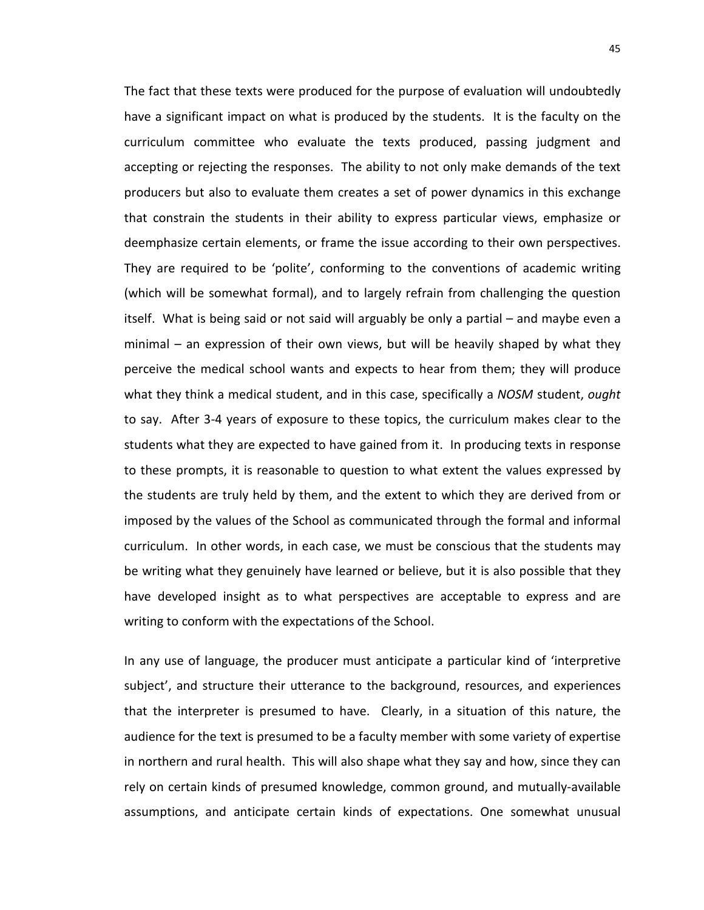The fact that these texts were produced for the purpose of evaluation will undoubtedly have a significant impact on what is produced by the students. It is the faculty on the curriculum committee who evaluate the texts produced, passing judgment and accepting or rejecting the responses. The ability to not only make demands of the text producers but also to evaluate them creates a set of power dynamics in this exchange that constrain the students in their ability to express particular views, emphasize or deemphasize certain elements, or frame the issue according to their own perspectives. They are required to be 'polite', conforming to the conventions of academic writing (which will be somewhat formal), and to largely refrain from challenging the question itself. What is being said or not said will arguably be only a partial – and maybe even a minimal – an expression of their own views, but will be heavily shaped by what they perceive the medical school wants and expects to hear from them; they will produce what they think a medical student, and in this case, specifically a *NOSM* student, *ought* to say. After 3-4 years of exposure to these topics, the curriculum makes clear to the students what they are expected to have gained from it. In producing texts in response to these prompts, it is reasonable to question to what extent the values expressed by the students are truly held by them, and the extent to which they are derived from or imposed by the values of the School as communicated through the formal and informal curriculum. In other words, in each case, we must be conscious that the students may be writing what they genuinely have learned or believe, but it is also possible that they have developed insight as to what perspectives are acceptable to express and are writing to conform with the expectations of the School.

In any use of language, the producer must anticipate a particular kind of 'interpretive subject', and structure their utterance to the background, resources, and experiences that the interpreter is presumed to have. Clearly, in a situation of this nature, the audience for the text is presumed to be a faculty member with some variety of expertise in northern and rural health. This will also shape what they say and how, since they can rely on certain kinds of presumed knowledge, common ground, and mutually-available assumptions, and anticipate certain kinds of expectations. One somewhat unusual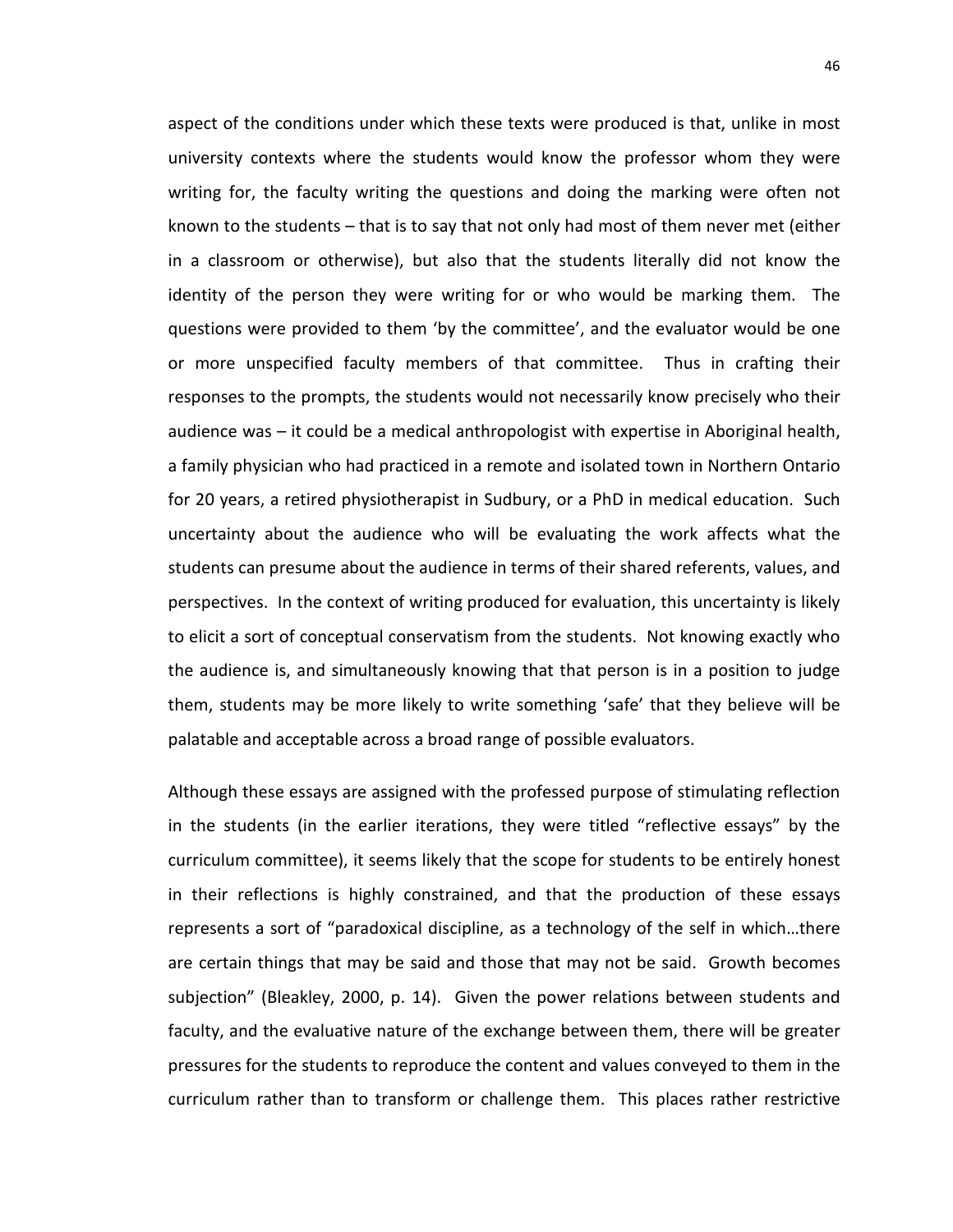aspect of the conditions under which these texts were produced is that, unlike in most university contexts where the students would know the professor whom they were writing for, the faculty writing the questions and doing the marking were often not known to the students – that is to say that not only had most of them never met (either in a classroom or otherwise), but also that the students literally did not know the identity of the person they were writing for or who would be marking them. The questions were provided to them 'by the committee', and the evaluator would be one or more unspecified faculty members of that committee. Thus in crafting their responses to the prompts, the students would not necessarily know precisely who their audience was – it could be a medical anthropologist with expertise in Aboriginal health, a family physician who had practiced in a remote and isolated town in Northern Ontario for 20 years, a retired physiotherapist in Sudbury, or a PhD in medical education. Such uncertainty about the audience who will be evaluating the work affects what the students can presume about the audience in terms of their shared referents, values, and perspectives. In the context of writing produced for evaluation, this uncertainty is likely to elicit a sort of conceptual conservatism from the students. Not knowing exactly who the audience is, and simultaneously knowing that that person is in a position to judge them, students may be more likely to write something 'safe' that they believe will be palatable and acceptable across a broad range of possible evaluators.

Although these essays are assigned with the professed purpose of stimulating reflection in the students (in the earlier iterations, they were titled "reflective essays" by the curriculum committee), it seems likely that the scope for students to be entirely honest in their reflections is highly constrained, and that the production of these essays represents a sort of "paradoxical discipline, as a technology of the self in which…there are certain things that may be said and those that may not be said. Growth becomes subjection" (Bleakley, 2000, p. 14). Given the power relations between students and faculty, and the evaluative nature of the exchange between them, there will be greater pressures for the students to reproduce the content and values conveyed to them in the curriculum rather than to transform or challenge them. This places rather restrictive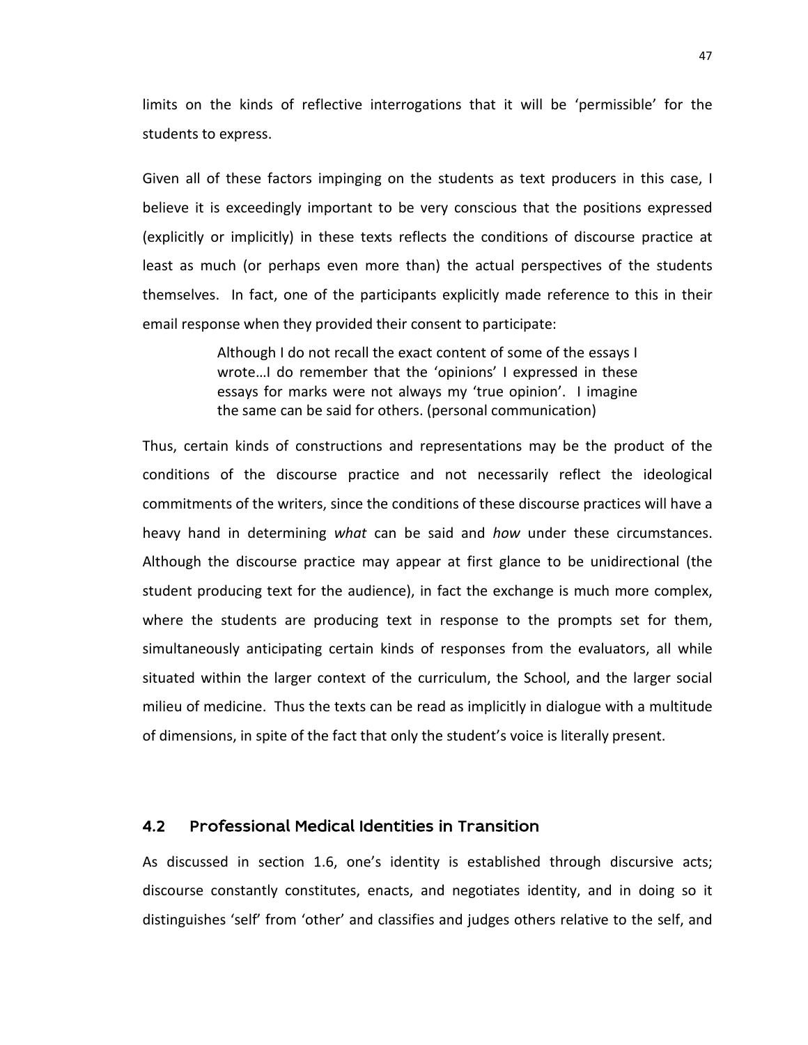limits on the kinds of reflective interrogations that it will be 'permissible' for the students to express.

Given all of these factors impinging on the students as text producers in this case, I believe it is exceedingly important to be very conscious that the positions expressed (explicitly or implicitly) in these texts reflects the conditions of discourse practice at least as much (or perhaps even more than) the actual perspectives of the students themselves. In fact, one of the participants explicitly made reference to this in their email response when they provided their consent to participate:

> Although I do not recall the exact content of some of the essays I wrote…I do remember that the 'opinions' I expressed in these essays for marks were not always my 'true opinion'. I imagine the same can be said for others. (personal communication)

Thus, certain kinds of constructions and representations may be the product of the conditions of the discourse practice and not necessarily reflect the ideological commitments of the writers, since the conditions of these discourse practices will have a heavy hand in determining *what* can be said and *how* under these circumstances. Although the discourse practice may appear at first glance to be unidirectional (the student producing text for the audience), in fact the exchange is much more complex, where the students are producing text in response to the prompts set for them, simultaneously anticipating certain kinds of responses from the evaluators, all while situated within the larger context of the curriculum, the School, and the larger social milieu of medicine. Thus the texts can be read as implicitly in dialogue with a multitude of dimensions, in spite of the fact that only the student's voice is literally present.

## 4.2 Professional Medical Identities in Transition

As discussed in section 1.6, one's identity is established through discursive acts; discourse constantly constitutes, enacts, and negotiates identity, and in doing so it distinguishes 'self' from 'other' and classifies and judges others relative to the self, and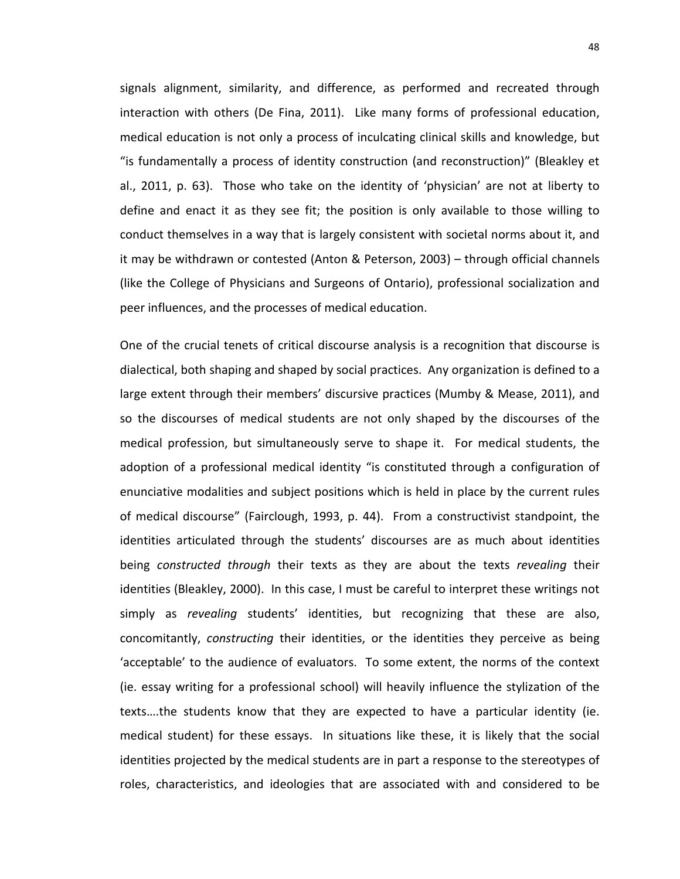signals alignment, similarity, and difference, as performed and recreated through interaction with others (De Fina, 2011). Like many forms of professional education, medical education is not only a process of inculcating clinical skills and knowledge, but "is fundamentally a process of identity construction (and reconstruction)" (Bleakley et al., 2011, p. 63). Those who take on the identity of 'physician' are not at liberty to define and enact it as they see fit; the position is only available to those willing to conduct themselves in a way that is largely consistent with societal norms about it, and it may be withdrawn or contested (Anton & Peterson, 2003) – through official channels (like the College of Physicians and Surgeons of Ontario), professional socialization and peer influences, and the processes of medical education.

One of the crucial tenets of critical discourse analysis is a recognition that discourse is dialectical, both shaping and shaped by social practices. Any organization is defined to a large extent through their members' discursive practices (Mumby & Mease, 2011), and so the discourses of medical students are not only shaped by the discourses of the medical profession, but simultaneously serve to shape it. For medical students, the adoption of a professional medical identity "is constituted through a configuration of enunciative modalities and subject positions which is held in place by the current rules of medical discourse" (Fairclough, 1993, p. 44). From a constructivist standpoint, the identities articulated through the students' discourses are as much about identities being *constructed through* their texts as they are about the texts *revealing* their identities (Bleakley, 2000). In this case, I must be careful to interpret these writings not simply as *revealing* students' identities, but recognizing that these are also, concomitantly, *constructing* their identities, or the identities they perceive as being 'acceptable' to the audience of evaluators. To some extent, the norms of the context (ie. essay writing for a professional school) will heavily influence the stylization of the texts….the students know that they are expected to have a particular identity (ie. medical student) for these essays. In situations like these, it is likely that the social identities projected by the medical students are in part a response to the stereotypes of roles, characteristics, and ideologies that are associated with and considered to be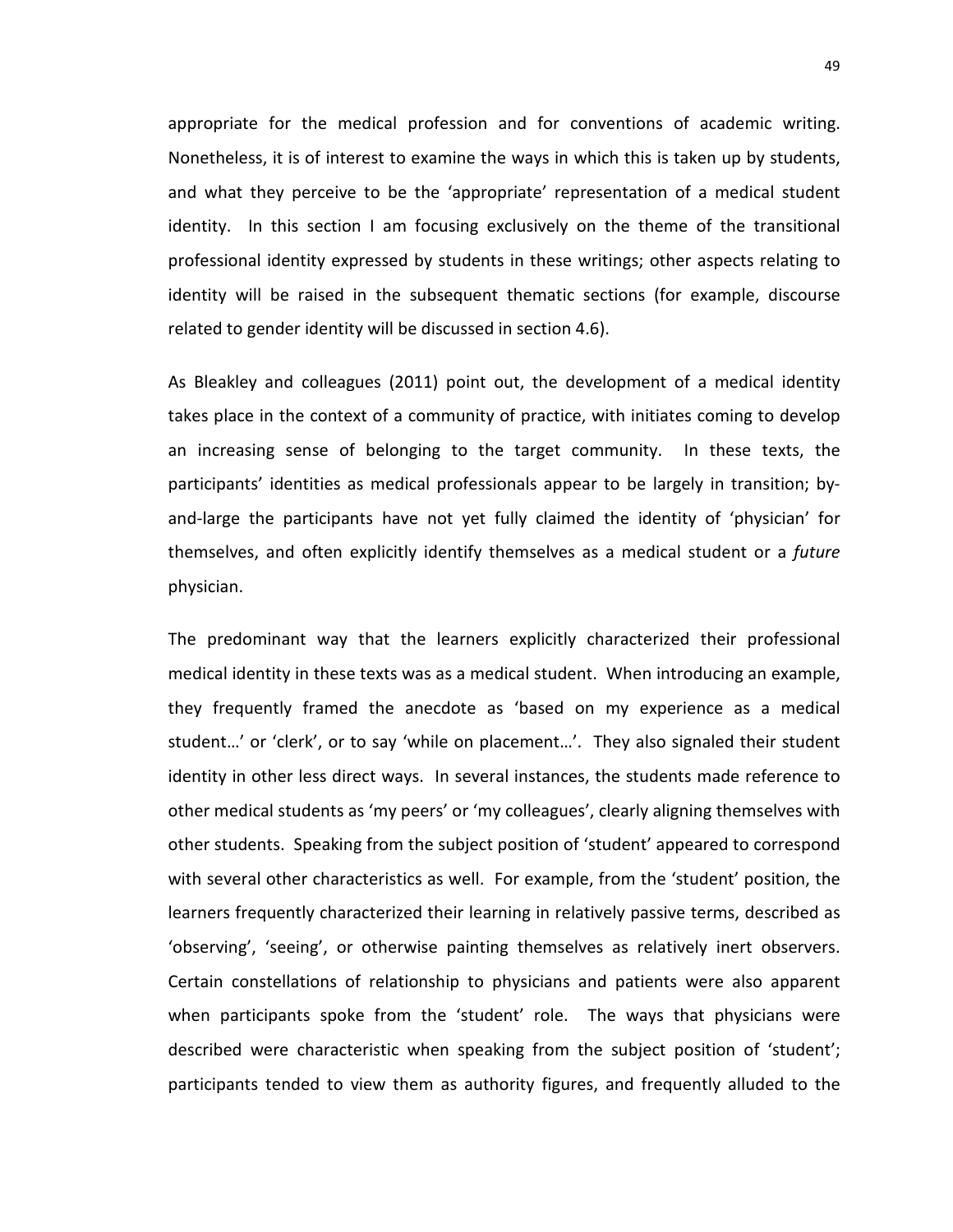appropriate for the medical profession and for conventions of academic writing. Nonetheless, it is of interest to examine the ways in which this is taken up by students, and what they perceive to be the 'appropriate' representation of a medical student identity. In this section I am focusing exclusively on the theme of the transitional professional identity expressed by students in these writings; other aspects relating to identity will be raised in the subsequent thematic sections (for example, discourse related to gender identity will be discussed in section 4.6).

As Bleakley and colleagues (2011) point out, the development of a medical identity takes place in the context of a community of practice, with initiates coming to develop an increasing sense of belonging to the target community. In these texts, the participants' identities as medical professionals appear to be largely in transition; by-and-large the participants have not yet fully claimed the identity of 'physician' for themselves, and often explicitly identify themselves as a medical student or a *future* physician.

The predominant way that the learners explicitly characterized their professional medical identity in these texts was as a medical student. When introducing an example, they frequently framed the anecdote as 'based on my experience as a medical student…' or 'clerk', or to say 'while on placement…'. They also signaled their student identity in other less direct ways. In several instances, the students made reference to other medical students as 'my peers' or 'my colleagues', clearly aligning themselves with other students. Speaking from the subject position of 'student' appeared to correspond with several other characteristics as well. For example, from the 'student' position, the learners frequently characterized their learning in relatively passive terms, described as 'observing', 'seeing', or otherwise painting themselves as relatively inert observers. Certain constellations of relationship to physicians and patients were also apparent when participants spoke from the 'student' role. The ways that physicians were described were characteristic when speaking from the subject position of 'student'; participants tended to view them as authority figures, and frequently alluded to the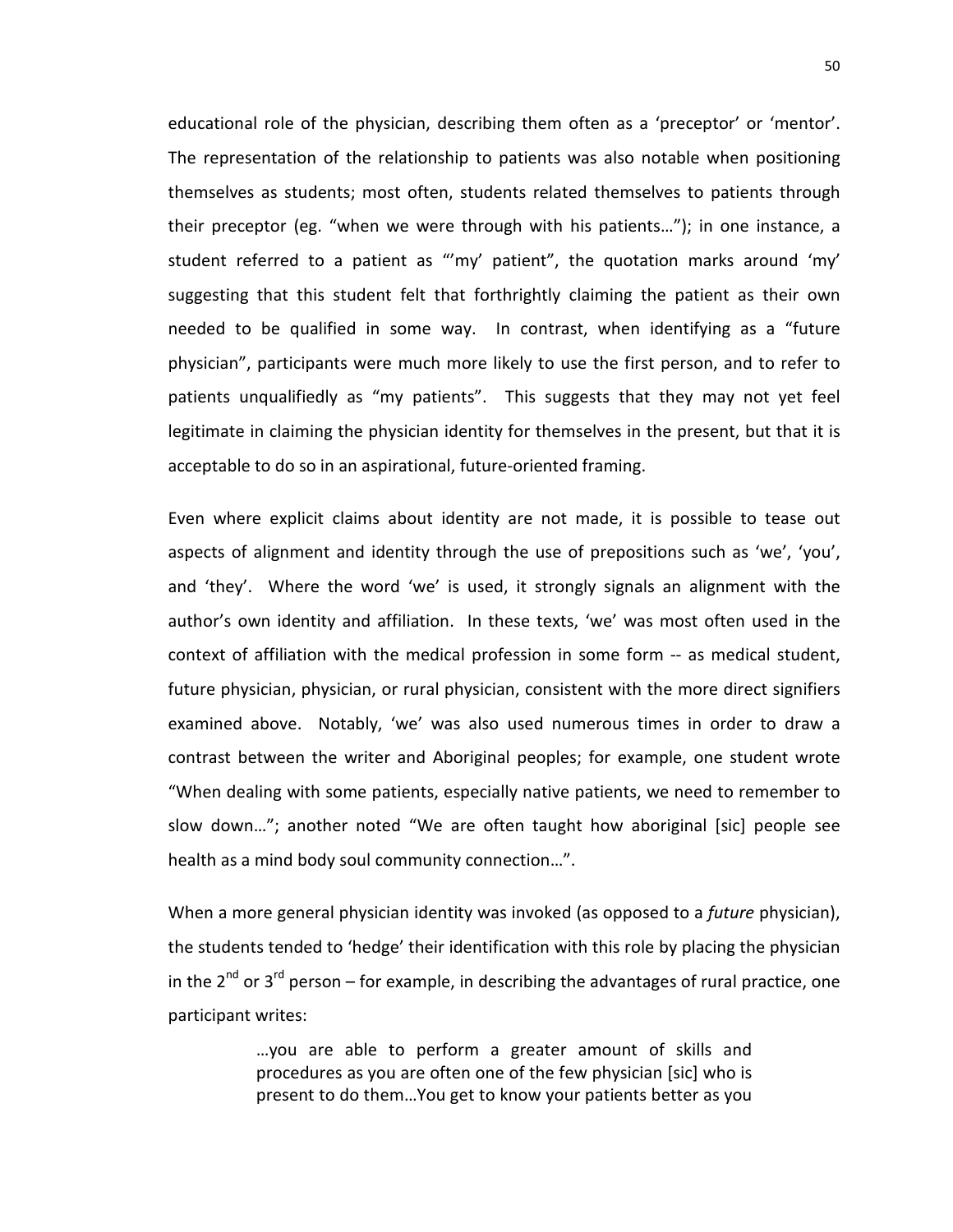educational role of the physician, describing them often as a 'preceptor' or 'mentor'. The representation of the relationship to patients was also notable when positioning themselves as students; most often, students related themselves to patients through their preceptor (eg. "when we were through with his patients…"); in one instance, a student referred to a patient as "'my' patient", the quotation marks around 'my' suggesting that this student felt that forthrightly claiming the patient as their own needed to be qualified in some way. In contrast, when identifying as a "future physician", participants were much more likely to use the first person, and to refer to patients unqualifiedly as "my patients". This suggests that they may not yet feel legitimate in claiming the physician identity for themselves in the present, but that it is acceptable to do so in an aspirational, future-oriented framing.

Even where explicit claims about identity are not made, it is possible to tease out aspects of alignment and identity through the use of prepositions such as 'we', 'you', and 'they'. Where the word 'we' is used, it strongly signals an alignment with the author's own identity and affiliation. In these texts, 'we' was most often used in the context of affiliation with the medical profession in some form -- as medical student, future physician, physician, or rural physician, consistent with the more direct signifiers examined above. Notably, 'we' was also used numerous times in order to draw a contrast between the writer and Aboriginal peoples; for example, one student wrote "When dealing with some patients, especially native patients, we need to remember to slow down…"; another noted "We are often taught how aboriginal [sic] people see health as a mind body soul community connection…".

When a more general physician identity was invoked (as opposed to a *future* physician), the students tended to 'hedge' their identification with this role by placing the physician in the 2nd or 3rd person – for example, in describing the advantages of rural practice, one participant writes:

> …you are able to perform a greater amount of skills and procedures as you are often one of the few physician [sic] who is present to do them…You get to know your patients better as you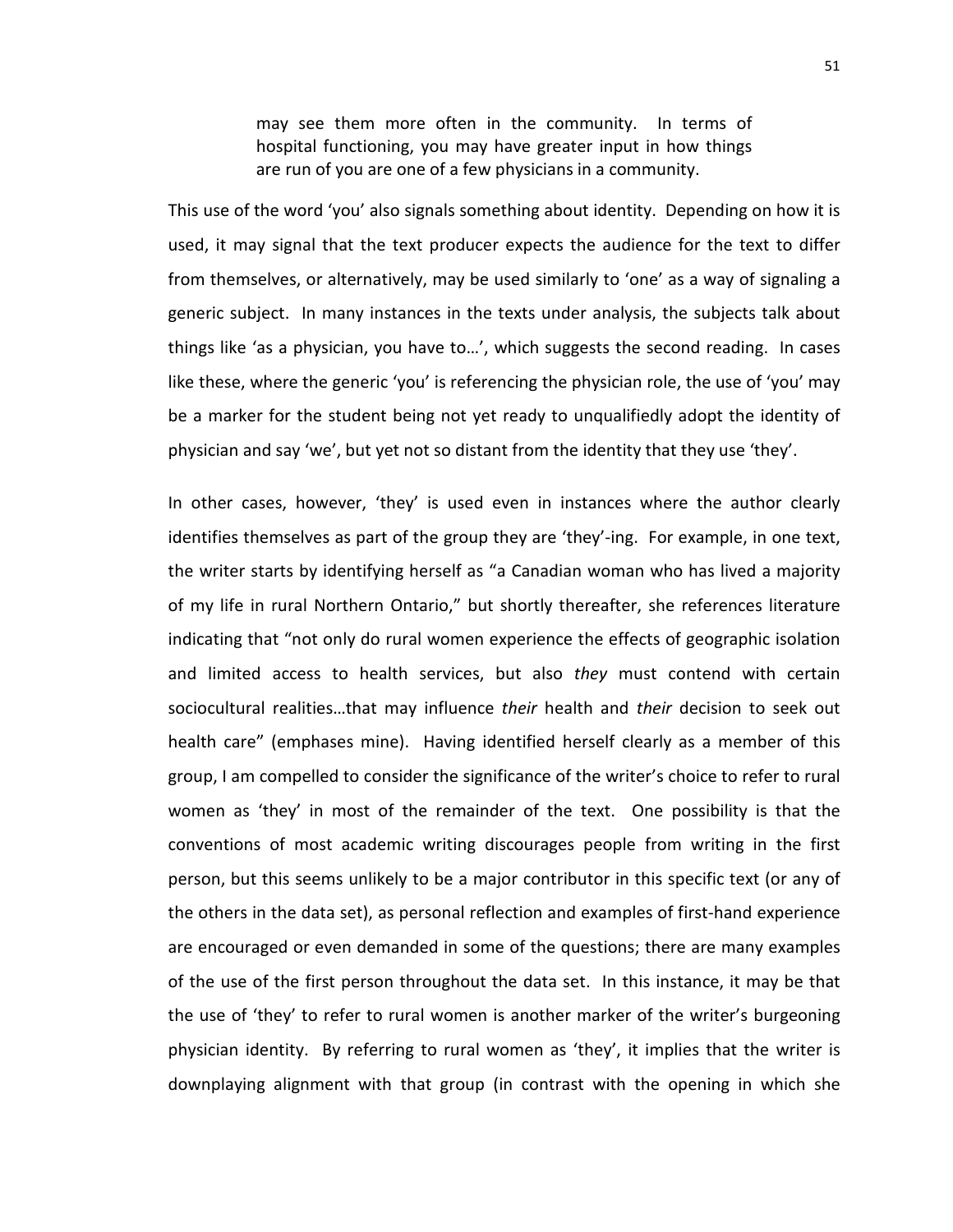> may see them more often in the community. In terms of hospital functioning, you may have greater input in how things are run of you are one of a few physicians in a community.

This use of the word 'you' also signals something about identity. Depending on how it is used, it may signal that the text producer expects the audience for the text to differ from themselves, or alternatively, may be used similarly to 'one' as a way of signaling a generic subject. In many instances in the texts under analysis, the subjects talk about things like 'as a physician, you have to…', which suggests the second reading. In cases like these, where the generic 'you' is referencing the physician role, the use of 'you' may be a marker for the student being not yet ready to unqualifiedly adopt the identity of physician and say 'we', but yet not so distant from the identity that they use 'they'.

In other cases, however, 'they' is used even in instances where the author clearly identifies themselves as part of the group they are 'they'-ing. For example, in one text, the writer starts by identifying herself as "a Canadian woman who has lived a majority of my life in rural Northern Ontario," but shortly thereafter, she references literature indicating that "not only do rural women experience the effects of geographic isolation and limited access to health services, but also *they* must contend with certain sociocultural realities…that may influence *their* health and *their* decision to seek out health care" (emphases mine). Having identified herself clearly as a member of this group, I am compelled to consider the significance of the writer's choice to refer to rural women as 'they' in most of the remainder of the text. One possibility is that the conventions of most academic writing discourages people from writing in the first person, but this seems unlikely to be a major contributor in this specific text (or any of the others in the data set), as personal reflection and examples of first-hand experience are encouraged or even demanded in some of the questions; there are many examples of the use of the first person throughout the data set. In this instance, it may be that the use of 'they' to refer to rural women is another marker of the writer's burgeoning physician identity. By referring to rural women as 'they', it implies that the writer is downplaying alignment with that group (in contrast with the opening in which she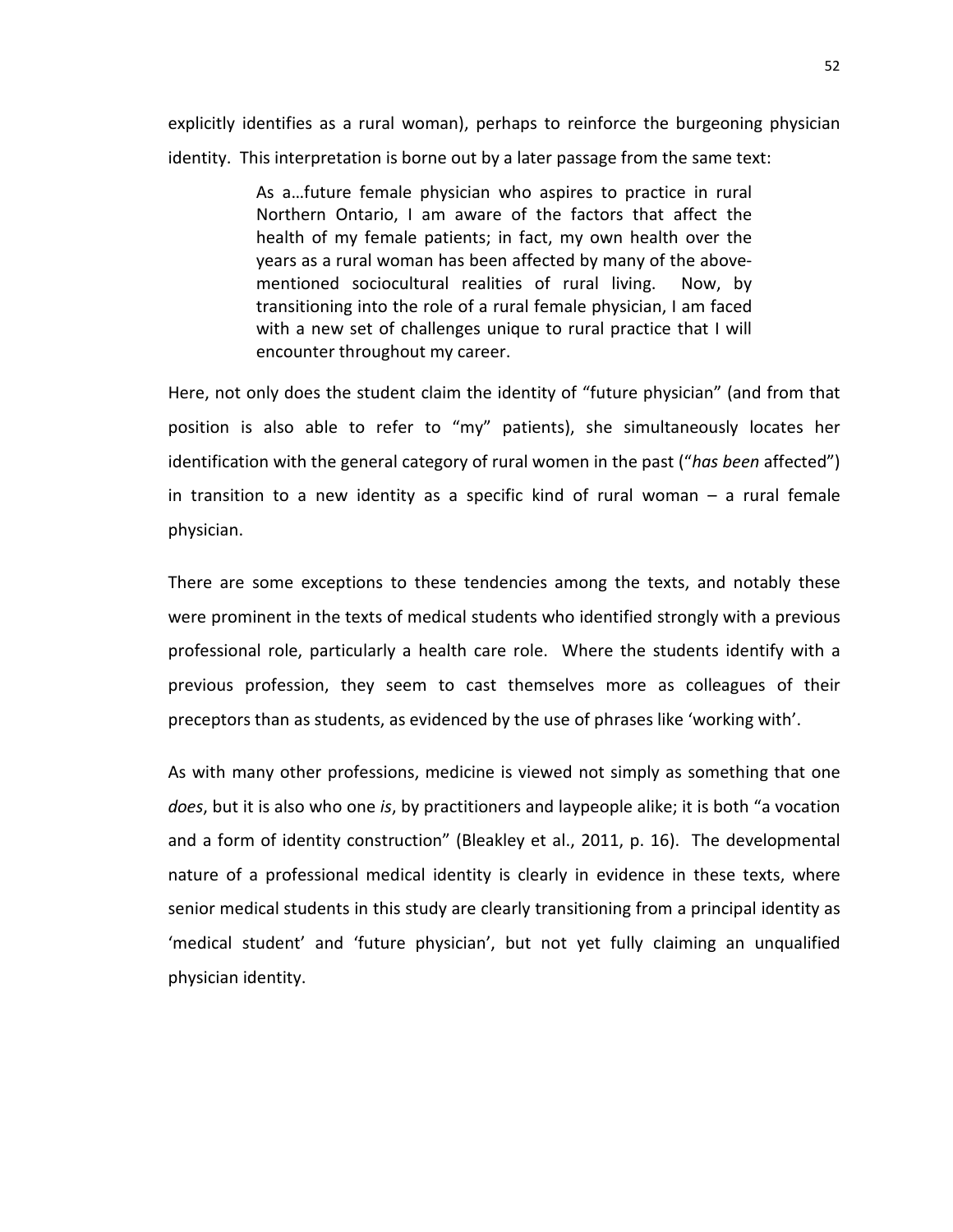explicitly identifies as a rural woman), perhaps to reinforce the burgeoning physician identity. This interpretation is borne out by a later passage from the same text:

> As a…future female physician who aspires to practice in rural Northern Ontario, I am aware of the factors that affect the health of my female patients; in fact, my own health over the years as a rural woman has been affected by many of the above-mentioned sociocultural realities of rural living. Now, by transitioning into the role of a rural female physician, I am faced with a new set of challenges unique to rural practice that I will encounter throughout my career.

Here, not only does the student claim the identity of "future physician" (and from that position is also able to refer to "my" patients), she simultaneously locates her identification with the general category of rural women in the past ("*has been* affected") in transition to a new identity as a specific kind of rural woman – a rural female physician.

There are some exceptions to these tendencies among the texts, and notably these were prominent in the texts of medical students who identified strongly with a previous professional role, particularly a health care role. Where the students identify with a previous profession, they seem to cast themselves more as colleagues of their preceptors than as students, as evidenced by the use of phrases like 'working with'.

As with many other professions, medicine is viewed not simply as something that one *does*, but it is also who one *is*, by practitioners and laypeople alike; it is both "a vocation and a form of identity construction" (Bleakley et al., 2011, p. 16). The developmental nature of a professional medical identity is clearly in evidence in these texts, where senior medical students in this study are clearly transitioning from a principal identity as 'medical student' and 'future physician', but not yet fully claiming an unqualified physician identity.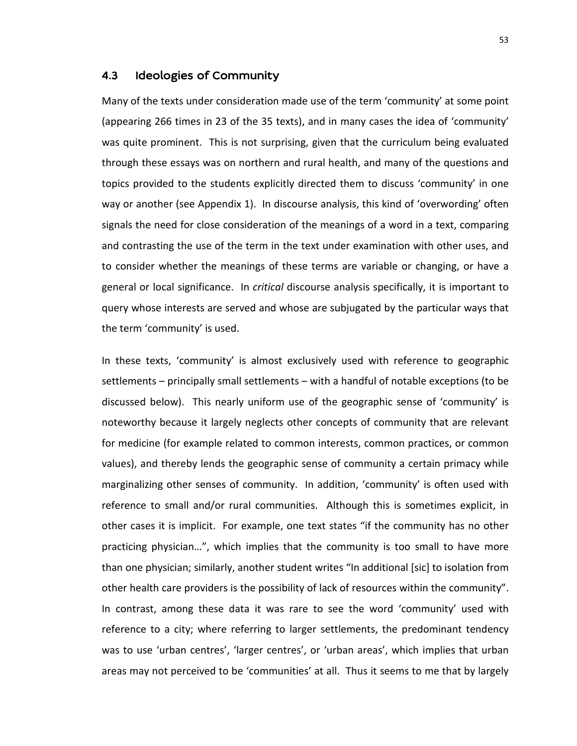## 4.3 Ideologies of Community

Many of the texts under consideration made use of the term 'community' at some point (appearing 266 times in 23 of the 35 texts), and in many cases the idea of 'community' was quite prominent. This is not surprising, given that the curriculum being evaluated through these essays was on northern and rural health, and many of the questions and topics provided to the students explicitly directed them to discuss 'community' in one way or another (see Appendix 1). In discourse analysis, this kind of 'overwording' often signals the need for close consideration of the meanings of a word in a text, comparing and contrasting the use of the term in the text under examination with other uses, and to consider whether the meanings of these terms are variable or changing, or have a general or local significance. In *critical* discourse analysis specifically, it is important to query whose interests are served and whose are subjugated by the particular ways that the term 'community' is used.

In these texts, 'community' is almost exclusively used with reference to geographic settlements – principally small settlements – with a handful of notable exceptions (to be discussed below). This nearly uniform use of the geographic sense of 'community' is noteworthy because it largely neglects other concepts of community that are relevant for medicine (for example related to common interests, common practices, or common values), and thereby lends the geographic sense of community a certain primacy while marginalizing other senses of community. In addition, 'community' is often used with reference to small and/or rural communities. Although this is sometimes explicit, in other cases it is implicit. For example, one text states "if the community has no other practicing physician…", which implies that the community is too small to have more than one physician; similarly, another student writes "In additional [sic] to isolation from other health care providers is the possibility of lack of resources within the community". In contrast, among these data it was rare to see the word 'community' used with reference to a city; where referring to larger settlements, the predominant tendency was to use 'urban centres', 'larger centres', or 'urban areas', which implies that urban areas may not perceived to be 'communities' at all. Thus it seems to me that by largely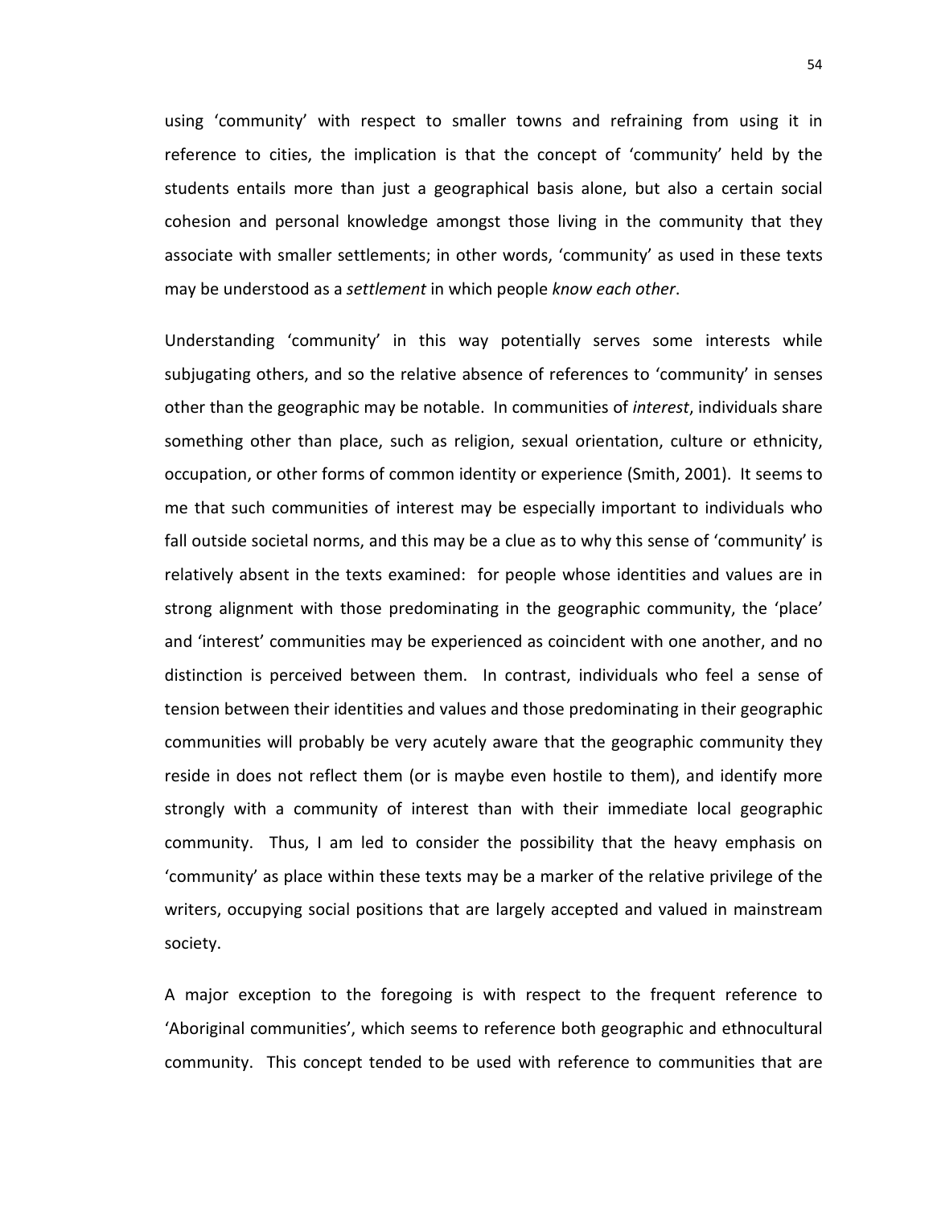using 'community' with respect to smaller towns and refraining from using it in reference to cities, the implication is that the concept of 'community' held by the students entails more than just a geographical basis alone, but also a certain social cohesion and personal knowledge amongst those living in the community that they associate with smaller settlements; in other words, 'community' as used in these texts may be understood as a *settlement* in which people *know each other*.

Understanding 'community' in this way potentially serves some interests while subjugating others, and so the relative absence of references to 'community' in senses other than the geographic may be notable. In communities of *interest*, individuals share something other than place, such as religion, sexual orientation, culture or ethnicity, occupation, or other forms of common identity or experience (Smith, 2001). It seems to me that such communities of interest may be especially important to individuals who fall outside societal norms, and this may be a clue as to why this sense of 'community' is relatively absent in the texts examined: for people whose identities and values are in strong alignment with those predominating in the geographic community, the 'place' and 'interest' communities may be experienced as coincident with one another, and no distinction is perceived between them. In contrast, individuals who feel a sense of tension between their identities and values and those predominating in their geographic communities will probably be very acutely aware that the geographic community they reside in does not reflect them (or is maybe even hostile to them), and identify more strongly with a community of interest than with their immediate local geographic community. Thus, I am led to consider the possibility that the heavy emphasis on 'community' as place within these texts may be a marker of the relative privilege of the writers, occupying social positions that are largely accepted and valued in mainstream society.

A major exception to the foregoing is with respect to the frequent reference to 'Aboriginal communities', which seems to reference both geographic and ethnocultural community. This concept tended to be used with reference to communities that are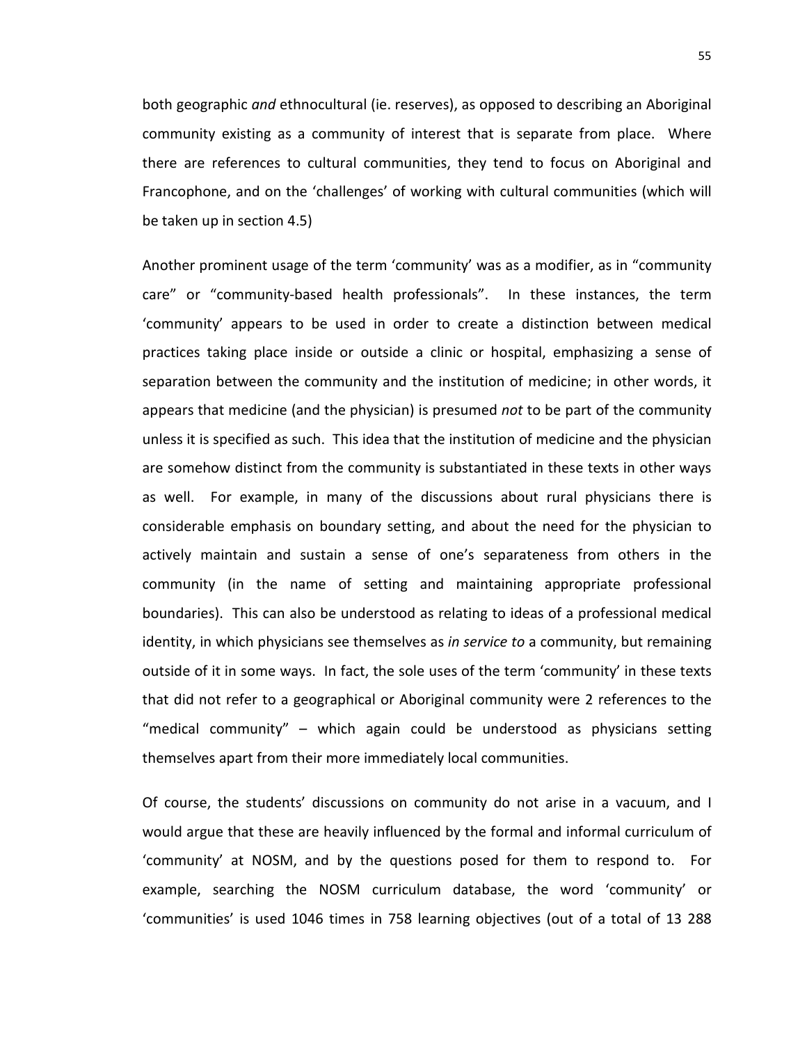both geographic *and* ethnocultural (ie. reserves), as opposed to describing an Aboriginal community existing as a community of interest that is separate from place. Where there are references to cultural communities, they tend to focus on Aboriginal and Francophone, and on the 'challenges' of working with cultural communities (which will be taken up in section 4.5)

Another prominent usage of the term 'community' was as a modifier, as in "community care" or "community-based health professionals". In these instances, the term 'community' appears to be used in order to create a distinction between medical practices taking place inside or outside a clinic or hospital, emphasizing a sense of separation between the community and the institution of medicine; in other words, it appears that medicine (and the physician) is presumed *not* to be part of the community unless it is specified as such. This idea that the institution of medicine and the physician are somehow distinct from the community is substantiated in these texts in other ways as well. For example, in many of the discussions about rural physicians there is considerable emphasis on boundary setting, and about the need for the physician to actively maintain and sustain a sense of one's separateness from others in the community (in the name of setting and maintaining appropriate professional boundaries). This can also be understood as relating to ideas of a professional medical identity, in which physicians see themselves as *in service to* a community, but remaining outside of it in some ways. In fact, the sole uses of the term 'community' in these texts that did not refer to a geographical or Aboriginal community were 2 references to the "medical community" – which again could be understood as physicians setting themselves apart from their more immediately local communities.

Of course, the students' discussions on community do not arise in a vacuum, and I would argue that these are heavily influenced by the formal and informal curriculum of 'community' at NOSM, and by the questions posed for them to respond to. For example, searching the NOSM curriculum database, the word 'community' or 'communities' is used 1046 times in 758 learning objectives (out of a total of 13 288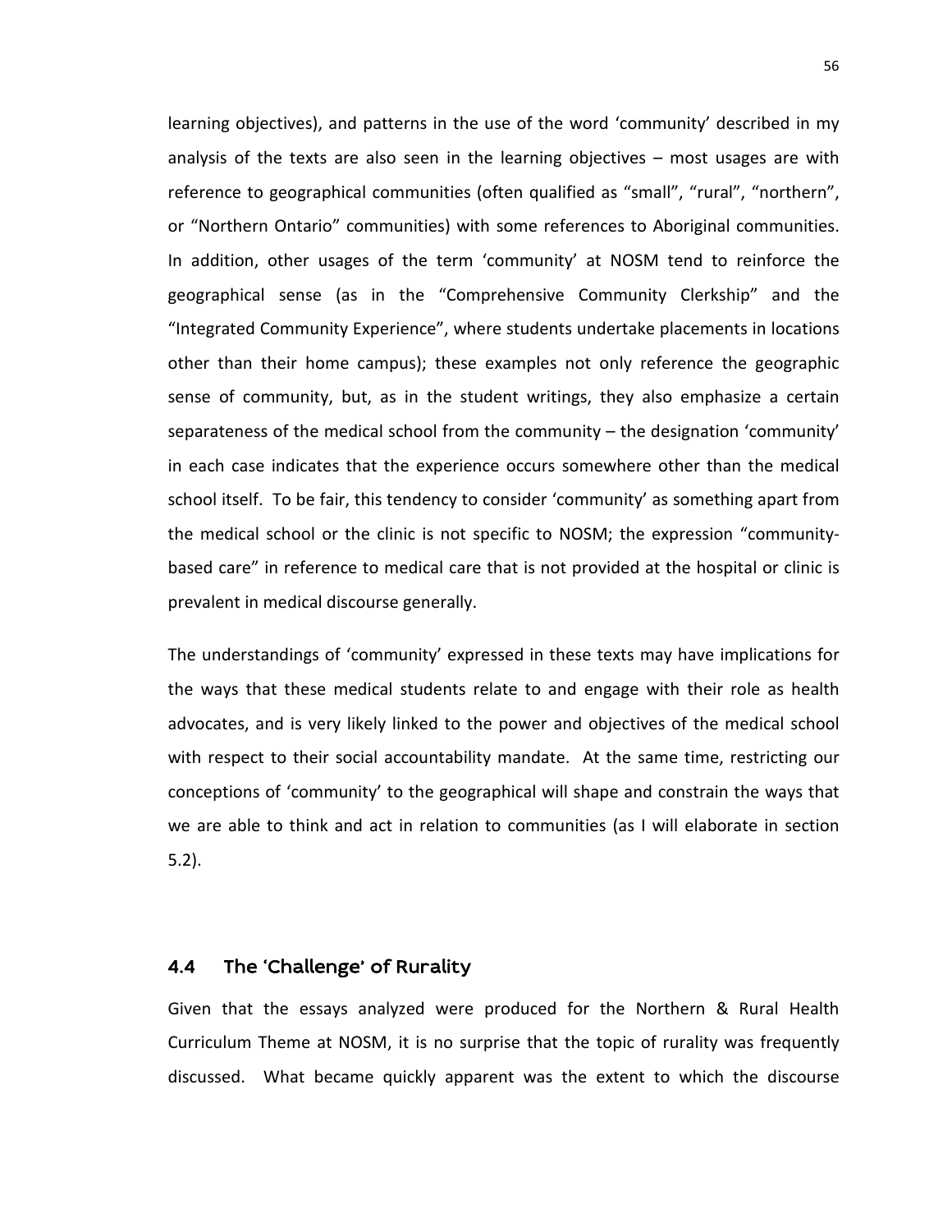learning objectives), and patterns in the use of the word 'community' described in my analysis of the texts are also seen in the learning objectives – most usages are with reference to geographical communities (often qualified as "small", "rural", "northern", or "Northern Ontario" communities) with some references to Aboriginal communities. In addition, other usages of the term 'community' at NOSM tend to reinforce the geographical sense (as in the "Comprehensive Community Clerkship" and the "Integrated Community Experience", where students undertake placements in locations other than their home campus); these examples not only reference the geographic sense of community, but, as in the student writings, they also emphasize a certain separateness of the medical school from the community – the designation 'community' in each case indicates that the experience occurs somewhere other than the medical school itself. To be fair, this tendency to consider 'community' as something apart from the medical school or the clinic is not specific to NOSM; the expression "community-based care" in reference to medical care that is not provided at the hospital or clinic is prevalent in medical discourse generally.

The understandings of 'community' expressed in these texts may have implications for the ways that these medical students relate to and engage with their role as health advocates, and is very likely linked to the power and objectives of the medical school with respect to their social accountability mandate. At the same time, restricting our conceptions of 'community' to the geographical will shape and constrain the ways that we are able to think and act in relation to communities (as I will elaborate in section 5.2).

## 4.4 The 'Challenge' of Rurality

Given that the essays analyzed were produced for the Northern & Rural Health Curriculum Theme at NOSM, it is no surprise that the topic of rurality was frequently discussed. What became quickly apparent was the extent to which the discourse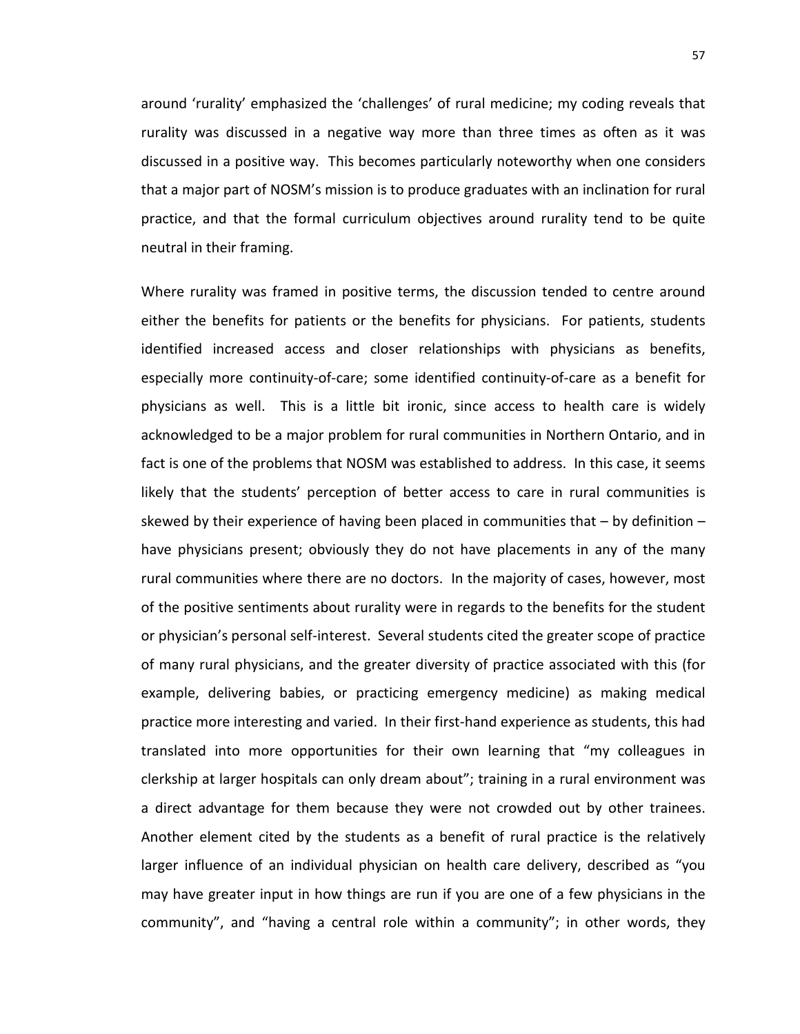around 'rurality' emphasized the 'challenges' of rural medicine; my coding reveals that rurality was discussed in a negative way more than three times as often as it was discussed in a positive way. This becomes particularly noteworthy when one considers that a major part of NOSM's mission is to produce graduates with an inclination for rural practice, and that the formal curriculum objectives around rurality tend to be quite neutral in their framing.

Where rurality was framed in positive terms, the discussion tended to centre around either the benefits for patients or the benefits for physicians. For patients, students identified increased access and closer relationships with physicians as benefits, especially more continuity-of-care; some identified continuity-of-care as a benefit for physicians as well. This is a little bit ironic, since access to health care is widely acknowledged to be a major problem for rural communities in Northern Ontario, and in fact is one of the problems that NOSM was established to address. In this case, it seems likely that the students' perception of better access to care in rural communities is skewed by their experience of having been placed in communities that – by definition – have physicians present; obviously they do not have placements in any of the many rural communities where there are no doctors. In the majority of cases, however, most of the positive sentiments about rurality were in regards to the benefits for the student or physician's personal self-interest. Several students cited the greater scope of practice of many rural physicians, and the greater diversity of practice associated with this (for example, delivering babies, or practicing emergency medicine) as making medical practice more interesting and varied. In their first-hand experience as students, this had translated into more opportunities for their own learning that "my colleagues in clerkship at larger hospitals can only dream about"; training in a rural environment was a direct advantage for them because they were not crowded out by other trainees. Another element cited by the students as a benefit of rural practice is the relatively larger influence of an individual physician on health care delivery, described as "you may have greater input in how things are run if you are one of a few physicians in the community", and "having a central role within a community"; in other words, they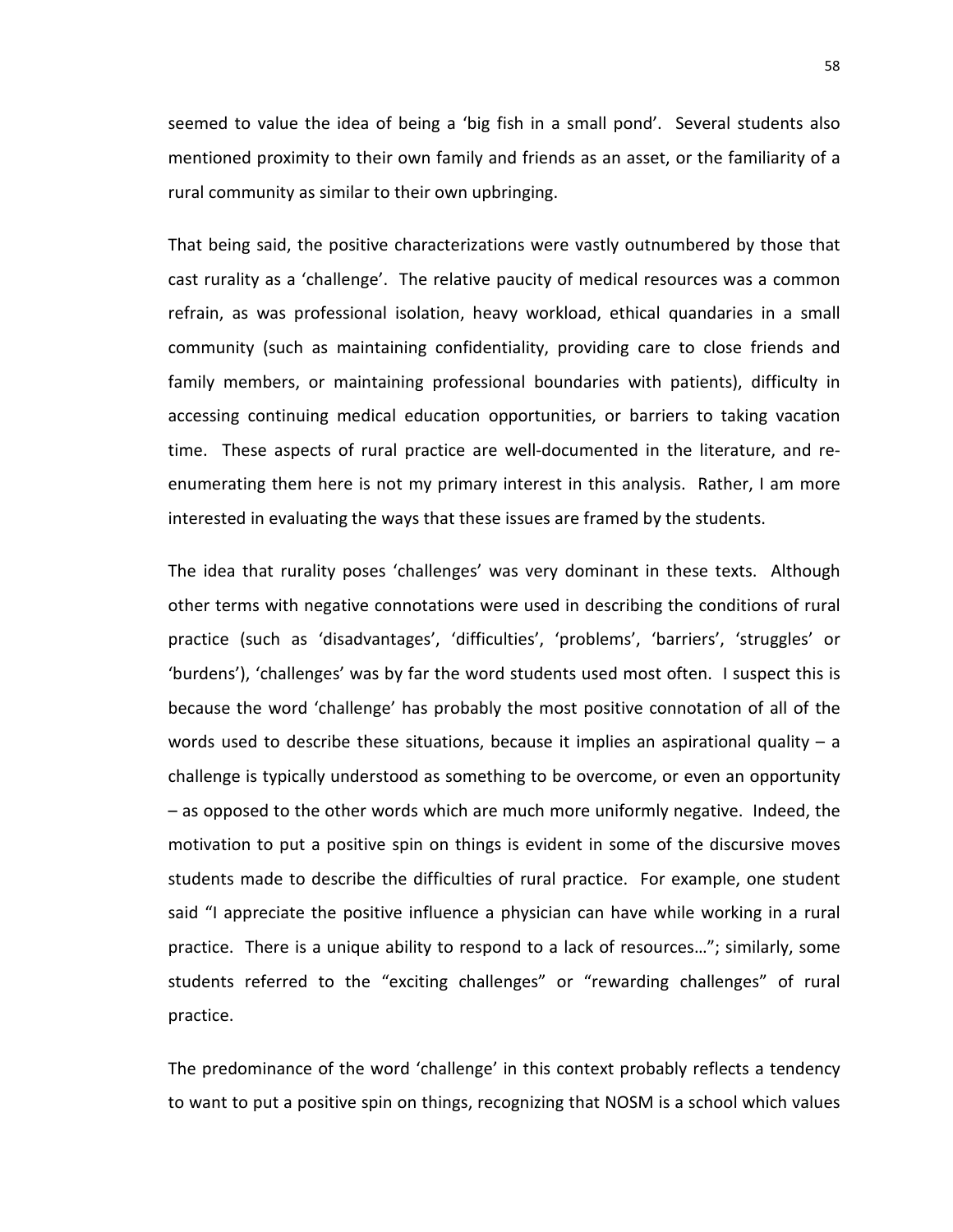seemed to value the idea of being a 'big fish in a small pond'. Several students also mentioned proximity to their own family and friends as an asset, or the familiarity of a rural community as similar to their own upbringing.

That being said, the positive characterizations were vastly outnumbered by those that cast rurality as a 'challenge'. The relative paucity of medical resources was a common refrain, as was professional isolation, heavy workload, ethical quandaries in a small community (such as maintaining confidentiality, providing care to close friends and family members, or maintaining professional boundaries with patients), difficulty in accessing continuing medical education opportunities, or barriers to taking vacation time. These aspects of rural practice are well-documented in the literature, and re-enumerating them here is not my primary interest in this analysis. Rather, I am more interested in evaluating the ways that these issues are framed by the students.

The idea that rurality poses 'challenges' was very dominant in these texts. Although other terms with negative connotations were used in describing the conditions of rural practice (such as 'disadvantages', 'difficulties', 'problems', 'barriers', 'struggles' or 'burdens'), 'challenges' was by far the word students used most often. I suspect this is because the word 'challenge' has probably the most positive connotation of all of the words used to describe these situations, because it implies an aspirational quality – a challenge is typically understood as something to be overcome, or even an opportunity – as opposed to the other words which are much more uniformly negative. Indeed, the motivation to put a positive spin on things is evident in some of the discursive moves students made to describe the difficulties of rural practice. For example, one student said "I appreciate the positive influence a physician can have while working in a rural practice. There is a unique ability to respond to a lack of resources…"; similarly, some students referred to the "exciting challenges" or "rewarding challenges" of rural practice.

The predominance of the word 'challenge' in this context probably reflects a tendency to want to put a positive spin on things, recognizing that NOSM is a school which values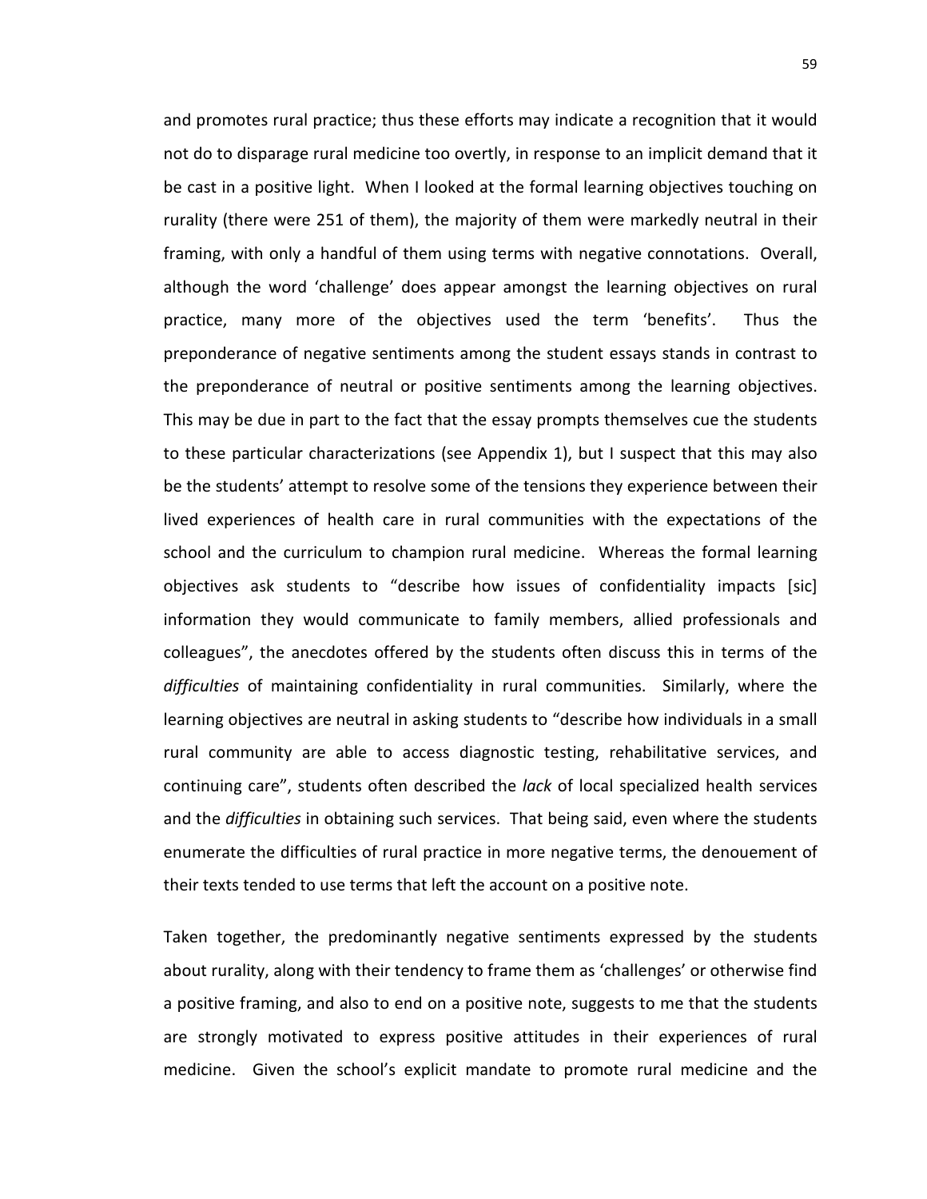and promotes rural practice; thus these efforts may indicate a recognition that it would not do to disparage rural medicine too overtly, in response to an implicit demand that it be cast in a positive light. When I looked at the formal learning objectives touching on rurality (there were 251 of them), the majority of them were markedly neutral in their framing, with only a handful of them using terms with negative connotations. Overall, although the word 'challenge' does appear amongst the learning objectives on rural practice, many more of the objectives used the term 'benefits'. Thus the preponderance of negative sentiments among the student essays stands in contrast to the preponderance of neutral or positive sentiments among the learning objectives. This may be due in part to the fact that the essay prompts themselves cue the students to these particular characterizations (see Appendix 1), but I suspect that this may also be the students' attempt to resolve some of the tensions they experience between their lived experiences of health care in rural communities with the expectations of the school and the curriculum to champion rural medicine. Whereas the formal learning objectives ask students to "describe how issues of confidentiality impacts [sic] information they would communicate to family members, allied professionals and colleagues", the anecdotes offered by the students often discuss this in terms of the *difficulties* of maintaining confidentiality in rural communities. Similarly, where the learning objectives are neutral in asking students to "describe how individuals in a small rural community are able to access diagnostic testing, rehabilitative services, and continuing care", students often described the *lack* of local specialized health services and the *difficulties* in obtaining such services. That being said, even where the students enumerate the difficulties of rural practice in more negative terms, the denouement of their texts tended to use terms that left the account on a positive note.

Taken together, the predominantly negative sentiments expressed by the students about rurality, along with their tendency to frame them as 'challenges' or otherwise find a positive framing, and also to end on a positive note, suggests to me that the students are strongly motivated to express positive attitudes in their experiences of rural medicine. Given the school's explicit mandate to promote rural medicine and the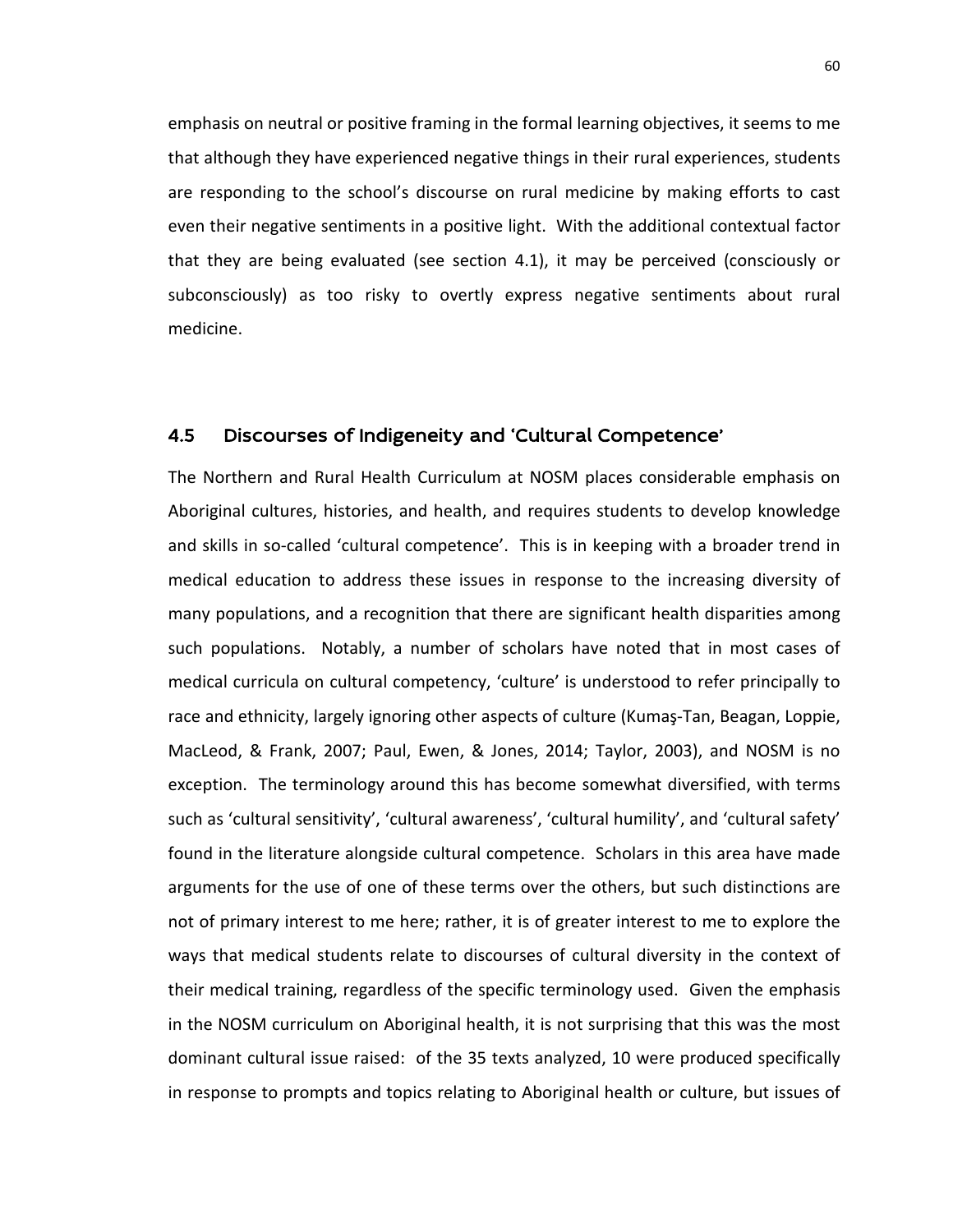emphasis on neutral or positive framing in the formal learning objectives, it seems to me that although they have experienced negative things in their rural experiences, students are responding to the school's discourse on rural medicine by making efforts to cast even their negative sentiments in a positive light. With the additional contextual factor that they are being evaluated (see section 4.1), it may be perceived (consciously or subconsciously) as too risky to overtly express negative sentiments about rural medicine.

## 4.5 Discourses of Indigeneity and 'Cultural Competence'

The Northern and Rural Health Curriculum at NOSM places considerable emphasis on Aboriginal cultures, histories, and health, and requires students to develop knowledge and skills in so-called 'cultural competence'. This is in keeping with a broader trend in medical education to address these issues in response to the increasing diversity of many populations, and a recognition that there are significant health disparities among such populations. Notably, a number of scholars have noted that in most cases of medical curricula on cultural competency, 'culture' is understood to refer principally to race and ethnicity, largely ignoring other aspects of culture (Kumaş-Tan, Beagan, Loppie, MacLeod, & Frank, 2007; Paul, Ewen, & Jones, 2014; Taylor, 2003), and NOSM is no exception. The terminology around this has become somewhat diversified, with terms such as 'cultural sensitivity', 'cultural awareness', 'cultural humility', and 'cultural safety' found in the literature alongside cultural competence. Scholars in this area have made arguments for the use of one of these terms over the others, but such distinctions are not of primary interest to me here; rather, it is of greater interest to me to explore the ways that medical students relate to discourses of cultural diversity in the context of their medical training, regardless of the specific terminology used. Given the emphasis in the NOSM curriculum on Aboriginal health, it is not surprising that this was the most dominant cultural issue raised: of the 35 texts analyzed, 10 were produced specifically in response to prompts and topics relating to Aboriginal health or culture, but issues of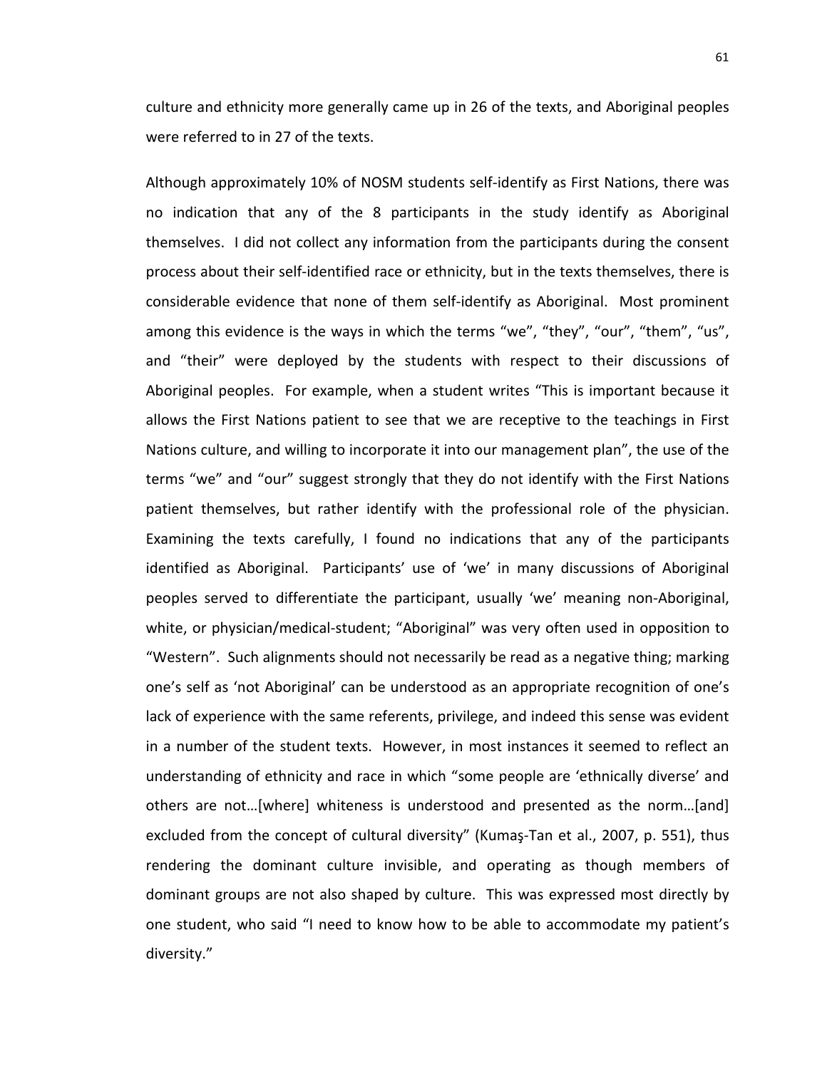culture and ethnicity more generally came up in 26 of the texts, and Aboriginal peoples were referred to in 27 of the texts.

Although approximately 10% of NOSM students self-identify as First Nations, there was no indication that any of the 8 participants in the study identify as Aboriginal themselves. I did not collect any information from the participants during the consent process about their self-identified race or ethnicity, but in the texts themselves, there is considerable evidence that none of them self-identify as Aboriginal. Most prominent among this evidence is the ways in which the terms "we", "they", "our", "them", "us", and "their" were deployed by the students with respect to their discussions of Aboriginal peoples. For example, when a student writes "This is important because it allows the First Nations patient to see that we are receptive to the teachings in First Nations culture, and willing to incorporate it into our management plan", the use of the terms "we" and "our" suggest strongly that they do not identify with the First Nations patient themselves, but rather identify with the professional role of the physician. Examining the texts carefully, I found no indications that any of the participants identified as Aboriginal. Participants' use of 'we' in many discussions of Aboriginal peoples served to differentiate the participant, usually 'we' meaning non-Aboriginal, white, or physician/medical-student; "Aboriginal" was very often used in opposition to "Western". Such alignments should not necessarily be read as a negative thing; marking one's self as 'not Aboriginal' can be understood as an appropriate recognition of one's lack of experience with the same referents, privilege, and indeed this sense was evident in a number of the student texts. However, in most instances it seemed to reflect an understanding of ethnicity and race in which "some people are 'ethnically diverse' and others are not…[where] whiteness is understood and presented as the norm…[and] excluded from the concept of cultural diversity" (Kumaş-Tan et al., 2007, p. 551), thus rendering the dominant culture invisible, and operating as though members of dominant groups are not also shaped by culture. This was expressed most directly by one student, who said "I need to know how to be able to accommodate my patient's diversity."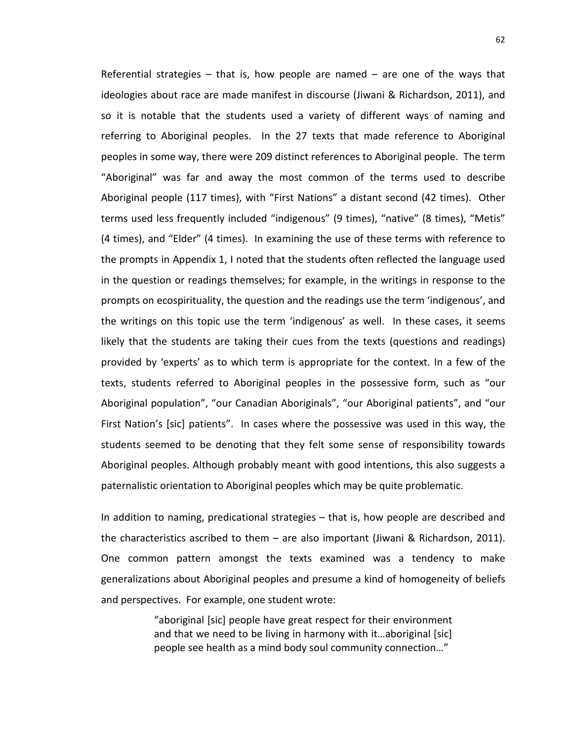Referential strategies – that is, how people are named – are one of the ways that ideologies about race are made manifest in discourse (Jiwani & Richardson, 2011), and so it is notable that the students used a variety of different ways of naming and referring to Aboriginal peoples. In the 27 texts that made reference to Aboriginal peoples in some way, there were 209 distinct references to Aboriginal people. The term "Aboriginal" was far and away the most common of the terms used to describe Aboriginal people (117 times), with "First Nations" a distant second (42 times). Other terms used less frequently included "indigenous" (9 times), "native" (8 times), "Metis" (4 times), and "Elder" (4 times). In examining the use of these terms with reference to the prompts in Appendix 1, I noted that the students often reflected the language used in the question or readings themselves; for example, in the writings in response to the prompts on ecospirituality, the question and the readings use the term 'indigenous', and the writings on this topic use the term 'indigenous' as well. In these cases, it seems likely that the students are taking their cues from the texts (questions and readings) provided by 'experts' as to which term is appropriate for the context. In a few of the texts, students referred to Aboriginal peoples in the possessive form, such as "our Aboriginal population", "our Canadian Aboriginals", "our Aboriginal patients", and "our First Nation's [sic] patients". In cases where the possessive was used in this way, the students seemed to be denoting that they felt some sense of responsibility towards Aboriginal peoples. Although probably meant with good intentions, this also suggests a paternalistic orientation to Aboriginal peoples which may be quite problematic.

In addition to naming, predicational strategies – that is, how people are described and the characteristics ascribed to them – are also important (Jiwani & Richardson, 2011). One common pattern amongst the texts examined was a tendency to make generalizations about Aboriginal peoples and presume a kind of homogeneity of beliefs and perspectives. For example, one student wrote:

> "aboriginal [sic] people have great respect for their environment and that we need to be living in harmony with it…aboriginal [sic] people see health as a mind body soul community connection…"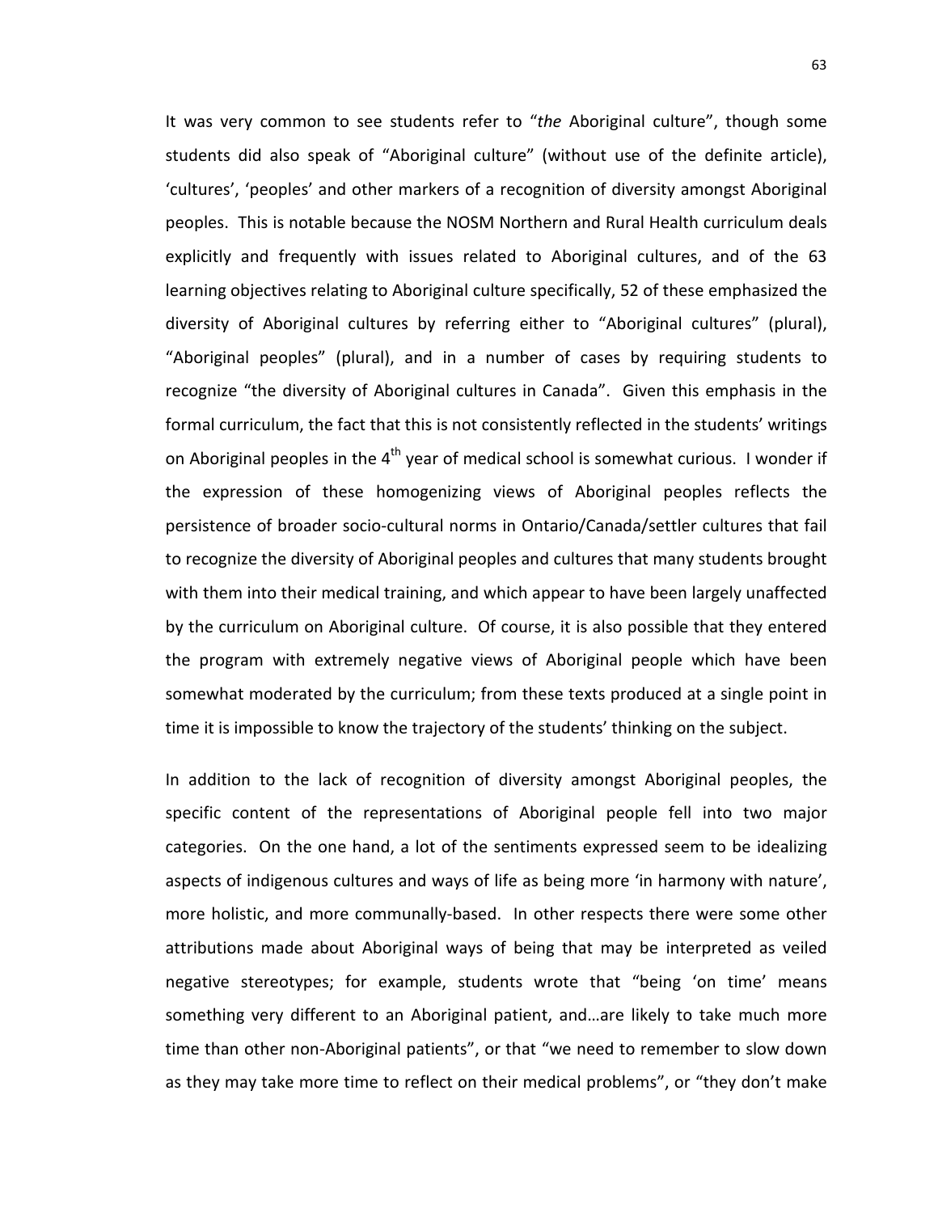It was very common to see students refer to "*the* Aboriginal culture", though some students did also speak of "Aboriginal culture" (without use of the definite article), 'cultures', 'peoples' and other markers of a recognition of diversity amongst Aboriginal peoples. This is notable because the NOSM Northern and Rural Health curriculum deals explicitly and frequently with issues related to Aboriginal cultures, and of the 63 learning objectives relating to Aboriginal culture specifically, 52 of these emphasized the diversity of Aboriginal cultures by referring either to "Aboriginal cultures" (plural), "Aboriginal peoples" (plural), and in a number of cases by requiring students to recognize "the diversity of Aboriginal cultures in Canada". Given this emphasis in the formal curriculum, the fact that this is not consistently reflected in the students' writings on Aboriginal peoples in the 4th year of medical school is somewhat curious. I wonder if the expression of these homogenizing views of Aboriginal peoples reflects the persistence of broader socio-cultural norms in Ontario/Canada/settler cultures that fail to recognize the diversity of Aboriginal peoples and cultures that many students brought with them into their medical training, and which appear to have been largely unaffected by the curriculum on Aboriginal culture. Of course, it is also possible that they entered the program with extremely negative views of Aboriginal people which have been somewhat moderated by the curriculum; from these texts produced at a single point in time it is impossible to know the trajectory of the students' thinking on the subject.

In addition to the lack of recognition of diversity amongst Aboriginal peoples, the specific content of the representations of Aboriginal people fell into two major categories. On the one hand, a lot of the sentiments expressed seem to be idealizing aspects of indigenous cultures and ways of life as being more 'in harmony with nature', more holistic, and more communally-based. In other respects there were some other attributions made about Aboriginal ways of being that may be interpreted as veiled negative stereotypes; for example, students wrote that "being 'on time' means something very different to an Aboriginal patient, and…are likely to take much more time than other non-Aboriginal patients", or that "we need to remember to slow down as they may take more time to reflect on their medical problems", or "they don't make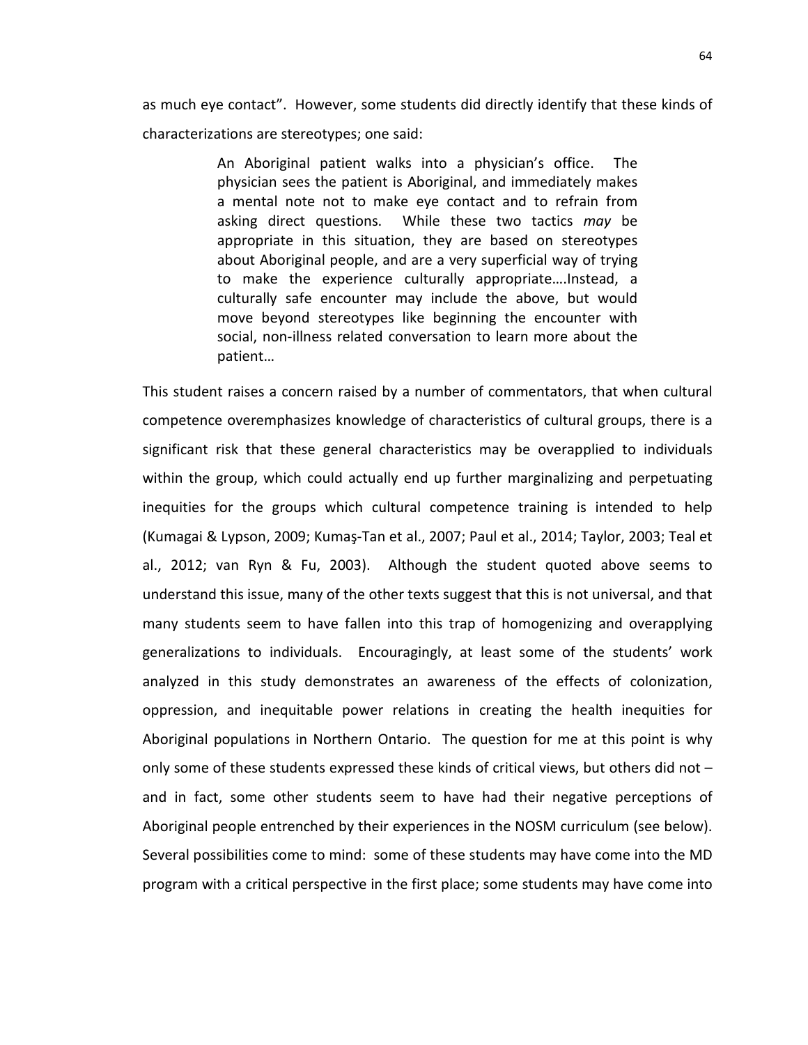as much eye contact". However, some students did directly identify that these kinds of characterizations are stereotypes; one said:

> An Aboriginal patient walks into a physician's office. The physician sees the patient is Aboriginal, and immediately makes a mental note not to make eye contact and to refrain from asking direct questions. While these two tactics *may* be appropriate in this situation, they are based on stereotypes about Aboriginal people, and are a very superficial way of trying to make the experience culturally appropriate….Instead, a culturally safe encounter may include the above, but would move beyond stereotypes like beginning the encounter with social, non-illness related conversation to learn more about the patient…

This student raises a concern raised by a number of commentators, that when cultural competence overemphasizes knowledge of characteristics of cultural groups, there is a significant risk that these general characteristics may be overapplied to individuals within the group, which could actually end up further marginalizing and perpetuating inequities for the groups which cultural competence training is intended to help (Kumagai & Lypson, 2009; Kumaş-Tan et al., 2007; Paul et al., 2014; Taylor, 2003; Teal et al., 2012; van Ryn & Fu, 2003). Although the student quoted above seems to understand this issue, many of the other texts suggest that this is not universal, and that many students seem to have fallen into this trap of homogenizing and overapplying generalizations to individuals. Encouragingly, at least some of the students' work analyzed in this study demonstrates an awareness of the effects of colonization, oppression, and inequitable power relations in creating the health inequities for Aboriginal populations in Northern Ontario. The question for me at this point is why only some of these students expressed these kinds of critical views, but others did not – and in fact, some other students seem to have had their negative perceptions of Aboriginal people entrenched by their experiences in the NOSM curriculum (see below). Several possibilities come to mind: some of these students may have come into the MD program with a critical perspective in the first place; some students may have come into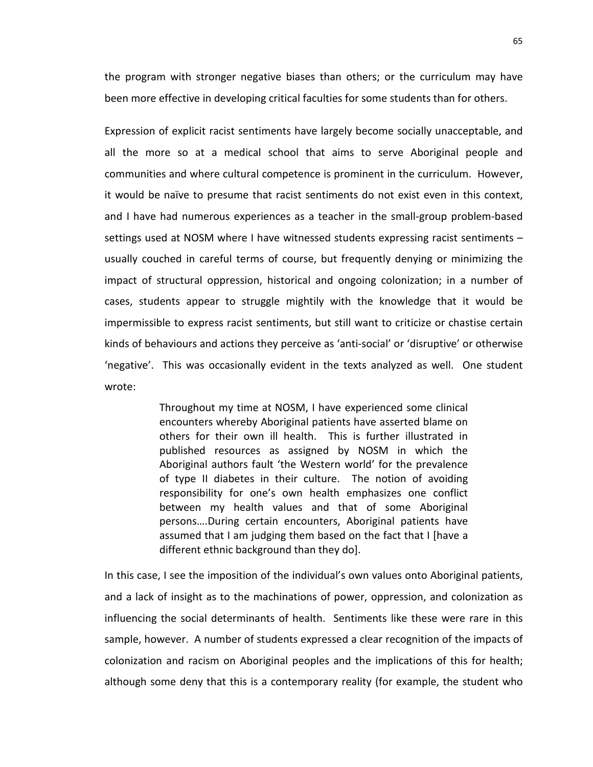the program with stronger negative biases than others; or the curriculum may have been more effective in developing critical faculties for some students than for others.

Expression of explicit racist sentiments have largely become socially unacceptable, and all the more so at a medical school that aims to serve Aboriginal people and communities and where cultural competence is prominent in the curriculum. However, it would be naïve to presume that racist sentiments do not exist even in this context, and I have had numerous experiences as a teacher in the small-group problem-based settings used at NOSM where I have witnessed students expressing racist sentiments – usually couched in careful terms of course, but frequently denying or minimizing the impact of structural oppression, historical and ongoing colonization; in a number of cases, students appear to struggle mightily with the knowledge that it would be impermissible to express racist sentiments, but still want to criticize or chastise certain kinds of behaviours and actions they perceive as 'anti-social' or 'disruptive' or otherwise 'negative'. This was occasionally evident in the texts analyzed as well. One student wrote:

> Throughout my time at NOSM, I have experienced some clinical encounters whereby Aboriginal patients have asserted blame on others for their own ill health. This is further illustrated in published resources as assigned by NOSM in which the Aboriginal authors fault 'the Western world' for the prevalence of type II diabetes in their culture. The notion of avoiding responsibility for one's own health emphasizes one conflict between my health values and that of some Aboriginal persons….During certain encounters, Aboriginal patients have assumed that I am judging them based on the fact that I [have a different ethnic background than they do].

In this case, I see the imposition of the individual's own values onto Aboriginal patients, and a lack of insight as to the machinations of power, oppression, and colonization as influencing the social determinants of health. Sentiments like these were rare in this sample, however. A number of students expressed a clear recognition of the impacts of colonization and racism on Aboriginal peoples and the implications of this for health; although some deny that this is a contemporary reality (for example, the student who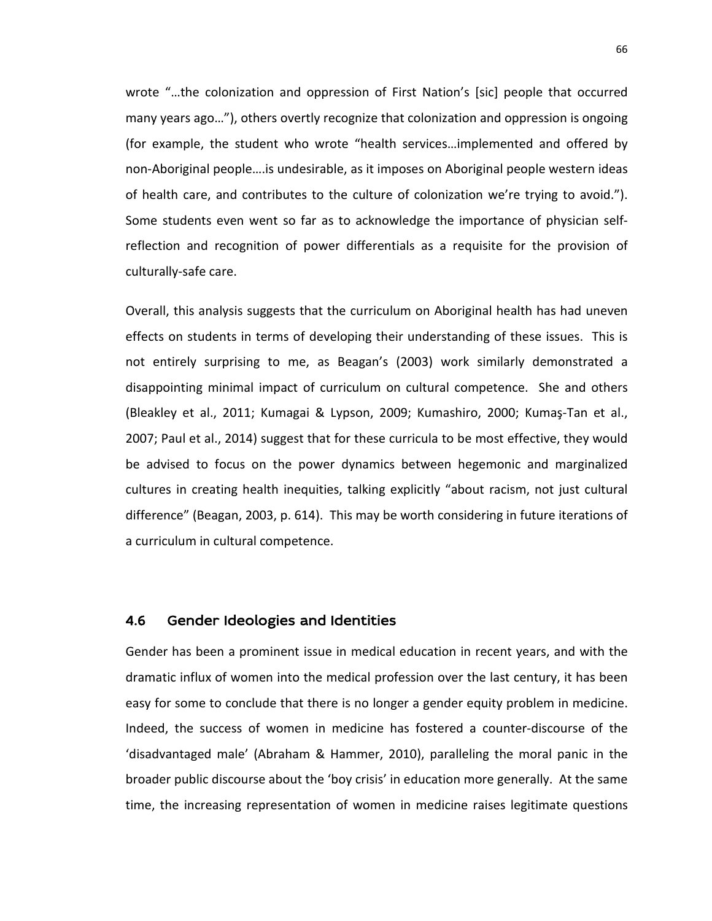wrote "…the colonization and oppression of First Nation's [sic] people that occurred many years ago…"), others overtly recognize that colonization and oppression is ongoing (for example, the student who wrote "health services…implemented and offered by non-Aboriginal people….is undesirable, as it imposes on Aboriginal people western ideas of health care, and contributes to the culture of colonization we're trying to avoid."). Some students even went so far as to acknowledge the importance of physician self-reflection and recognition of power differentials as a requisite for the provision of culturally-safe care.

Overall, this analysis suggests that the curriculum on Aboriginal health has had uneven effects on students in terms of developing their understanding of these issues. This is not entirely surprising to me, as Beagan's (2003) work similarly demonstrated a disappointing minimal impact of curriculum on cultural competence. She and others (Bleakley et al., 2011; Kumagai & Lypson, 2009; Kumashiro, 2000; Kumaş-Tan et al., 2007; Paul et al., 2014) suggest that for these curricula to be most effective, they would be advised to focus on the power dynamics between hegemonic and marginalized cultures in creating health inequities, talking explicitly "about racism, not just cultural difference" (Beagan, 2003, p. 614). This may be worth considering in future iterations of a curriculum in cultural competence.

## 4.6 Gender Ideologies and Identities

Gender has been a prominent issue in medical education in recent years, and with the dramatic influx of women into the medical profession over the last century, it has been easy for some to conclude that there is no longer a gender equity problem in medicine. Indeed, the success of women in medicine has fostered a counter-discourse of the 'disadvantaged male' (Abraham & Hammer, 2010), paralleling the moral panic in the broader public discourse about the 'boy crisis' in education more generally. At the same time, the increasing representation of women in medicine raises legitimate questions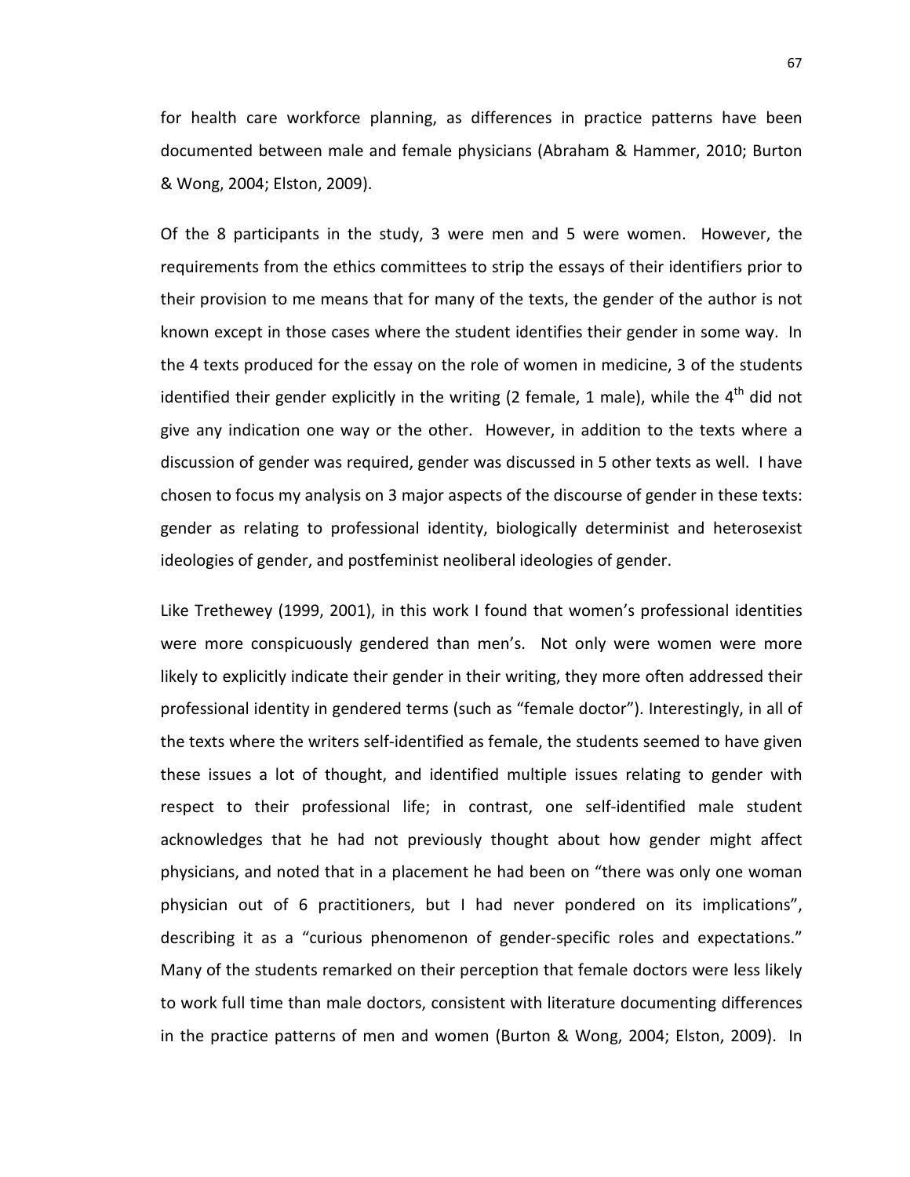for health care workforce planning, as differences in practice patterns have been documented between male and female physicians (Abraham & Hammer, 2010; Burton & Wong, 2004; Elston, 2009).

Of the 8 participants in the study, 3 were men and 5 were women. However, the requirements from the ethics committees to strip the essays of their identifiers prior to their provision to me means that for many of the texts, the gender of the author is not known except in those cases where the student identifies their gender in some way. In the 4 texts produced for the essay on the role of women in medicine, 3 of the students identified their gender explicitly in the writing (2 female, 1 male), while the 4th did not give any indication one way or the other. However, in addition to the texts where a discussion of gender was required, gender was discussed in 5 other texts as well. I have chosen to focus my analysis on 3 major aspects of the discourse of gender in these texts: gender as relating to professional identity, biologically determinist and heterosexist ideologies of gender, and postfeminist neoliberal ideologies of gender.

Like Trethewey (1999, 2001), in this work I found that women's professional identities were more conspicuously gendered than men's. Not only were women were more likely to explicitly indicate their gender in their writing, they more often addressed their professional identity in gendered terms (such as "female doctor"). Interestingly, in all of the texts where the writers self-identified as female, the students seemed to have given these issues a lot of thought, and identified multiple issues relating to gender with respect to their professional life; in contrast, one self-identified male student acknowledges that he had not previously thought about how gender might affect physicians, and noted that in a placement he had been on "there was only one woman physician out of 6 practitioners, but I had never pondered on its implications", describing it as a "curious phenomenon of gender-specific roles and expectations." Many of the students remarked on their perception that female doctors were less likely to work full time than male doctors, consistent with literature documenting differences in the practice patterns of men and women (Burton & Wong, 2004; Elston, 2009). In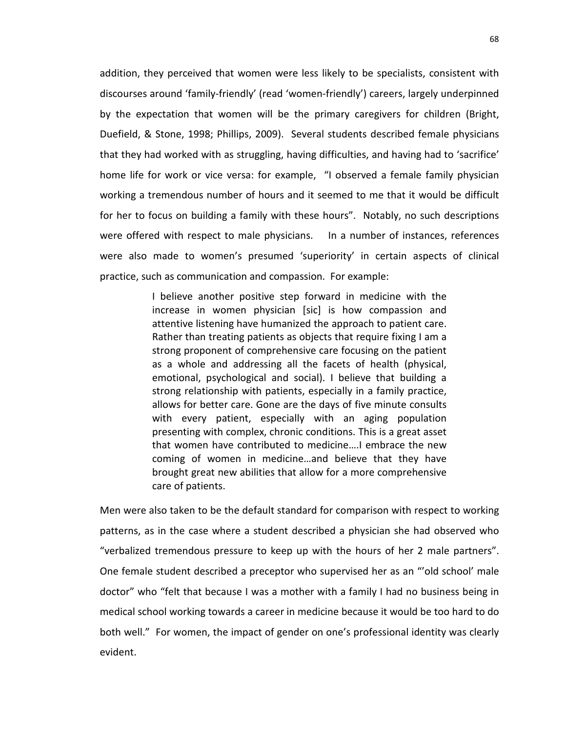addition, they perceived that women were less likely to be specialists, consistent with discourses around 'family-friendly' (read 'women-friendly') careers, largely underpinned by the expectation that women will be the primary caregivers for children (Bright, Duefield, & Stone, 1998; Phillips, 2009). Several students described female physicians that they had worked with as struggling, having difficulties, and having had to 'sacrifice' home life for work or vice versa: for example, "I observed a female family physician working a tremendous number of hours and it seemed to me that it would be difficult for her to focus on building a family with these hours". Notably, no such descriptions were offered with respect to male physicians. In a number of instances, references were also made to women's presumed 'superiority' in certain aspects of clinical practice, such as communication and compassion. For example:

> I believe another positive step forward in medicine with the increase in women physician [sic] is how compassion and attentive listening have humanized the approach to patient care. Rather than treating patients as objects that require fixing I am a strong proponent of comprehensive care focusing on the patient as a whole and addressing all the facets of health (physical, emotional, psychological and social). I believe that building a strong relationship with patients, especially in a family practice, allows for better care. Gone are the days of five minute consults with every patient, especially with an aging population presenting with complex, chronic conditions. This is a great asset that women have contributed to medicine….I embrace the new coming of women in medicine…and believe that they have brought great new abilities that allow for a more comprehensive care of patients.

Men were also taken to be the default standard for comparison with respect to working patterns, as in the case where a student described a physician she had observed who "verbalized tremendous pressure to keep up with the hours of her 2 male partners". One female student described a preceptor who supervised her as an "'old school' male doctor" who "felt that because I was a mother with a family I had no business being in medical school working towards a career in medicine because it would be too hard to do both well." For women, the impact of gender on one's professional identity was clearly evident.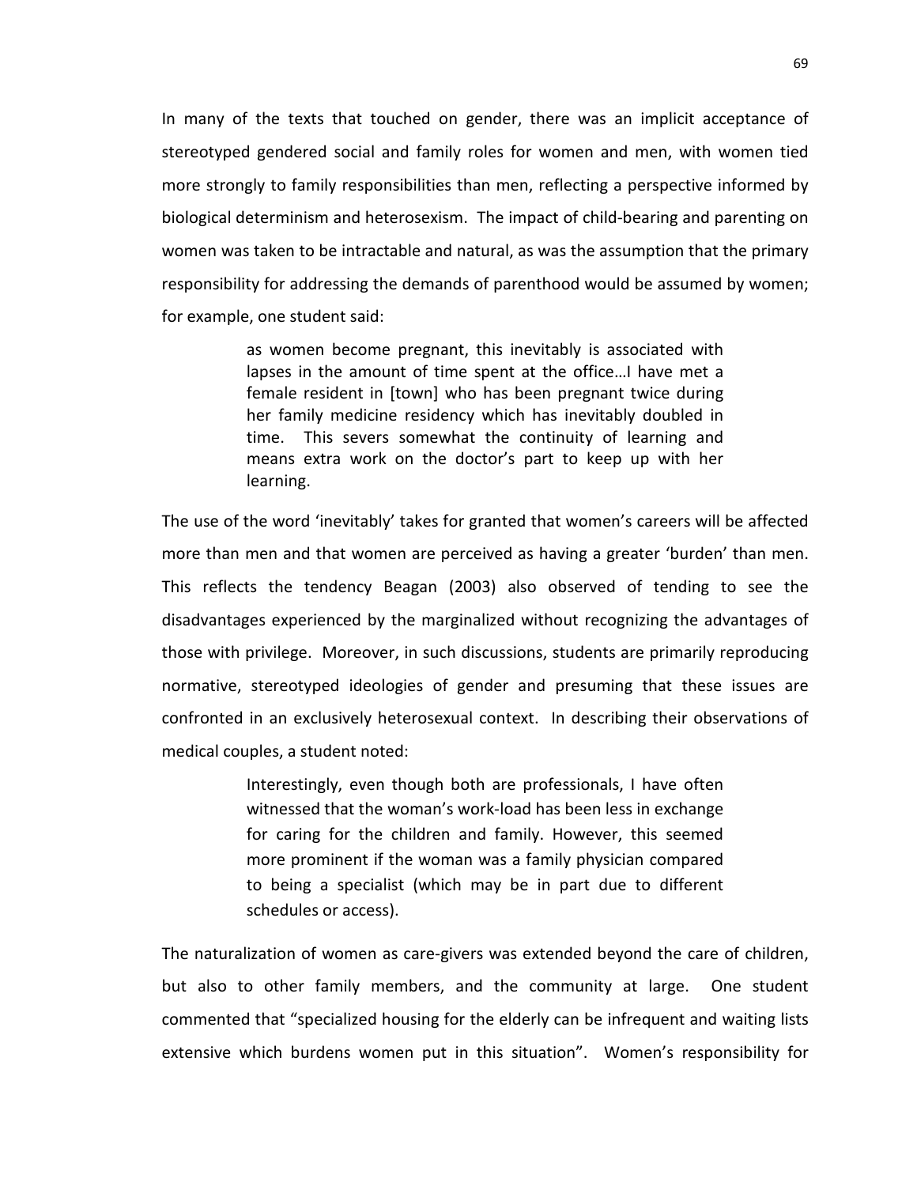In many of the texts that touched on gender, there was an implicit acceptance of stereotyped gendered social and family roles for women and men, with women tied more strongly to family responsibilities than men, reflecting a perspective informed by biological determinism and heterosexism. The impact of child-bearing and parenting on women was taken to be intractable and natural, as was the assumption that the primary responsibility for addressing the demands of parenthood would be assumed by women; for example, one student said:

> as women become pregnant, this inevitably is associated with lapses in the amount of time spent at the office…I have met a female resident in [town] who has been pregnant twice during her family medicine residency which has inevitably doubled in time. This severs somewhat the continuity of learning and means extra work on the doctor's part to keep up with her learning.

The use of the word 'inevitably' takes for granted that women's careers will be affected more than men and that women are perceived as having a greater 'burden' than men. This reflects the tendency Beagan (2003) also observed of tending to see the disadvantages experienced by the marginalized without recognizing the advantages of those with privilege. Moreover, in such discussions, students are primarily reproducing normative, stereotyped ideologies of gender and presuming that these issues are confronted in an exclusively heterosexual context. In describing their observations of medical couples, a student noted:

> Interestingly, even though both are professionals, I have often witnessed that the woman's work-load has been less in exchange for caring for the children and family. However, this seemed more prominent if the woman was a family physician compared to being a specialist (which may be in part due to different schedules or access).

The naturalization of women as care-givers was extended beyond the care of children, but also to other family members, and the community at large. One student commented that "specialized housing for the elderly can be infrequent and waiting lists extensive which burdens women put in this situation". Women's responsibility for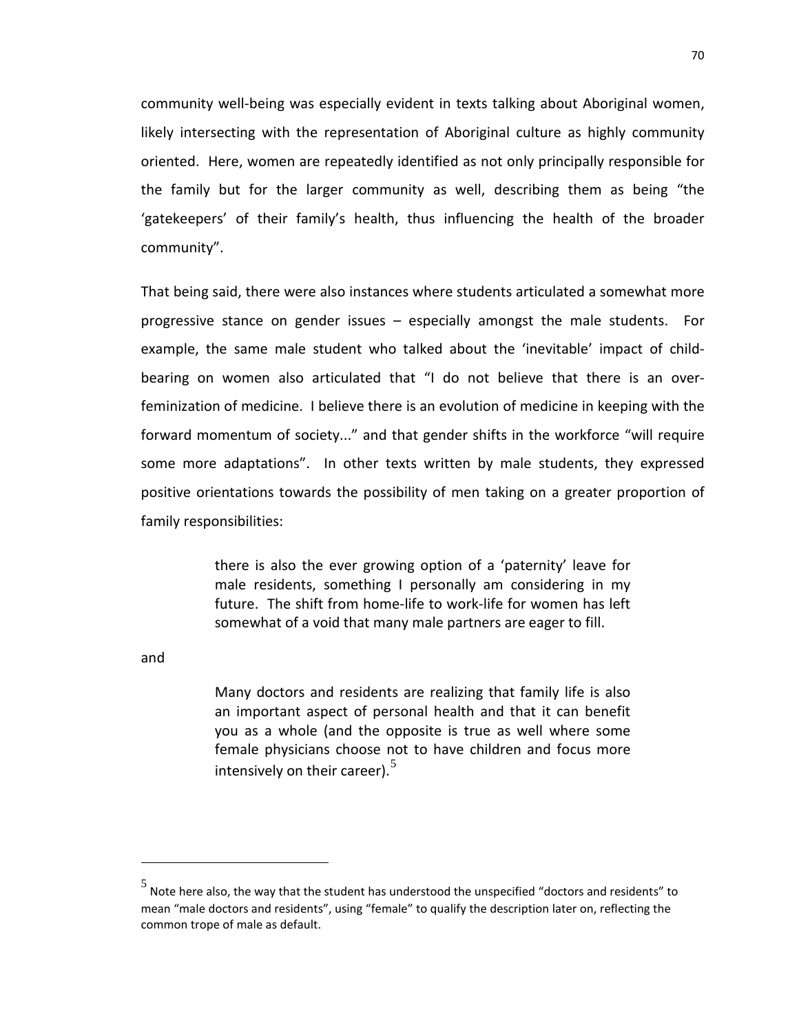community well-being was especially evident in texts talking about Aboriginal women, likely intersecting with the representation of Aboriginal culture as highly community oriented. Here, women are repeatedly identified as not only principally responsible for the family but for the larger community as well, describing them as being "the 'gatekeepers' of their family's health, thus influencing the health of the broader community".

That being said, there were also instances where students articulated a somewhat more progressive stance on gender issues – especially amongst the male students. For example, the same male student who talked about the 'inevitable' impact of child-bearing on women also articulated that "I do not believe that there is an over-feminization of medicine. I believe there is an evolution of medicine in keeping with the forward momentum of society..." and that gender shifts in the workforce "will require some more adaptations". In other texts written by male students, they expressed positive orientations towards the possibility of men taking on a greater proportion of family responsibilities:

> there is also the ever growing option of a 'paternity' leave for male residents, something I personally am considering in my future. The shift from home-life to work-life for women has left somewhat of a void that many male partners are eager to fill.

and

> Many doctors and residents are realizing that family life is also an important aspect of personal health and that it can benefit you as a whole (and the opposite is true as well where some female physicians choose not to have children and focus more intensively on their career).[5]

---

[5] Note here also, the way that the student has understood the unspecified "doctors and residents" to mean "male doctors and residents", using "female" to qualify the description later on, reflecting the common trope of male as default.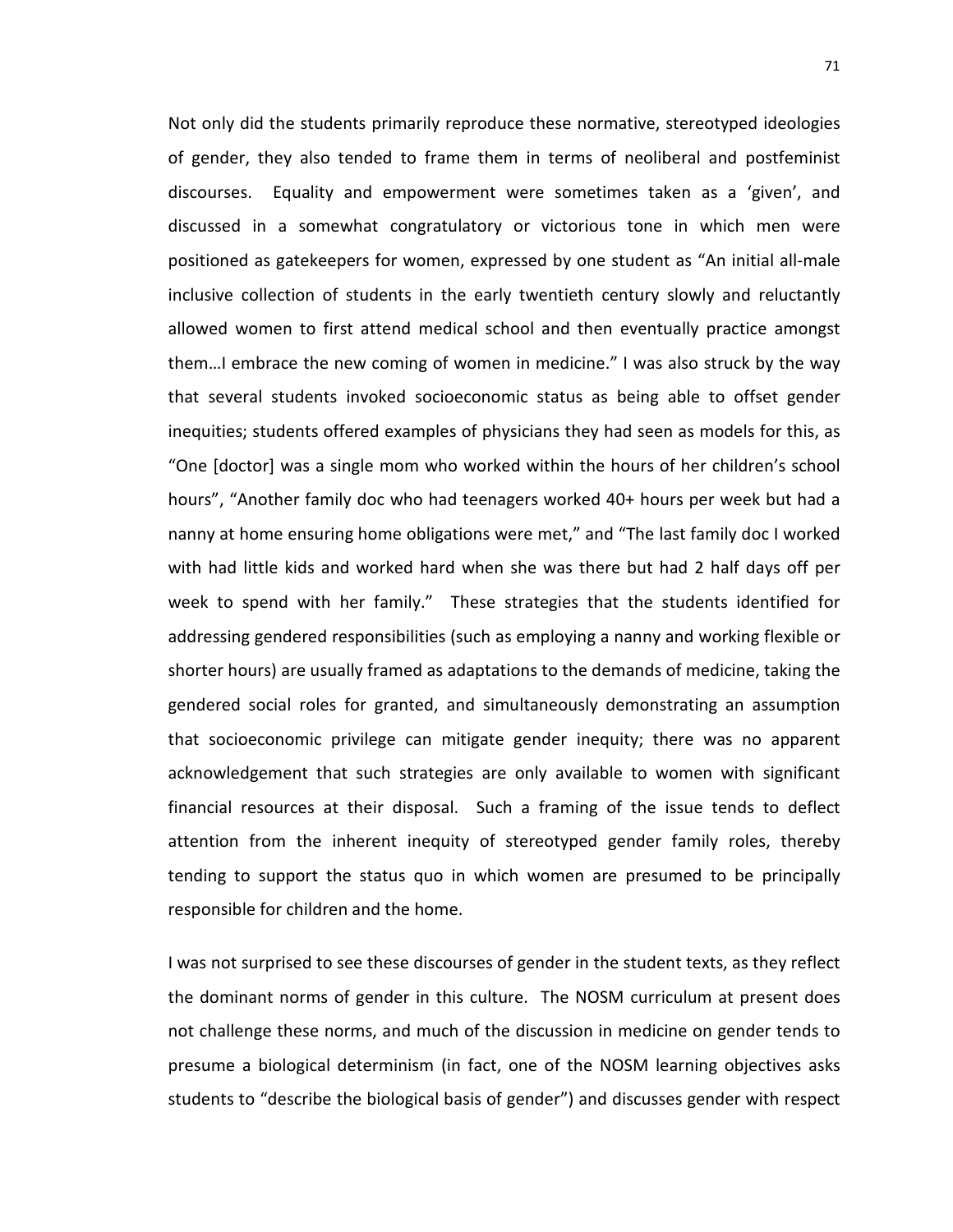Not only did the students primarily reproduce these normative, stereotyped ideologies of gender, they also tended to frame them in terms of neoliberal and postfeminist discourses. Equality and empowerment were sometimes taken as a 'given', and discussed in a somewhat congratulatory or victorious tone in which men were positioned as gatekeepers for women, expressed by one student as "An initial all-male inclusive collection of students in the early twentieth century slowly and reluctantly allowed women to first attend medical school and then eventually practice amongst them…I embrace the new coming of women in medicine." I was also struck by the way that several students invoked socioeconomic status as being able to offset gender inequities; students offered examples of physicians they had seen as models for this, as "One [doctor] was a single mom who worked within the hours of her children's school hours", "Another family doc who had teenagers worked 40+ hours per week but had a nanny at home ensuring home obligations were met," and "The last family doc I worked with had little kids and worked hard when she was there but had 2 half days off per week to spend with her family." These strategies that the students identified for addressing gendered responsibilities (such as employing a nanny and working flexible or shorter hours) are usually framed as adaptations to the demands of medicine, taking the gendered social roles for granted, and simultaneously demonstrating an assumption that socioeconomic privilege can mitigate gender inequity; there was no apparent acknowledgement that such strategies are only available to women with significant financial resources at their disposal. Such a framing of the issue tends to deflect attention from the inherent inequity of stereotyped gender family roles, thereby tending to support the status quo in which women are presumed to be principally responsible for children and the home.

I was not surprised to see these discourses of gender in the student texts, as they reflect the dominant norms of gender in this culture. The NOSM curriculum at present does not challenge these norms, and much of the discussion in medicine on gender tends to presume a biological determinism (in fact, one of the NOSM learning objectives asks students to "describe the biological basis of gender") and discusses gender with respect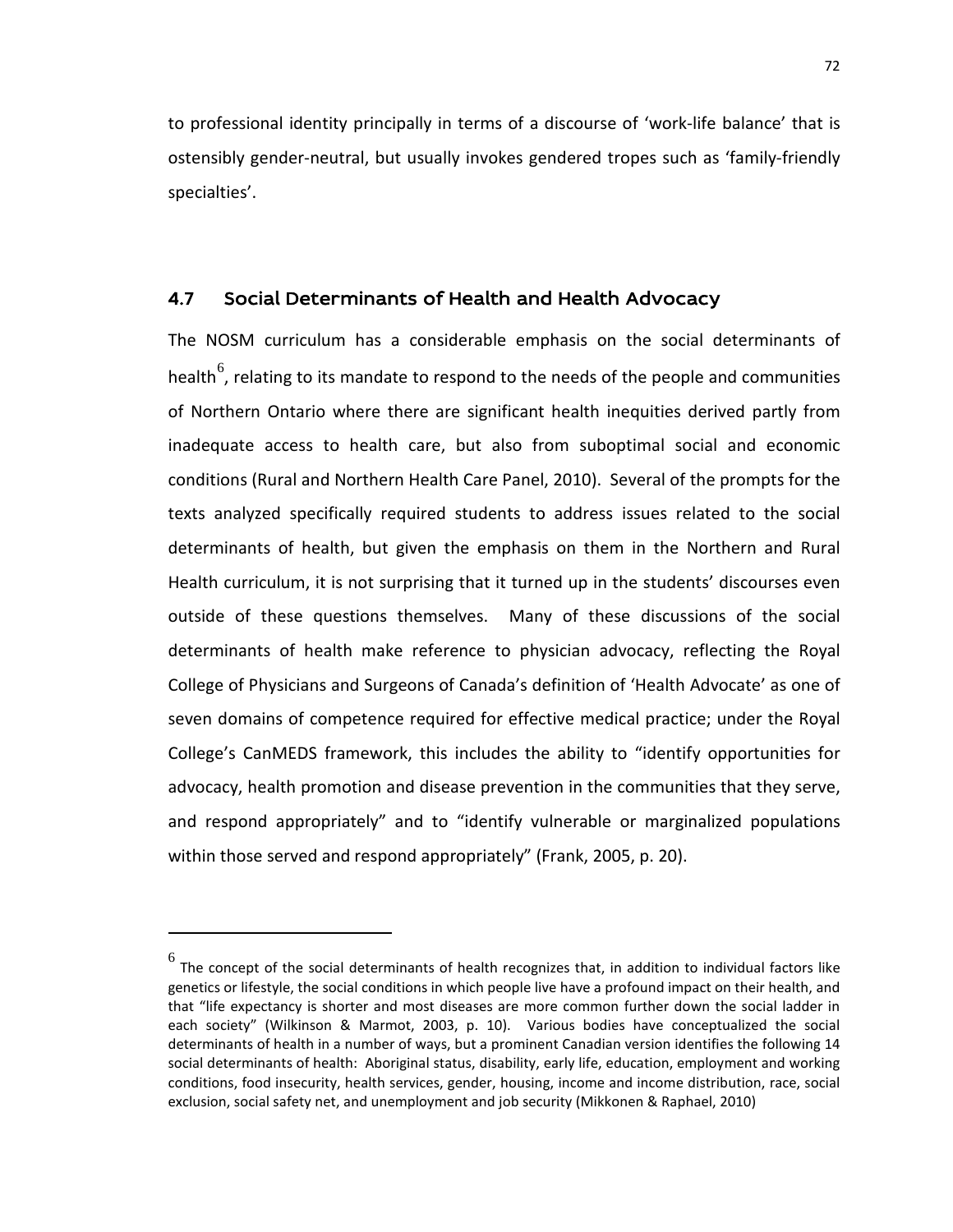to professional identity principally in terms of a discourse of 'work-life balance' that is ostensibly gender-neutral, but usually invokes gendered tropes such as 'family-friendly specialties'.

## 4.7 Social Determinants of Health and Health Advocacy

The NOSM curriculum has a considerable emphasis on the social determinants of health[6], relating to its mandate to respond to the needs of the people and communities of Northern Ontario where there are significant health inequities derived partly from inadequate access to health care, but also from suboptimal social and economic conditions (Rural and Northern Health Care Panel, 2010). Several of the prompts for the texts analyzed specifically required students to address issues related to the social determinants of health, but given the emphasis on them in the Northern and Rural Health curriculum, it is not surprising that it turned up in the students' discourses even outside of these questions themselves. Many of these discussions of the social determinants of health make reference to physician advocacy, reflecting the Royal College of Physicians and Surgeons of Canada's definition of 'Health Advocate' as one of seven domains of competence required for effective medical practice; under the Royal College's CanMEDS framework, this includes the ability to "identify opportunities for advocacy, health promotion and disease prevention in the communities that they serve, and respond appropriately" and to "identify vulnerable or marginalized populations within those served and respond appropriately" (Frank, 2005, p. 20).

---

[6] The concept of the social determinants of health recognizes that, in addition to individual factors like genetics or lifestyle, the social conditions in which people live have a profound impact on their health, and that "life expectancy is shorter and most diseases are more common further down the social ladder in each society" (Wilkinson & Marmot, 2003, p. 10). Various bodies have conceptualized the social determinants of health in a number of ways, but a prominent Canadian version identifies the following 14 social determinants of health: Aboriginal status, disability, early life, education, employment and working conditions, food insecurity, health services, gender, housing, income and income distribution, race, social exclusion, social safety net, and unemployment and job security (Mikkonen & Raphael, 2010)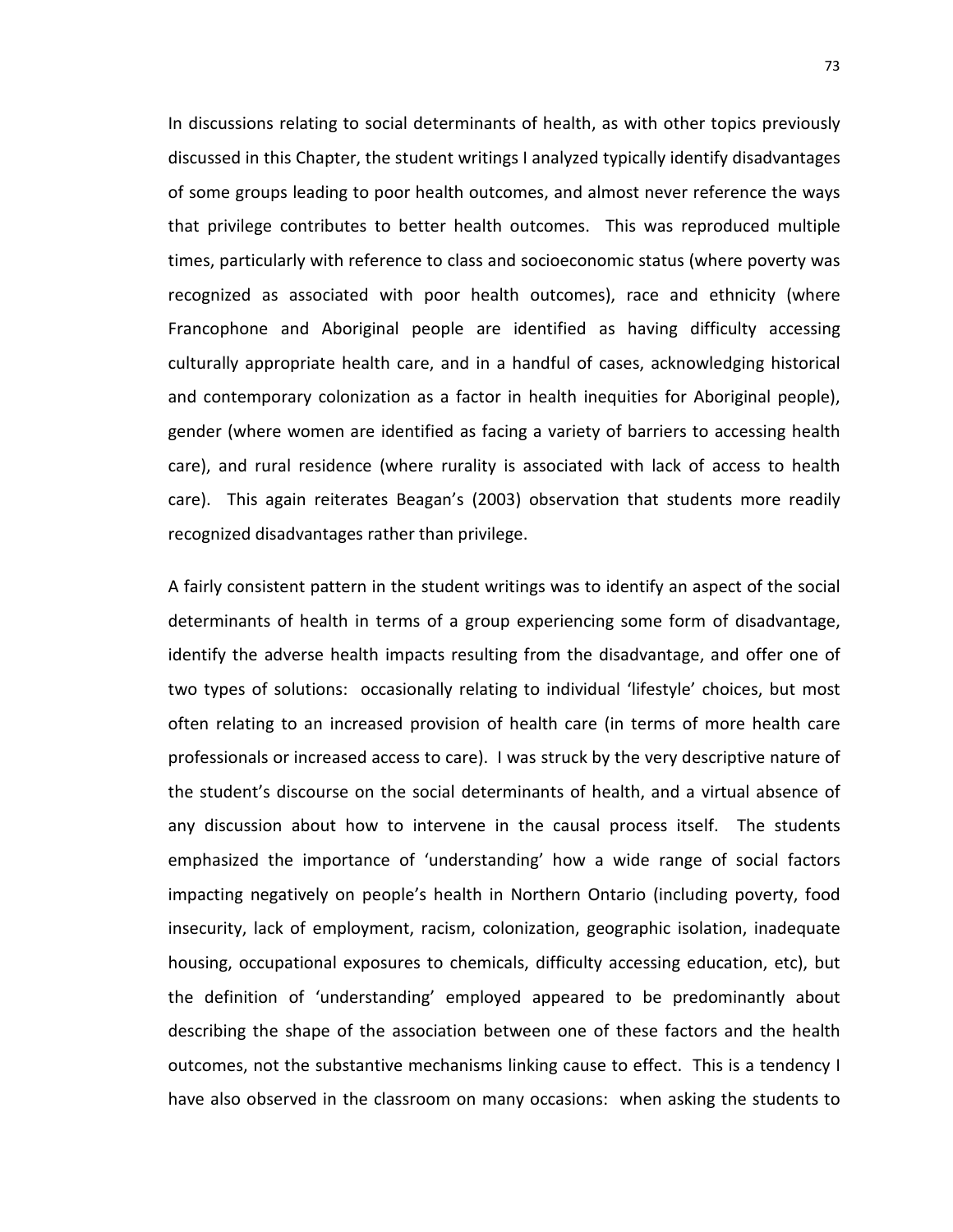In discussions relating to social determinants of health, as with other topics previously discussed in this Chapter, the student writings I analyzed typically identify disadvantages of some groups leading to poor health outcomes, and almost never reference the ways that privilege contributes to better health outcomes. This was reproduced multiple times, particularly with reference to class and socioeconomic status (where poverty was recognized as associated with poor health outcomes), race and ethnicity (where Francophone and Aboriginal people are identified as having difficulty accessing culturally appropriate health care, and in a handful of cases, acknowledging historical and contemporary colonization as a factor in health inequities for Aboriginal people), gender (where women are identified as facing a variety of barriers to accessing health care), and rural residence (where rurality is associated with lack of access to health care). This again reiterates Beagan's (2003) observation that students more readily recognized disadvantages rather than privilege.

A fairly consistent pattern in the student writings was to identify an aspect of the social determinants of health in terms of a group experiencing some form of disadvantage, identify the adverse health impacts resulting from the disadvantage, and offer one of two types of solutions: occasionally relating to individual 'lifestyle' choices, but most often relating to an increased provision of health care (in terms of more health care professionals or increased access to care). I was struck by the very descriptive nature of the student's discourse on the social determinants of health, and a virtual absence of any discussion about how to intervene in the causal process itself. The students emphasized the importance of 'understanding' how a wide range of social factors impacting negatively on people's health in Northern Ontario (including poverty, food insecurity, lack of employment, racism, colonization, geographic isolation, inadequate housing, occupational exposures to chemicals, difficulty accessing education, etc), but the definition of 'understanding' employed appeared to be predominantly about describing the shape of the association between one of these factors and the health outcomes, not the substantive mechanisms linking cause to effect. This is a tendency I have also observed in the classroom on many occasions: when asking the students to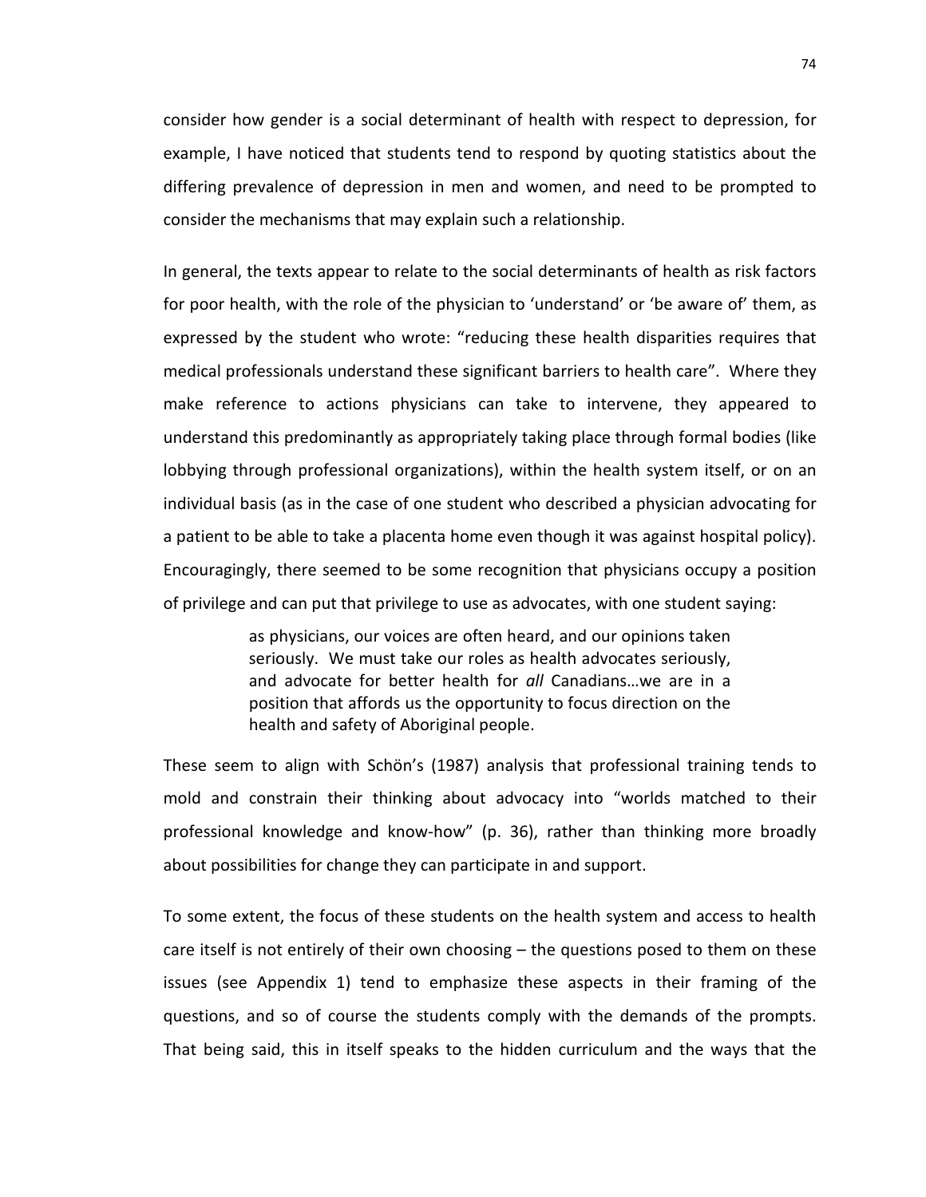consider how gender is a social determinant of health with respect to depression, for example, I have noticed that students tend to respond by quoting statistics about the differing prevalence of depression in men and women, and need to be prompted to consider the mechanisms that may explain such a relationship.

In general, the texts appear to relate to the social determinants of health as risk factors for poor health, with the role of the physician to 'understand' or 'be aware of' them, as expressed by the student who wrote: "reducing these health disparities requires that medical professionals understand these significant barriers to health care". Where they make reference to actions physicians can take to intervene, they appeared to understand this predominantly as appropriately taking place through formal bodies (like lobbying through professional organizations), within the health system itself, or on an individual basis (as in the case of one student who described a physician advocating for a patient to be able to take a placenta home even though it was against hospital policy). Encouragingly, there seemed to be some recognition that physicians occupy a position of privilege and can put that privilege to use as advocates, with one student saying:

> as physicians, our voices are often heard, and our opinions taken seriously. We must take our roles as health advocates seriously, and advocate for better health for *all* Canadians…we are in a position that affords us the opportunity to focus direction on the health and safety of Aboriginal people.

These seem to align with Schön's (1987) analysis that professional training tends to mold and constrain their thinking about advocacy into "worlds matched to their professional knowledge and know-how" (p. 36), rather than thinking more broadly about possibilities for change they can participate in and support.

To some extent, the focus of these students on the health system and access to health care itself is not entirely of their own choosing – the questions posed to them on these issues (see Appendix 1) tend to emphasize these aspects in their framing of the questions, and so of course the students comply with the demands of the prompts. That being said, this in itself speaks to the hidden curriculum and the ways that the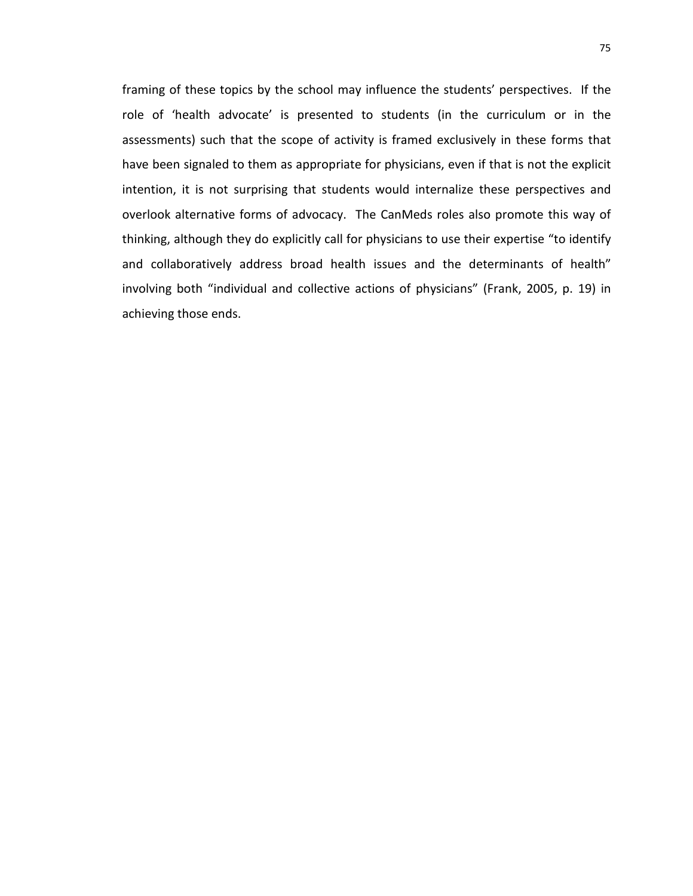framing of these topics by the school may influence the students' perspectives. If the role of 'health advocate' is presented to students (in the curriculum or in the assessments) such that the scope of activity is framed exclusively in these forms that have been signaled to them as appropriate for physicians, even if that is not the explicit intention, it is not surprising that students would internalize these perspectives and overlook alternative forms of advocacy. The CanMeds roles also promote this way of thinking, although they do explicitly call for physicians to use their expertise "to identify and collaboratively address broad health issues and the determinants of health" involving both "individual and collective actions of physicians" (Frank, 2005, p. 19) in achieving those ends.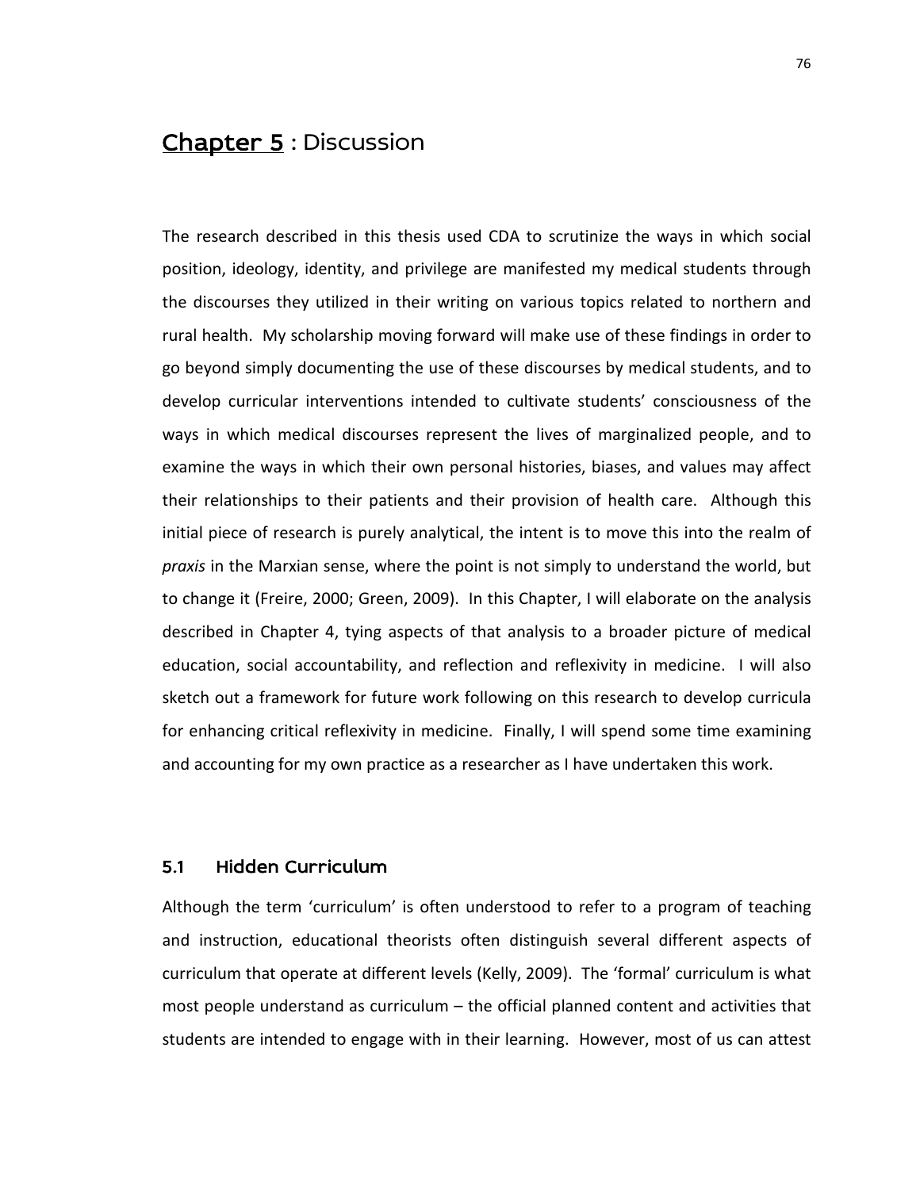# Chapter 5 : Discussion

The research described in this thesis used CDA to scrutinize the ways in which social position, ideology, identity, and privilege are manifested my medical students through the discourses they utilized in their writing on various topics related to northern and rural health. My scholarship moving forward will make use of these findings in order to go beyond simply documenting the use of these discourses by medical students, and to develop curricular interventions intended to cultivate students' consciousness of the ways in which medical discourses represent the lives of marginalized people, and to examine the ways in which their own personal histories, biases, and values may affect their relationships to their patients and their provision of health care. Although this initial piece of research is purely analytical, the intent is to move this into the realm of *praxis* in the Marxian sense, where the point is not simply to understand the world, but to change it (Freire, 2000; Green, 2009). In this Chapter, I will elaborate on the analysis described in Chapter 4, tying aspects of that analysis to a broader picture of medical education, social accountability, and reflection and reflexivity in medicine. I will also sketch out a framework for future work following on this research to develop curricula for enhancing critical reflexivity in medicine. Finally, I will spend some time examining and accounting for my own practice as a researcher as I have undertaken this work.

## 5.1 Hidden Curriculum

Although the term 'curriculum' is often understood to refer to a program of teaching and instruction, educational theorists often distinguish several different aspects of curriculum that operate at different levels (Kelly, 2009). The 'formal' curriculum is what most people understand as curriculum – the official planned content and activities that students are intended to engage with in their learning. However, most of us can attest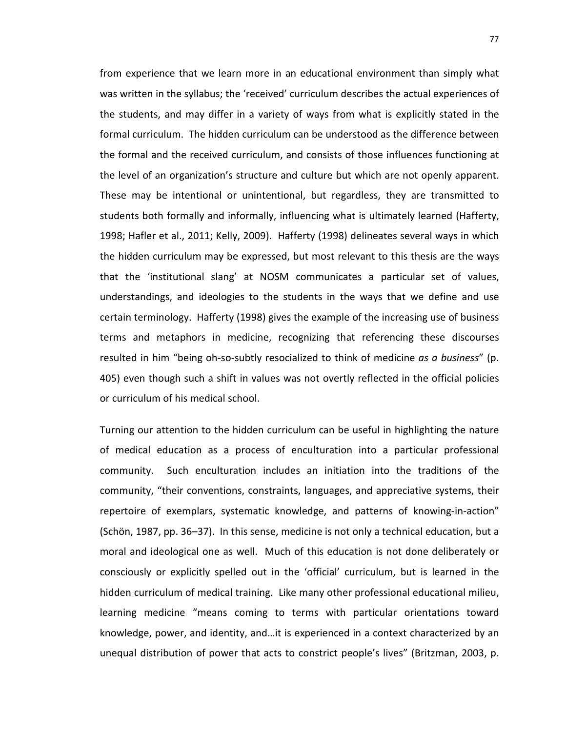from experience that we learn more in an educational environment than simply what was written in the syllabus; the 'received' curriculum describes the actual experiences of the students, and may differ in a variety of ways from what is explicitly stated in the formal curriculum. The hidden curriculum can be understood as the difference between the formal and the received curriculum, and consists of those influences functioning at the level of an organization's structure and culture but which are not openly apparent. These may be intentional or unintentional, but regardless, they are transmitted to students both formally and informally, influencing what is ultimately learned (Hafferty, 1998; Hafler et al., 2011; Kelly, 2009). Hafferty (1998) delineates several ways in which the hidden curriculum may be expressed, but most relevant to this thesis are the ways that the 'institutional slang' at NOSM communicates a particular set of values, understandings, and ideologies to the students in the ways that we define and use certain terminology. Hafferty (1998) gives the example of the increasing use of business terms and metaphors in medicine, recognizing that referencing these discourses resulted in him "being oh-so-subtly resocialized to think of medicine *as a business*" (p. 405) even though such a shift in values was not overtly reflected in the official policies or curriculum of his medical school.

Turning our attention to the hidden curriculum can be useful in highlighting the nature of medical education as a process of enculturation into a particular professional community. Such enculturation includes an initiation into the traditions of the community, "their conventions, constraints, languages, and appreciative systems, their repertoire of exemplars, systematic knowledge, and patterns of knowing-in-action" (Schön, 1987, pp. 36–37). In this sense, medicine is not only a technical education, but a moral and ideological one as well. Much of this education is not done deliberately or consciously or explicitly spelled out in the 'official' curriculum, but is learned in the hidden curriculum of medical training. Like many other professional educational milieu, learning medicine "means coming to terms with particular orientations toward knowledge, power, and identity, and…it is experienced in a context characterized by an unequal distribution of power that acts to constrict people's lives" (Britzman, 2003, p.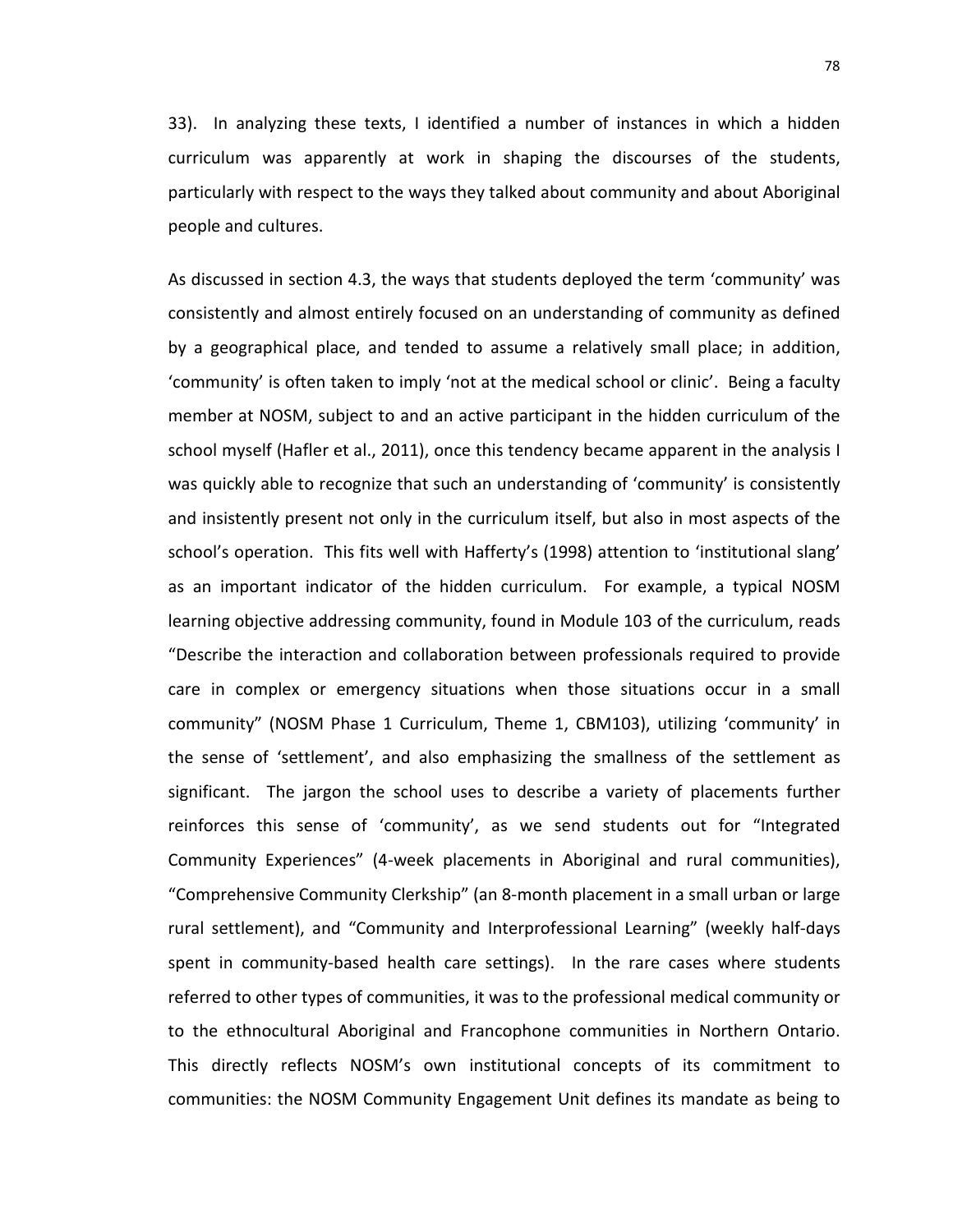33). In analyzing these texts, I identified a number of instances in which a hidden curriculum was apparently at work in shaping the discourses of the students, particularly with respect to the ways they talked about community and about Aboriginal people and cultures.

As discussed in section 4.3, the ways that students deployed the term 'community' was consistently and almost entirely focused on an understanding of community as defined by a geographical place, and tended to assume a relatively small place; in addition, 'community' is often taken to imply 'not at the medical school or clinic'. Being a faculty member at NOSM, subject to and an active participant in the hidden curriculum of the school myself (Hafler et al., 2011), once this tendency became apparent in the analysis I was quickly able to recognize that such an understanding of 'community' is consistently and insistently present not only in the curriculum itself, but also in most aspects of the school's operation. This fits well with Hafferty's (1998) attention to 'institutional slang' as an important indicator of the hidden curriculum. For example, a typical NOSM learning objective addressing community, found in Module 103 of the curriculum, reads "Describe the interaction and collaboration between professionals required to provide care in complex or emergency situations when those situations occur in a small community" (NOSM Phase 1 Curriculum, Theme 1, CBM103), utilizing 'community' in the sense of 'settlement', and also emphasizing the smallness of the settlement as significant. The jargon the school uses to describe a variety of placements further reinforces this sense of 'community', as we send students out for "Integrated Community Experiences" (4-week placements in Aboriginal and rural communities), "Comprehensive Community Clerkship" (an 8-month placement in a small urban or large rural settlement), and "Community and Interprofessional Learning" (weekly half-days spent in community-based health care settings). In the rare cases where students referred to other types of communities, it was to the professional medical community or to the ethnocultural Aboriginal and Francophone communities in Northern Ontario. This directly reflects NOSM's own institutional concepts of its commitment to communities: the NOSM Community Engagement Unit defines its mandate as being to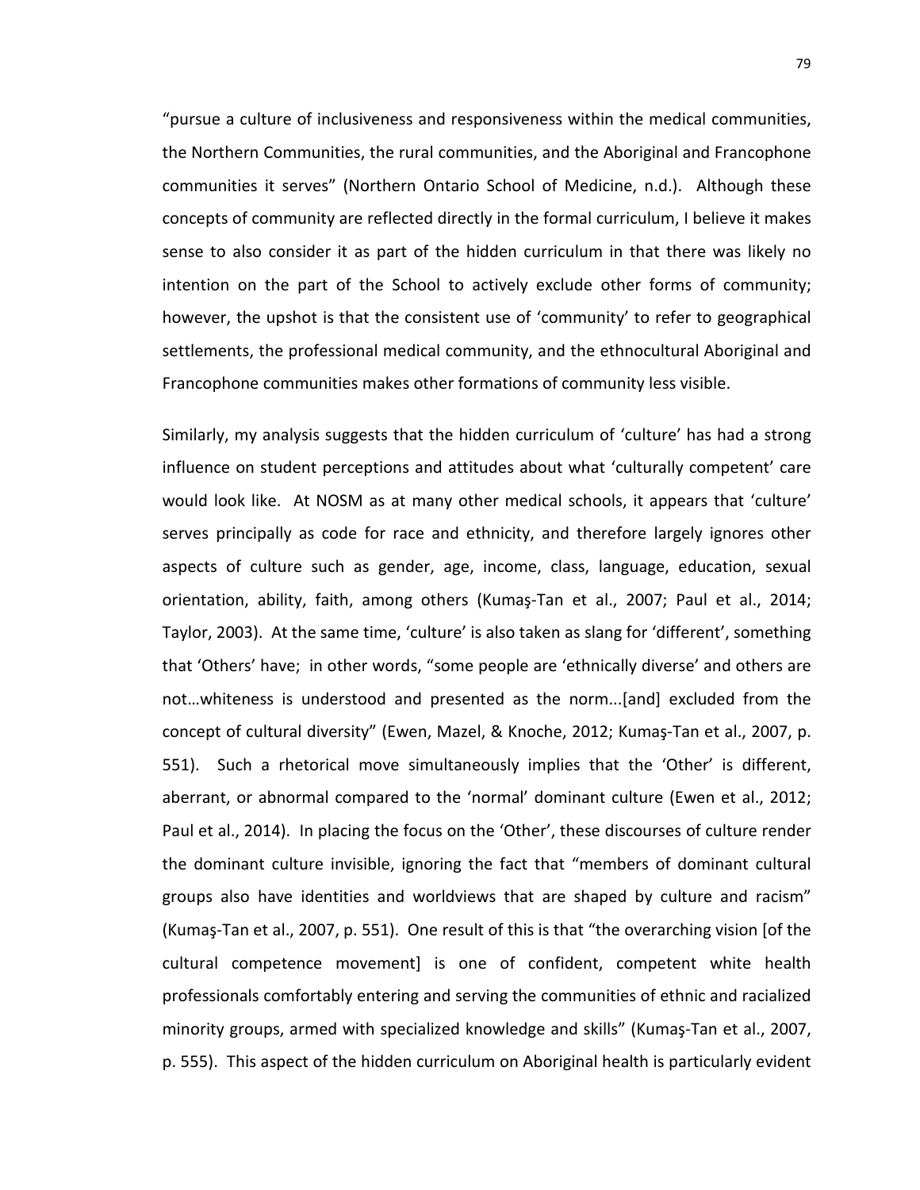"pursue a culture of inclusiveness and responsiveness within the medical communities, the Northern Communities, the rural communities, and the Aboriginal and Francophone communities it serves" (Northern Ontario School of Medicine, n.d.). Although these concepts of community are reflected directly in the formal curriculum, I believe it makes sense to also consider it as part of the hidden curriculum in that there was likely no intention on the part of the School to actively exclude other forms of community; however, the upshot is that the consistent use of 'community' to refer to geographical settlements, the professional medical community, and the ethnocultural Aboriginal and Francophone communities makes other formations of community less visible.

Similarly, my analysis suggests that the hidden curriculum of 'culture' has had a strong influence on student perceptions and attitudes about what 'culturally competent' care would look like. At NOSM as at many other medical schools, it appears that 'culture' serves principally as code for race and ethnicity, and therefore largely ignores other aspects of culture such as gender, age, income, class, language, education, sexual orientation, ability, faith, among others (Kumaş-Tan et al., 2007; Paul et al., 2014; Taylor, 2003). At the same time, 'culture' is also taken as slang for 'different', something that 'Others' have; in other words, "some people are 'ethnically diverse' and others are not…whiteness is understood and presented as the norm...[and] excluded from the concept of cultural diversity" (Ewen, Mazel, & Knoche, 2012; Kumaş-Tan et al., 2007, p. 551). Such a rhetorical move simultaneously implies that the 'Other' is different, aberrant, or abnormal compared to the 'normal' dominant culture (Ewen et al., 2012; Paul et al., 2014). In placing the focus on the 'Other', these discourses of culture render the dominant culture invisible, ignoring the fact that "members of dominant cultural groups also have identities and worldviews that are shaped by culture and racism" (Kumaş-Tan et al., 2007, p. 551). One result of this is that "the overarching vision [of the cultural competence movement] is one of confident, competent white health professionals comfortably entering and serving the communities of ethnic and racialized minority groups, armed with specialized knowledge and skills" (Kumaş-Tan et al., 2007, p. 555). This aspect of the hidden curriculum on Aboriginal health is particularly evident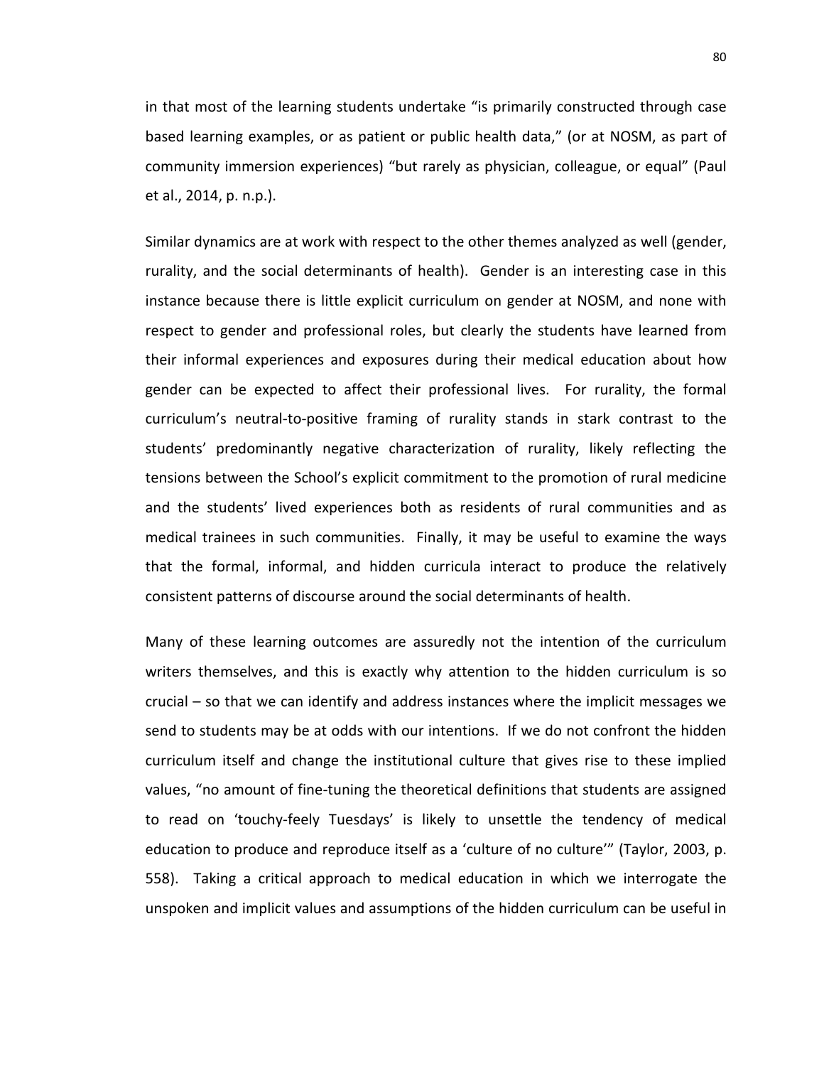in that most of the learning students undertake "is primarily constructed through case based learning examples, or as patient or public health data," (or at NOSM, as part of community immersion experiences) "but rarely as physician, colleague, or equal" (Paul et al., 2014, p. n.p.).

Similar dynamics are at work with respect to the other themes analyzed as well (gender, rurality, and the social determinants of health). Gender is an interesting case in this instance because there is little explicit curriculum on gender at NOSM, and none with respect to gender and professional roles, but clearly the students have learned from their informal experiences and exposures during their medical education about how gender can be expected to affect their professional lives. For rurality, the formal curriculum's neutral-to-positive framing of rurality stands in stark contrast to the students' predominantly negative characterization of rurality, likely reflecting the tensions between the School's explicit commitment to the promotion of rural medicine and the students' lived experiences both as residents of rural communities and as medical trainees in such communities. Finally, it may be useful to examine the ways that the formal, informal, and hidden curricula interact to produce the relatively consistent patterns of discourse around the social determinants of health.

Many of these learning outcomes are assuredly not the intention of the curriculum writers themselves, and this is exactly why attention to the hidden curriculum is so crucial – so that we can identify and address instances where the implicit messages we send to students may be at odds with our intentions. If we do not confront the hidden curriculum itself and change the institutional culture that gives rise to these implied values, "no amount of fine-tuning the theoretical definitions that students are assigned to read on 'touchy-feely Tuesdays' is likely to unsettle the tendency of medical education to produce and reproduce itself as a 'culture of no culture'" (Taylor, 2003, p. 558). Taking a critical approach to medical education in which we interrogate the unspoken and implicit values and assumptions of the hidden curriculum can be useful in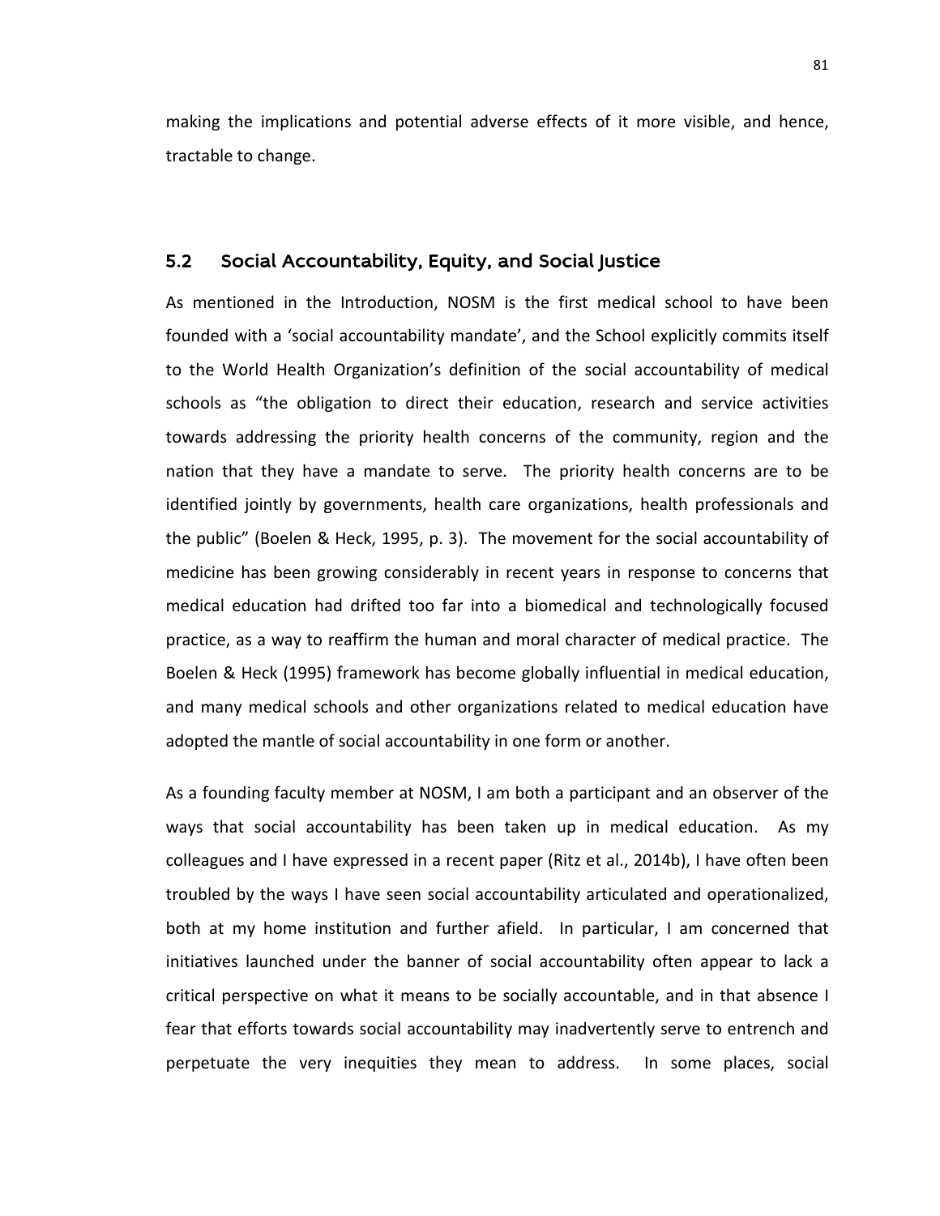making the implications and potential adverse effects of it more visible, and hence, tractable to change.

## 5.2 Social Accountability, Equity, and Social Justice

As mentioned in the Introduction, NOSM is the first medical school to have been founded with a 'social accountability mandate', and the School explicitly commits itself to the World Health Organization's definition of the social accountability of medical schools as "the obligation to direct their education, research and service activities towards addressing the priority health concerns of the community, region and the nation that they have a mandate to serve. The priority health concerns are to be identified jointly by governments, health care organizations, health professionals and the public" (Boelen & Heck, 1995, p. 3). The movement for the social accountability of medicine has been growing considerably in recent years in response to concerns that medical education had drifted too far into a biomedical and technologically focused practice, as a way to reaffirm the human and moral character of medical practice. The Boelen & Heck (1995) framework has become globally influential in medical education, and many medical schools and other organizations related to medical education have adopted the mantle of social accountability in one form or another.

As a founding faculty member at NOSM, I am both a participant and an observer of the ways that social accountability has been taken up in medical education. As my colleagues and I have expressed in a recent paper (Ritz et al., 2014b), I have often been troubled by the ways I have seen social accountability articulated and operationalized, both at my home institution and further afield. In particular, I am concerned that initiatives launched under the banner of social accountability often appear to lack a critical perspective on what it means to be socially accountable, and in that absence I fear that efforts towards social accountability may inadvertently serve to entrench and perpetuate the very inequities they mean to address. In some places, social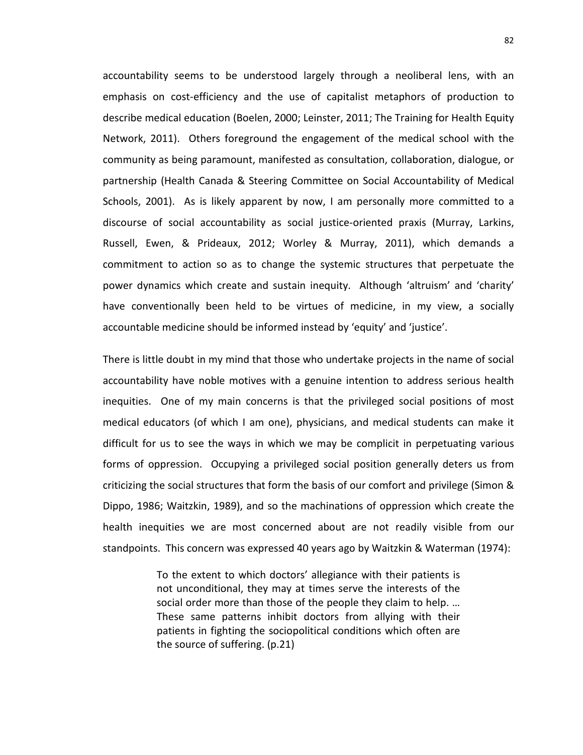accountability seems to be understood largely through a neoliberal lens, with an emphasis on cost-efficiency and the use of capitalist metaphors of production to describe medical education (Boelen, 2000; Leinster, 2011; The Training for Health Equity Network, 2011). Others foreground the engagement of the medical school with the community as being paramount, manifested as consultation, collaboration, dialogue, or partnership (Health Canada & Steering Committee on Social Accountability of Medical Schools, 2001). As is likely apparent by now, I am personally more committed to a discourse of social accountability as social justice-oriented praxis (Murray, Larkins, Russell, Ewen, & Prideaux, 2012; Worley & Murray, 2011), which demands a commitment to action so as to change the systemic structures that perpetuate the power dynamics which create and sustain inequity. Although 'altruism' and 'charity' have conventionally been held to be virtues of medicine, in my view, a socially accountable medicine should be informed instead by 'equity' and 'justice'.

There is little doubt in my mind that those who undertake projects in the name of social accountability have noble motives with a genuine intention to address serious health inequities. One of my main concerns is that the privileged social positions of most medical educators (of which I am one), physicians, and medical students can make it difficult for us to see the ways in which we may be complicit in perpetuating various forms of oppression. Occupying a privileged social position generally deters us from criticizing the social structures that form the basis of our comfort and privilege (Simon & Dippo, 1986; Waitzkin, 1989), and so the machinations of oppression which create the health inequities we are most concerned about are not readily visible from our standpoints. This concern was expressed 40 years ago by Waitzkin & Waterman (1974):

> To the extent to which doctors' allegiance with their patients is not unconditional, they may at times serve the interests of the social order more than those of the people they claim to help. … These same patterns inhibit doctors from allying with their patients in fighting the sociopolitical conditions which often are the source of suffering. (p.21)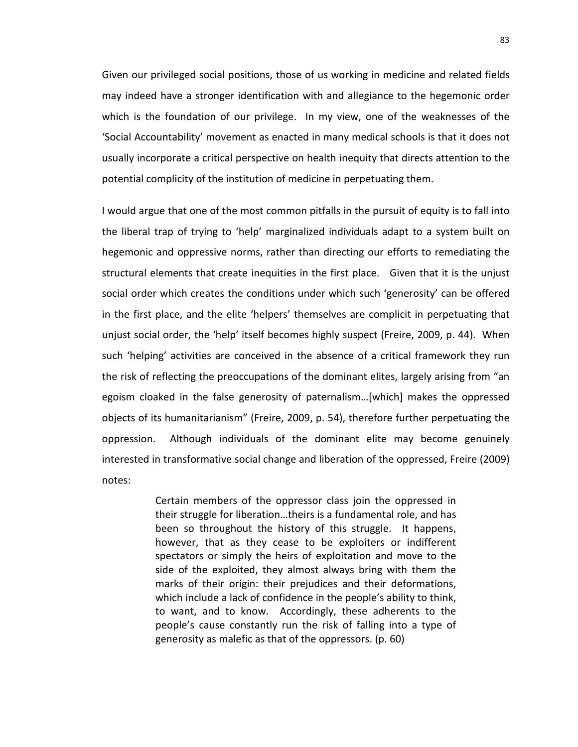Given our privileged social positions, those of us working in medicine and related fields may indeed have a stronger identification with and allegiance to the hegemonic order which is the foundation of our privilege. In my view, one of the weaknesses of the 'Social Accountability' movement as enacted in many medical schools is that it does not usually incorporate a critical perspective on health inequity that directs attention to the potential complicity of the institution of medicine in perpetuating them.

I would argue that one of the most common pitfalls in the pursuit of equity is to fall into the liberal trap of trying to 'help' marginalized individuals adapt to a system built on hegemonic and oppressive norms, rather than directing our efforts to remediating the structural elements that create inequities in the first place. Given that it is the unjust social order which creates the conditions under which such 'generosity' can be offered in the first place, and the elite 'helpers' themselves are complicit in perpetuating that unjust social order, the 'help' itself becomes highly suspect (Freire, 2009, p. 44). When such 'helping' activities are conceived in the absence of a critical framework they run the risk of reflecting the preoccupations of the dominant elites, largely arising from "an egoism cloaked in the false generosity of paternalism…[which] makes the oppressed objects of its humanitarianism" (Freire, 2009, p. 54), therefore further perpetuating the oppression. Although individuals of the dominant elite may become genuinely interested in transformative social change and liberation of the oppressed, Freire (2009) notes:

> Certain members of the oppressor class join the oppressed in their struggle for liberation…theirs is a fundamental role, and has been so throughout the history of this struggle. It happens, however, that as they cease to be exploiters or indifferent spectators or simply the heirs of exploitation and move to the side of the exploited, they almost always bring with them the marks of their origin: their prejudices and their deformations, which include a lack of confidence in the people's ability to think, to want, and to know. Accordingly, these adherents to the people's cause constantly run the risk of falling into a type of generosity as malefic as that of the oppressors. (p. 60)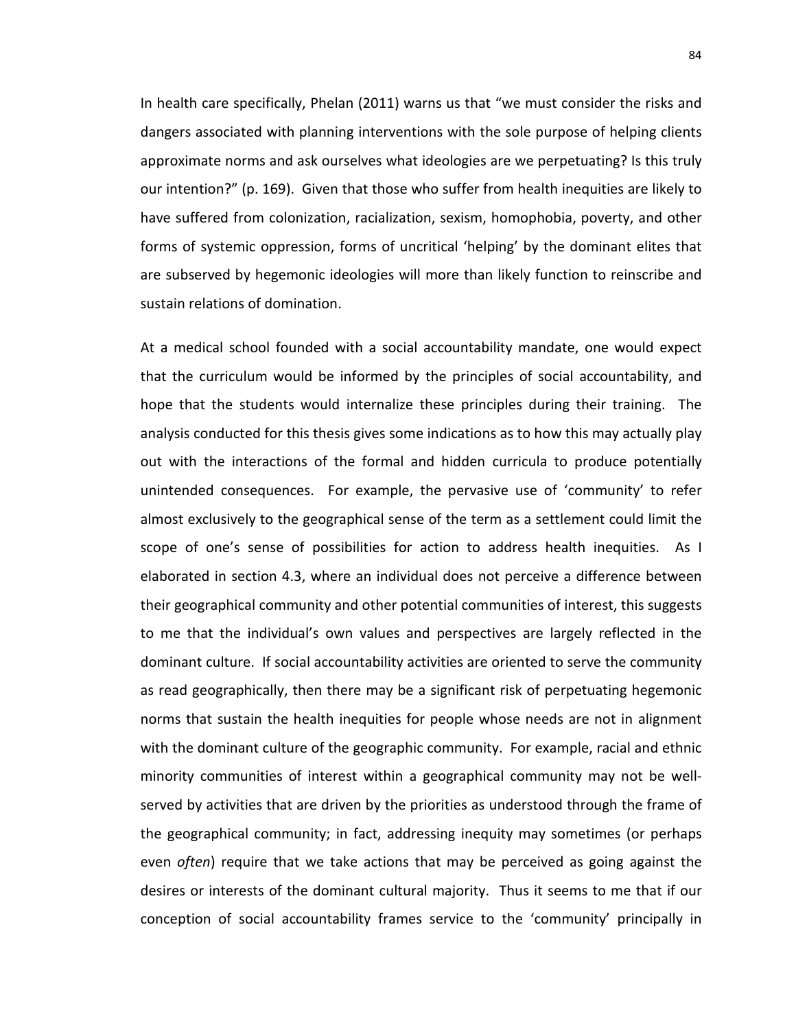In health care specifically, Phelan (2011) warns us that "we must consider the risks and dangers associated with planning interventions with the sole purpose of helping clients approximate norms and ask ourselves what ideologies are we perpetuating? Is this truly our intention?" (p. 169). Given that those who suffer from health inequities are likely to have suffered from colonization, racialization, sexism, homophobia, poverty, and other forms of systemic oppression, forms of uncritical 'helping' by the dominant elites that are subserved by hegemonic ideologies will more than likely function to reinscribe and sustain relations of domination.

At a medical school founded with a social accountability mandate, one would expect that the curriculum would be informed by the principles of social accountability, and hope that the students would internalize these principles during their training. The analysis conducted for this thesis gives some indications as to how this may actually play out with the interactions of the formal and hidden curricula to produce potentially unintended consequences. For example, the pervasive use of 'community' to refer almost exclusively to the geographical sense of the term as a settlement could limit the scope of one's sense of possibilities for action to address health inequities. As I elaborated in section 4.3, where an individual does not perceive a difference between their geographical community and other potential communities of interest, this suggests to me that the individual's own values and perspectives are largely reflected in the dominant culture. If social accountability activities are oriented to serve the community as read geographically, then there may be a significant risk of perpetuating hegemonic norms that sustain the health inequities for people whose needs are not in alignment with the dominant culture of the geographic community. For example, racial and ethnic minority communities of interest within a geographical community may not be well-served by activities that are driven by the priorities as understood through the frame of the geographical community; in fact, addressing inequity may sometimes (or perhaps even *often*) require that we take actions that may be perceived as going against the desires or interests of the dominant cultural majority. Thus it seems to me that if our conception of social accountability frames service to the 'community' principally in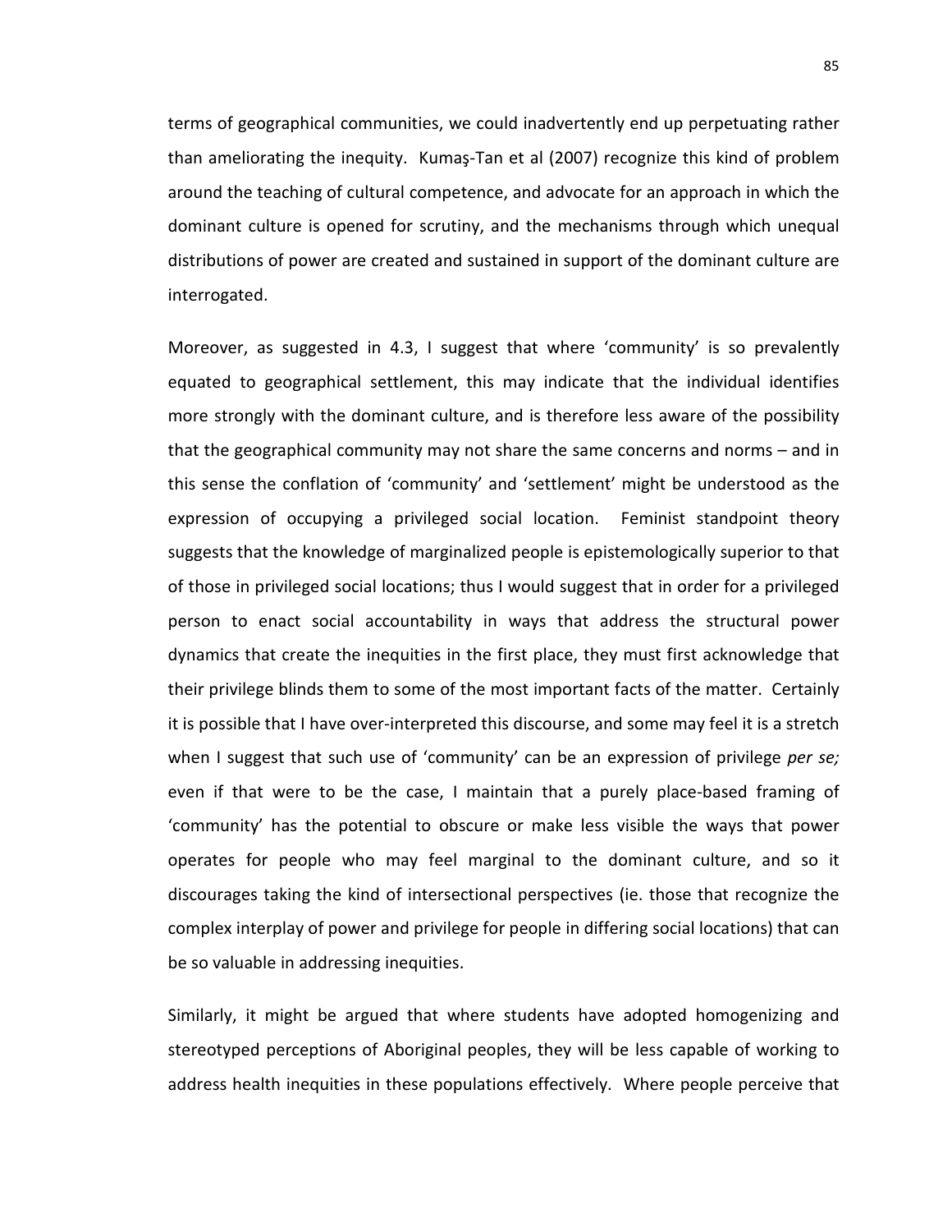terms of geographical communities, we could inadvertently end up perpetuating rather than ameliorating the inequity. Kumaş-Tan et al (2007) recognize this kind of problem around the teaching of cultural competence, and advocate for an approach in which the dominant culture is opened for scrutiny, and the mechanisms through which unequal distributions of power are created and sustained in support of the dominant culture are interrogated.

Moreover, as suggested in 4.3, I suggest that where 'community' is so prevalently equated to geographical settlement, this may indicate that the individual identifies more strongly with the dominant culture, and is therefore less aware of the possibility that the geographical community may not share the same concerns and norms – and in this sense the conflation of 'community' and 'settlement' might be understood as the expression of occupying a privileged social location. Feminist standpoint theory suggests that the knowledge of marginalized people is epistemologically superior to that of those in privileged social locations; thus I would suggest that in order for a privileged person to enact social accountability in ways that address the structural power dynamics that create the inequities in the first place, they must first acknowledge that their privilege blinds them to some of the most important facts of the matter. Certainly it is possible that I have over-interpreted this discourse, and some may feel it is a stretch when I suggest that such use of 'community' can be an expression of privilege *per se;* even if that were to be the case, I maintain that a purely place-based framing of 'community' has the potential to obscure or make less visible the ways that power operates for people who may feel marginal to the dominant culture, and so it discourages taking the kind of intersectional perspectives (ie. those that recognize the complex interplay of power and privilege for people in differing social locations) that can be so valuable in addressing inequities.

Similarly, it might be argued that where students have adopted homogenizing and stereotyped perceptions of Aboriginal peoples, they will be less capable of working to address health inequities in these populations effectively. Where people perceive that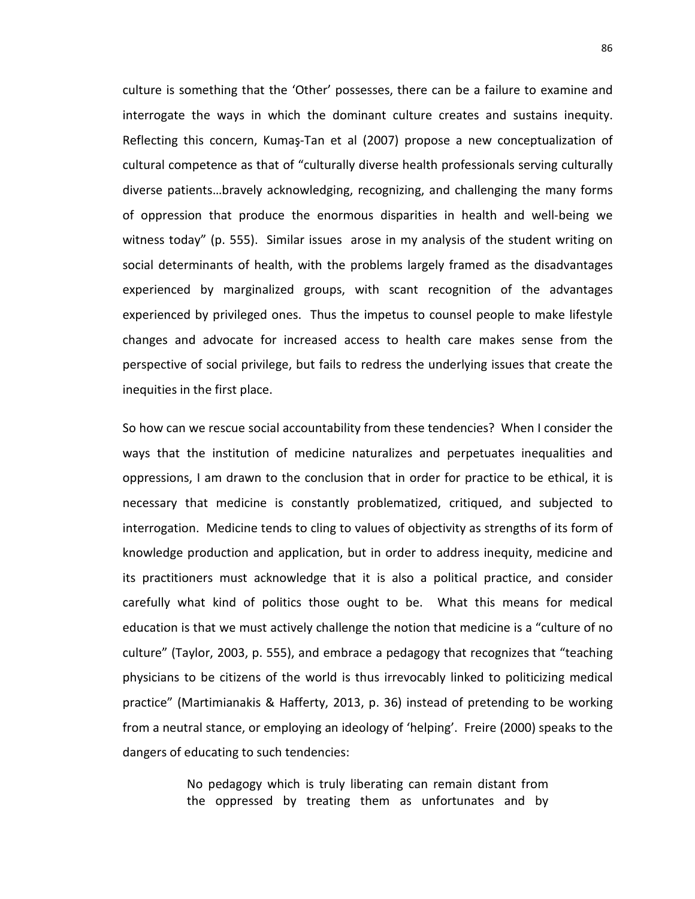culture is something that the 'Other' possesses, there can be a failure to examine and interrogate the ways in which the dominant culture creates and sustains inequity. Reflecting this concern, Kumaş-Tan et al (2007) propose a new conceptualization of cultural competence as that of "culturally diverse health professionals serving culturally diverse patients…bravely acknowledging, recognizing, and challenging the many forms of oppression that produce the enormous disparities in health and well-being we witness today" (p. 555). Similar issues arose in my analysis of the student writing on social determinants of health, with the problems largely framed as the disadvantages experienced by marginalized groups, with scant recognition of the advantages experienced by privileged ones. Thus the impetus to counsel people to make lifestyle changes and advocate for increased access to health care makes sense from the perspective of social privilege, but fails to redress the underlying issues that create the inequities in the first place.

So how can we rescue social accountability from these tendencies? When I consider the ways that the institution of medicine naturalizes and perpetuates inequalities and oppressions, I am drawn to the conclusion that in order for practice to be ethical, it is necessary that medicine is constantly problematized, critiqued, and subjected to interrogation. Medicine tends to cling to values of objectivity as strengths of its form of knowledge production and application, but in order to address inequity, medicine and its practitioners must acknowledge that it is also a political practice, and consider carefully what kind of politics those ought to be. What this means for medical education is that we must actively challenge the notion that medicine is a "culture of no culture" (Taylor, 2003, p. 555), and embrace a pedagogy that recognizes that "teaching physicians to be citizens of the world is thus irrevocably linked to politicizing medical practice" (Martimianakis & Hafferty, 2013, p. 36) instead of pretending to be working from a neutral stance, or employing an ideology of 'helping'. Freire (2000) speaks to the dangers of educating to such tendencies:

> No pedagogy which is truly liberating can remain distant from the oppressed by treating them as unfortunates and by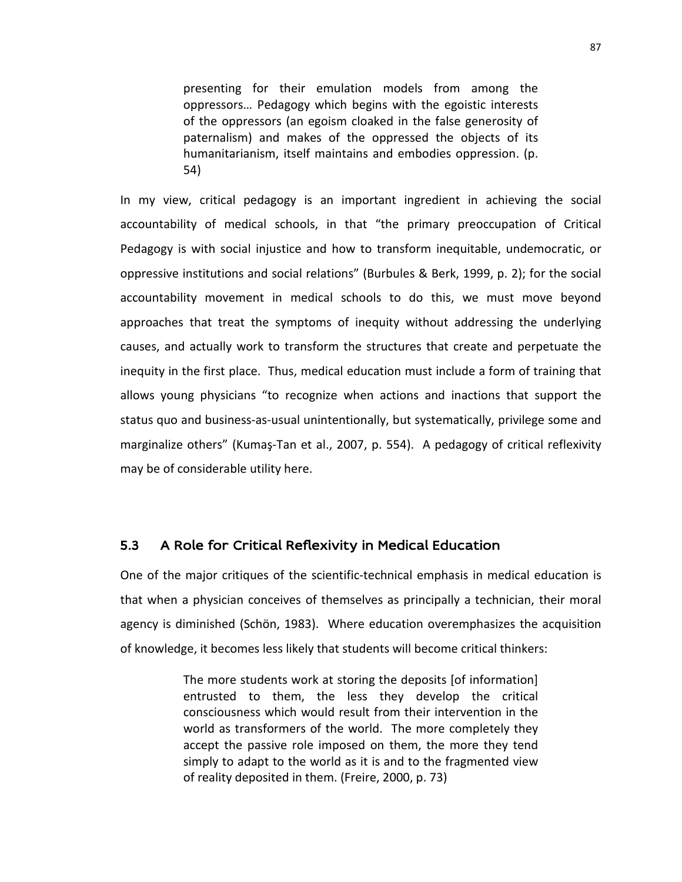> presenting for their emulation models from among the oppressors… Pedagogy which begins with the egoistic interests of the oppressors (an egoism cloaked in the false generosity of paternalism) and makes of the oppressed the objects of its humanitarianism, itself maintains and embodies oppression. (p. 54)

In my view, critical pedagogy is an important ingredient in achieving the social accountability of medical schools, in that "the primary preoccupation of Critical Pedagogy is with social injustice and how to transform inequitable, undemocratic, or oppressive institutions and social relations" (Burbules & Berk, 1999, p. 2); for the social accountability movement in medical schools to do this, we must move beyond approaches that treat the symptoms of inequity without addressing the underlying causes, and actually work to transform the structures that create and perpetuate the inequity in the first place. Thus, medical education must include a form of training that allows young physicians "to recognize when actions and inactions that support the status quo and business-as-usual unintentionally, but systematically, privilege some and marginalize others" (Kumaş-Tan et al., 2007, p. 554). A pedagogy of critical reflexivity may be of considerable utility here.

## 5.3 A Role for Critical Reflexivity in Medical Education

One of the major critiques of the scientific-technical emphasis in medical education is that when a physician conceives of themselves as principally a technician, their moral agency is diminished (Schön, 1983). Where education overemphasizes the acquisition of knowledge, it becomes less likely that students will become critical thinkers:

> The more students work at storing the deposits [of information] entrusted to them, the less they develop the critical consciousness which would result from their intervention in the world as transformers of the world. The more completely they accept the passive role imposed on them, the more they tend simply to adapt to the world as it is and to the fragmented view of reality deposited in them. (Freire, 2000, p. 73)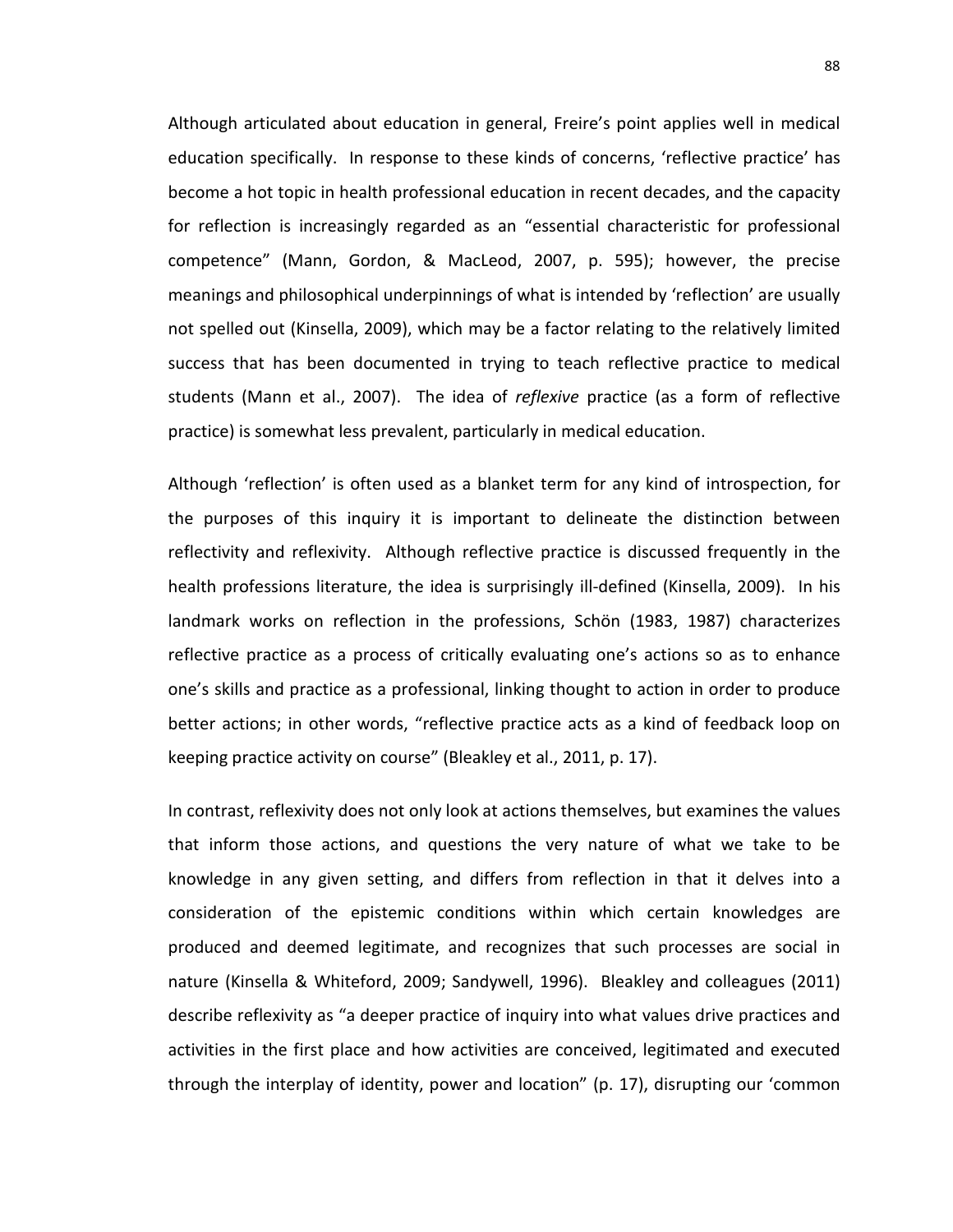Although articulated about education in general, Freire's point applies well in medical education specifically. In response to these kinds of concerns, 'reflective practice' has become a hot topic in health professional education in recent decades, and the capacity for reflection is increasingly regarded as an "essential characteristic for professional competence" (Mann, Gordon, & MacLeod, 2007, p. 595); however, the precise meanings and philosophical underpinnings of what is intended by 'reflection' are usually not spelled out (Kinsella, 2009), which may be a factor relating to the relatively limited success that has been documented in trying to teach reflective practice to medical students (Mann et al., 2007). The idea of *reflexive* practice (as a form of reflective practice) is somewhat less prevalent, particularly in medical education.

Although 'reflection' is often used as a blanket term for any kind of introspection, for the purposes of this inquiry it is important to delineate the distinction between reflectivity and reflexivity. Although reflective practice is discussed frequently in the health professions literature, the idea is surprisingly ill-defined (Kinsella, 2009). In his landmark works on reflection in the professions, Schön (1983, 1987) characterizes reflective practice as a process of critically evaluating one's actions so as to enhance one's skills and practice as a professional, linking thought to action in order to produce better actions; in other words, "reflective practice acts as a kind of feedback loop on keeping practice activity on course" (Bleakley et al., 2011, p. 17).

In contrast, reflexivity does not only look at actions themselves, but examines the values that inform those actions, and questions the very nature of what we take to be knowledge in any given setting, and differs from reflection in that it delves into a consideration of the epistemic conditions within which certain knowledges are produced and deemed legitimate, and recognizes that such processes are social in nature (Kinsella & Whiteford, 2009; Sandywell, 1996). Bleakley and colleagues (2011) describe reflexivity as "a deeper practice of inquiry into what values drive practices and activities in the first place and how activities are conceived, legitimated and executed through the interplay of identity, power and location" (p. 17), disrupting our 'common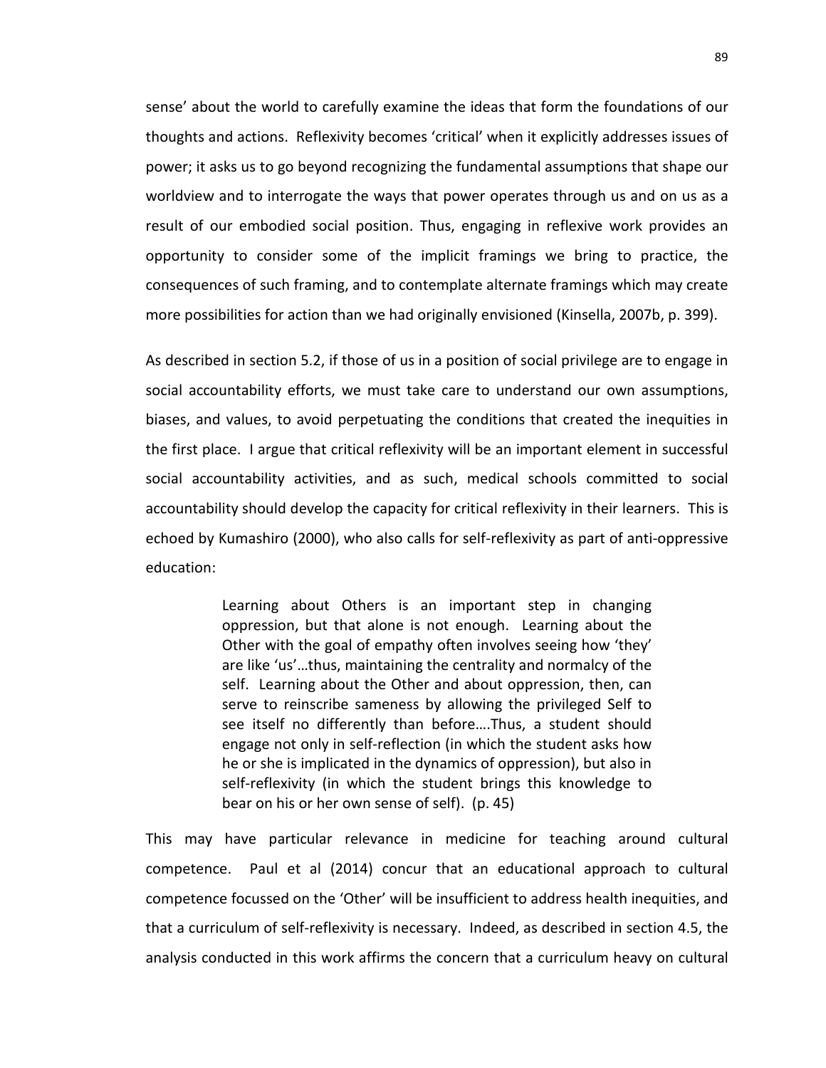sense' about the world to carefully examine the ideas that form the foundations of our thoughts and actions. Reflexivity becomes 'critical' when it explicitly addresses issues of power; it asks us to go beyond recognizing the fundamental assumptions that shape our worldview and to interrogate the ways that power operates through us and on us as a result of our embodied social position. Thus, engaging in reflexive work provides an opportunity to consider some of the implicit framings we bring to practice, the consequences of such framing, and to contemplate alternate framings which may create more possibilities for action than we had originally envisioned (Kinsella, 2007b, p. 399).

As described in section 5.2, if those of us in a position of social privilege are to engage in social accountability efforts, we must take care to understand our own assumptions, biases, and values, to avoid perpetuating the conditions that created the inequities in the first place. I argue that critical reflexivity will be an important element in successful social accountability activities, and as such, medical schools committed to social accountability should develop the capacity for critical reflexivity in their learners. This is echoed by Kumashiro (2000), who also calls for self-reflexivity as part of anti-oppressive education:

> Learning about Others is an important step in changing oppression, but that alone is not enough. Learning about the Other with the goal of empathy often involves seeing how 'they' are like 'us'…thus, maintaining the centrality and normalcy of the self. Learning about the Other and about oppression, then, can serve to reinscribe sameness by allowing the privileged Self to see itself no differently than before….Thus, a student should engage not only in self-reflection (in which the student asks how he or she is implicated in the dynamics of oppression), but also in self-reflexivity (in which the student brings this knowledge to bear on his or her own sense of self). (p. 45)

This may have particular relevance in medicine for teaching around cultural competence. Paul et al (2014) concur that an educational approach to cultural competence focussed on the 'Other' will be insufficient to address health inequities, and that a curriculum of self-reflexivity is necessary. Indeed, as described in section 4.5, the analysis conducted in this work affirms the concern that a curriculum heavy on cultural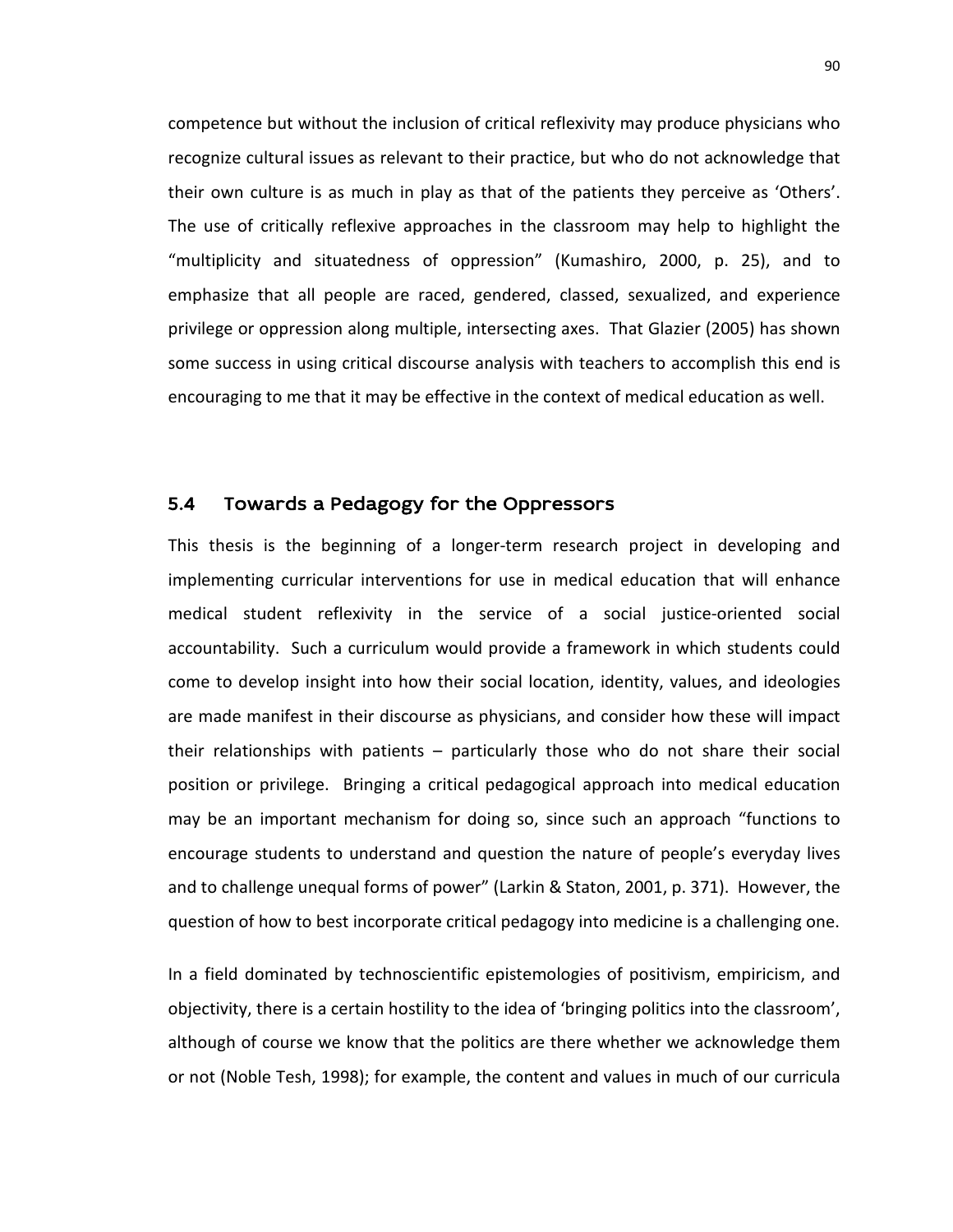competence but without the inclusion of critical reflexivity may produce physicians who recognize cultural issues as relevant to their practice, but who do not acknowledge that their own culture is as much in play as that of the patients they perceive as 'Others'. The use of critically reflexive approaches in the classroom may help to highlight the "multiplicity and situatedness of oppression" (Kumashiro, 2000, p. 25), and to emphasize that all people are raced, gendered, classed, sexualized, and experience privilege or oppression along multiple, intersecting axes. That Glazier (2005) has shown some success in using critical discourse analysis with teachers to accomplish this end is encouraging to me that it may be effective in the context of medical education as well.

## 5.4 Towards a Pedagogy for the Oppressors

This thesis is the beginning of a longer-term research project in developing and implementing curricular interventions for use in medical education that will enhance medical student reflexivity in the service of a social justice-oriented social accountability. Such a curriculum would provide a framework in which students could come to develop insight into how their social location, identity, values, and ideologies are made manifest in their discourse as physicians, and consider how these will impact their relationships with patients – particularly those who do not share their social position or privilege. Bringing a critical pedagogical approach into medical education may be an important mechanism for doing so, since such an approach "functions to encourage students to understand and question the nature of people's everyday lives and to challenge unequal forms of power" (Larkin & Staton, 2001, p. 371). However, the question of how to best incorporate critical pedagogy into medicine is a challenging one.

In a field dominated by technoscientific epistemologies of positivism, empiricism, and objectivity, there is a certain hostility to the idea of 'bringing politics into the classroom', although of course we know that the politics are there whether we acknowledge them or not (Noble Tesh, 1998); for example, the content and values in much of our curricula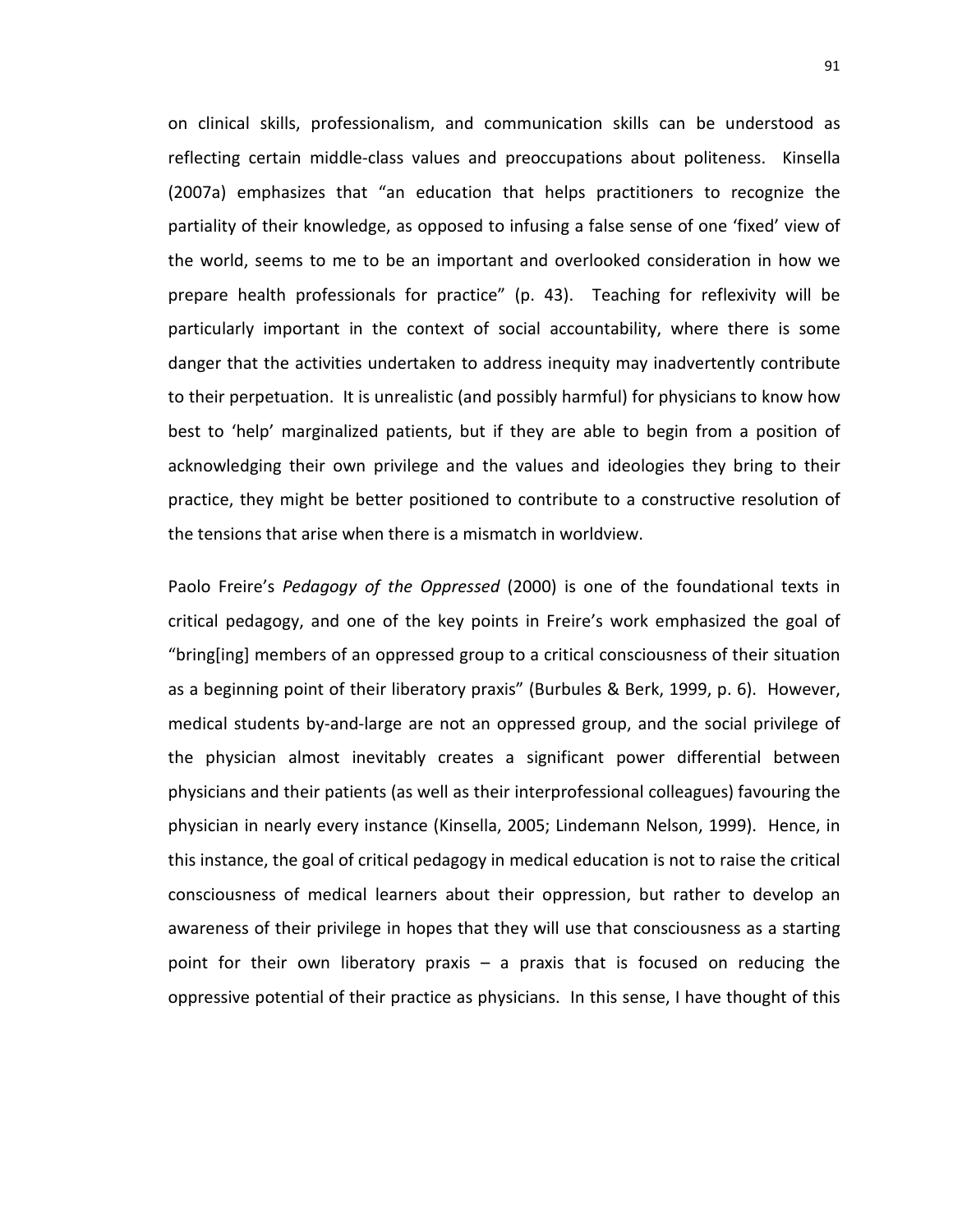on clinical skills, professionalism, and communication skills can be understood as reflecting certain middle-class values and preoccupations about politeness. Kinsella (2007a) emphasizes that "an education that helps practitioners to recognize the partiality of their knowledge, as opposed to infusing a false sense of one 'fixed' view of the world, seems to me to be an important and overlooked consideration in how we prepare health professionals for practice" (p. 43). Teaching for reflexivity will be particularly important in the context of social accountability, where there is some danger that the activities undertaken to address inequity may inadvertently contribute to their perpetuation. It is unrealistic (and possibly harmful) for physicians to know how best to 'help' marginalized patients, but if they are able to begin from a position of acknowledging their own privilege and the values and ideologies they bring to their practice, they might be better positioned to contribute to a constructive resolution of the tensions that arise when there is a mismatch in worldview.

Paolo Freire's *Pedagogy of the Oppressed* (2000) is one of the foundational texts in critical pedagogy, and one of the key points in Freire's work emphasized the goal of "bring[ing] members of an oppressed group to a critical consciousness of their situation as a beginning point of their liberatory praxis" (Burbules & Berk, 1999, p. 6). However, medical students by-and-large are not an oppressed group, and the social privilege of the physician almost inevitably creates a significant power differential between physicians and their patients (as well as their interprofessional colleagues) favouring the physician in nearly every instance (Kinsella, 2005; Lindemann Nelson, 1999). Hence, in this instance, the goal of critical pedagogy in medical education is not to raise the critical consciousness of medical learners about their oppression, but rather to develop an awareness of their privilege in hopes that they will use that consciousness as a starting point for their own liberatory praxis – a praxis that is focused on reducing the oppressive potential of their practice as physicians. In this sense, I have thought of this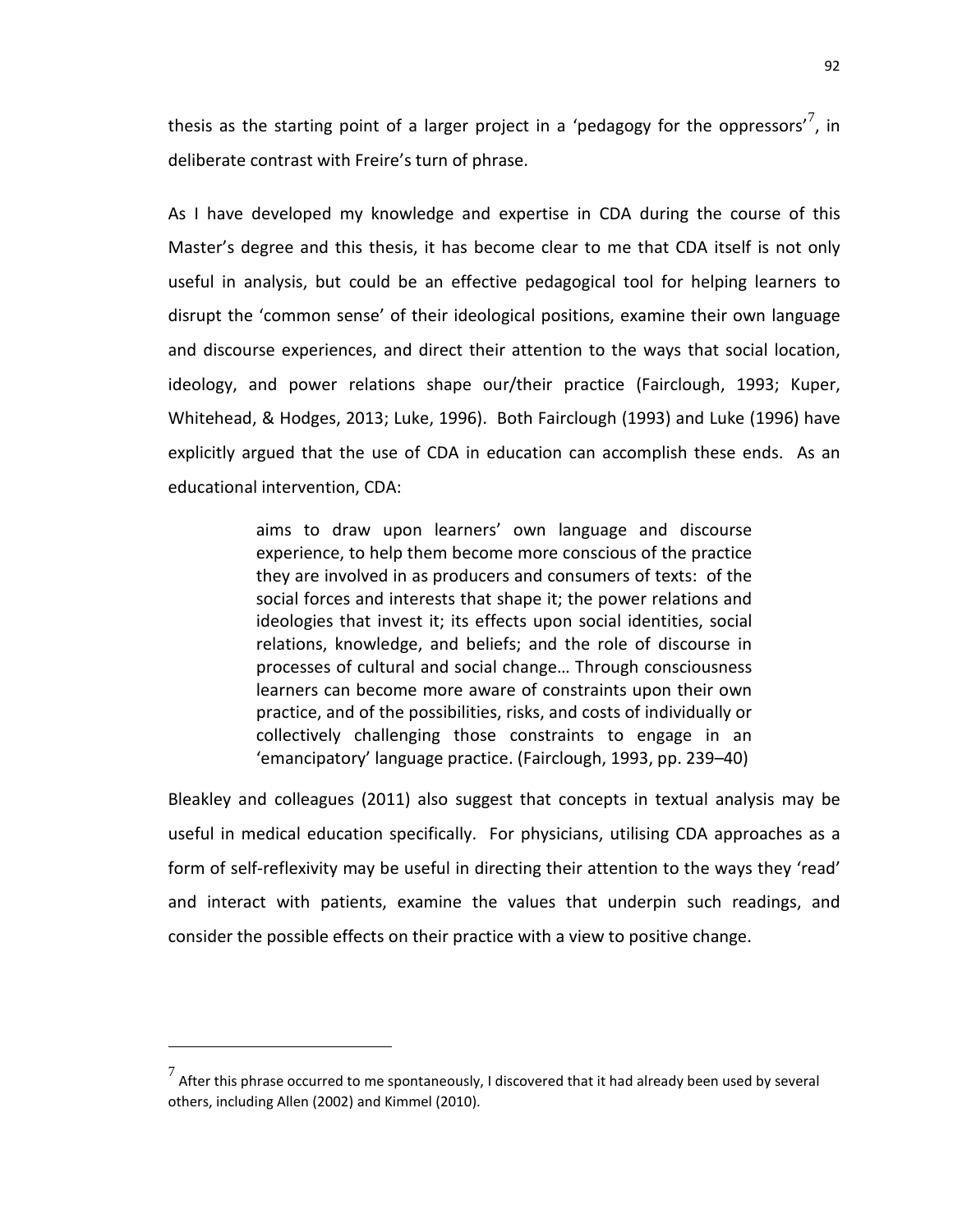thesis as the starting point of a larger project in a 'pedagogy for the oppressors'[7], in deliberate contrast with Freire's turn of phrase.

As I have developed my knowledge and expertise in CDA during the course of this Master's degree and this thesis, it has become clear to me that CDA itself is not only useful in analysis, but could be an effective pedagogical tool for helping learners to disrupt the 'common sense' of their ideological positions, examine their own language and discourse experiences, and direct their attention to the ways that social location, ideology, and power relations shape our/their practice (Fairclough, 1993; Kuper, Whitehead, & Hodges, 2013; Luke, 1996). Both Fairclough (1993) and Luke (1996) have explicitly argued that the use of CDA in education can accomplish these ends. As an educational intervention, CDA:

> aims to draw upon learners' own language and discourse experience, to help them become more conscious of the practice they are involved in as producers and consumers of texts: of the social forces and interests that shape it; the power relations and ideologies that invest it; its effects upon social identities, social relations, knowledge, and beliefs; and the role of discourse in processes of cultural and social change… Through consciousness learners can become more aware of constraints upon their own practice, and of the possibilities, risks, and costs of individually or collectively challenging those constraints to engage in an 'emancipatory' language practice. (Fairclough, 1993, pp. 239–40)

Bleakley and colleagues (2011) also suggest that concepts in textual analysis may be useful in medical education specifically. For physicians, utilising CDA approaches as a form of self-reflexivity may be useful in directing their attention to the ways they 'read' and interact with patients, examine the values that underpin such readings, and consider the possible effects on their practice with a view to positive change.

---

[7] After this phrase occurred to me spontaneously, I discovered that it had already been used by several others, including Allen (2002) and Kimmel (2010).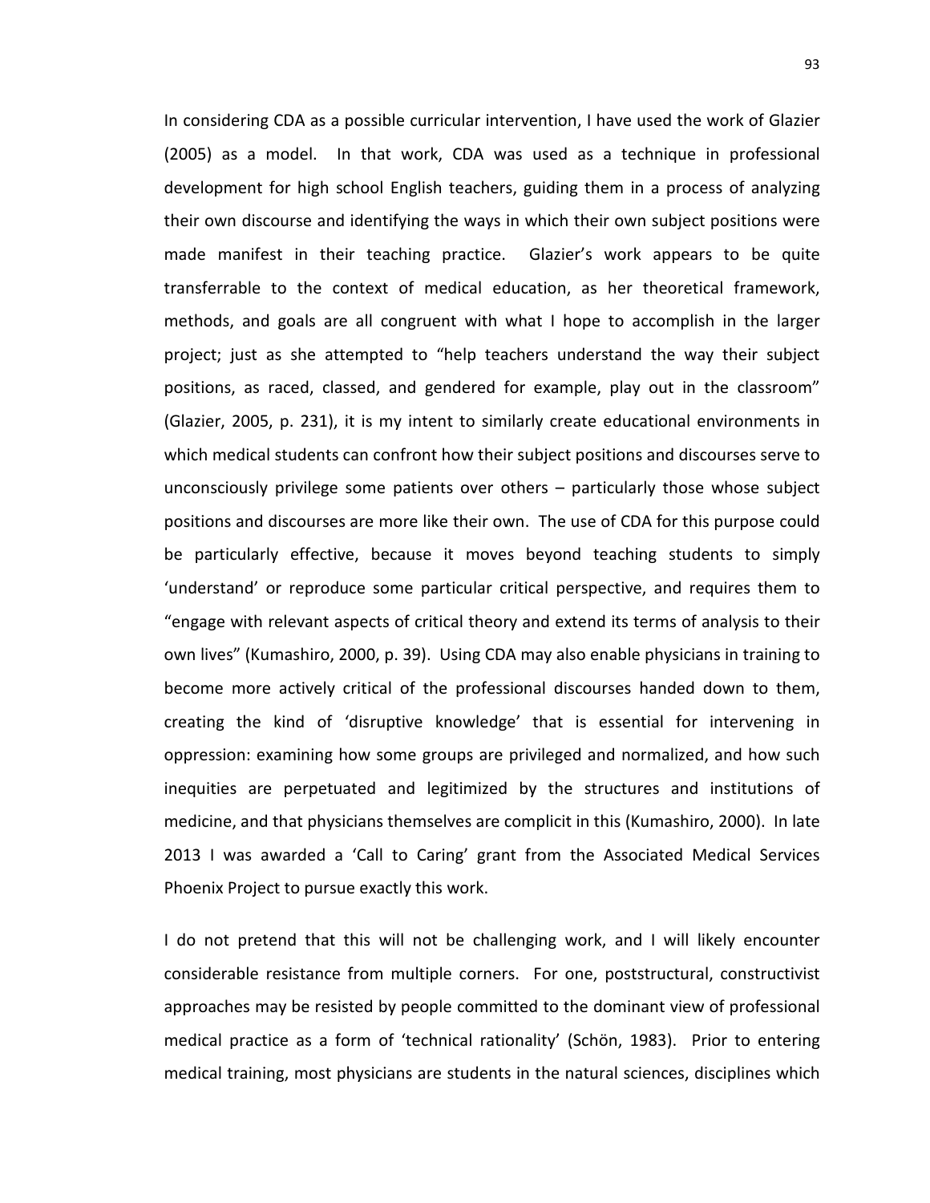In considering CDA as a possible curricular intervention, I have used the work of Glazier (2005) as a model. In that work, CDA was used as a technique in professional development for high school English teachers, guiding them in a process of analyzing their own discourse and identifying the ways in which their own subject positions were made manifest in their teaching practice. Glazier's work appears to be quite transferrable to the context of medical education, as her theoretical framework, methods, and goals are all congruent with what I hope to accomplish in the larger project; just as she attempted to "help teachers understand the way their subject positions, as raced, classed, and gendered for example, play out in the classroom" (Glazier, 2005, p. 231), it is my intent to similarly create educational environments in which medical students can confront how their subject positions and discourses serve to unconsciously privilege some patients over others – particularly those whose subject positions and discourses are more like their own. The use of CDA for this purpose could be particularly effective, because it moves beyond teaching students to simply 'understand' or reproduce some particular critical perspective, and requires them to "engage with relevant aspects of critical theory and extend its terms of analysis to their own lives" (Kumashiro, 2000, p. 39). Using CDA may also enable physicians in training to become more actively critical of the professional discourses handed down to them, creating the kind of 'disruptive knowledge' that is essential for intervening in oppression: examining how some groups are privileged and normalized, and how such inequities are perpetuated and legitimized by the structures and institutions of medicine, and that physicians themselves are complicit in this (Kumashiro, 2000). In late 2013 I was awarded a 'Call to Caring' grant from the Associated Medical Services Phoenix Project to pursue exactly this work.

I do not pretend that this will not be challenging work, and I will likely encounter considerable resistance from multiple corners. For one, poststructural, constructivist approaches may be resisted by people committed to the dominant view of professional medical practice as a form of 'technical rationality' (Schön, 1983). Prior to entering medical training, most physicians are students in the natural sciences, disciplines which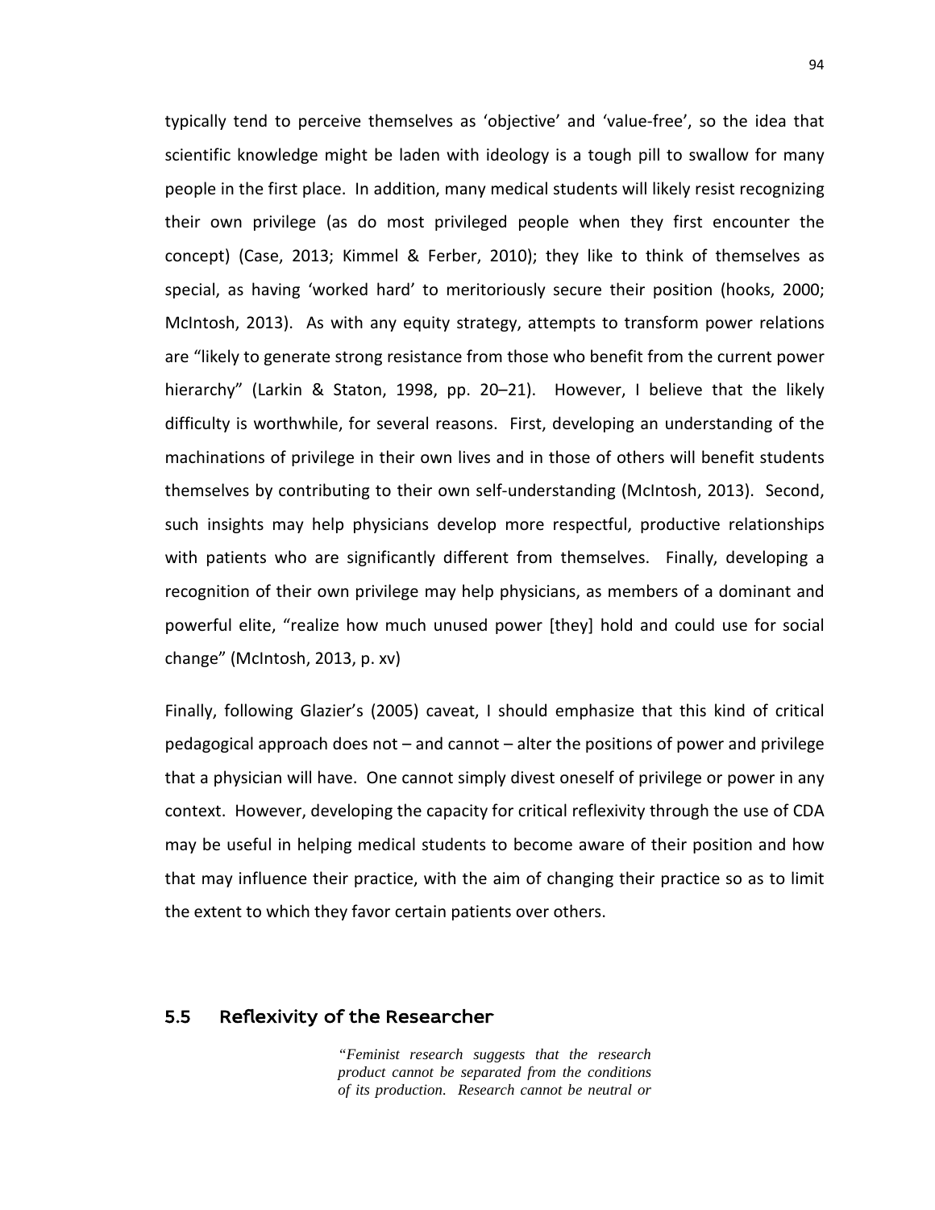typically tend to perceive themselves as 'objective' and 'value-free', so the idea that scientific knowledge might be laden with ideology is a tough pill to swallow for many people in the first place. In addition, many medical students will likely resist recognizing their own privilege (as do most privileged people when they first encounter the concept) (Case, 2013; Kimmel & Ferber, 2010); they like to think of themselves as special, as having 'worked hard' to meritoriously secure their position (hooks, 2000; McIntosh, 2013). As with any equity strategy, attempts to transform power relations are "likely to generate strong resistance from those who benefit from the current power hierarchy" (Larkin & Staton, 1998, pp. 20–21). However, I believe that the likely difficulty is worthwhile, for several reasons. First, developing an understanding of the machinations of privilege in their own lives and in those of others will benefit students themselves by contributing to their own self-understanding (McIntosh, 2013). Second, such insights may help physicians develop more respectful, productive relationships with patients who are significantly different from themselves. Finally, developing a recognition of their own privilege may help physicians, as members of a dominant and powerful elite, "realize how much unused power [they] hold and could use for social change" (McIntosh, 2013, p. xv)

Finally, following Glazier's (2005) caveat, I should emphasize that this kind of critical pedagogical approach does not – and cannot – alter the positions of power and privilege that a physician will have. One cannot simply divest oneself of privilege or power in any context. However, developing the capacity for critical reflexivity through the use of CDA may be useful in helping medical students to become aware of their position and how that may influence their practice, with the aim of changing their practice so as to limit the extent to which they favor certain patients over others.

## 5.5 Reflexivity of the Researcher

> *"Feminist research suggests that the research product cannot be separated from the conditions of its production. Research cannot be neutral or*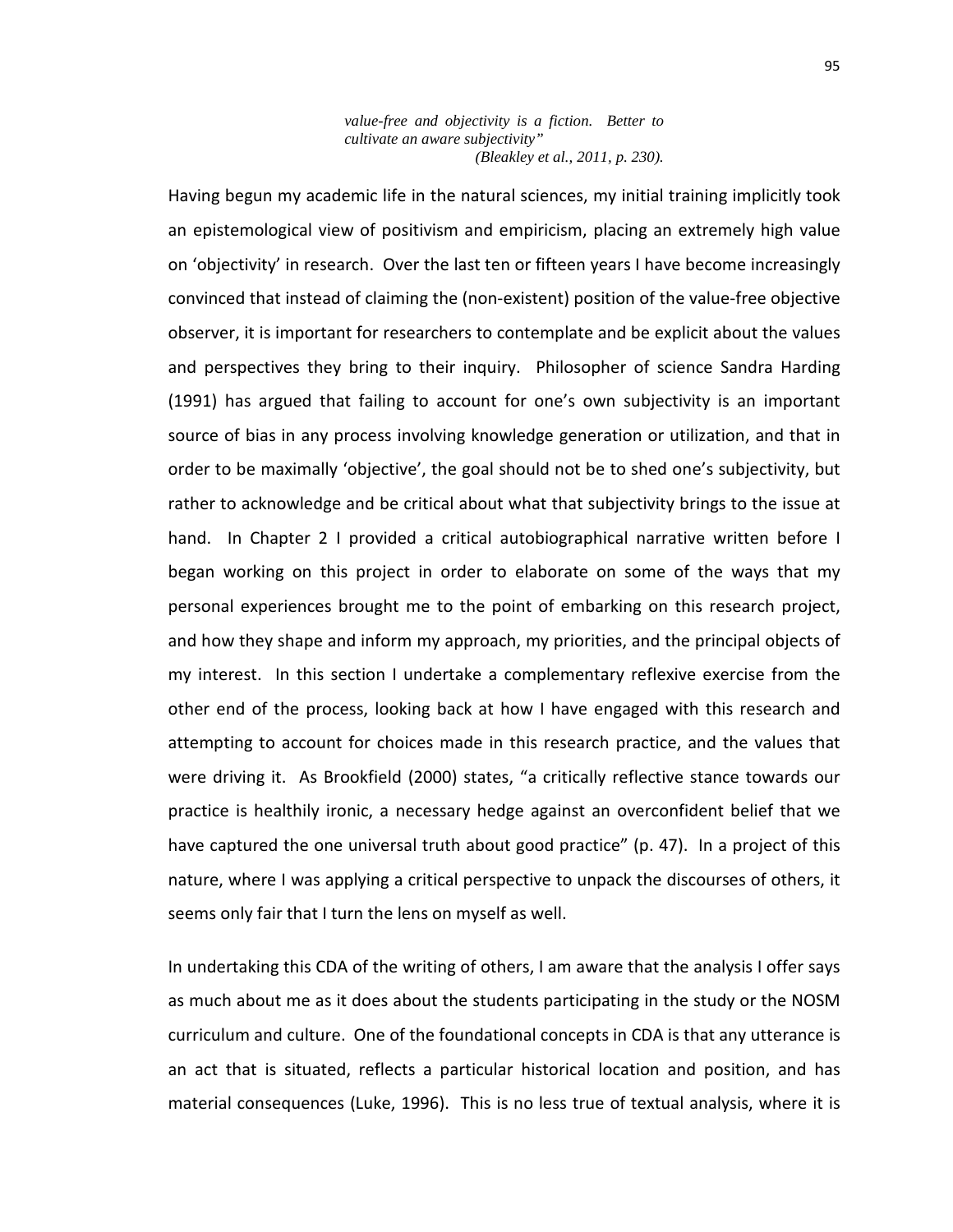> *value-free and objectivity is a fiction. Better to cultivate an aware subjectivity"*
> *(Bleakley et al., 2011, p. 230).*

Having begun my academic life in the natural sciences, my initial training implicitly took an epistemological view of positivism and empiricism, placing an extremely high value on 'objectivity' in research. Over the last ten or fifteen years I have become increasingly convinced that instead of claiming the (non-existent) position of the value-free objective observer, it is important for researchers to contemplate and be explicit about the values and perspectives they bring to their inquiry. Philosopher of science Sandra Harding (1991) has argued that failing to account for one's own subjectivity is an important source of bias in any process involving knowledge generation or utilization, and that in order to be maximally 'objective', the goal should not be to shed one's subjectivity, but rather to acknowledge and be critical about what that subjectivity brings to the issue at hand. In Chapter 2 I provided a critical autobiographical narrative written before I began working on this project in order to elaborate on some of the ways that my personal experiences brought me to the point of embarking on this research project, and how they shape and inform my approach, my priorities, and the principal objects of my interest. In this section I undertake a complementary reflexive exercise from the other end of the process, looking back at how I have engaged with this research and attempting to account for choices made in this research practice, and the values that were driving it. As Brookfield (2000) states, "a critically reflective stance towards our practice is healthily ironic, a necessary hedge against an overconfident belief that we have captured the one universal truth about good practice" (p. 47). In a project of this nature, where I was applying a critical perspective to unpack the discourses of others, it seems only fair that I turn the lens on myself as well.

In undertaking this CDA of the writing of others, I am aware that the analysis I offer says as much about me as it does about the students participating in the study or the NOSM curriculum and culture. One of the foundational concepts in CDA is that any utterance is an act that is situated, reflects a particular historical location and position, and has material consequences (Luke, 1996). This is no less true of textual analysis, where it is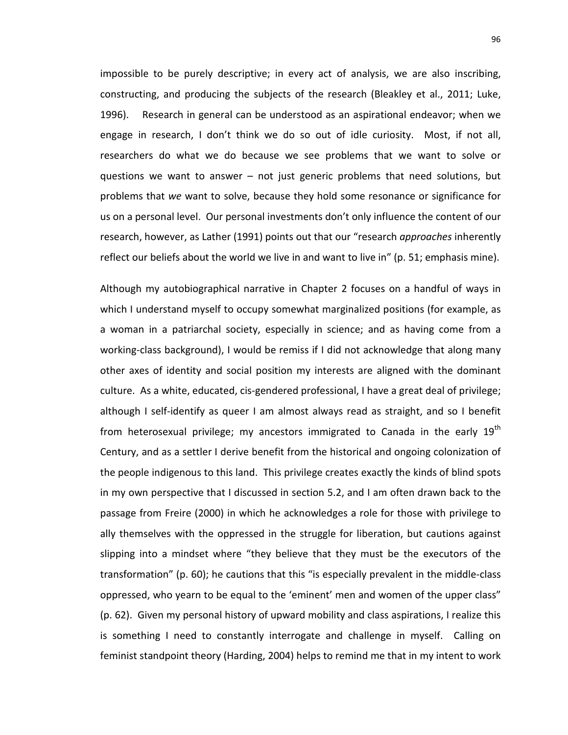impossible to be purely descriptive; in every act of analysis, we are also inscribing, constructing, and producing the subjects of the research (Bleakley et al., 2011; Luke, 1996). Research in general can be understood as an aspirational endeavor; when we engage in research, I don't think we do so out of idle curiosity. Most, if not all, researchers do what we do because we see problems that we want to solve or questions we want to answer – not just generic problems that need solutions, but problems that *we* want to solve, because they hold some resonance or significance for us on a personal level. Our personal investments don't only influence the content of our research, however, as Lather (1991) points out that our "research *approaches* inherently reflect our beliefs about the world we live in and want to live in" (p. 51; emphasis mine).

Although my autobiographical narrative in Chapter 2 focuses on a handful of ways in which I understand myself to occupy somewhat marginalized positions (for example, as a woman in a patriarchal society, especially in science; and as having come from a working-class background), I would be remiss if I did not acknowledge that along many other axes of identity and social position my interests are aligned with the dominant culture. As a white, educated, cis-gendered professional, I have a great deal of privilege; although I self-identify as queer I am almost always read as straight, and so I benefit from heterosexual privilege; my ancestors immigrated to Canada in the early 19th Century, and as a settler I derive benefit from the historical and ongoing colonization of the people indigenous to this land. This privilege creates exactly the kinds of blind spots in my own perspective that I discussed in section 5.2, and I am often drawn back to the passage from Freire (2000) in which he acknowledges a role for those with privilege to ally themselves with the oppressed in the struggle for liberation, but cautions against slipping into a mindset where "they believe that they must be the executors of the transformation" (p. 60); he cautions that this "is especially prevalent in the middle-class oppressed, who yearn to be equal to the 'eminent' men and women of the upper class" (p. 62). Given my personal history of upward mobility and class aspirations, I realize this is something I need to constantly interrogate and challenge in myself. Calling on feminist standpoint theory (Harding, 2004) helps to remind me that in my intent to work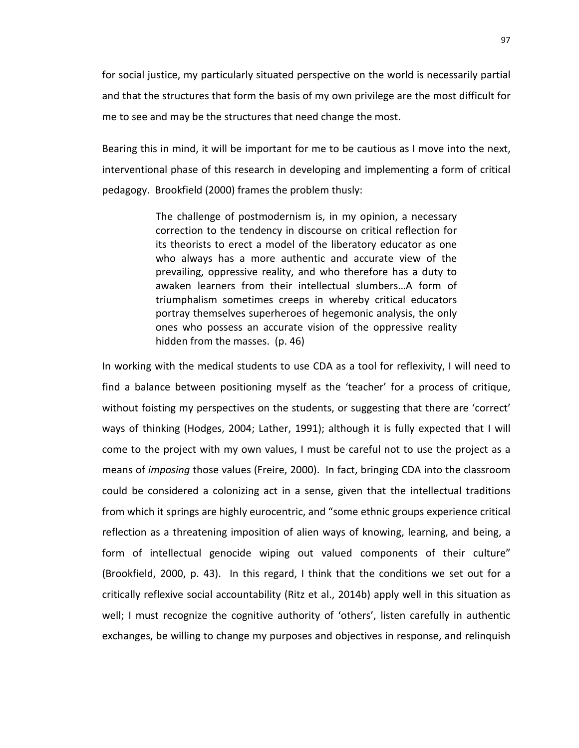for social justice, my particularly situated perspective on the world is necessarily partial and that the structures that form the basis of my own privilege are the most difficult for me to see and may be the structures that need change the most.

Bearing this in mind, it will be important for me to be cautious as I move into the next, interventional phase of this research in developing and implementing a form of critical pedagogy. Brookfield (2000) frames the problem thusly:

> The challenge of postmodernism is, in my opinion, a necessary correction to the tendency in discourse on critical reflection for its theorists to erect a model of the liberatory educator as one who always has a more authentic and accurate view of the prevailing, oppressive reality, and who therefore has a duty to awaken learners from their intellectual slumbers…A form of triumphalism sometimes creeps in whereby critical educators portray themselves superheroes of hegemonic analysis, the only ones who possess an accurate vision of the oppressive reality hidden from the masses. (p. 46)

In working with the medical students to use CDA as a tool for reflexivity, I will need to find a balance between positioning myself as the 'teacher' for a process of critique, without foisting my perspectives on the students, or suggesting that there are 'correct' ways of thinking (Hodges, 2004; Lather, 1991); although it is fully expected that I will come to the project with my own values, I must be careful not to use the project as a means of *imposing* those values (Freire, 2000). In fact, bringing CDA into the classroom could be considered a colonizing act in a sense, given that the intellectual traditions from which it springs are highly eurocentric, and "some ethnic groups experience critical reflection as a threatening imposition of alien ways of knowing, learning, and being, a form of intellectual genocide wiping out valued components of their culture" (Brookfield, 2000, p. 43). In this regard, I think that the conditions we set out for a critically reflexive social accountability (Ritz et al., 2014b) apply well in this situation as well; I must recognize the cognitive authority of 'others', listen carefully in authentic exchanges, be willing to change my purposes and objectives in response, and relinquish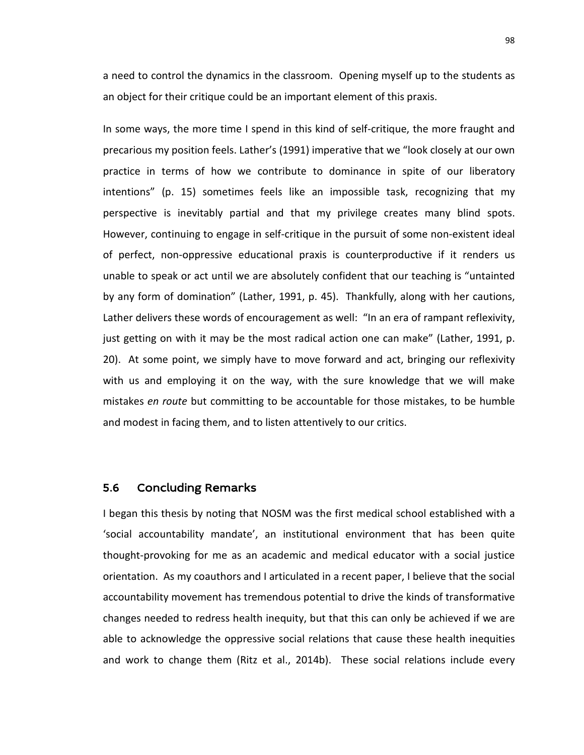a need to control the dynamics in the classroom. Opening myself up to the students as an object for their critique could be an important element of this praxis.

In some ways, the more time I spend in this kind of self-critique, the more fraught and precarious my position feels. Lather's (1991) imperative that we "look closely at our own practice in terms of how we contribute to dominance in spite of our liberatory intentions" (p. 15) sometimes feels like an impossible task, recognizing that my perspective is inevitably partial and that my privilege creates many blind spots. However, continuing to engage in self-critique in the pursuit of some non-existent ideal of perfect, non-oppressive educational praxis is counterproductive if it renders us unable to speak or act until we are absolutely confident that our teaching is "untainted by any form of domination" (Lather, 1991, p. 45). Thankfully, along with her cautions, Lather delivers these words of encouragement as well: "In an era of rampant reflexivity, just getting on with it may be the most radical action one can make" (Lather, 1991, p. 20). At some point, we simply have to move forward and act, bringing our reflexivity with us and employing it on the way, with the sure knowledge that we will make mistakes *en route* but committing to be accountable for those mistakes, to be humble and modest in facing them, and to listen attentively to our critics.

## 5.6 Concluding Remarks

I began this thesis by noting that NOSM was the first medical school established with a 'social accountability mandate', an institutional environment that has been quite thought-provoking for me as an academic and medical educator with a social justice orientation. As my coauthors and I articulated in a recent paper, I believe that the social accountability movement has tremendous potential to drive the kinds of transformative changes needed to redress health inequity, but that this can only be achieved if we are able to acknowledge the oppressive social relations that cause these health inequities and work to change them (Ritz et al., 2014b). These social relations include every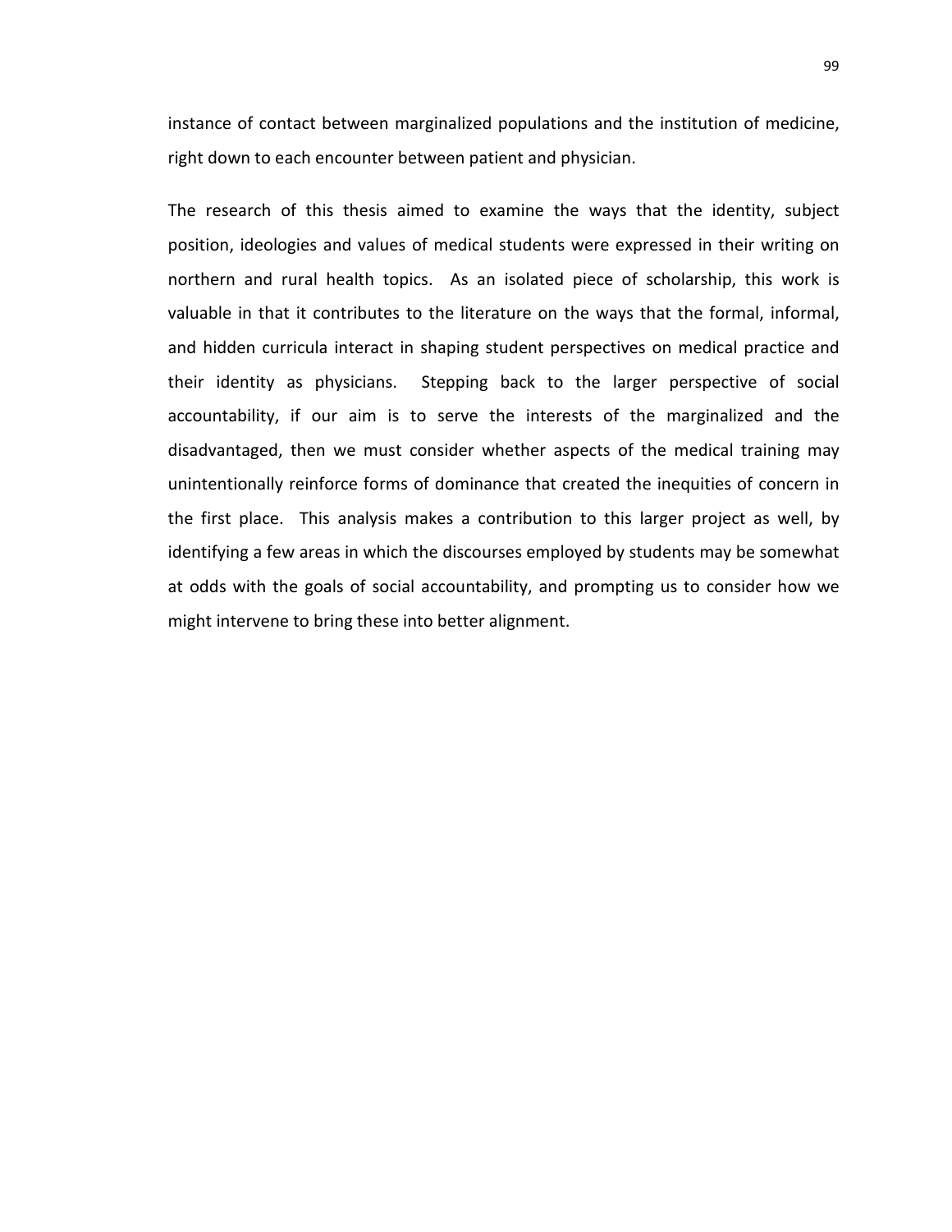instance of contact between marginalized populations and the institution of medicine, right down to each encounter between patient and physician.

The research of this thesis aimed to examine the ways that the identity, subject position, ideologies and values of medical students were expressed in their writing on northern and rural health topics. As an isolated piece of scholarship, this work is valuable in that it contributes to the literature on the ways that the formal, informal, and hidden curricula interact in shaping student perspectives on medical practice and their identity as physicians. Stepping back to the larger perspective of social accountability, if our aim is to serve the interests of the marginalized and the disadvantaged, then we must consider whether aspects of the medical training may unintentionally reinforce forms of dominance that created the inequities of concern in the first place. This analysis makes a contribution to this larger project as well, by identifying a few areas in which the discourses employed by students may be somewhat at odds with the goals of social accountability, and prompting us to consider how we might intervene to bring these into better alignment.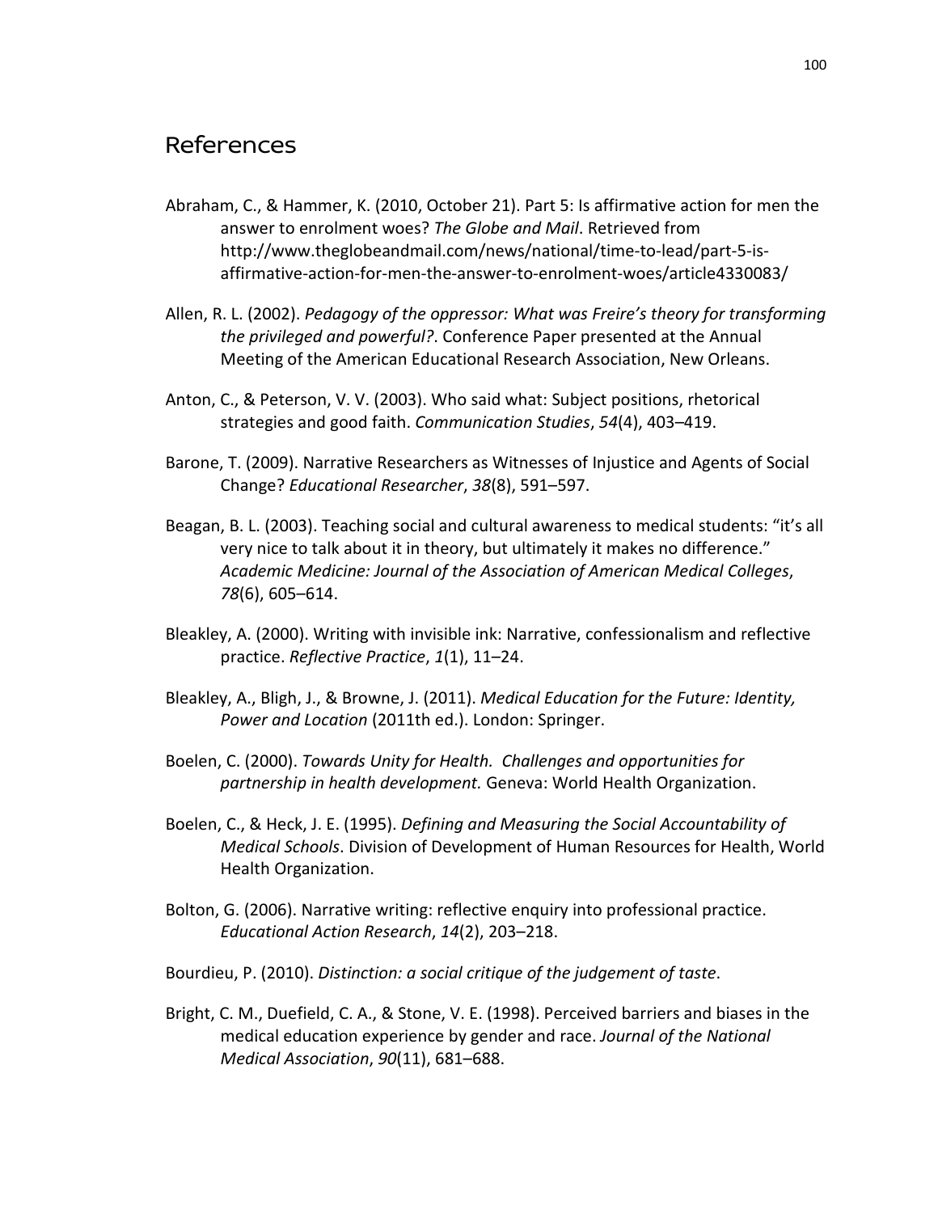# References

Abraham, C., & Hammer, K. (2010, October 21). Part 5: Is affirmative action for men the answer to enrolment woes? *The Globe and Mail*. Retrieved from http://www.theglobeandmail.com/news/national/time-to-lead/part-5-is-affirmative-action-for-men-the-answer-to-enrolment-woes/article4330083/

Allen, R. L. (2002). *Pedagogy of the oppressor: What was Freire's theory for transforming the privileged and powerful?*. Conference Paper presented at the Annual Meeting of the American Educational Research Association, New Orleans.

Anton, C., & Peterson, V. V. (2003). Who said what: Subject positions, rhetorical strategies and good faith. *Communication Studies*, *54*(4), 403–419.

Barone, T. (2009). Narrative Researchers as Witnesses of Injustice and Agents of Social Change? *Educational Researcher*, *38*(8), 591–597.

Beagan, B. L. (2003). Teaching social and cultural awareness to medical students: "it's all very nice to talk about it in theory, but ultimately it makes no difference." *Academic Medicine: Journal of the Association of American Medical Colleges*, *78*(6), 605–614.

Bleakley, A. (2000). Writing with invisible ink: Narrative, confessionalism and reflective practice. *Reflective Practice*, *1*(1), 11–24.

Bleakley, A., Bligh, J., & Browne, J. (2011). *Medical Education for the Future: Identity, Power and Location* (2011th ed.). London: Springer.

Boelen, C. (2000). *Towards Unity for Health. Challenges and opportunities for partnership in health development.* Geneva: World Health Organization.

Boelen, C., & Heck, J. E. (1995). *Defining and Measuring the Social Accountability of Medical Schools*. Division of Development of Human Resources for Health, World Health Organization.

Bolton, G. (2006). Narrative writing: reflective enquiry into professional practice. *Educational Action Research*, *14*(2), 203–218.

Bourdieu, P. (2010). *Distinction: a social critique of the judgement of taste*.

Bright, C. M., Duefield, C. A., & Stone, V. E. (1998). Perceived barriers and biases in the medical education experience by gender and race. *Journal of the National Medical Association*, *90*(11), 681–688.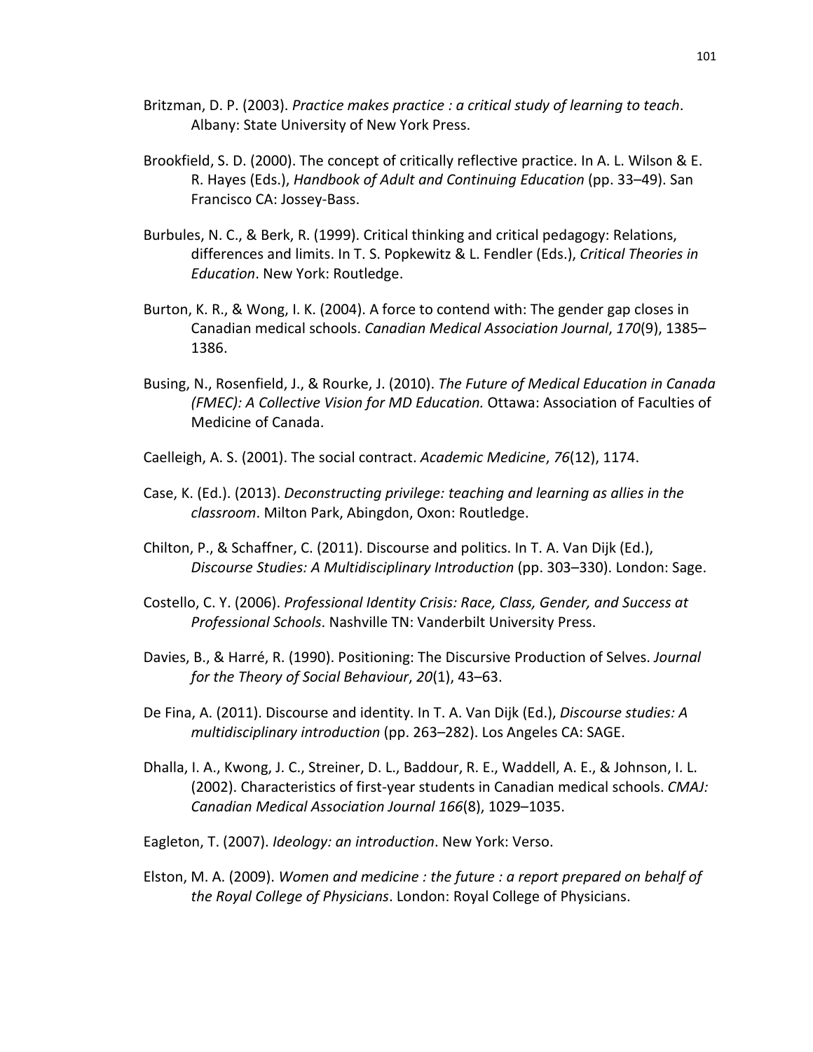Britzman, D. P. (2003). *Practice makes practice : a critical study of learning to teach*. Albany: State University of New York Press.

Brookfield, S. D. (2000). The concept of critically reflective practice. In A. L. Wilson & E. R. Hayes (Eds.), *Handbook of Adult and Continuing Education* (pp. 33–49). San Francisco CA: Jossey-Bass.

Burbules, N. C., & Berk, R. (1999). Critical thinking and critical pedagogy: Relations, differences and limits. In T. S. Popkewitz & L. Fendler (Eds.), *Critical Theories in Education*. New York: Routledge.

Burton, K. R., & Wong, I. K. (2004). A force to contend with: The gender gap closes in Canadian medical schools. *Canadian Medical Association Journal*, *170*(9), 1385–1386.

Busing, N., Rosenfield, J., & Rourke, J. (2010). *The Future of Medical Education in Canada (FMEC): A Collective Vision for MD Education.* Ottawa: Association of Faculties of Medicine of Canada.

Caelleigh, A. S. (2001). The social contract. *Academic Medicine*, *76*(12), 1174.

Case, K. (Ed.). (2013). *Deconstructing privilege: teaching and learning as allies in the classroom*. Milton Park, Abingdon, Oxon: Routledge.

Chilton, P., & Schaffner, C. (2011). Discourse and politics. In T. A. Van Dijk (Ed.), *Discourse Studies: A Multidisciplinary Introduction* (pp. 303–330). London: Sage.

Costello, C. Y. (2006). *Professional Identity Crisis: Race, Class, Gender, and Success at Professional Schools*. Nashville TN: Vanderbilt University Press.

Davies, B., & Harré, R. (1990). Positioning: The Discursive Production of Selves. *Journal for the Theory of Social Behaviour*, *20*(1), 43–63.

De Fina, A. (2011). Discourse and identity. In T. A. Van Dijk (Ed.), *Discourse studies: A multidisciplinary introduction* (pp. 263–282). Los Angeles CA: SAGE.

Dhalla, I. A., Kwong, J. C., Streiner, D. L., Baddour, R. E., Waddell, A. E., & Johnson, I. L. (2002). Characteristics of first-year students in Canadian medical schools. *CMAJ: Canadian Medical Association Journal 166*(8), 1029–1035.

Eagleton, T. (2007). *Ideology: an introduction*. New York: Verso.

Elston, M. A. (2009). *Women and medicine : the future : a report prepared on behalf of the Royal College of Physicians*. London: Royal College of Physicians.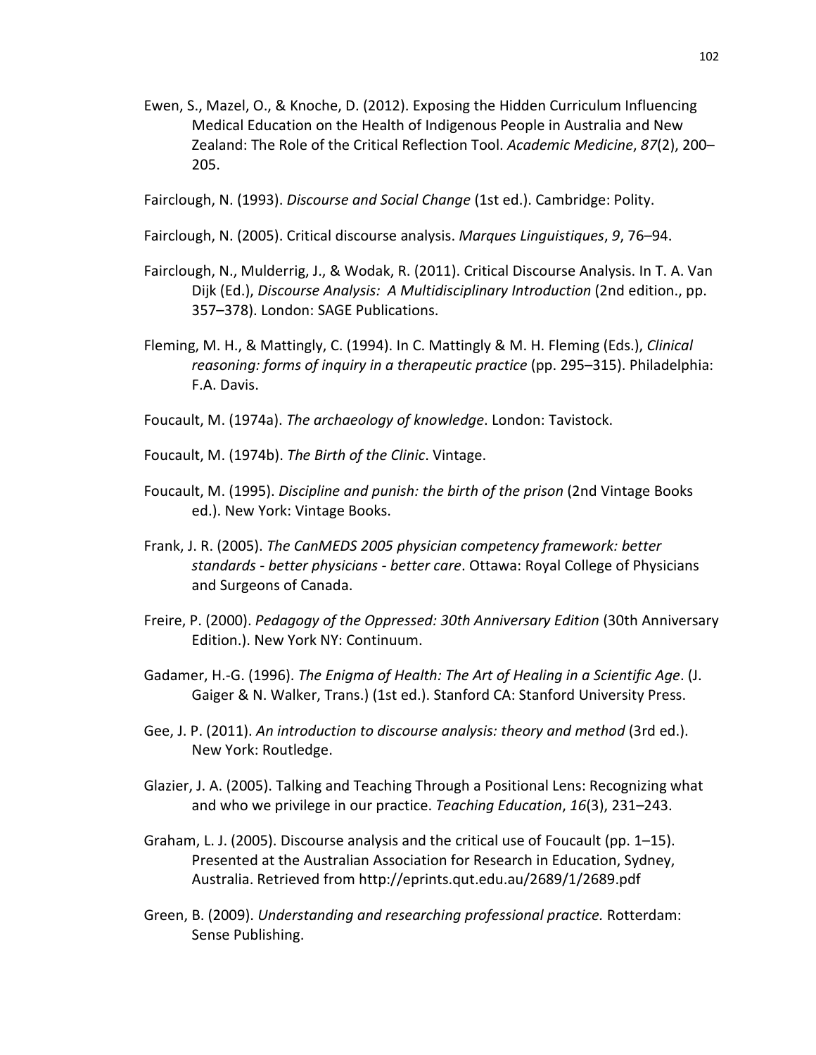Ewen, S., Mazel, O., & Knoche, D. (2012). Exposing the Hidden Curriculum Influencing Medical Education on the Health of Indigenous People in Australia and New Zealand: The Role of the Critical Reflection Tool. *Academic Medicine*, *87*(2), 200–205.

Fairclough, N. (1993). *Discourse and Social Change* (1st ed.). Cambridge: Polity.

Fairclough, N. (2005). Critical discourse analysis. *Marques Linguistiques*, *9*, 76–94.

Fairclough, N., Mulderrig, J., & Wodak, R. (2011). Critical Discourse Analysis. In T. A. Van Dijk (Ed.), *Discourse Analysis: A Multidisciplinary Introduction* (2nd edition., pp. 357–378). London: SAGE Publications.

Fleming, M. H., & Mattingly, C. (1994). In C. Mattingly & M. H. Fleming (Eds.), *Clinical reasoning: forms of inquiry in a therapeutic practice* (pp. 295–315). Philadelphia: F.A. Davis.

Foucault, M. (1974a). *The archaeology of knowledge*. London: Tavistock.

Foucault, M. (1974b). *The Birth of the Clinic*. Vintage.

Foucault, M. (1995). *Discipline and punish: the birth of the prison* (2nd Vintage Books ed.). New York: Vintage Books.

Frank, J. R. (2005). *The CanMEDS 2005 physician competency framework: better standards - better physicians - better care*. Ottawa: Royal College of Physicians and Surgeons of Canada.

Freire, P. (2000). *Pedagogy of the Oppressed: 30th Anniversary Edition* (30th Anniversary Edition.). New York NY: Continuum.

Gadamer, H.-G. (1996). *The Enigma of Health: The Art of Healing in a Scientific Age*. (J. Gaiger & N. Walker, Trans.) (1st ed.). Stanford CA: Stanford University Press.

Gee, J. P. (2011). *An introduction to discourse analysis: theory and method* (3rd ed.). New York: Routledge.

Glazier, J. A. (2005). Talking and Teaching Through a Positional Lens: Recognizing what and who we privilege in our practice. *Teaching Education*, *16*(3), 231–243.

Graham, L. J. (2005). Discourse analysis and the critical use of Foucault (pp. 1–15). Presented at the Australian Association for Research in Education, Sydney, Australia. Retrieved from http://eprints.qut.edu.au/2689/1/2689.pdf

Green, B. (2009). *Understanding and researching professional practice.* Rotterdam: Sense Publishing.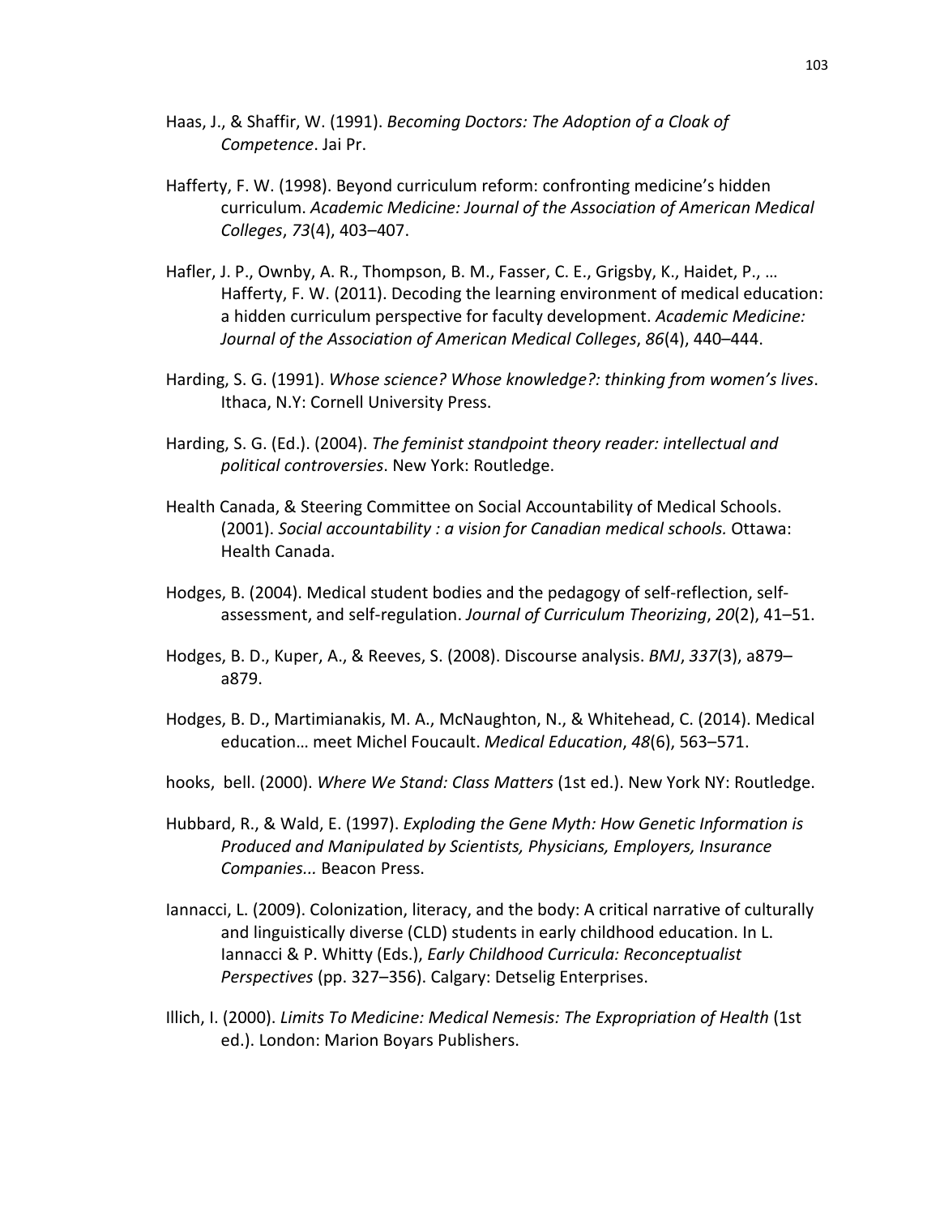Haas, J., & Shaffir, W. (1991). *Becoming Doctors: The Adoption of a Cloak of Competence*. Jai Pr.

Hafferty, F. W. (1998). Beyond curriculum reform: confronting medicine's hidden curriculum. *Academic Medicine: Journal of the Association of American Medical Colleges*, *73*(4), 403–407.

Hafler, J. P., Ownby, A. R., Thompson, B. M., Fasser, C. E., Grigsby, K., Haidet, P., … Hafferty, F. W. (2011). Decoding the learning environment of medical education: a hidden curriculum perspective for faculty development. *Academic Medicine: Journal of the Association of American Medical Colleges*, *86*(4), 440–444.

Harding, S. G. (1991). *Whose science? Whose knowledge?: thinking from women's lives*. Ithaca, N.Y: Cornell University Press.

Harding, S. G. (Ed.). (2004). *The feminist standpoint theory reader: intellectual and political controversies*. New York: Routledge.

Health Canada, & Steering Committee on Social Accountability of Medical Schools. (2001). *Social accountability : a vision for Canadian medical schools.* Ottawa: Health Canada.

Hodges, B. (2004). Medical student bodies and the pedagogy of self-reflection, self-assessment, and self-regulation. *Journal of Curriculum Theorizing*, *20*(2), 41–51.

Hodges, B. D., Kuper, A., & Reeves, S. (2008). Discourse analysis. *BMJ*, *337*(3), a879–a879.

Hodges, B. D., Martimianakis, M. A., McNaughton, N., & Whitehead, C. (2014). Medical education… meet Michel Foucault. *Medical Education*, *48*(6), 563–571.

hooks, bell. (2000). *Where We Stand: Class Matters* (1st ed.). New York NY: Routledge.

Hubbard, R., & Wald, E. (1997). *Exploding the Gene Myth: How Genetic Information is Produced and Manipulated by Scientists, Physicians, Employers, Insurance Companies...* Beacon Press.

Iannacci, L. (2009). Colonization, literacy, and the body: A critical narrative of culturally and linguistically diverse (CLD) students in early childhood education. In L. Iannacci & P. Whitty (Eds.), *Early Childhood Curricula: Reconceptualist Perspectives* (pp. 327–356). Calgary: Detselig Enterprises.

Illich, I. (2000). *Limits To Medicine: Medical Nemesis: The Expropriation of Health* (1st ed.). London: Marion Boyars Publishers.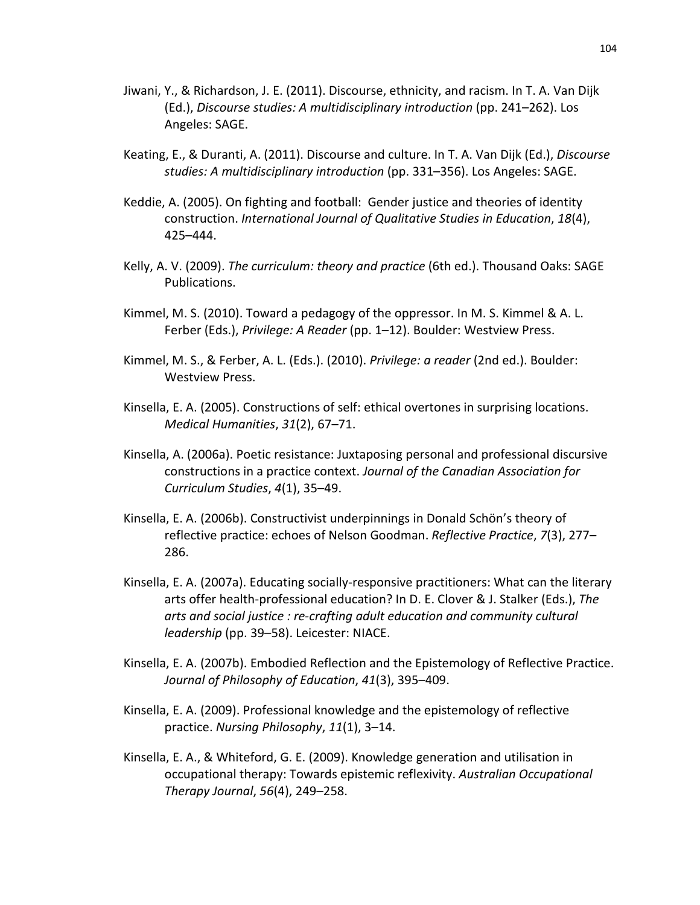Jiwani, Y., & Richardson, J. E. (2011). Discourse, ethnicity, and racism. In T. A. Van Dijk (Ed.), *Discourse studies: A multidisciplinary introduction* (pp. 241–262). Los Angeles: SAGE.

Keating, E., & Duranti, A. (2011). Discourse and culture. In T. A. Van Dijk (Ed.), *Discourse studies: A multidisciplinary introduction* (pp. 331–356). Los Angeles: SAGE.

Keddie, A. (2005). On fighting and football: Gender justice and theories of identity construction. *International Journal of Qualitative Studies in Education*, *18*(4), 425–444.

Kelly, A. V. (2009). *The curriculum: theory and practice* (6th ed.). Thousand Oaks: SAGE Publications.

Kimmel, M. S. (2010). Toward a pedagogy of the oppressor. In M. S. Kimmel & A. L. Ferber (Eds.), *Privilege: A Reader* (pp. 1–12). Boulder: Westview Press.

Kimmel, M. S., & Ferber, A. L. (Eds.). (2010). *Privilege: a reader* (2nd ed.). Boulder: Westview Press.

Kinsella, E. A. (2005). Constructions of self: ethical overtones in surprising locations. *Medical Humanities*, *31*(2), 67–71.

Kinsella, A. (2006a). Poetic resistance: Juxtaposing personal and professional discursive constructions in a practice context. *Journal of the Canadian Association for Curriculum Studies*, *4*(1), 35–49.

Kinsella, E. A. (2006b). Constructivist underpinnings in Donald Schön's theory of reflective practice: echoes of Nelson Goodman. *Reflective Practice*, *7*(3), 277–286.

Kinsella, E. A. (2007a). Educating socially-responsive practitioners: What can the literary arts offer health-professional education? In D. E. Clover & J. Stalker (Eds.), *The arts and social justice : re-crafting adult education and community cultural leadership* (pp. 39–58). Leicester: NIACE.

Kinsella, E. A. (2007b). Embodied Reflection and the Epistemology of Reflective Practice. *Journal of Philosophy of Education*, *41*(3), 395–409.

Kinsella, E. A. (2009). Professional knowledge and the epistemology of reflective practice. *Nursing Philosophy*, *11*(1), 3–14.

Kinsella, E. A., & Whiteford, G. E. (2009). Knowledge generation and utilisation in occupational therapy: Towards epistemic reflexivity. *Australian Occupational Therapy Journal*, *56*(4), 249–258.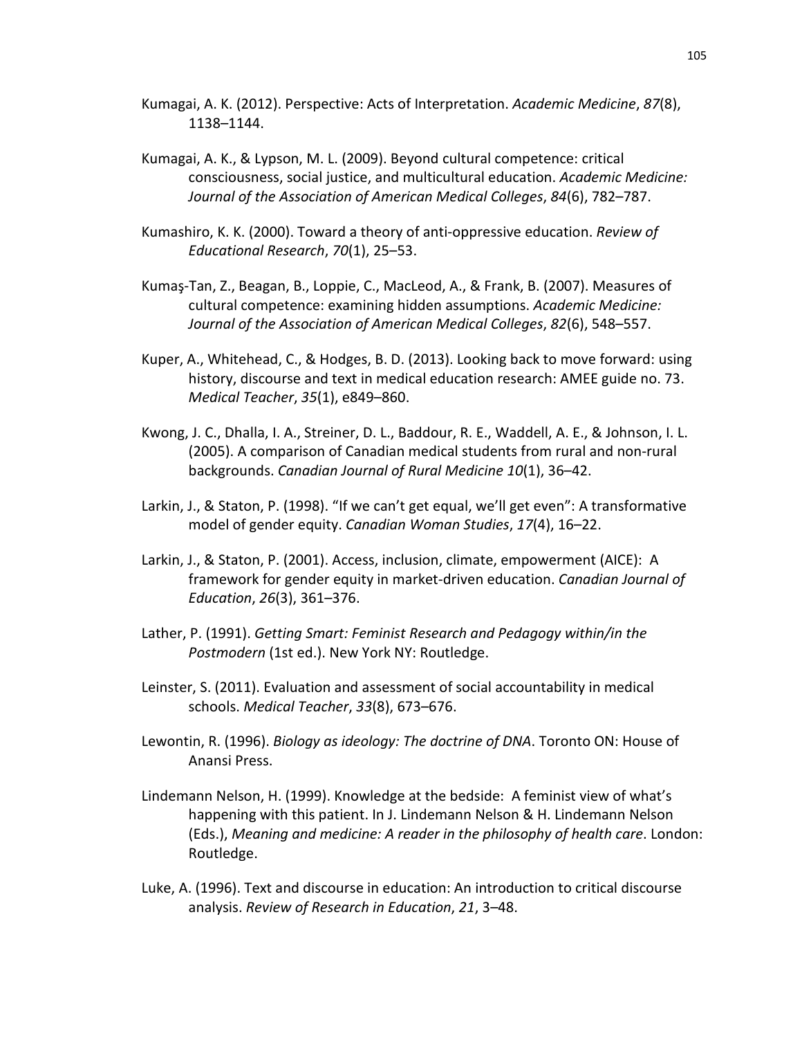Kumagai, A. K. (2012). Perspective: Acts of Interpretation. *Academic Medicine*, *87*(8), 1138–1144.

Kumagai, A. K., & Lypson, M. L. (2009). Beyond cultural competence: critical consciousness, social justice, and multicultural education. *Academic Medicine: Journal of the Association of American Medical Colleges*, *84*(6), 782–787.

Kumashiro, K. K. (2000). Toward a theory of anti-oppressive education. *Review of Educational Research*, *70*(1), 25–53.

Kumaş-Tan, Z., Beagan, B., Loppie, C., MacLeod, A., & Frank, B. (2007). Measures of cultural competence: examining hidden assumptions. *Academic Medicine: Journal of the Association of American Medical Colleges*, *82*(6), 548–557.

Kuper, A., Whitehead, C., & Hodges, B. D. (2013). Looking back to move forward: using history, discourse and text in medical education research: AMEE guide no. 73. *Medical Teacher*, *35*(1), e849–860.

Kwong, J. C., Dhalla, I. A., Streiner, D. L., Baddour, R. E., Waddell, A. E., & Johnson, I. L. (2005). A comparison of Canadian medical students from rural and non-rural backgrounds. *Canadian Journal of Rural Medicine 10*(1), 36–42.

Larkin, J., & Staton, P. (1998). "If we can't get equal, we'll get even": A transformative model of gender equity. *Canadian Woman Studies*, *17*(4), 16–22.

Larkin, J., & Staton, P. (2001). Access, inclusion, climate, empowerment (AICE): A framework for gender equity in market-driven education. *Canadian Journal of Education*, *26*(3), 361–376.

Lather, P. (1991). *Getting Smart: Feminist Research and Pedagogy within/in the Postmodern* (1st ed.). New York NY: Routledge.

Leinster, S. (2011). Evaluation and assessment of social accountability in medical schools. *Medical Teacher*, *33*(8), 673–676.

Lewontin, R. (1996). *Biology as ideology: The doctrine of DNA*. Toronto ON: House of Anansi Press.

Lindemann Nelson, H. (1999). Knowledge at the bedside: A feminist view of what's happening with this patient. In J. Lindemann Nelson & H. Lindemann Nelson (Eds.), *Meaning and medicine: A reader in the philosophy of health care*. London: Routledge.

Luke, A. (1996). Text and discourse in education: An introduction to critical discourse analysis. *Review of Research in Education*, *21*, 3–48.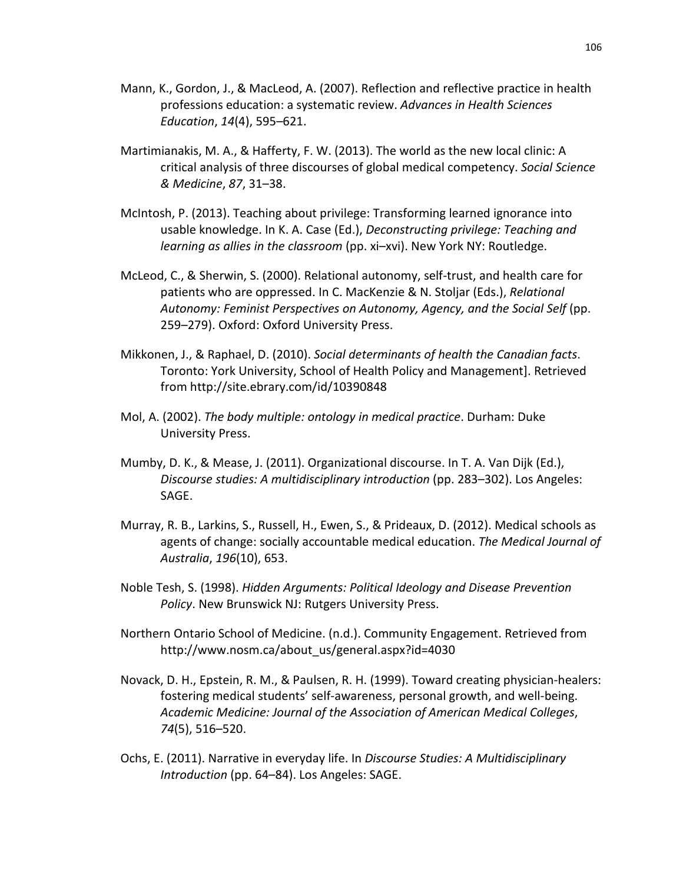Mann, K., Gordon, J., & MacLeod, A. (2007). Reflection and reflective practice in health professions education: a systematic review. *Advances in Health Sciences Education*, *14*(4), 595–621.

Martimianakis, M. A., & Hafferty, F. W. (2013). The world as the new local clinic: A critical analysis of three discourses of global medical competency. *Social Science & Medicine*, *87*, 31–38.

McIntosh, P. (2013). Teaching about privilege: Transforming learned ignorance into usable knowledge. In K. A. Case (Ed.), *Deconstructing privilege: Teaching and learning as allies in the classroom* (pp. xi–xvi). New York NY: Routledge.

McLeod, C., & Sherwin, S. (2000). Relational autonomy, self-trust, and health care for patients who are oppressed. In C. MacKenzie & N. Stoljar (Eds.), *Relational Autonomy: Feminist Perspectives on Autonomy, Agency, and the Social Self* (pp. 259–279). Oxford: Oxford University Press.

Mikkonen, J., & Raphael, D. (2010). *Social determinants of health the Canadian facts*. Toronto: York University, School of Health Policy and Management]. Retrieved from http://site.ebrary.com/id/10390848

Mol, A. (2002). *The body multiple: ontology in medical practice*. Durham: Duke University Press.

Mumby, D. K., & Mease, J. (2011). Organizational discourse. In T. A. Van Dijk (Ed.), *Discourse studies: A multidisciplinary introduction* (pp. 283–302). Los Angeles: SAGE.

Murray, R. B., Larkins, S., Russell, H., Ewen, S., & Prideaux, D. (2012). Medical schools as agents of change: socially accountable medical education. *The Medical Journal of Australia*, *196*(10), 653.

Noble Tesh, S. (1998). *Hidden Arguments: Political Ideology and Disease Prevention Policy*. New Brunswick NJ: Rutgers University Press.

Northern Ontario School of Medicine. (n.d.). Community Engagement. Retrieved from http://www.nosm.ca/about_us/general.aspx?id=4030

Novack, D. H., Epstein, R. M., & Paulsen, R. H. (1999). Toward creating physician-healers: fostering medical students' self-awareness, personal growth, and well-being. *Academic Medicine: Journal of the Association of American Medical Colleges*, *74*(5), 516–520.

Ochs, E. (2011). Narrative in everyday life. In *Discourse Studies: A Multidisciplinary Introduction* (pp. 64–84). Los Angeles: SAGE.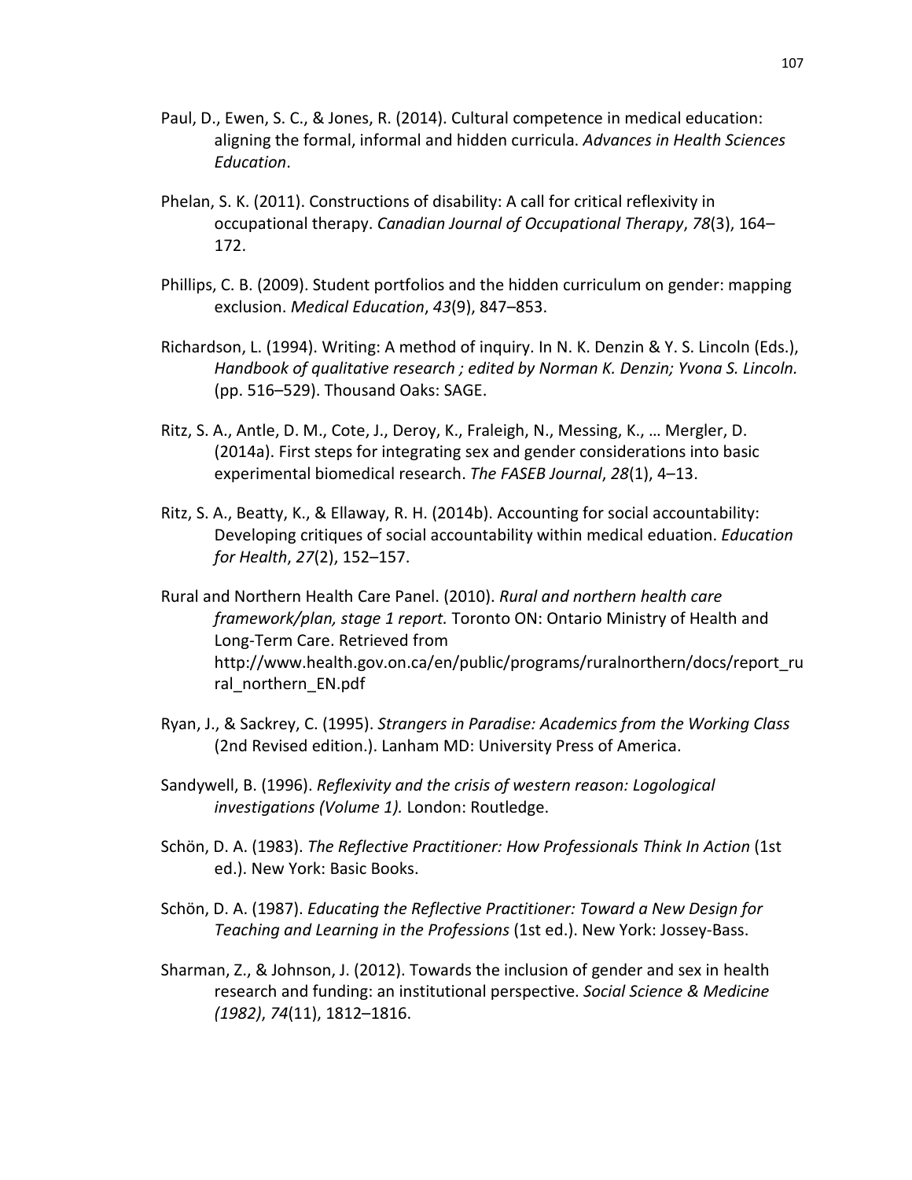Paul, D., Ewen, S. C., & Jones, R. (2014). Cultural competence in medical education: aligning the formal, informal and hidden curricula. *Advances in Health Sciences Education*.

Phelan, S. K. (2011). Constructions of disability: A call for critical reflexivity in occupational therapy. *Canadian Journal of Occupational Therapy*, *78*(3), 164–172.

Phillips, C. B. (2009). Student portfolios and the hidden curriculum on gender: mapping exclusion. *Medical Education*, *43*(9), 847–853.

Richardson, L. (1994). Writing: A method of inquiry. In N. K. Denzin & Y. S. Lincoln (Eds.), *Handbook of qualitative research ; edited by Norman K. Denzin; Yvona S. Lincoln.* (pp. 516–529). Thousand Oaks: SAGE.

Ritz, S. A., Antle, D. M., Cote, J., Deroy, K., Fraleigh, N., Messing, K., … Mergler, D. (2014a). First steps for integrating sex and gender considerations into basic experimental biomedical research. *The FASEB Journal*, *28*(1), 4–13.

Ritz, S. A., Beatty, K., & Ellaway, R. H. (2014b). Accounting for social accountability: Developing critiques of social accountability within medical eduation. *Education for Health*, *27*(2), 152–157.

Rural and Northern Health Care Panel. (2010). *Rural and northern health care framework/plan, stage 1 report.* Toronto ON: Ontario Ministry of Health and Long-Term Care. Retrieved from http://www.health.gov.on.ca/en/public/programs/ruralnorthern/docs/report_rural_northern_EN.pdf

Ryan, J., & Sackrey, C. (1995). *Strangers in Paradise: Academics from the Working Class* (2nd Revised edition.). Lanham MD: University Press of America.

Sandywell, B. (1996). *Reflexivity and the crisis of western reason: Logological investigations (Volume 1).* London: Routledge.

Schön, D. A. (1983). *The Reflective Practitioner: How Professionals Think In Action* (1st ed.). New York: Basic Books.

Schön, D. A. (1987). *Educating the Reflective Practitioner: Toward a New Design for Teaching and Learning in the Professions* (1st ed.). New York: Jossey-Bass.

Sharman, Z., & Johnson, J. (2012). Towards the inclusion of gender and sex in health research and funding: an institutional perspective. *Social Science & Medicine (1982)*, *74*(11), 1812–1816.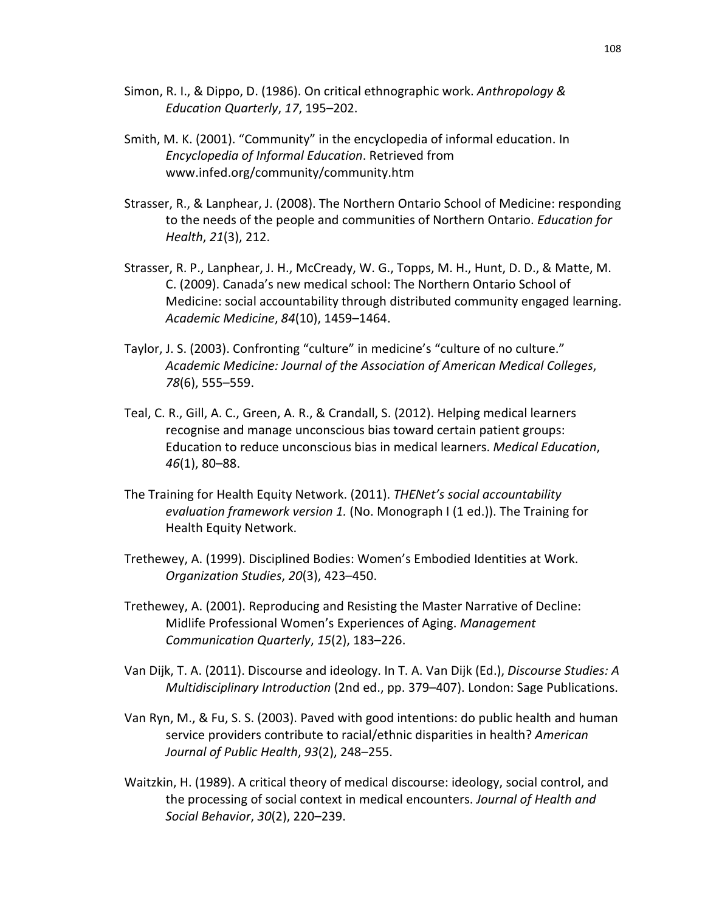Simon, R. I., & Dippo, D. (1986). On critical ethnographic work. *Anthropology & Education Quarterly*, *17*, 195–202.

Smith, M. K. (2001). "Community" in the encyclopedia of informal education. In *Encyclopedia of Informal Education*. Retrieved from www.infed.org/community/community.htm

Strasser, R., & Lanphear, J. (2008). The Northern Ontario School of Medicine: responding to the needs of the people and communities of Northern Ontario. *Education for Health*, *21*(3), 212.

Strasser, R. P., Lanphear, J. H., McCready, W. G., Topps, M. H., Hunt, D. D., & Matte, M. C. (2009). Canada's new medical school: The Northern Ontario School of Medicine: social accountability through distributed community engaged learning. *Academic Medicine*, *84*(10), 1459–1464.

Taylor, J. S. (2003). Confronting "culture" in medicine's "culture of no culture." *Academic Medicine: Journal of the Association of American Medical Colleges*, *78*(6), 555–559.

Teal, C. R., Gill, A. C., Green, A. R., & Crandall, S. (2012). Helping medical learners recognise and manage unconscious bias toward certain patient groups: Education to reduce unconscious bias in medical learners. *Medical Education*, *46*(1), 80–88.

The Training for Health Equity Network. (2011). *THENet's social accountability evaluation framework version 1.* (No. Monograph I (1 ed.)). The Training for Health Equity Network.

Trethewey, A. (1999). Disciplined Bodies: Women's Embodied Identities at Work. *Organization Studies*, *20*(3), 423–450.

Trethewey, A. (2001). Reproducing and Resisting the Master Narrative of Decline: Midlife Professional Women's Experiences of Aging. *Management Communication Quarterly*, *15*(2), 183–226.

Van Dijk, T. A. (2011). Discourse and ideology. In T. A. Van Dijk (Ed.), *Discourse Studies: A Multidisciplinary Introduction* (2nd ed., pp. 379–407). London: Sage Publications.

Van Ryn, M., & Fu, S. S. (2003). Paved with good intentions: do public health and human service providers contribute to racial/ethnic disparities in health? *American Journal of Public Health*, *93*(2), 248–255.

Waitzkin, H. (1989). A critical theory of medical discourse: ideology, social control, and the processing of social context in medical encounters. *Journal of Health and Social Behavior*, *30*(2), 220–239.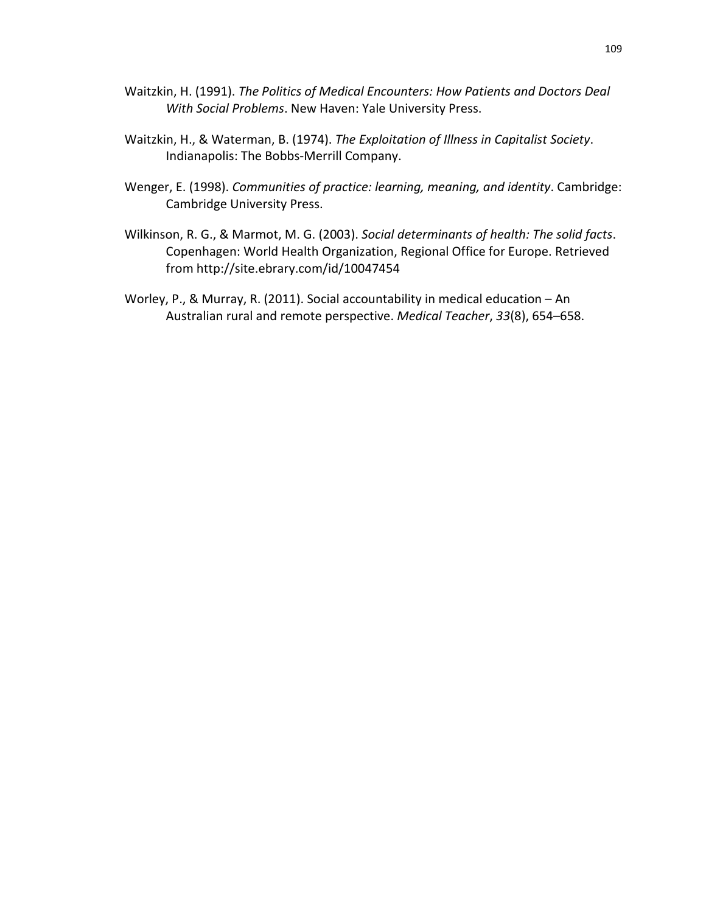Waitzkin, H. (1991). *The Politics of Medical Encounters: How Patients and Doctors Deal With Social Problems*. New Haven: Yale University Press.

Waitzkin, H., & Waterman, B. (1974). *The Exploitation of Illness in Capitalist Society*. Indianapolis: The Bobbs-Merrill Company.

Wenger, E. (1998). *Communities of practice: learning, meaning, and identity*. Cambridge: Cambridge University Press.

Wilkinson, R. G., & Marmot, M. G. (2003). *Social determinants of health: The solid facts*. Copenhagen: World Health Organization, Regional Office for Europe. Retrieved from http://site.ebrary.com/id/10047454

Worley, P., & Murray, R. (2011). Social accountability in medical education – An Australian rural and remote perspective. *Medical Teacher*, *33*(8), 654–658.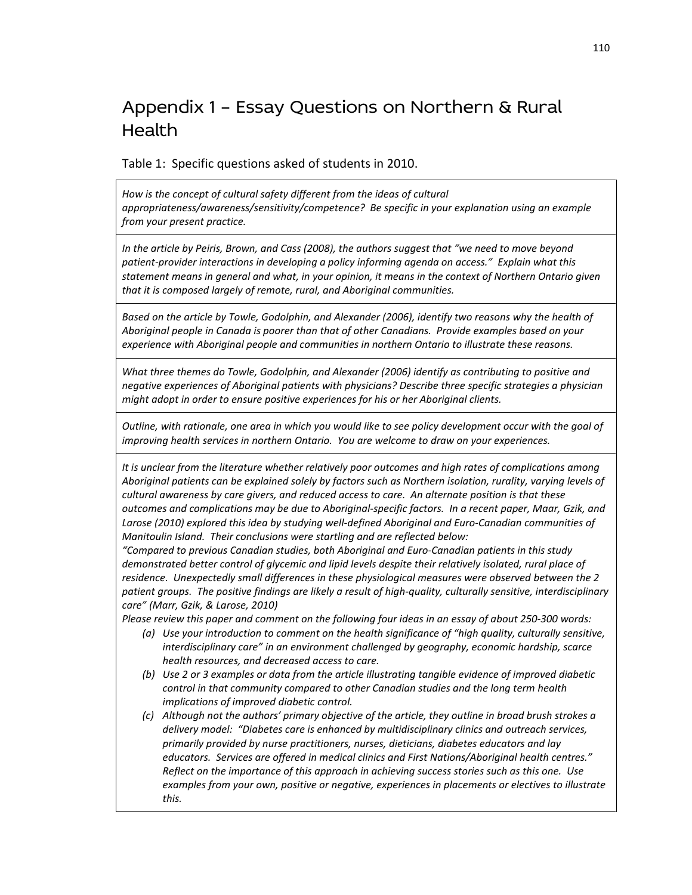# Appendix 1 – Essay Questions on Northern & Rural Health

Table 1: Specific questions asked of students in 2010.

| |
|---|
| *How is the concept of cultural safety different from the ideas of cultural appropriateness/awareness/sensitivity/competence? Be specific in your explanation using an example from your present practice.* |
| *In the article by Peiris, Brown, and Cass (2008), the authors suggest that "we need to move beyond patient-provider interactions in developing a policy informing agenda on access." Explain what this statement means in general and what, in your opinion, it means in the context of Northern Ontario given that it is composed largely of remote, rural, and Aboriginal communities.* |
| *Based on the article by Towle, Godolphin, and Alexander (2006), identify two reasons why the health of Aboriginal people in Canada is poorer than that of other Canadians. Provide examples based on your experience with Aboriginal people and communities in northern Ontario to illustrate these reasons.* |
| *What three themes do Towle, Godolphin, and Alexander (2006) identify as contributing to positive and negative experiences of Aboriginal patients with physicians? Describe three specific strategies a physician might adopt in order to ensure positive experiences for his or her Aboriginal clients.* |
| *Outline, with rationale, one area in which you would like to see policy development occur with the goal of improving health services in northern Ontario. You are welcome to draw on your experiences.* |
| *It is unclear from the literature whether relatively poor outcomes and high rates of complications among Aboriginal patients can be explained solely by factors such as Northern isolation, rurality, varying levels of cultural awareness by care givers, and reduced access to care. An alternate position is that these outcomes and complications may be due to Aboriginal-specific factors. In a recent paper, Maar, Gzik, and Larose (2010) explored this idea by studying well-defined Aboriginal and Euro-Canadian communities of Manitoulin Island. Their conclusions were startling and are reflected below:* <br> *"Compared to previous Canadian studies, both Aboriginal and Euro-Canadian patients in this study demonstrated better control of glycemic and lipid levels despite their relatively isolated, rural place of residence. Unexpectedly small differences in these physiological measures were observed between the 2 patient groups. The positive findings are likely a result of high-quality, culturally sensitive, interdisciplinary care" (Marr, Gzik, & Larose, 2010)* <br> *Please review this paper and comment on the following four ideas in an essay of about 250-300 words:* <br> *(a) Use your introduction to comment on the health significance of "high quality, culturally sensitive, interdisciplinary care" in an environment challenged by geography, economic hardship, scarce health resources, and decreased access to care.* <br> *(b) Use 2 or 3 examples or data from the article illustrating tangible evidence of improved diabetic control in that community compared to other Canadian studies and the long term health implications of improved diabetic control.* <br> *(c) Although not the authors' primary objective of the article, they outline in broad brush strokes a delivery model: "Diabetes care is enhanced by multidisciplinary clinics and outreach services, primarily provided by nurse practitioners, nurses, dieticians, diabetes educators and lay educators. Services are offered in medical clinics and First Nations/Aboriginal health centres." Reflect on the importance of this approach in achieving success stories such as this one. Use examples from your own, positive or negative, experiences in placements or electives to illustrate this.* |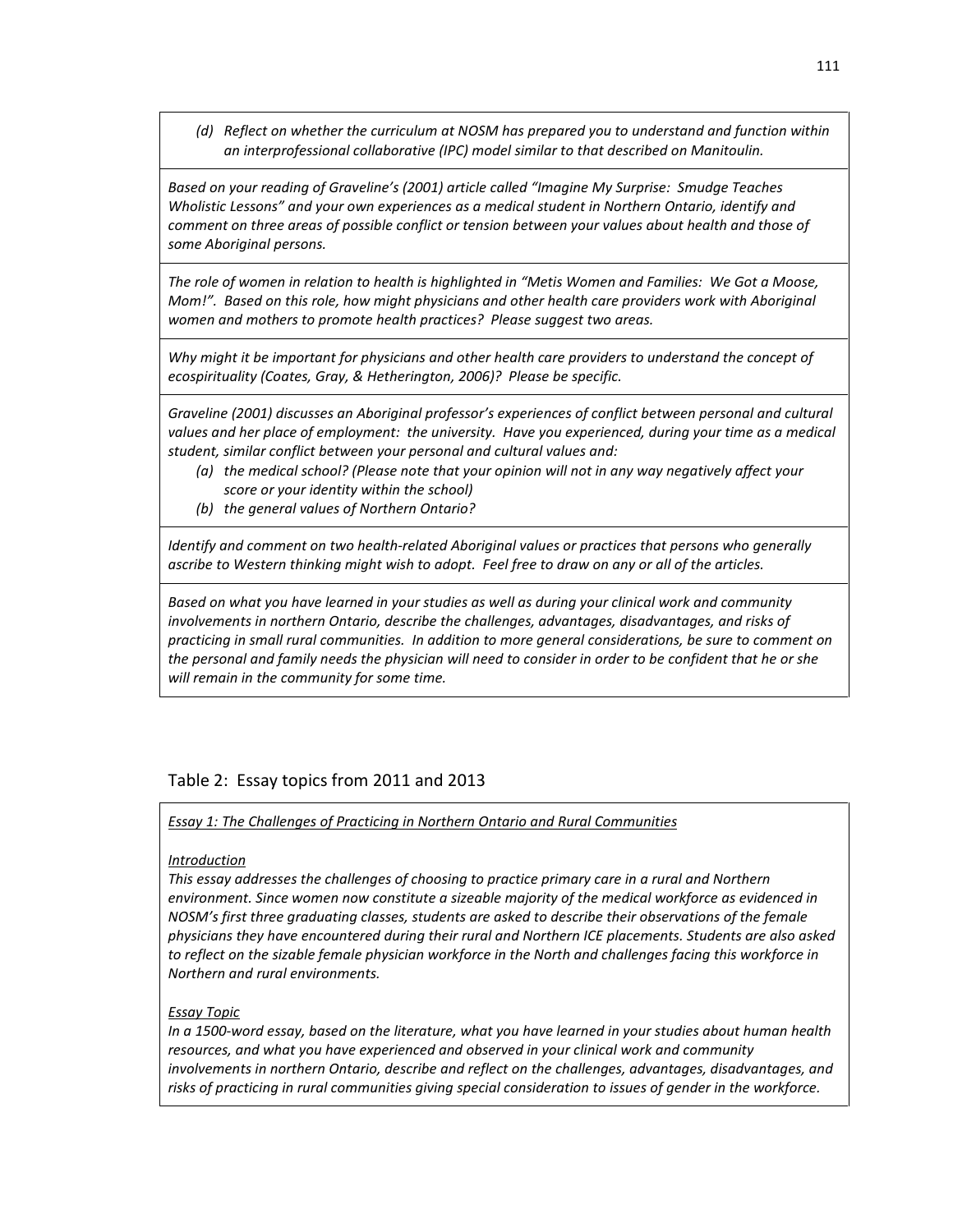*(d) Reflect on whether the curriculum at NOSM has prepared you to understand and function within an interprofessional collaborative (IPC) model similar to that described on Manitoulin.*

*Based on your reading of Graveline's (2001) article called "Imagine My Surprise: Smudge Teaches Wholistic Lessons" and your own experiences as a medical student in Northern Ontario, identify and comment on three areas of possible conflict or tension between your values about health and those of some Aboriginal persons.*

*The role of women in relation to health is highlighted in "Metis Women and Families: We Got a Moose, Mom!". Based on this role, how might physicians and other health care providers work with Aboriginal women and mothers to promote health practices? Please suggest two areas.*

*Why might it be important for physicians and other health care providers to understand the concept of ecospirituality (Coates, Gray, & Hetherington, 2006)? Please be specific.*

*Graveline (2001) discusses an Aboriginal professor's experiences of conflict between personal and cultural values and her place of employment: the university. Have you experienced, during your time as a medical student, similar conflict between your personal and cultural values and:*

*(a) the medical school? (Please note that your opinion will not in any way negatively affect your score or your identity within the school)*

*(b) the general values of Northern Ontario?*

*Identify and comment on two health-related Aboriginal values or practices that persons who generally ascribe to Western thinking might wish to adopt. Feel free to draw on any or all of the articles.*

*Based on what you have learned in your studies as well as during your clinical work and community involvements in northern Ontario, describe the challenges, advantages, disadvantages, and risks of practicing in small rural communities. In addition to more general considerations, be sure to comment on the personal and family needs the physician will need to consider in order to be confident that he or she will remain in the community for some time.*

## Table 2: Essay topics from 2011 and 2013

*Essay 1: The Challenges of Practicing in Northern Ontario and Rural Communities*

*Introduction*

*This essay addresses the challenges of choosing to practice primary care in a rural and Northern environment. Since women now constitute a sizeable majority of the medical workforce as evidenced in NOSM's first three graduating classes, students are asked to describe their observations of the female physicians they have encountered during their rural and Northern ICE placements. Students are also asked to reflect on the sizable female physician workforce in the North and challenges facing this workforce in Northern and rural environments.*

*Essay Topic*

*In a 1500-word essay, based on the literature, what you have learned in your studies about human health resources, and what you have experienced and observed in your clinical work and community involvements in northern Ontario, describe and reflect on the challenges, advantages, disadvantages, and risks of practicing in rural communities giving special consideration to issues of gender in the workforce.*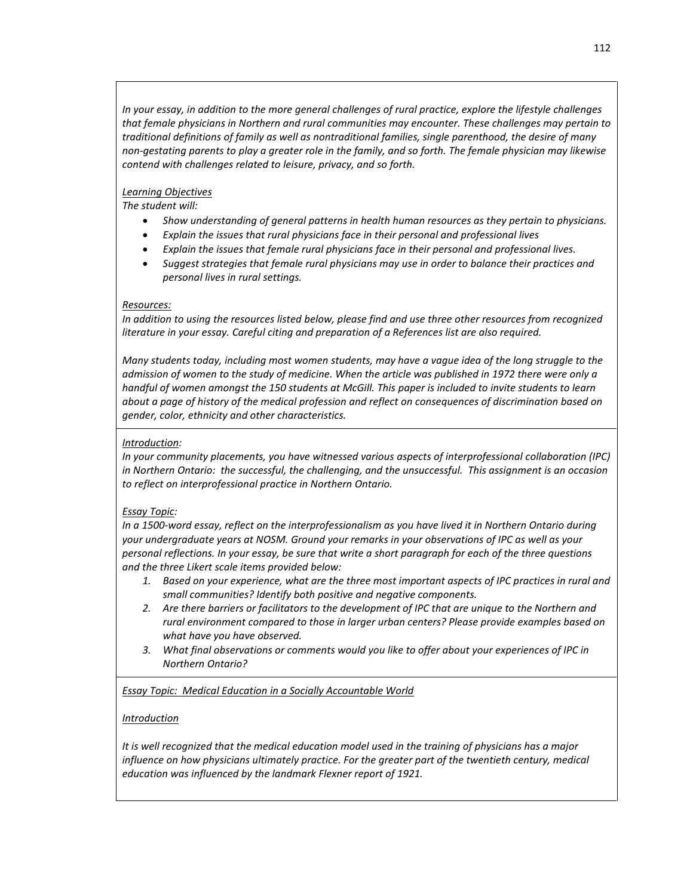*In your essay, in addition to the more general challenges of rural practice, explore the lifestyle challenges that female physicians in Northern and rural communities may encounter. These challenges may pertain to traditional definitions of family as well as nontraditional families, single parenthood, the desire of many non-gestating parents to play a greater role in the family, and so forth. The female physician may likewise contend with challenges related to leisure, privacy, and so forth.*

*Learning Objectives*

*The student will:*

- *Show understanding of general patterns in health human resources as they pertain to physicians.*
- *Explain the issues that rural physicians face in their personal and professional lives*
- *Explain the issues that female rural physicians face in their personal and professional lives.*
- *Suggest strategies that female rural physicians may use in order to balance their practices and personal lives in rural settings.*

*Resources:*

*In addition to using the resources listed below, please find and use three other resources from recognized literature in your essay. Careful citing and preparation of a References list are also required.*

*Many students today, including most women students, may have a vague idea of the long struggle to the admission of women to the study of medicine. When the article was published in 1972 there were only a handful of women amongst the 150 students at McGill. This paper is included to invite students to learn about a page of history of the medical profession and reflect on consequences of discrimination based on gender, color, ethnicity and other characteristics.*

*Introduction:*

*In your community placements, you have witnessed various aspects of interprofessional collaboration (IPC) in Northern Ontario: the successful, the challenging, and the unsuccessful. This assignment is an occasion to reflect on interprofessional practice in Northern Ontario.*

*Essay Topic:*

*In a 1500-word essay, reflect on the interprofessionalism as you have lived it in Northern Ontario during your undergraduate years at NOSM. Ground your remarks in your observations of IPC as well as your personal reflections. In your essay, be sure that write a short paragraph for each of the three questions and the three Likert scale items provided below:*

1. *Based on your experience, what are the three most important aspects of IPC practices in rural and small communities? Identify both positive and negative components.*
2. *Are there barriers or facilitators to the development of IPC that are unique to the Northern and rural environment compared to those in larger urban centers? Please provide examples based on what have you have observed.*
3. *What final observations or comments would you like to offer about your experiences of IPC in Northern Ontario?*

*Essay Topic: Medical Education in a Socially Accountable World*

*Introduction*

*It is well recognized that the medical education model used in the training of physicians has a major influence on how physicians ultimately practice. For the greater part of the twentieth century, medical education was influenced by the landmark Flexner report of 1921.*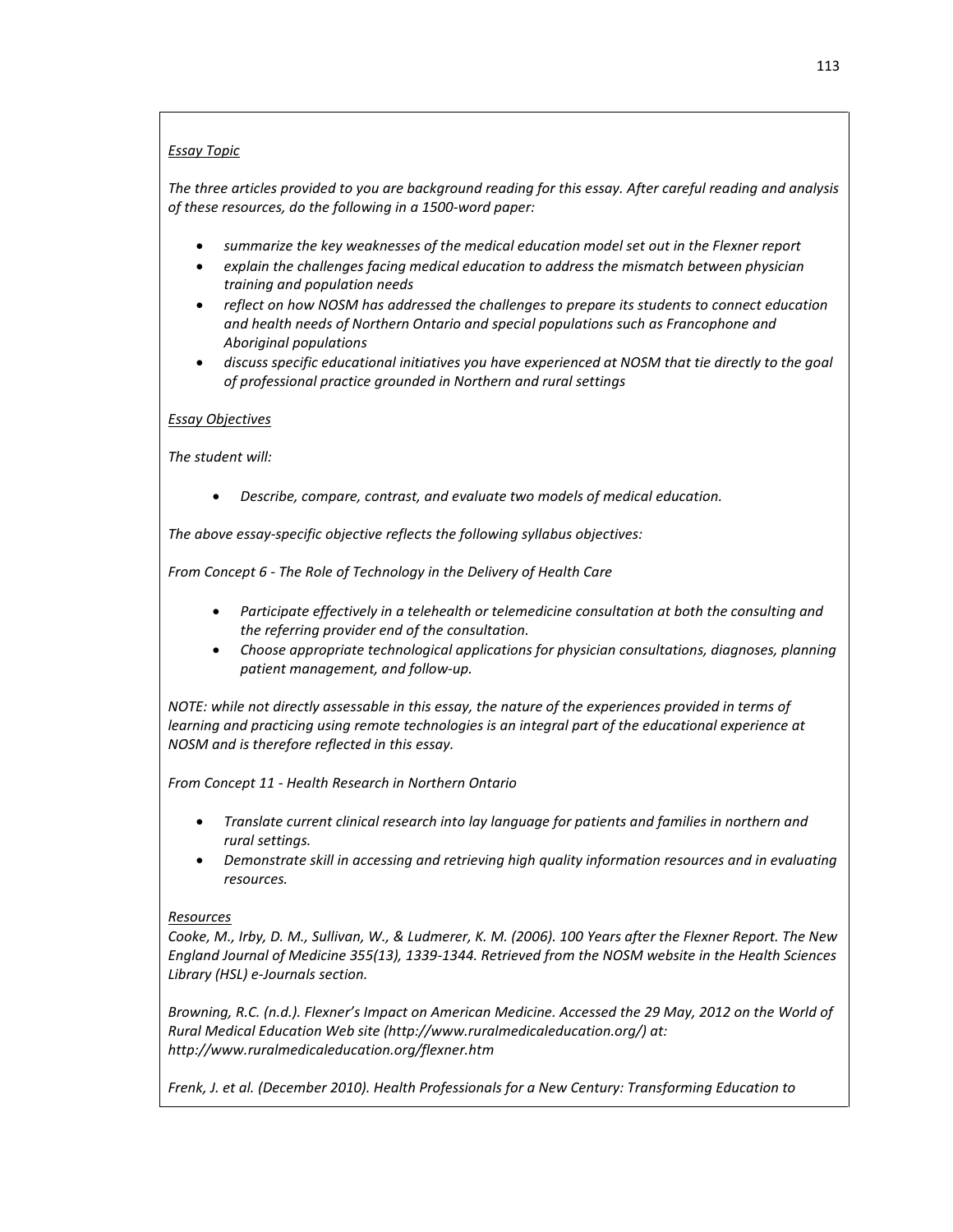*Essay Topic*

*The three articles provided to you are background reading for this essay. After careful reading and analysis of these resources, do the following in a 1500-word paper:*

- *summarize the key weaknesses of the medical education model set out in the Flexner report*
- *explain the challenges facing medical education to address the mismatch between physician training and population needs*
- *reflect on how NOSM has addressed the challenges to prepare its students to connect education and health needs of Northern Ontario and special populations such as Francophone and Aboriginal populations*
- *discuss specific educational initiatives you have experienced at NOSM that tie directly to the goal of professional practice grounded in Northern and rural settings*

*Essay Objectives*

*The student will:*

- *Describe, compare, contrast, and evaluate two models of medical education.*

*The above essay-specific objective reflects the following syllabus objectives:*

*From Concept 6 - The Role of Technology in the Delivery of Health Care*

- *Participate effectively in a telehealth or telemedicine consultation at both the consulting and the referring provider end of the consultation.*
- *Choose appropriate technological applications for physician consultations, diagnoses, planning patient management, and follow-up.*

*NOTE: while not directly assessable in this essay, the nature of the experiences provided in terms of learning and practicing using remote technologies is an integral part of the educational experience at NOSM and is therefore reflected in this essay.*

*From Concept 11 - Health Research in Northern Ontario*

- *Translate current clinical research into lay language for patients and families in northern and rural settings.*
- *Demonstrate skill in accessing and retrieving high quality information resources and in evaluating resources.*

*Resources*

*Cooke, M., Irby, D. M., Sullivan, W., & Ludmerer, K. M. (2006). 100 Years after the Flexner Report. The New England Journal of Medicine 355(13), 1339-1344. Retrieved from the NOSM website in the Health Sciences Library (HSL) e-Journals section.*

*Browning, R.C. (n.d.). Flexner's Impact on American Medicine. Accessed the 29 May, 2012 on the World of Rural Medical Education Web site (http://www.ruralmedicaleducation.org/) at: http://www.ruralmedicaleducation.org/flexner.htm*

*Frenk, J. et al. (December 2010). Health Professionals for a New Century: Transforming Education to*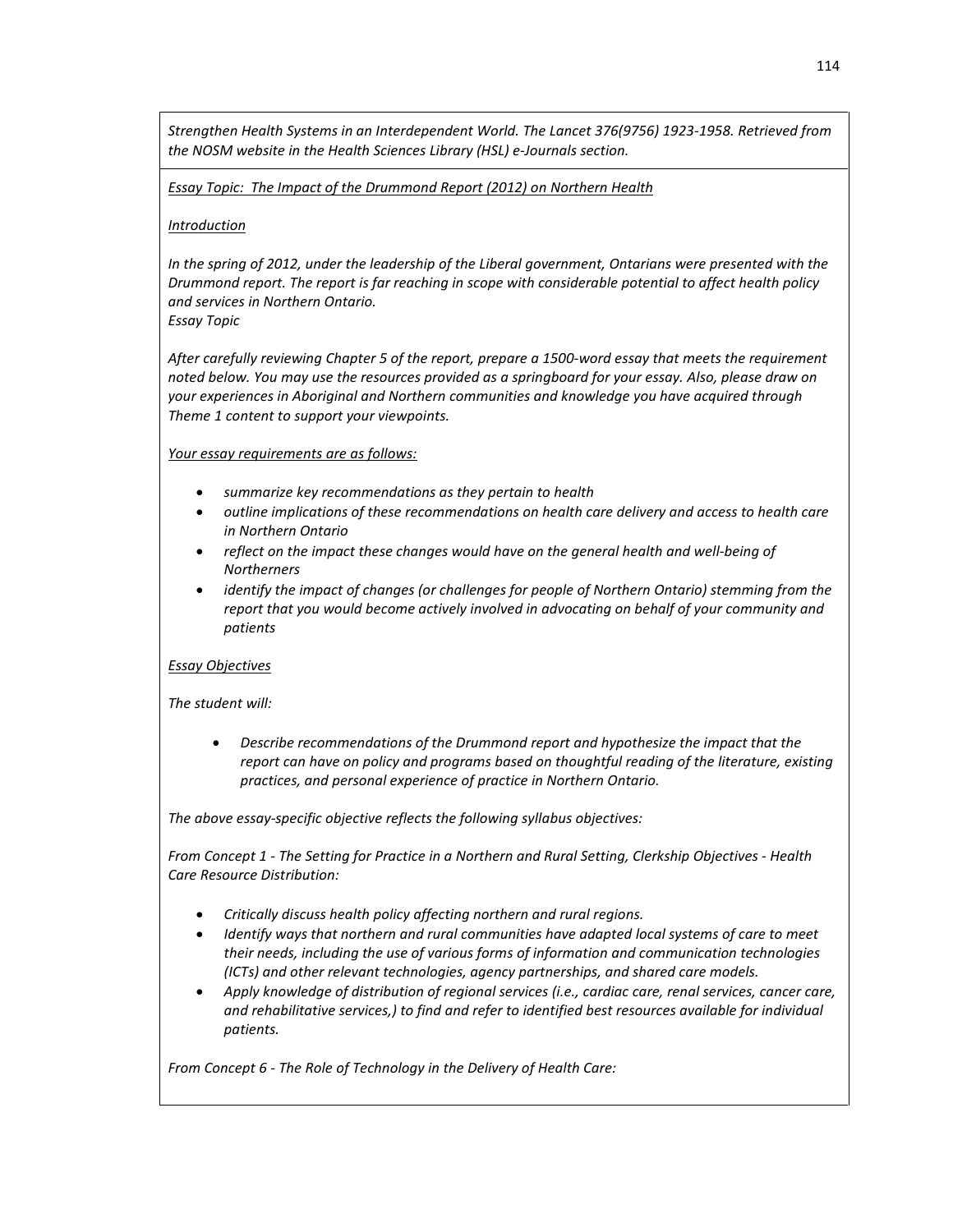*Strengthen Health Systems in an Interdependent World. The Lancet 376(9756) 1923-1958. Retrieved from the NOSM website in the Health Sciences Library (HSL) e-Journals section.*

*Essay Topic: The Impact of the Drummond Report (2012) on Northern Health*

*Introduction*

*In the spring of 2012, under the leadership of the Liberal government, Ontarians were presented with the Drummond report. The report is far reaching in scope with considerable potential to affect health policy and services in Northern Ontario.*

*Essay Topic*

*After carefully reviewing Chapter 5 of the report, prepare a 1500-word essay that meets the requirement noted below. You may use the resources provided as a springboard for your essay. Also, please draw on your experiences in Aboriginal and Northern communities and knowledge you have acquired through Theme 1 content to support your viewpoints.*

*Your essay requirements are as follows:*

- *summarize key recommendations as they pertain to health*
- *outline implications of these recommendations on health care delivery and access to health care in Northern Ontario*
- *reflect on the impact these changes would have on the general health and well-being of Northerners*
- *identify the impact of changes (or challenges for people of Northern Ontario) stemming from the report that you would become actively involved in advocating on behalf of your community and patients*

*Essay Objectives*

*The student will:*

- *Describe recommendations of the Drummond report and hypothesize the impact that the report can have on policy and programs based on thoughtful reading of the literature, existing practices, and personal experience of practice in Northern Ontario.*

*The above essay-specific objective reflects the following syllabus objectives:*

*From Concept 1 - The Setting for Practice in a Northern and Rural Setting, Clerkship Objectives - Health Care Resource Distribution:*

- *Critically discuss health policy affecting northern and rural regions.*
- *Identify ways that northern and rural communities have adapted local systems of care to meet their needs, including the use of various forms of information and communication technologies (ICTs) and other relevant technologies, agency partnerships, and shared care models.*
- *Apply knowledge of distribution of regional services (i.e., cardiac care, renal services, cancer care, and rehabilitative services,) to find and refer to identified best resources available for individual patients.*

*From Concept 6 - The Role of Technology in the Delivery of Health Care:*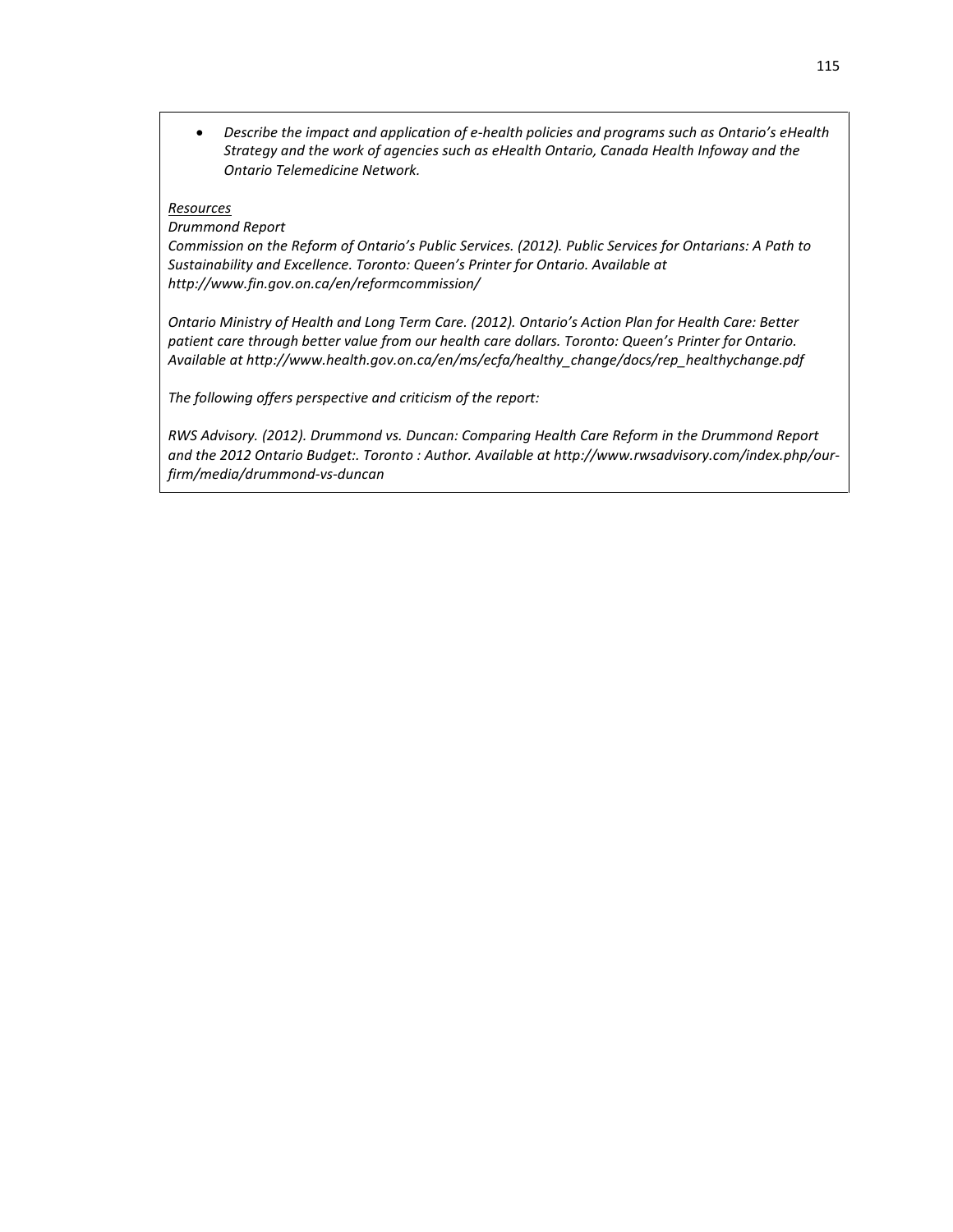- *Describe the impact and application of e-health policies and programs such as Ontario's eHealth Strategy and the work of agencies such as eHealth Ontario, Canada Health Infoway and the Ontario Telemedicine Network.*

*Resources*

*Drummond Report*

*Commission on the Reform of Ontario's Public Services. (2012). Public Services for Ontarians: A Path to Sustainability and Excellence. Toronto: Queen's Printer for Ontario. Available at http://www.fin.gov.on.ca/en/reformcommission/*

*Ontario Ministry of Health and Long Term Care. (2012). Ontario's Action Plan for Health Care: Better patient care through better value from our health care dollars. Toronto: Queen's Printer for Ontario. Available at http://www.health.gov.on.ca/en/ms/ecfa/healthy_change/docs/rep_healthychange.pdf*

*The following offers perspective and criticism of the report:*

*RWS Advisory. (2012). Drummond vs. Duncan: Comparing Health Care Reform in the Drummond Report and the 2012 Ontario Budget:. Toronto : Author. Available at http://www.rwsadvisory.com/index.php/our-firm/media/drummond-vs-duncan*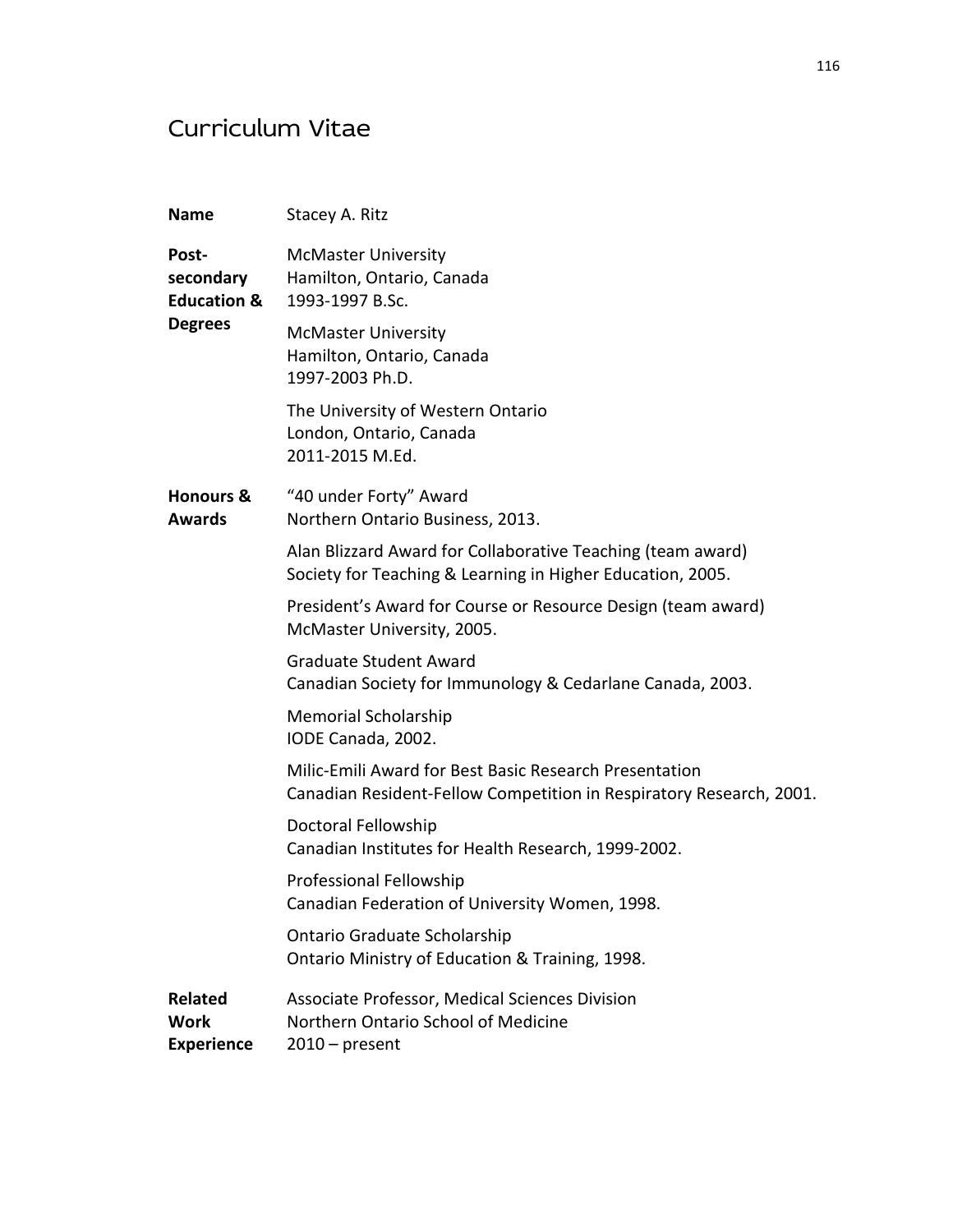# Curriculum Vitae

| | |
|---|---|
| **Name** | Stacey A. Ritz |
| **Post-secondary Education & Degrees** | McMaster University<br>Hamilton, Ontario, Canada<br>1993-1997 B.Sc. |
| | McMaster University<br>Hamilton, Ontario, Canada<br>1997-2003 Ph.D. |
| | The University of Western Ontario<br>London, Ontario, Canada<br>2011-2015 M.Ed. |
| **Honours & Awards** | "40 under Forty" Award<br>Northern Ontario Business, 2013. |
| | Alan Blizzard Award for Collaborative Teaching (team award)<br>Society for Teaching & Learning in Higher Education, 2005. |
| | President's Award for Course or Resource Design (team award)<br>McMaster University, 2005. |
| | Graduate Student Award<br>Canadian Society for Immunology & Cedarlane Canada, 2003. |
| | Memorial Scholarship<br>IODE Canada, 2002. |
| | Milic-Emili Award for Best Basic Research Presentation<br>Canadian Resident-Fellow Competition in Respiratory Research, 2001. |
| | Doctoral Fellowship<br>Canadian Institutes for Health Research, 1999-2002. |
| | Professional Fellowship<br>Canadian Federation of University Women, 1998. |
| | Ontario Graduate Scholarship<br>Ontario Ministry of Education & Training, 1998. |
| **Related Work Experience** | Associate Professor, Medical Sciences Division<br>Northern Ontario School of Medicine<br>2010 – present |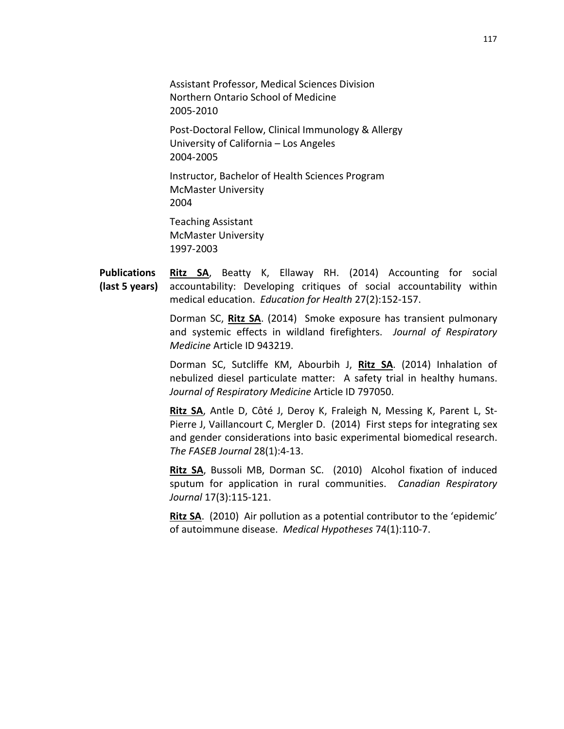Assistant Professor, Medical Sciences Division
Northern Ontario School of Medicine
2005-2010

Post-Doctoral Fellow, Clinical Immunology & Allergy
University of California – Los Angeles
2004-2005

Instructor, Bachelor of Health Sciences Program
McMaster University
2004

Teaching Assistant
McMaster University
1997-2003

**Publications (last 5 years)**

**Ritz SA**, Beatty K, Ellaway RH. (2014) Accounting for social accountability: Developing critiques of social accountability within medical education. *Education for Health* 27(2):152-157.

Dorman SC, **Ritz SA**. (2014) Smoke exposure has transient pulmonary and systemic effects in wildland firefighters. *Journal of Respiratory Medicine* Article ID 943219.

Dorman SC, Sutcliffe KM, Abourbih J, **Ritz SA**. (2014) Inhalation of nebulized diesel particulate matter: A safety trial in healthy humans. *Journal of Respiratory Medicine* Article ID 797050.

**Ritz SA**, Antle D, Côté J, Deroy K, Fraleigh N, Messing K, Parent L, St-Pierre J, Vaillancourt C, Mergler D. (2014) First steps for integrating sex and gender considerations into basic experimental biomedical research. *The FASEB Journal* 28(1):4-13.

**Ritz SA**, Bussoli MB, Dorman SC. (2010) Alcohol fixation of induced sputum for application in rural communities. *Canadian Respiratory Journal* 17(3):115-121.

**Ritz SA**. (2010) Air pollution as a potential contributor to the 'epidemic' of autoimmune disease. *Medical Hypotheses* 74(1):110-7.